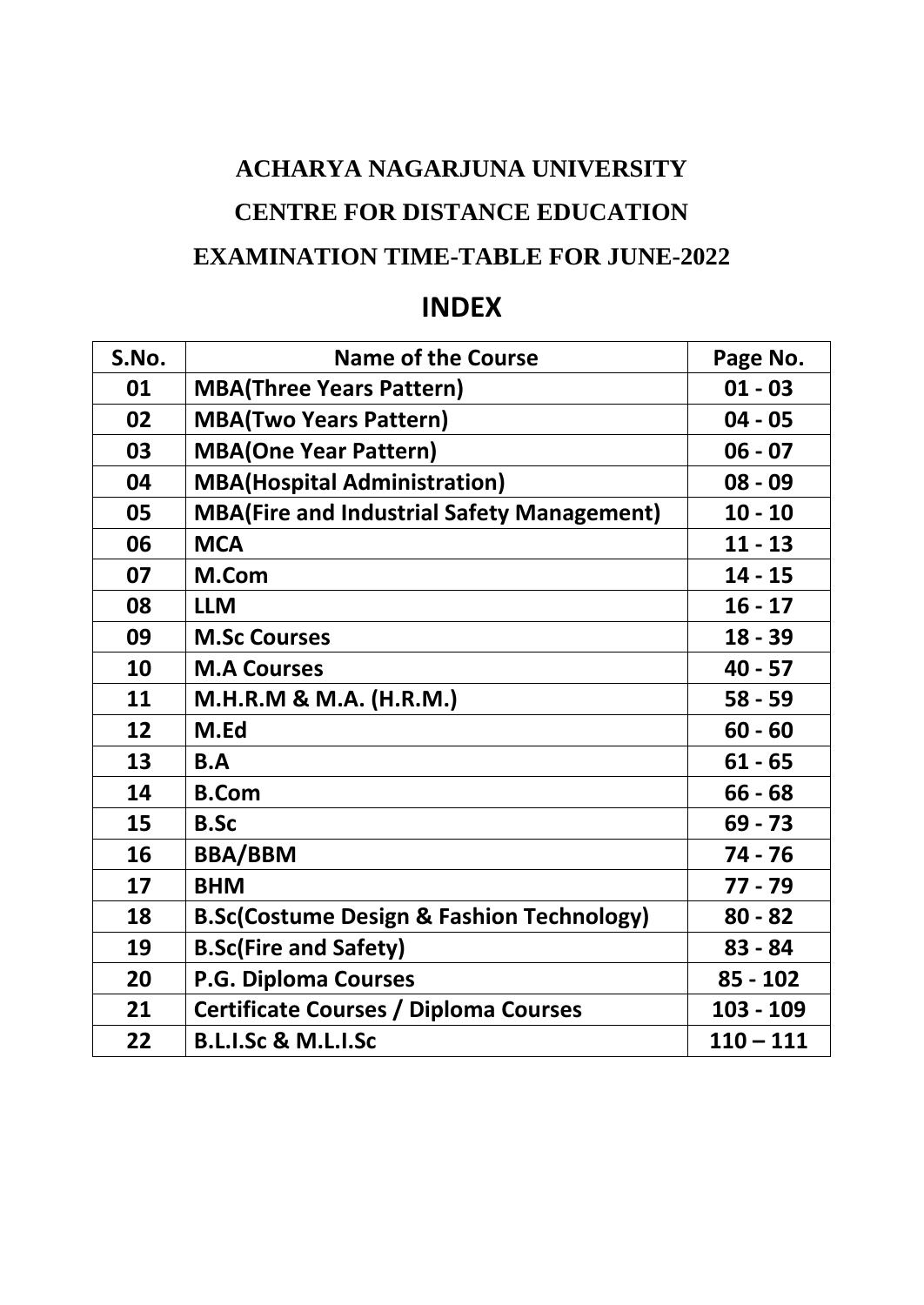# ACHARYA NAGARJUNA UNIVERSITY

## CENTRE FOR DISTANCE EDUCATION

## EXAMINATION TIME-TABLE FOR JUNE-2022

## INDEX

| S.No. | Name of the Course | Page No. |
|---|---|---|
| 01 | MBA(Three Years Pattern) | 01 - 03 |
| 02 | MBA(Two Years Pattern) | 04 - 05 |
| 03 | MBA(One Year Pattern) | 06 - 07 |
| 04 | MBA(Hospital Administration) | 08 - 09 |
| 05 | MBA(Fire and Industrial Safety Management) | 10 - 10 |
| 06 | MCA | 11 - 13 |
| 07 | M.Com | 14 - 15 |
| 08 | LLM | 16 - 17 |
| 09 | M.Sc Courses | 18 - 39 |
| 10 | M.A Courses | 40 - 57 |
| 11 | M.H.R.M & M.A. (H.R.M.) | 58 - 59 |
| 12 | M.Ed | 60 - 60 |
| 13 | B.A | 61 - 65 |
| 14 | B.Com | 66 - 68 |
| 15 | B.Sc | 69 - 73 |
| 16 | BBA/BBM | 74 - 76 |
| 17 | BHM | 77 - 79 |
| 18 | B.Sc(Costume Design & Fashion Technology) | 80 - 82 |
| 19 | B.Sc(Fire and Safety) | 83 - 84 |
| 20 | P.G. Diploma Courses | 85 - 102 |
| 21 | Certificate Courses / Diploma Courses | 103 - 109 |
| 22 | B.L.I.Sc & M.L.I.Sc | 110 – 111 |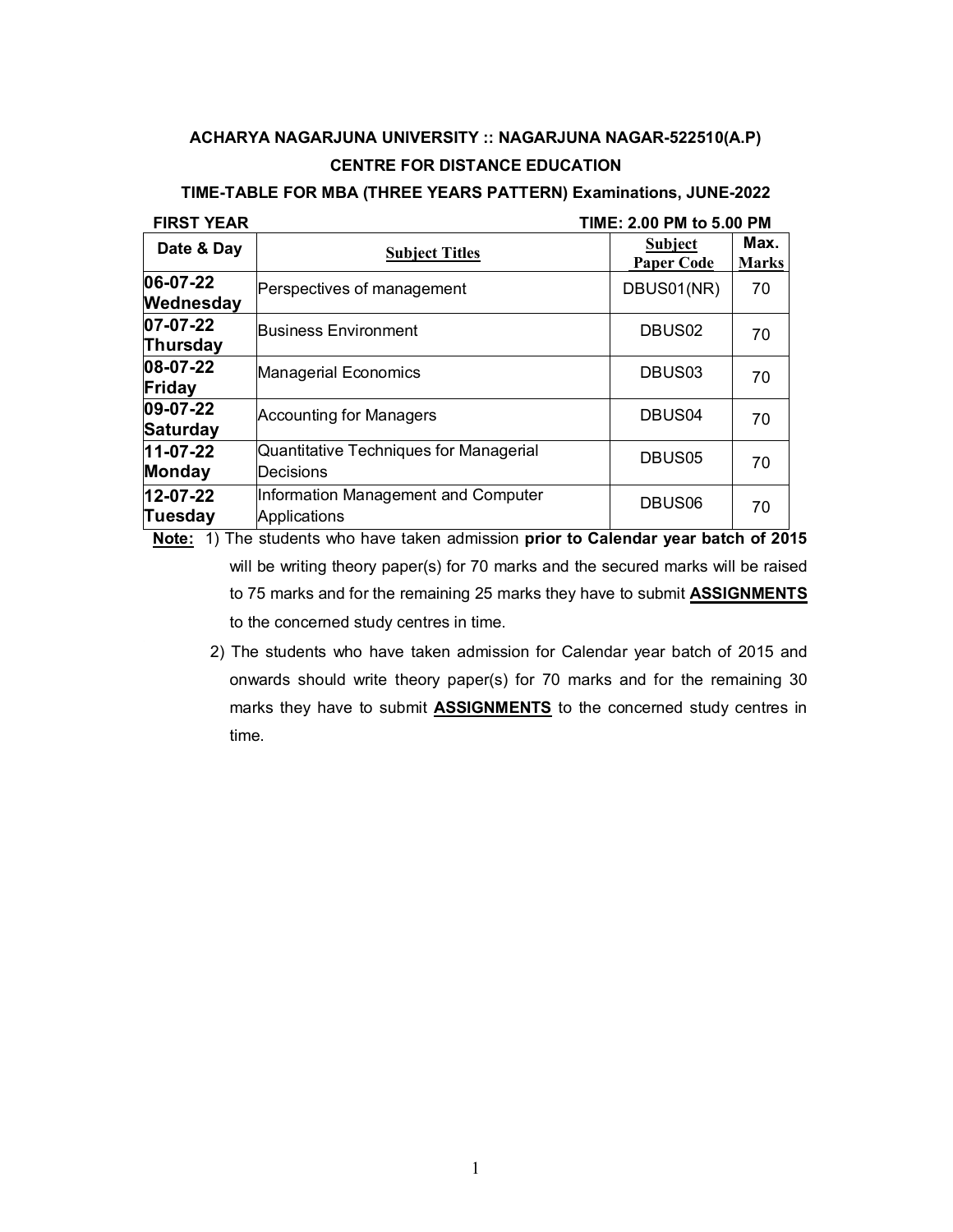**ACHARYA NAGARJUNA UNIVERSITY :: NAGARJUNA NAGAR-522510(A.P)**

**CENTRE FOR DISTANCE EDUCATION**

**TIME-TABLE FOR MBA (THREE YEARS PATTERN) Examinations, JUNE-2022**

**FIRST YEAR** **TIME: 2.00 PM to 5.00 PM**

| Date & Day | Subject Titles | Subject Paper Code | Max. Marks |
|---|---|---|---|
| **06-07-22 Wednesday** | Perspectives of management | DBUS01(NR) | 70 |
| **07-07-22 Thursday** | Business Environment | DBUS02 | 70 |
| **08-07-22 Friday** | Managerial Economics | DBUS03 | 70 |
| **09-07-22 Saturday** | Accounting for Managers | DBUS04 | 70 |
| **11-07-22 Monday** | Quantitative Techniques for Managerial Decisions | DBUS05 | 70 |
| **12-07-22 Tuesday** | Information Management and Computer Applications | DBUS06 | 70 |

**Note:** 1) The students who have taken admission **prior to Calendar year batch of 2015** will be writing theory paper(s) for 70 marks and the secured marks will be raised to 75 marks and for the remaining 25 marks they have to submit **ASSIGNMENTS** to the concerned study centres in time.

2) The students who have taken admission for Calendar year batch of 2015 and onwards should write theory paper(s) for 70 marks and for the remaining 30 marks they have to submit **ASSIGNMENTS** to the concerned study centres in time.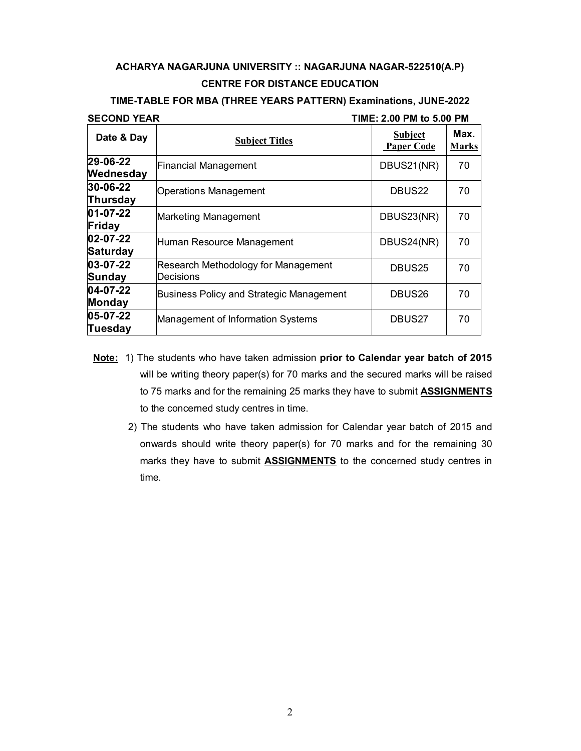**ACHARYA NAGARJUNA UNIVERSITY :: NAGARJUNA NAGAR-522510(A.P)**

**CENTRE FOR DISTANCE EDUCATION**

**TIME-TABLE FOR MBA (THREE YEARS PATTERN) Examinations, JUNE-2022**

**SECOND YEAR** **TIME: 2.00 PM to 5.00 PM**

| Date & Day | Subject Titles | Subject Paper Code | Max. Marks |
|---|---|---|---|
| **29-06-22 Wednesday** | Financial Management | DBUS21(NR) | 70 |
| **30-06-22 Thursday** | Operations Management | DBUS22 | 70 |
| **01-07-22 Friday** | Marketing Management | DBUS23(NR) | 70 |
| **02-07-22 Saturday** | Human Resource Management | DBUS24(NR) | 70 |
| **03-07-22 Sunday** | Research Methodology for Management Decisions | DBUS25 | 70 |
| **04-07-22 Monday** | Business Policy and Strategic Management | DBUS26 | 70 |
| **05-07-22 Tuesday** | Management of Information Systems | DBUS27 | 70 |

**Note:** 1) The students who have taken admission **prior to Calendar year batch of 2015** will be writing theory paper(s) for 70 marks and the secured marks will be raised to 75 marks and for the remaining 25 marks they have to submit **ASSIGNMENTS** to the concerned study centres in time.

2) The students who have taken admission for Calendar year batch of 2015 and onwards should write theory paper(s) for 70 marks and for the remaining 30 marks they have to submit **ASSIGNMENTS** to the concerned study centres in time.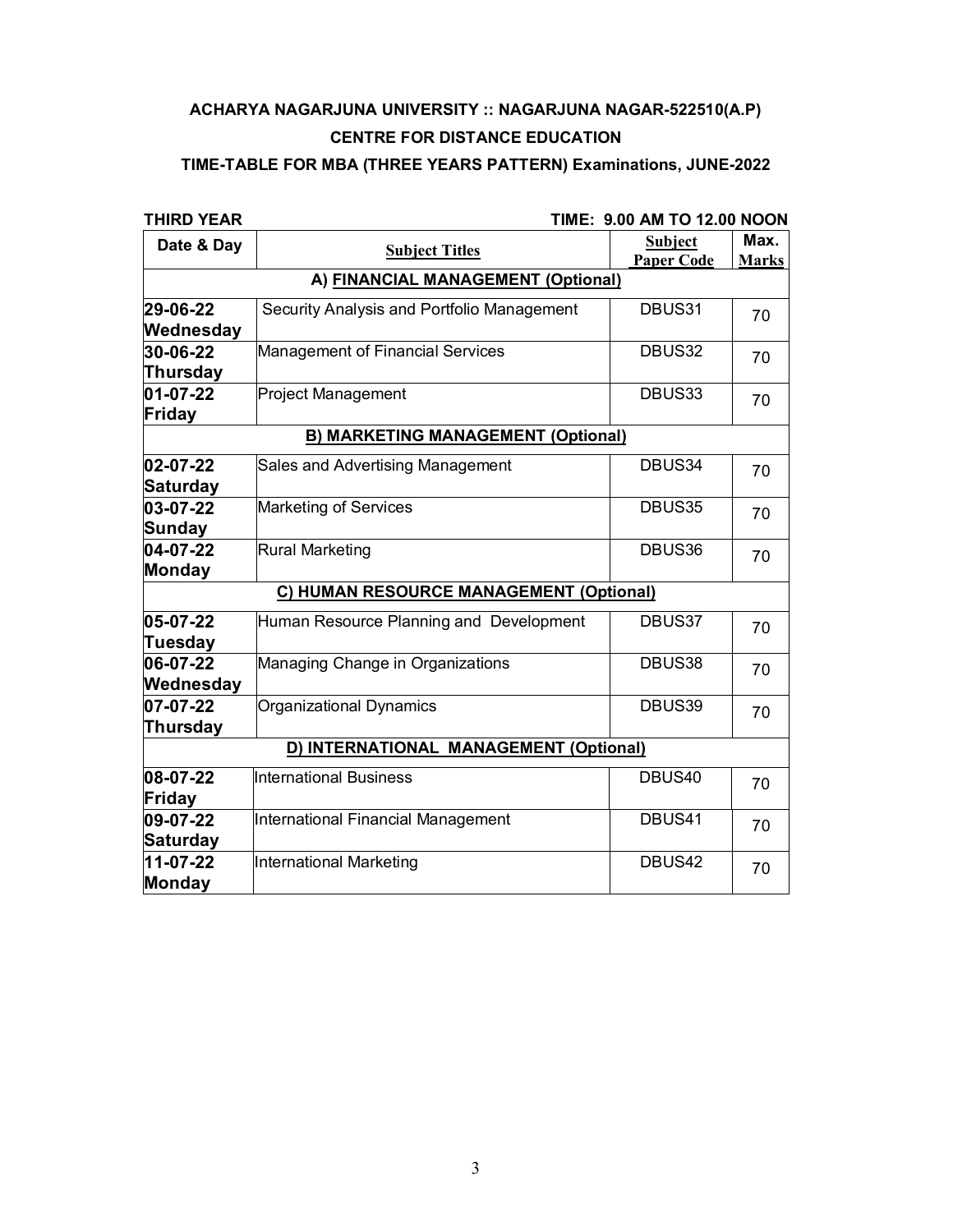**ACHARYA NAGARJUNA UNIVERSITY :: NAGARJUNA NAGAR-522510(A.P)**

**CENTRE FOR DISTANCE EDUCATION**

**TIME-TABLE FOR MBA (THREE YEARS PATTERN) Examinations, JUNE-2022**

**THIRD YEAR** **TIME: 9.00 AM TO 12.00 NOON**

| Date & Day | Subject Titles | Subject Paper Code | Max. Marks |
|---|---|---|---|
| **A) FINANCIAL MANAGEMENT (Optional)** | | | |
| **29-06-22 Wednesday** | Security Analysis and Portfolio Management | DBUS31 | 70 |
| **30-06-22 Thursday** | Management of Financial Services | DBUS32 | 70 |
| **01-07-22 Friday** | Project Management | DBUS33 | 70 |
| **B) MARKETING MANAGEMENT (Optional)** | | | |
| **02-07-22 Saturday** | Sales and Advertising Management | DBUS34 | 70 |
| **03-07-22 Sunday** | Marketing of Services | DBUS35 | 70 |
| **04-07-22 Monday** | Rural Marketing | DBUS36 | 70 |
| **C) HUMAN RESOURCE MANAGEMENT (Optional)** | | | |
| **05-07-22 Tuesday** | Human Resource Planning and Development | DBUS37 | 70 |
| **06-07-22 Wednesday** | Managing Change in Organizations | DBUS38 | 70 |
| **07-07-22 Thursday** | Organizational Dynamics | DBUS39 | 70 |
| **D) INTERNATIONAL MANAGEMENT (Optional)** | | | |
| **08-07-22 Friday** | International Business | DBUS40 | 70 |
| **09-07-22 Saturday** | International Financial Management | DBUS41 | 70 |
| **11-07-22 Monday** | International Marketing | DBUS42 | 70 |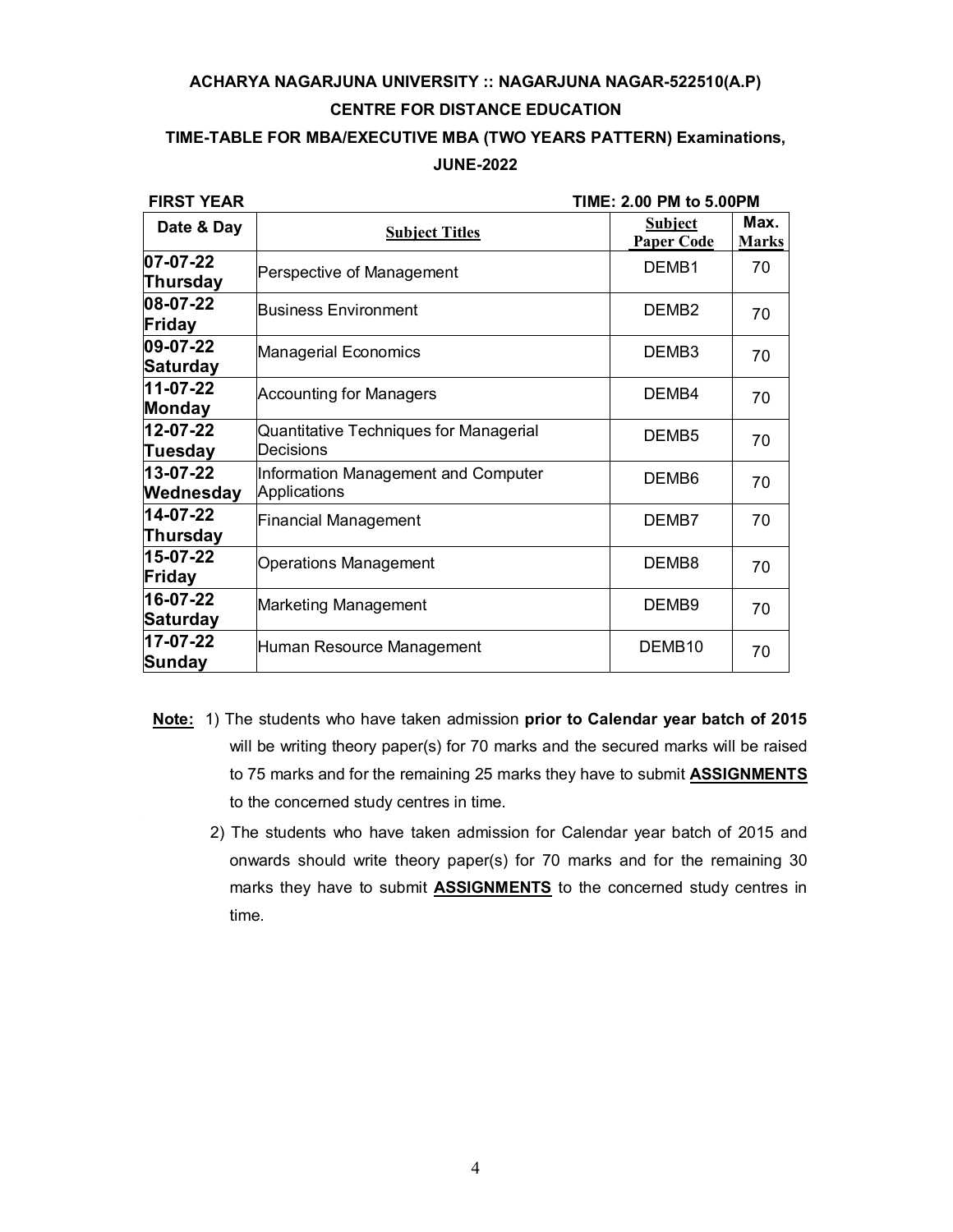**ACHARYA NAGARJUNA UNIVERSITY :: NAGARJUNA NAGAR-522510(A.P)**

**CENTRE FOR DISTANCE EDUCATION**

**TIME-TABLE FOR MBA/EXECUTIVE MBA (TWO YEARS PATTERN) Examinations, JUNE-2022**

**FIRST YEAR** **TIME: 2.00 PM to 5.00PM**

| Date & Day | Subject Titles | Subject Paper Code | Max. Marks |
|---|---|---|---|
| **07-07-22 Thursday** | Perspective of Management | DEMB1 | 70 |
| **08-07-22 Friday** | Business Environment | DEMB2 | 70 |
| **09-07-22 Saturday** | Managerial Economics | DEMB3 | 70 |
| **11-07-22 Monday** | Accounting for Managers | DEMB4 | 70 |
| **12-07-22 Tuesday** | Quantitative Techniques for Managerial Decisions | DEMB5 | 70 |
| **13-07-22 Wednesday** | Information Management and Computer Applications | DEMB6 | 70 |
| **14-07-22 Thursday** | Financial Management | DEMB7 | 70 |
| **15-07-22 Friday** | Operations Management | DEMB8 | 70 |
| **16-07-22 Saturday** | Marketing Management | DEMB9 | 70 |
| **17-07-22 Sunday** | Human Resource Management | DEMB10 | 70 |

**Note:** 1) The students who have taken admission **prior to Calendar year batch of 2015** will be writing theory paper(s) for 70 marks and the secured marks will be raised to 75 marks and for the remaining 25 marks they have to submit **ASSIGNMENTS** to the concerned study centres in time.

2) The students who have taken admission for Calendar year batch of 2015 and onwards should write theory paper(s) for 70 marks and for the remaining 30 marks they have to submit **ASSIGNMENTS** to the concerned study centres in time.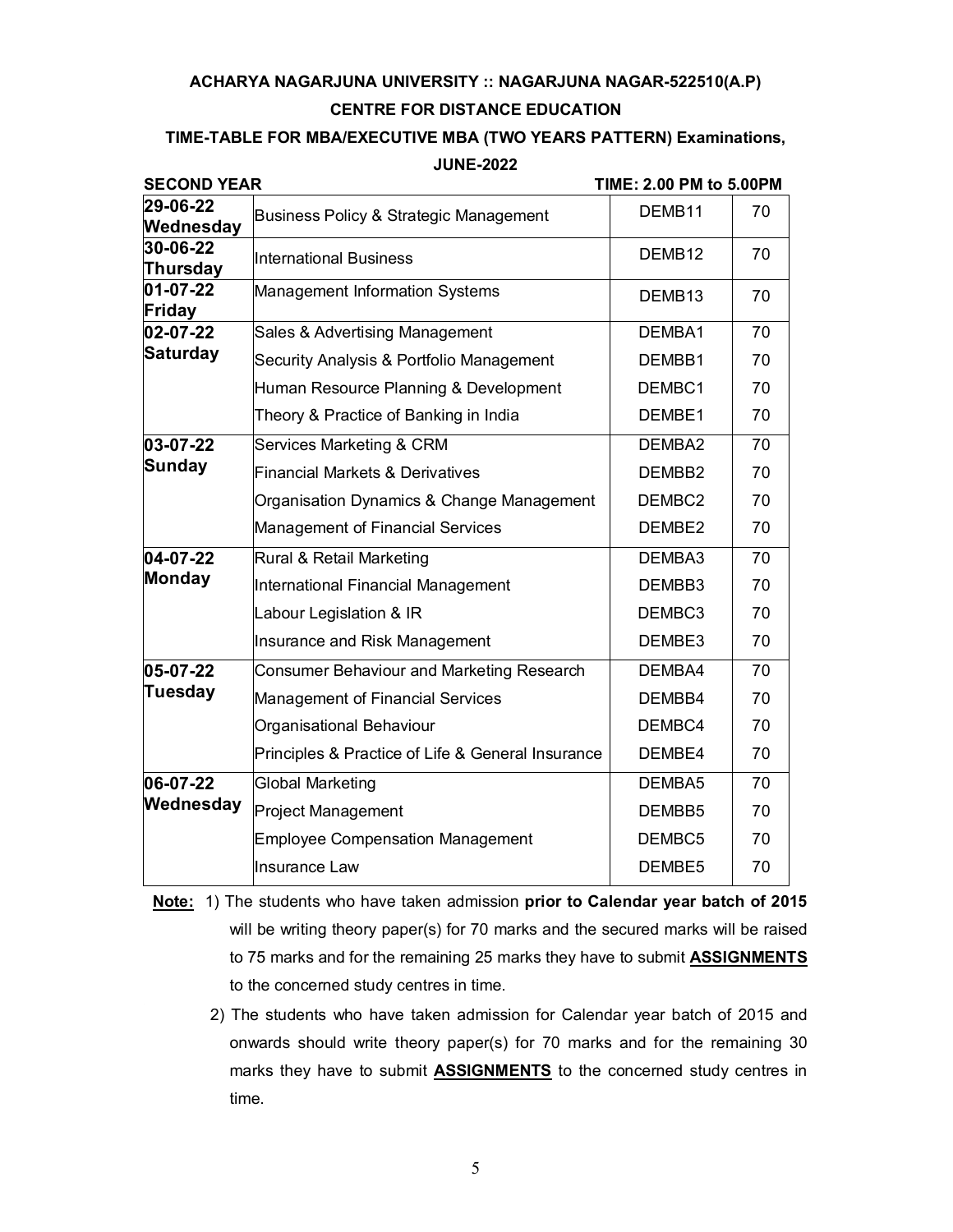**ACHARYA NAGARJUNA UNIVERSITY :: NAGARJUNA NAGAR-522510(A.P)**

**CENTRE FOR DISTANCE EDUCATION**

**TIME-TABLE FOR MBA/EXECUTIVE MBA (TWO YEARS PATTERN) Examinations, JUNE-2022**

**SECOND YEAR** **TIME: 2.00 PM to 5.00PM**

| Date | Subject | Code | Marks |
|---|---|---|---|
| **29-06-22 Wednesday** | Business Policy & Strategic Management | DEMB11 | 70 |
| **30-06-22 Thursday** | International Business | DEMB12 | 70 |
| **01-07-22 Friday** | Management Information Systems | DEMB13 | 70 |
| **02-07-22 Saturday** | Sales & Advertising Management | DEMBA1 | 70 |
| | Security Analysis & Portfolio Management | DEMBB1 | 70 |
| | Human Resource Planning & Development | DEMBC1 | 70 |
| | Theory & Practice of Banking in India | DEMBE1 | 70 |
| **03-07-22 Sunday** | Services Marketing & CRM | DEMBA2 | 70 |
| | Financial Markets & Derivatives | DEMBB2 | 70 |
| | Organisation Dynamics & Change Management | DEMBC2 | 70 |
| | Management of Financial Services | DEMBE2 | 70 |
| **04-07-22 Monday** | Rural & Retail Marketing | DEMBA3 | 70 |
| | International Financial Management | DEMBB3 | 70 |
| | Labour Legislation & IR | DEMBC3 | 70 |
| | Insurance and Risk Management | DEMBE3 | 70 |
| **05-07-22 Tuesday** | Consumer Behaviour and Marketing Research | DEMBA4 | 70 |
| | Management of Financial Services | DEMBB4 | 70 |
| | Organisational Behaviour | DEMBC4 | 70 |
| | Principles & Practice of Life & General Insurance | DEMBE4 | 70 |
| **06-07-22 Wednesday** | Global Marketing | DEMBA5 | 70 |
| | Project Management | DEMBB5 | 70 |
| | Employee Compensation Management | DEMBC5 | 70 |
| | Insurance Law | DEMBE5 | 70 |

**Note:** 1) The students who have taken admission **prior to Calendar year batch of 2015** will be writing theory paper(s) for 70 marks and the secured marks will be raised to 75 marks and for the remaining 25 marks they have to submit **ASSIGNMENTS** to the concerned study centres in time.

2) The students who have taken admission for Calendar year batch of 2015 and onwards should write theory paper(s) for 70 marks and for the remaining 30 marks they have to submit **ASSIGNMENTS** to the concerned study centres in time.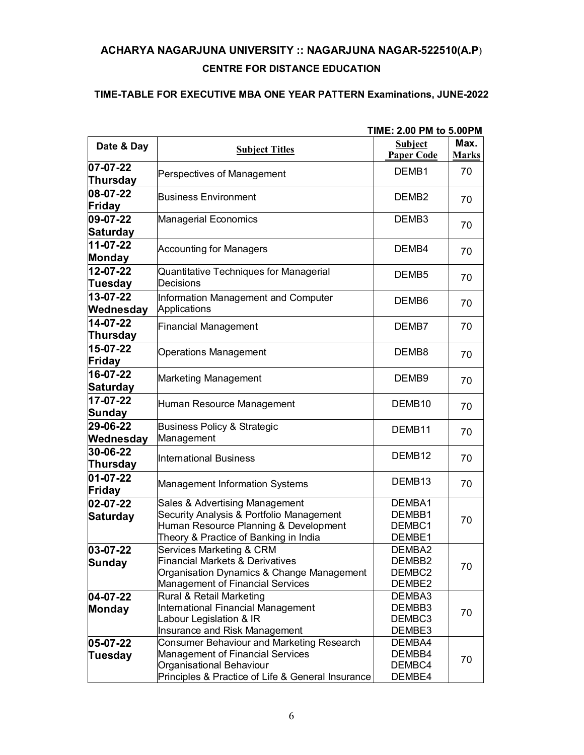## ACHARYA NAGARJUNA UNIVERSITY :: NAGARJUNA NAGAR-522510(A.P)

### CENTRE FOR DISTANCE EDUCATION

**TIME-TABLE FOR EXECUTIVE MBA ONE YEAR PATTERN Examinations, JUNE-2022**

**TIME: 2.00 PM to 5.00PM**

| Date & Day | Subject Titles | Subject Paper Code | Max. Marks |
|---|---|---|---|
| **07-07-22 Thursday** | Perspectives of Management | DEMB1 | 70 |
| **08-07-22 Friday** | Business Environment | DEMB2 | 70 |
| **09-07-22 Saturday** | Managerial Economics | DEMB3 | 70 |
| **11-07-22 Monday** | Accounting for Managers | DEMB4 | 70 |
| **12-07-22 Tuesday** | Quantitative Techniques for Managerial Decisions | DEMB5 | 70 |
| **13-07-22 Wednesday** | Information Management and Computer Applications | DEMB6 | 70 |
| **14-07-22 Thursday** | Financial Management | DEMB7 | 70 |
| **15-07-22 Friday** | Operations Management | DEMB8 | 70 |
| **16-07-22 Saturday** | Marketing Management | DEMB9 | 70 |
| **17-07-22 Sunday** | Human Resource Management | DEMB10 | 70 |
| **29-06-22 Wednesday** | Business Policy & Strategic Management | DEMB11 | 70 |
| **30-06-22 Thursday** | International Business | DEMB12 | 70 |
| **01-07-22 Friday** | Management Information Systems | DEMB13 | 70 |
| **02-07-22 Saturday** | Sales & Advertising Management<br>Security Analysis & Portfolio Management<br>Human Resource Planning & Development<br>Theory & Practice of Banking in India | DEMBA1<br>DEMBB1<br>DEMBC1<br>DEMBE1 | 70 |
| **03-07-22 Sunday** | Services Marketing & CRM<br>Financial Markets & Derivatives<br>Organisation Dynamics & Change Management<br>Management of Financial Services | DEMBA2<br>DEMBB2<br>DEMBC2<br>DEMBE2 | 70 |
| **04-07-22 Monday** | Rural & Retail Marketing<br>International Financial Management<br>Labour Legislation & IR<br>Insurance and Risk Management | DEMBA3<br>DEMBB3<br>DEMBC3<br>DEMBE3 | 70 |
| **05-07-22 Tuesday** | Consumer Behaviour and Marketing Research<br>Management of Financial Services<br>Organisational Behaviour<br>Principles & Practice of Life & General Insurance | DEMBA4<br>DEMBB4<br>DEMBC4<br>DEMBE4 | 70 |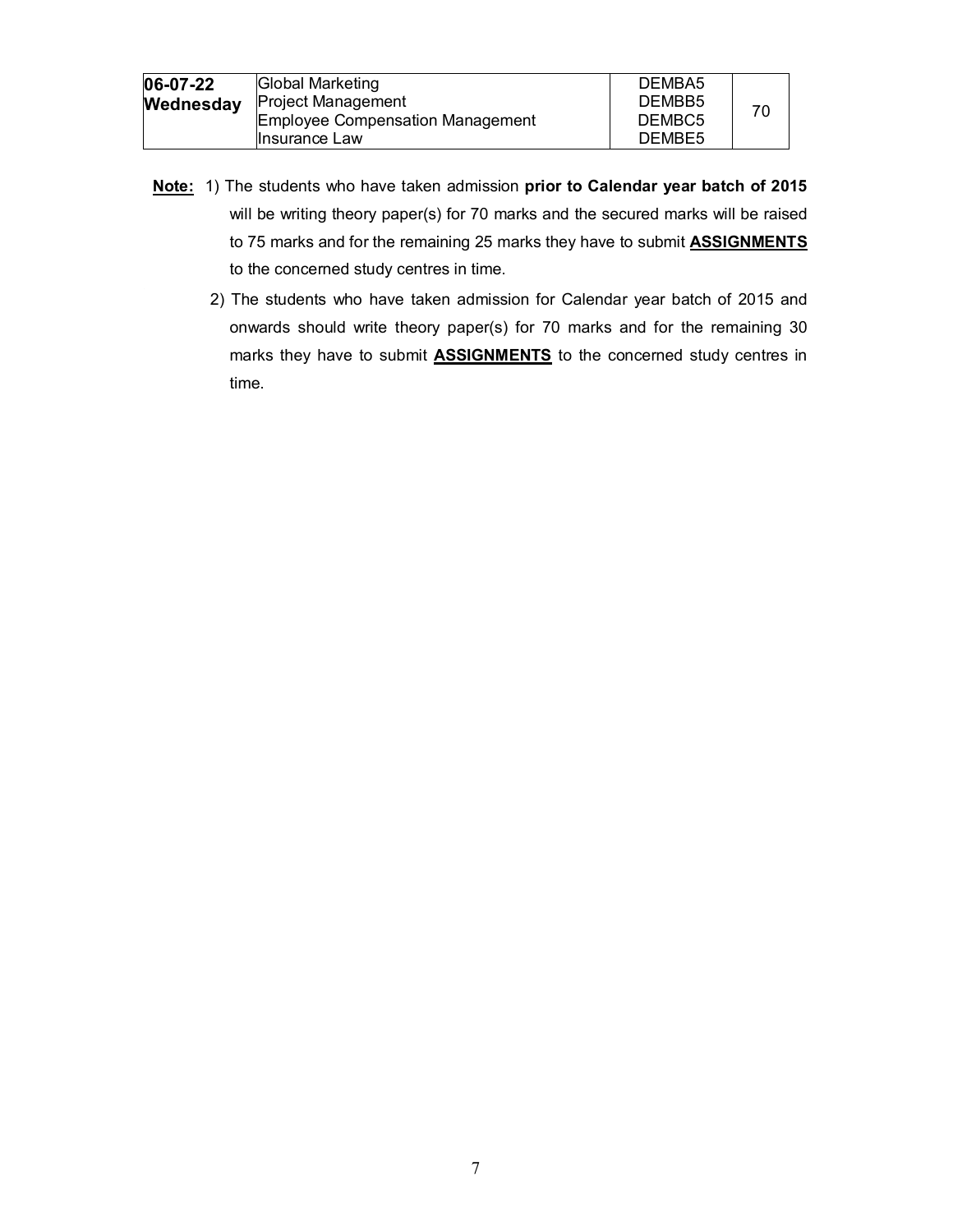| 06-07-22 **Wednesday** | Global Marketing<br>Project Management<br>Employee Compensation Management<br>Insurance Law | DEMBA5<br>DEMBB5<br>DEMBC5<br>DEMBE5 | 70 |
|---|---|---|---|

**Note:** 1) The students who have taken admission **prior to Calendar year batch of 2015** will be writing theory paper(s) for 70 marks and the secured marks will be raised to 75 marks and for the remaining 25 marks they have to submit **ASSIGNMENTS** to the concerned study centres in time.

2) The students who have taken admission for Calendar year batch of 2015 and onwards should write theory paper(s) for 70 marks and for the remaining 30 marks they have to submit **ASSIGNMENTS** to the concerned study centres in time.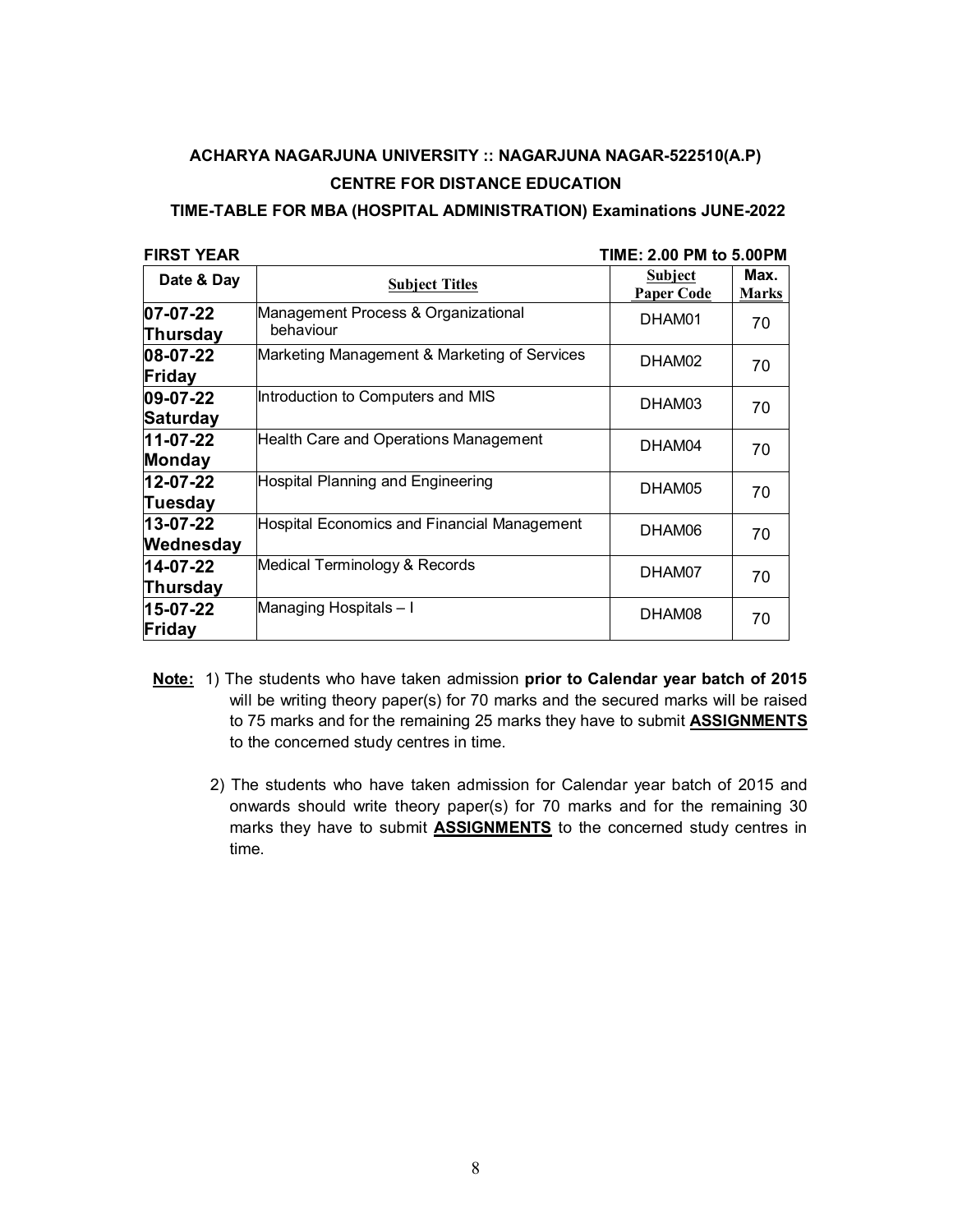**ACHARYA NAGARJUNA UNIVERSITY :: NAGARJUNA NAGAR-522510(A.P)**

**CENTRE FOR DISTANCE EDUCATION**

**TIME-TABLE FOR MBA (HOSPITAL ADMINISTRATION) Examinations JUNE-2022**

**FIRST YEAR** **TIME: 2.00 PM to 5.00PM**

| Date & Day | Subject Titles | Subject Paper Code | Max. Marks |
|---|---|---|---|
| **07-07-22 Thursday** | Management Process & Organizational behaviour | DHAM01 | 70 |
| **08-07-22 Friday** | Marketing Management & Marketing of Services | DHAM02 | 70 |
| **09-07-22 Saturday** | Introduction to Computers and MIS | DHAM03 | 70 |
| **11-07-22 Monday** | Health Care and Operations Management | DHAM04 | 70 |
| **12-07-22 Tuesday** | Hospital Planning and Engineering | DHAM05 | 70 |
| **13-07-22 Wednesday** | Hospital Economics and Financial Management | DHAM06 | 70 |
| **14-07-22 Thursday** | Medical Terminology & Records | DHAM07 | 70 |
| **15-07-22 Friday** | Managing Hospitals – I | DHAM08 | 70 |

**Note:** 1) The students who have taken admission **prior to Calendar year batch of 2015** will be writing theory paper(s) for 70 marks and the secured marks will be raised to 75 marks and for the remaining 25 marks they have to submit **ASSIGNMENTS** to the concerned study centres in time.

2) The students who have taken admission for Calendar year batch of 2015 and onwards should write theory paper(s) for 70 marks and for the remaining 30 marks they have to submit **ASSIGNMENTS** to the concerned study centres in time.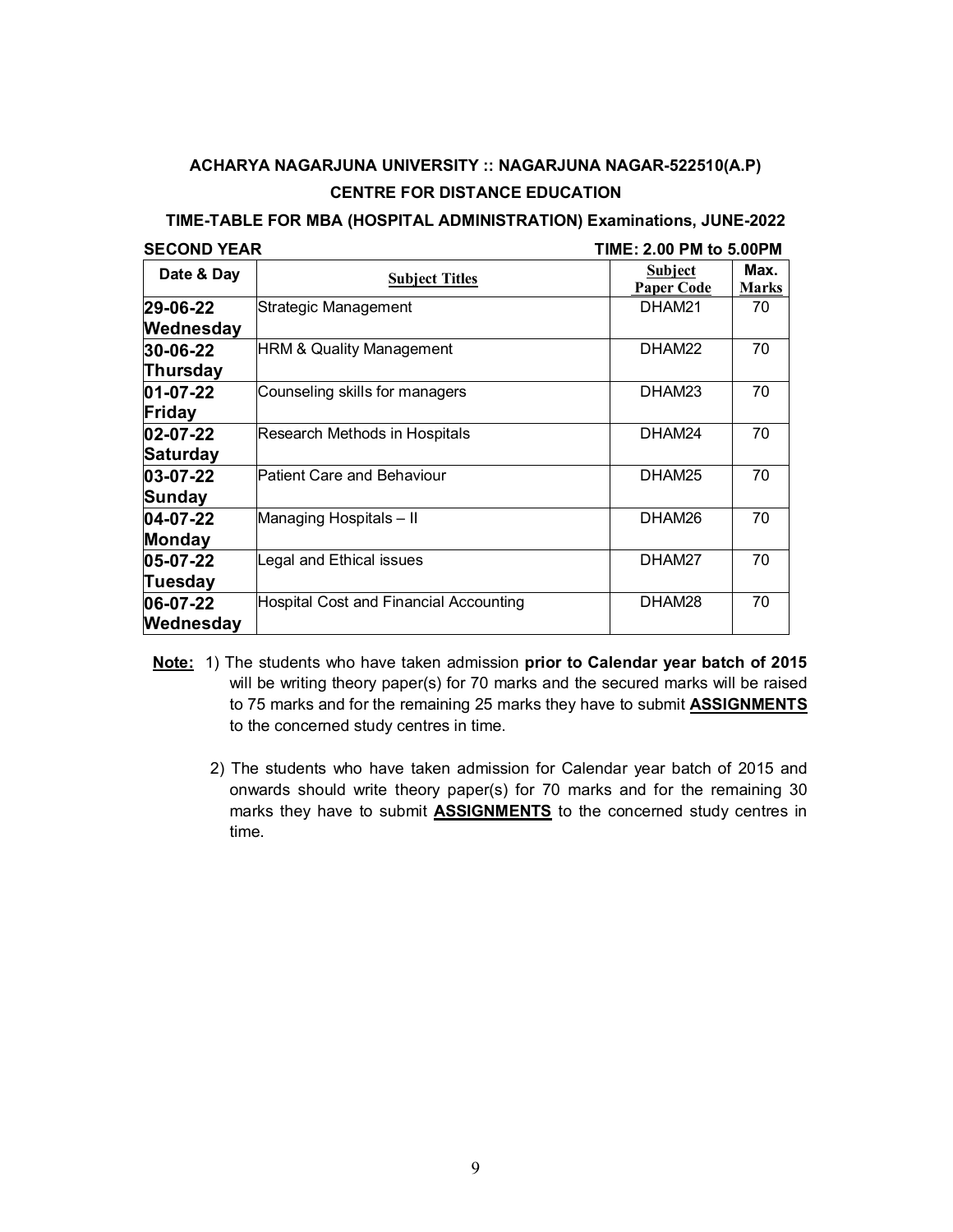**ACHARYA NAGARJUNA UNIVERSITY :: NAGARJUNA NAGAR-522510(A.P)**

**CENTRE FOR DISTANCE EDUCATION**

**TIME-TABLE FOR MBA (HOSPITAL ADMINISTRATION) Examinations, JUNE-2022**

**SECOND YEAR** **TIME: 2.00 PM to 5.00PM**

| Date & Day | Subject Titles | Subject Paper Code | Max. Marks |
|---|---|---|---|
| **29-06-22 Wednesday** | Strategic Management | DHAM21 | 70 |
| **30-06-22 Thursday** | HRM & Quality Management | DHAM22 | 70 |
| **01-07-22 Friday** | Counseling skills for managers | DHAM23 | 70 |
| **02-07-22 Saturday** | Research Methods in Hospitals | DHAM24 | 70 |
| **03-07-22 Sunday** | Patient Care and Behaviour | DHAM25 | 70 |
| **04-07-22 Monday** | Managing Hospitals – II | DHAM26 | 70 |
| **05-07-22 Tuesday** | Legal and Ethical issues | DHAM27 | 70 |
| **06-07-22 Wednesday** | Hospital Cost and Financial Accounting | DHAM28 | 70 |

**Note:** 1) The students who have taken admission **prior to Calendar year batch of 2015** will be writing theory paper(s) for 70 marks and the secured marks will be raised to 75 marks and for the remaining 25 marks they have to submit **ASSIGNMENTS** to the concerned study centres in time.

2) The students who have taken admission for Calendar year batch of 2015 and onwards should write theory paper(s) for 70 marks and for the remaining 30 marks they have to submit **ASSIGNMENTS** to the concerned study centres in time.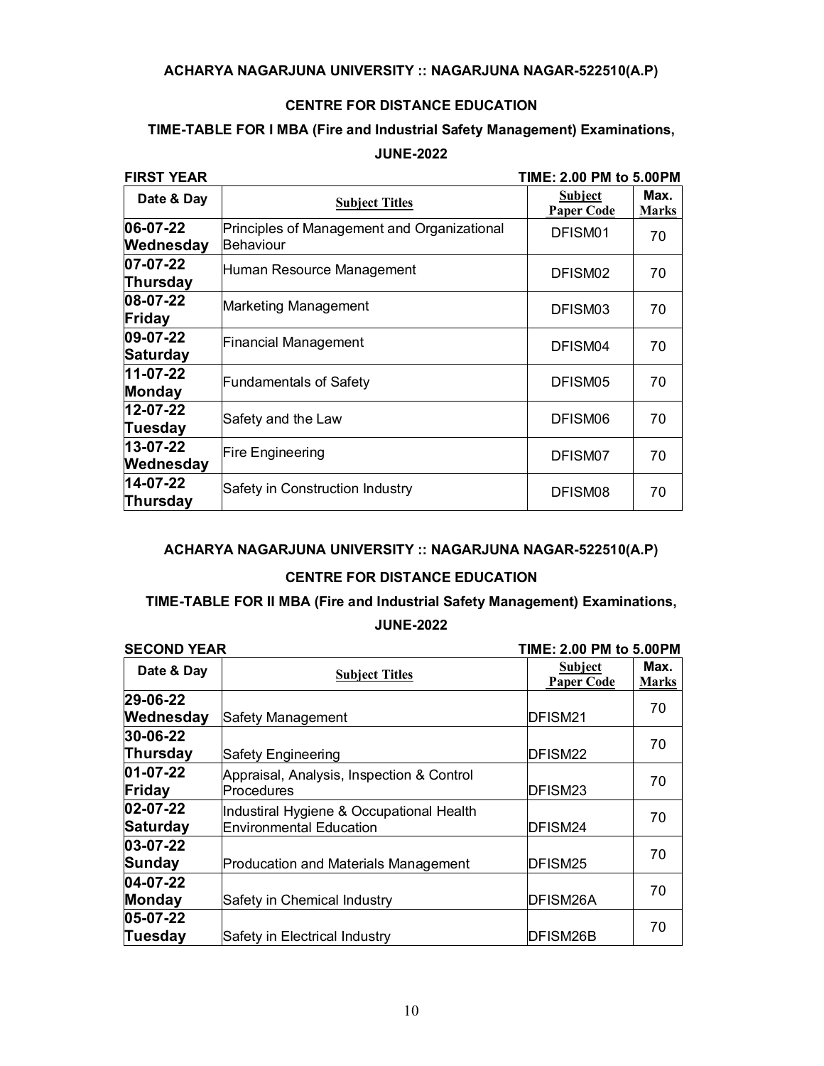**ACHARYA NAGARJUNA UNIVERSITY :: NAGARJUNA NAGAR-522510(A.P)**

**CENTRE FOR DISTANCE EDUCATION**

**TIME-TABLE FOR I MBA (Fire and Industrial Safety Management) Examinations, JUNE-2022**

**FIRST YEAR** **TIME: 2.00 PM to 5.00PM**

| Date & Day | Subject Titles | Subject Paper Code | Max. Marks |
|---|---|---|---|
| 06-07-22 Wednesday | Principles of Management and Organizational Behaviour | DFISM01 | 70 |
| 07-07-22 Thursday | Human Resource Management | DFISM02 | 70 |
| 08-07-22 Friday | Marketing Management | DFISM03 | 70 |
| 09-07-22 Saturday | Financial Management | DFISM04 | 70 |
| 11-07-22 Monday | Fundamentals of Safety | DFISM05 | 70 |
| 12-07-22 Tuesday | Safety and the Law | DFISM06 | 70 |
| 13-07-22 Wednesday | Fire Engineering | DFISM07 | 70 |
| 14-07-22 Thursday | Safety in Construction Industry | DFISM08 | 70 |

**ACHARYA NAGARJUNA UNIVERSITY :: NAGARJUNA NAGAR-522510(A.P)**

**CENTRE FOR DISTANCE EDUCATION**

**TIME-TABLE FOR II MBA (Fire and Industrial Safety Management) Examinations, JUNE-2022**

**SECOND YEAR** **TIME: 2.00 PM to 5.00PM**

| Date & Day | Subject Titles | Subject Paper Code | Max. Marks |
|---|---|---|---|
| 29-06-22 Wednesday | Safety Management | DFISM21 | 70 |
| 30-06-22 Thursday | Safety Engineering | DFISM22 | 70 |
| 01-07-22 Friday | Appraisal, Analysis, Inspection & Control Procedures | DFISM23 | 70 |
| 02-07-22 Saturday | Industiral Hygiene & Occupational Health Environmental Education | DFISM24 | 70 |
| 03-07-22 Sunday | Producation and Materials Management | DFISM25 | 70 |
| 04-07-22 Monday | Safety in Chemical Industry | DFISM26A | 70 |
| 05-07-22 Tuesday | Safety in Electrical Industry | DFISM26B | 70 |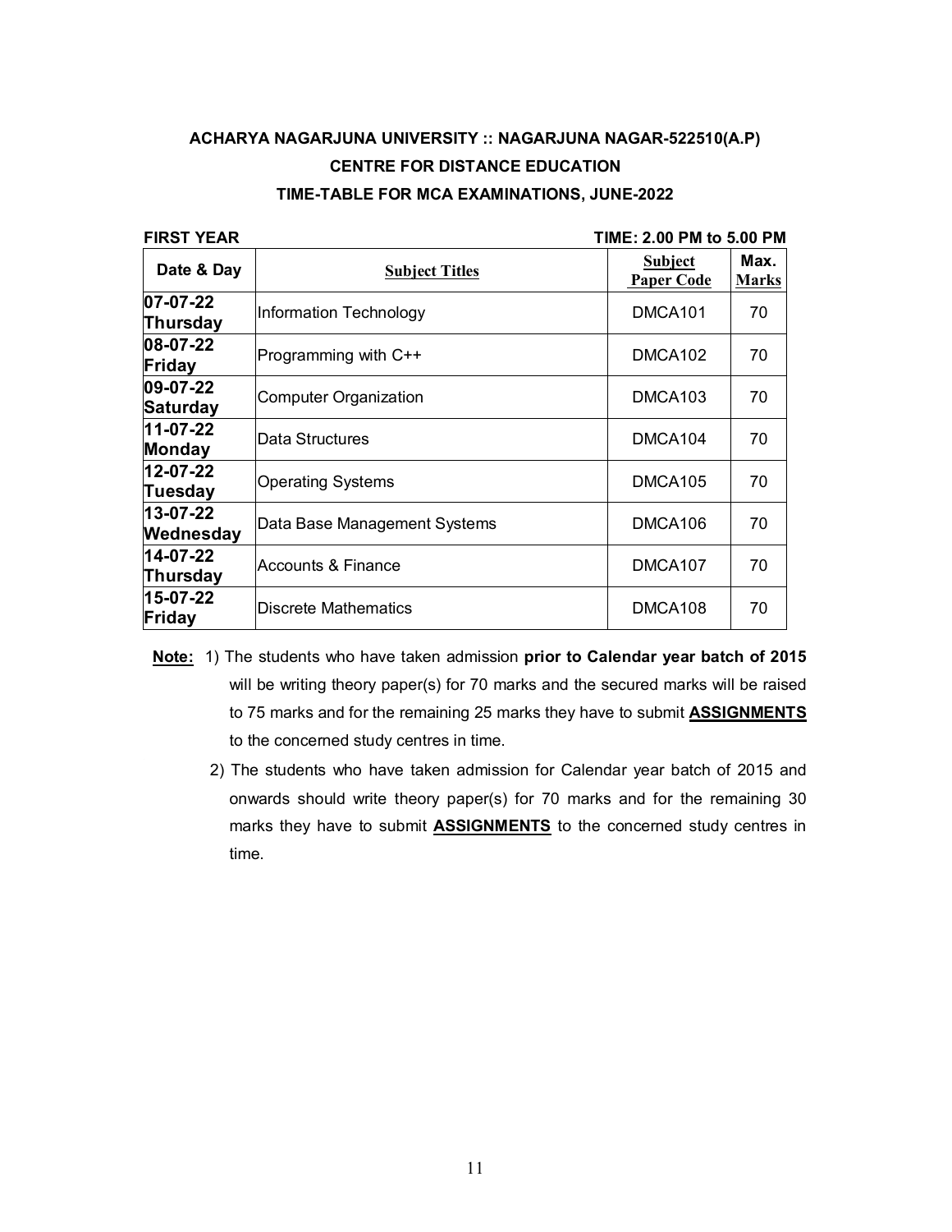**ACHARYA NAGARJUNA UNIVERSITY :: NAGARJUNA NAGAR-522510(A.P)**

**CENTRE FOR DISTANCE EDUCATION**

**TIME-TABLE FOR MCA EXAMINATIONS, JUNE-2022**

**FIRST YEAR** **TIME: 2.00 PM to 5.00 PM**

| Date & Day | Subject Titles | Subject Paper Code | Max. Marks |
|---|---|---|---|
| **07-07-22 Thursday** | Information Technology | DMCA101 | 70 |
| **08-07-22 Friday** | Programming with C++ | DMCA102 | 70 |
| **09-07-22 Saturday** | Computer Organization | DMCA103 | 70 |
| **11-07-22 Monday** | Data Structures | DMCA104 | 70 |
| **12-07-22 Tuesday** | Operating Systems | DMCA105 | 70 |
| **13-07-22 Wednesday** | Data Base Management Systems | DMCA106 | 70 |
| **14-07-22 Thursday** | Accounts & Finance | DMCA107 | 70 |
| **15-07-22 Friday** | Discrete Mathematics | DMCA108 | 70 |

**Note:** 1) The students who have taken admission **prior to Calendar year batch of 2015** will be writing theory paper(s) for 70 marks and the secured marks will be raised to 75 marks and for the remaining 25 marks they have to submit **ASSIGNMENTS** to the concerned study centres in time.

2) The students who have taken admission for Calendar year batch of 2015 and onwards should write theory paper(s) for 70 marks and for the remaining 30 marks they have to submit **ASSIGNMENTS** to the concerned study centres in time.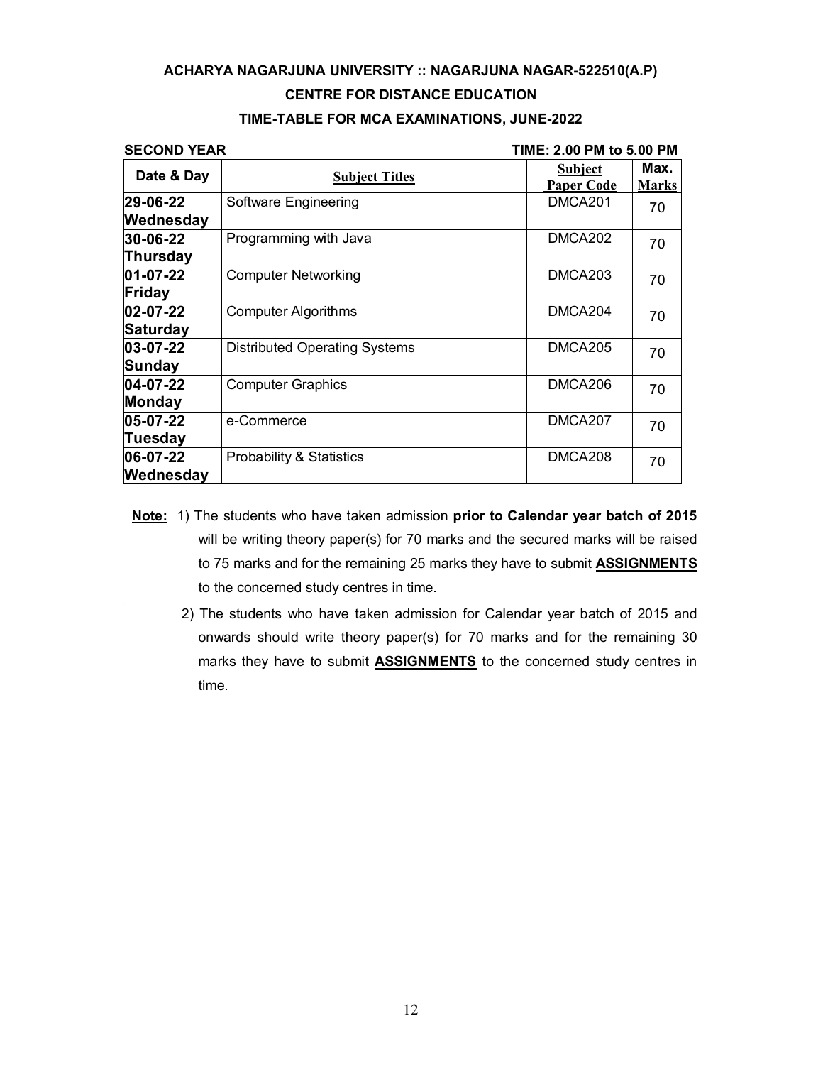**ACHARYA NAGARJUNA UNIVERSITY :: NAGARJUNA NAGAR-522510(A.P)**

**CENTRE FOR DISTANCE EDUCATION**

**TIME-TABLE FOR MCA EXAMINATIONS, JUNE-2022**

**SECOND YEAR** **TIME: 2.00 PM to 5.00 PM**

| Date & Day | Subject Titles | Subject Paper Code | Max. Marks |
|---|---|---|---|
| **29-06-22 Wednesday** | Software Engineering | DMCA201 | 70 |
| **30-06-22 Thursday** | Programming with Java | DMCA202 | 70 |
| **01-07-22 Friday** | Computer Networking | DMCA203 | 70 |
| **02-07-22 Saturday** | Computer Algorithms | DMCA204 | 70 |
| **03-07-22 Sunday** | Distributed Operating Systems | DMCA205 | 70 |
| **04-07-22 Monday** | Computer Graphics | DMCA206 | 70 |
| **05-07-22 Tuesday** | e-Commerce | DMCA207 | 70 |
| **06-07-22 Wednesday** | Probability & Statistics | DMCA208 | 70 |

**Note:** 1) The students who have taken admission **prior to Calendar year batch of 2015** will be writing theory paper(s) for 70 marks and the secured marks will be raised to 75 marks and for the remaining 25 marks they have to submit **ASSIGNMENTS** to the concerned study centres in time.

2) The students who have taken admission for Calendar year batch of 2015 and onwards should write theory paper(s) for 70 marks and for the remaining 30 marks they have to submit **ASSIGNMENTS** to the concerned study centres in time.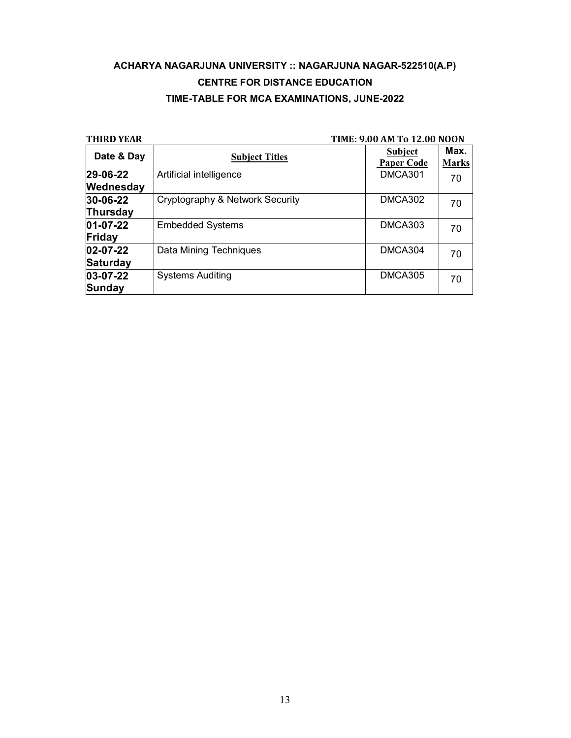**ACHARYA NAGARJUNA UNIVERSITY :: NAGARJUNA NAGAR-522510(A.P)**

**CENTRE FOR DISTANCE EDUCATION**

**TIME-TABLE FOR MCA EXAMINATIONS, JUNE-2022**

**THIRD YEAR** **TIME: 9.00 AM To 12.00 NOON**

| Date & Day | Subject Titles | Subject Paper Code | Max. Marks |
|---|---|---|---|
| **29-06-22 Wednesday** | Artificial intelligence | DMCA301 | 70 |
| **30-06-22 Thursday** | Cryptography & Network Security | DMCA302 | 70 |
| **01-07-22 Friday** | Embedded Systems | DMCA303 | 70 |
| **02-07-22 Saturday** | Data Mining Techniques | DMCA304 | 70 |
| **03-07-22 Sunday** | Systems Auditing | DMCA305 | 70 |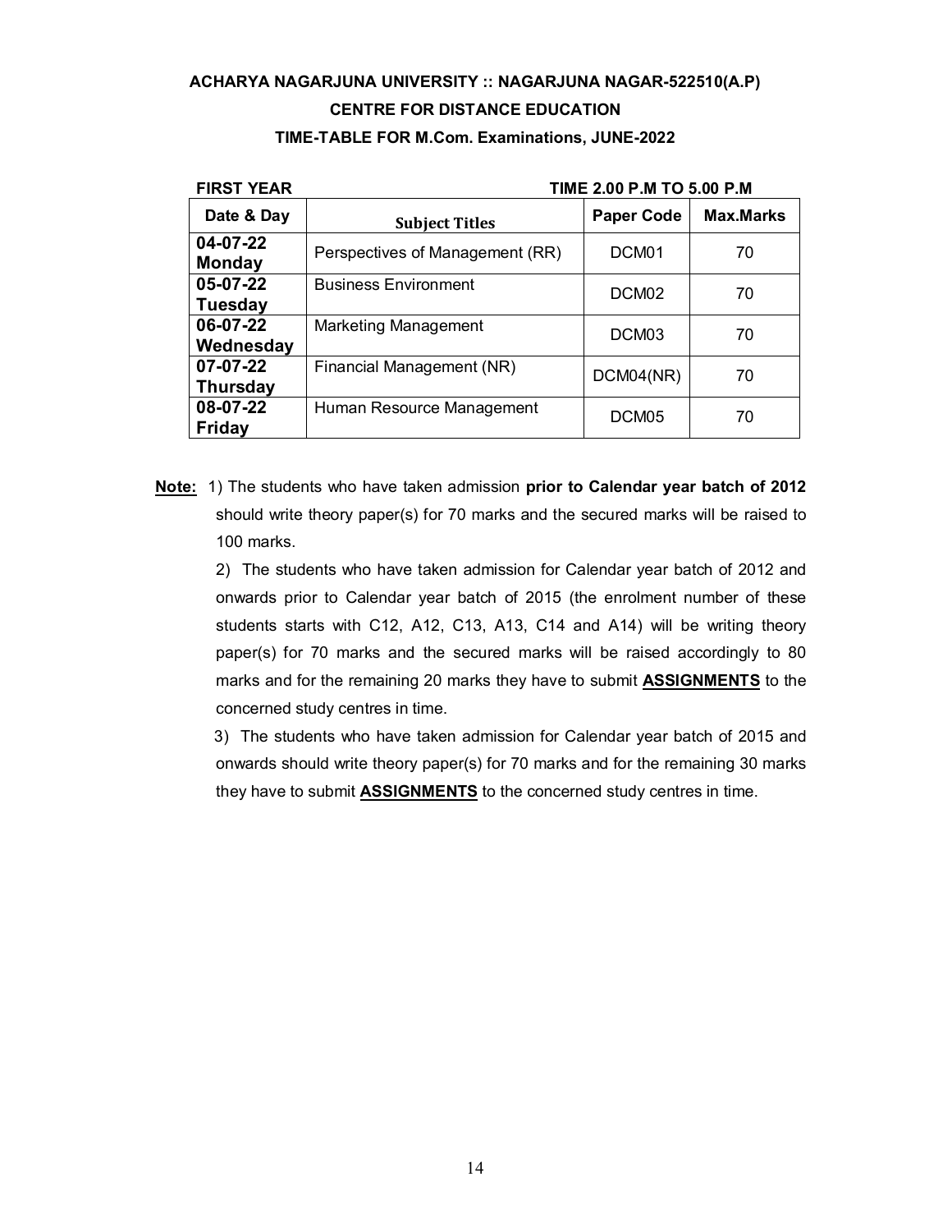**ACHARYA NAGARJUNA UNIVERSITY :: NAGARJUNA NAGAR-522510(A.P)**

**CENTRE FOR DISTANCE EDUCATION**

**TIME-TABLE FOR M.Com. Examinations, JUNE-2022**

**FIRST YEAR** **TIME 2.00 P.M TO 5.00 P.M**

| Date & Day | Subject Titles | Paper Code | Max.Marks |
|---|---|---|---|
| **04-07-22 Monday** | Perspectives of Management (RR) | DCM01 | 70 |
| **05-07-22 Tuesday** | Business Environment | DCM02 | 70 |
| **06-07-22 Wednesday** | Marketing Management | DCM03 | 70 |
| **07-07-22 Thursday** | Financial Management (NR) | DCM04(NR) | 70 |
| **08-07-22 Friday** | Human Resource Management | DCM05 | 70 |

**Note:** 1) The students who have taken admission **prior to Calendar year batch of 2012** should write theory paper(s) for 70 marks and the secured marks will be raised to 100 marks.

2) The students who have taken admission for Calendar year batch of 2012 and onwards prior to Calendar year batch of 2015 (the enrolment number of these students starts with C12, A12, C13, A13, C14 and A14) will be writing theory paper(s) for 70 marks and the secured marks will be raised accordingly to 80 marks and for the remaining 20 marks they have to submit **ASSIGNMENTS** to the concerned study centres in time.

3) The students who have taken admission for Calendar year batch of 2015 and onwards should write theory paper(s) for 70 marks and for the remaining 30 marks they have to submit **ASSIGNMENTS** to the concerned study centres in time.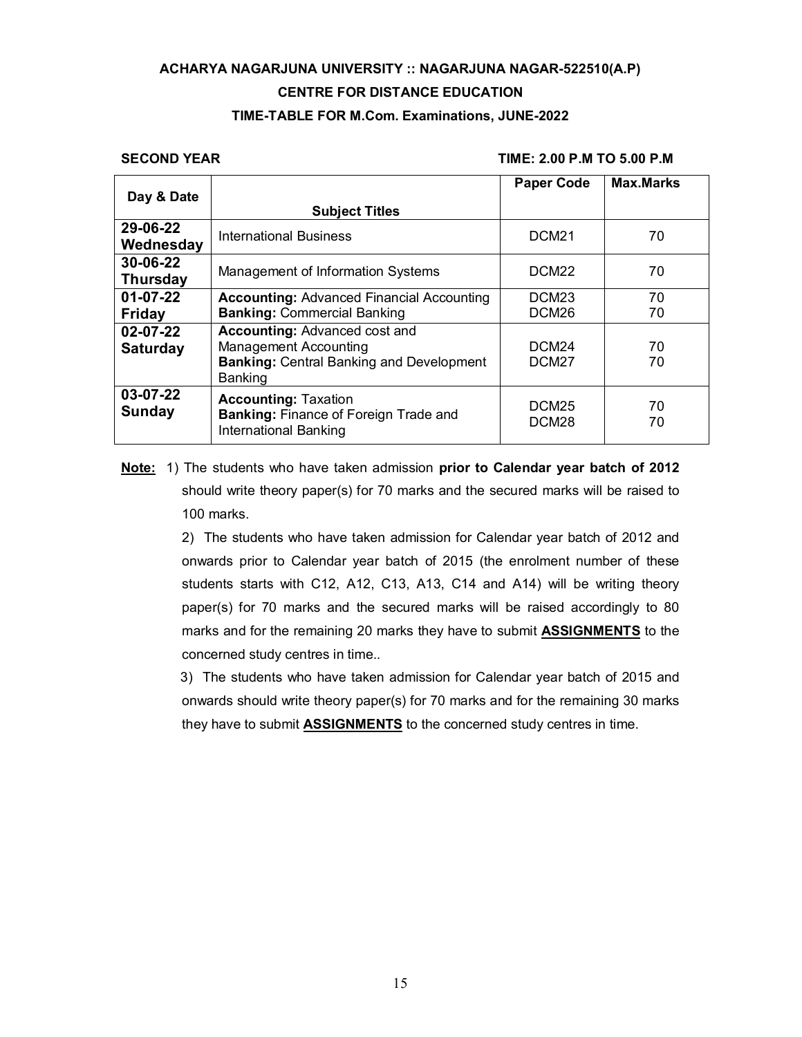**ACHARYA NAGARJUNA UNIVERSITY :: NAGARJUNA NAGAR-522510(A.P)**

**CENTRE FOR DISTANCE EDUCATION**

**TIME-TABLE FOR M.Com. Examinations, JUNE-2022**

**SECOND YEAR** **TIME: 2.00 P.M TO 5.00 P.M**

| Day & Date | Subject Titles | Paper Code | Max.Marks |
|---|---|---|---|
| **29-06-22 Wednesday** | International Business | DCM21 | 70 |
| **30-06-22 Thursday** | Management of Information Systems | DCM22 | 70 |
| **01-07-22 Friday** | **Accounting:** Advanced Financial Accounting<br>**Banking:** Commercial Banking | DCM23<br>DCM26 | 70<br>70 |
| **02-07-22 Saturday** | **Accounting:** Advanced cost and Management Accounting<br>**Banking:** Central Banking and Development Banking | DCM24<br>DCM27 | 70<br>70 |
| **03-07-22 Sunday** | **Accounting:** Taxation<br>**Banking:** Finance of Foreign Trade and International Banking | DCM25<br>DCM28 | 70<br>70 |

**Note:** 1) The students who have taken admission **prior to Calendar year batch of 2012** should write theory paper(s) for 70 marks and the secured marks will be raised to 100 marks.

2) The students who have taken admission for Calendar year batch of 2012 and onwards prior to Calendar year batch of 2015 (the enrolment number of these students starts with C12, A12, C13, A13, C14 and A14) will be writing theory paper(s) for 70 marks and the secured marks will be raised accordingly to 80 marks and for the remaining 20 marks they have to submit **ASSIGNMENTS** to the concerned study centres in time..

3) The students who have taken admission for Calendar year batch of 2015 and onwards should write theory paper(s) for 70 marks and for the remaining 30 marks they have to submit **ASSIGNMENTS** to the concerned study centres in time.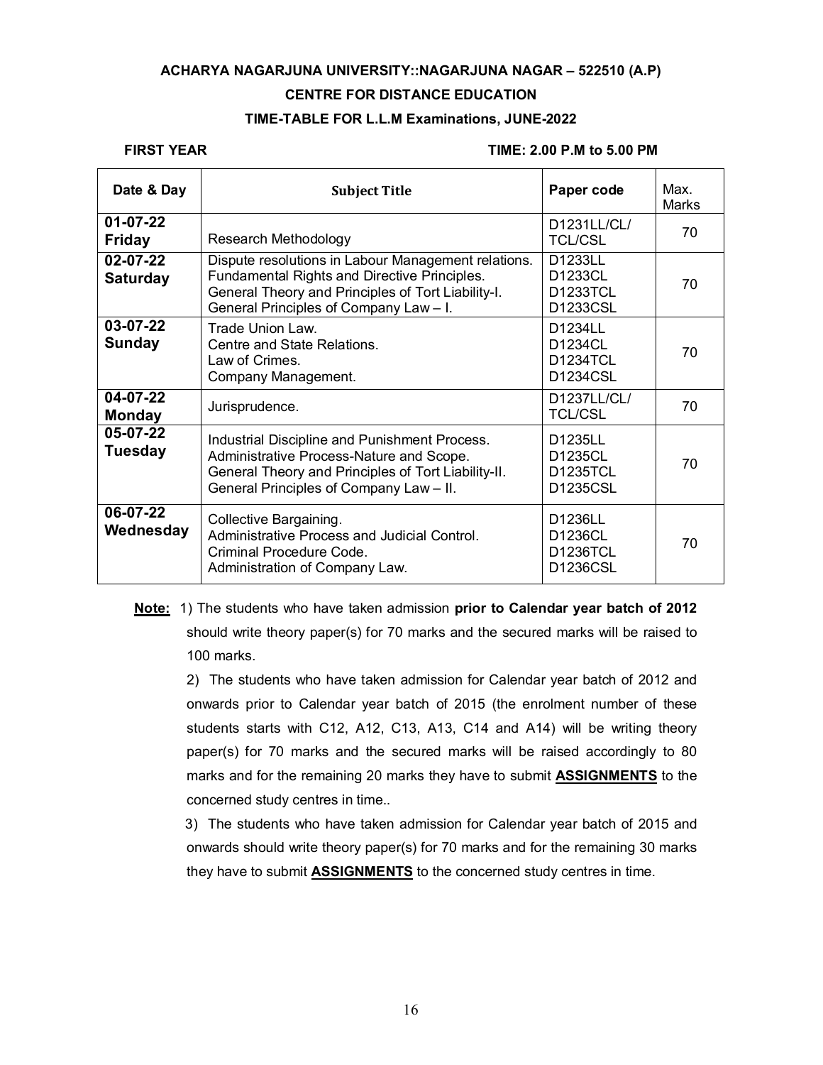**ACHARYA NAGARJUNA UNIVERSITY::NAGARJUNA NAGAR – 522510 (A.P)**

**CENTRE FOR DISTANCE EDUCATION**

**TIME-TABLE FOR L.L.M Examinations, JUNE-2022**

**FIRST YEAR** **TIME: 2.00 P.M to 5.00 PM**

| Date & Day | Subject Title | Paper code | Max. Marks |
|---|---|---|---|
| **01-07-22 Friday** | Research Methodology | D1231LL/CL/ TCL/CSL | 70 |
| **02-07-22 Saturday** | Dispute resolutions in Labour Management relations.<br>Fundamental Rights and Directive Principles.<br>General Theory and Principles of Tort Liability-I.<br>General Principles of Company Law – I. | D1233LL<br>D1233CL<br>D1233TCL<br>D1233CSL | 70 |
| **03-07-22 Sunday** | Trade Union Law.<br>Centre and State Relations.<br>Law of Crimes.<br>Company Management. | D1234LL<br>D1234CL<br>D1234TCL<br>D1234CSL | 70 |
| **04-07-22 Monday** | Jurisprudence. | D1237LL/CL/ TCL/CSL | 70 |
| **05-07-22 Tuesday** | Industrial Discipline and Punishment Process.<br>Administrative Process-Nature and Scope.<br>General Theory and Principles of Tort Liability-II.<br>General Principles of Company Law – II. | D1235LL<br>D1235CL<br>D1235TCL<br>D1235CSL | 70 |
| **06-07-22 Wednesday** | Collective Bargaining.<br>Administrative Process and Judicial Control.<br>Criminal Procedure Code.<br>Administration of Company Law. | D1236LL<br>D1236CL<br>D1236TCL<br>D1236CSL | 70 |

**Note:** 1) The students who have taken admission **prior to Calendar year batch of 2012** should write theory paper(s) for 70 marks and the secured marks will be raised to 100 marks.

2) The students who have taken admission for Calendar year batch of 2012 and onwards prior to Calendar year batch of 2015 (the enrolment number of these students starts with C12, A12, C13, A13, C14 and A14) will be writing theory paper(s) for 70 marks and the secured marks will be raised accordingly to 80 marks and for the remaining 20 marks they have to submit **ASSIGNMENTS** to the concerned study centres in time..

3) The students who have taken admission for Calendar year batch of 2015 and onwards should write theory paper(s) for 70 marks and for the remaining 30 marks they have to submit **ASSIGNMENTS** to the concerned study centres in time.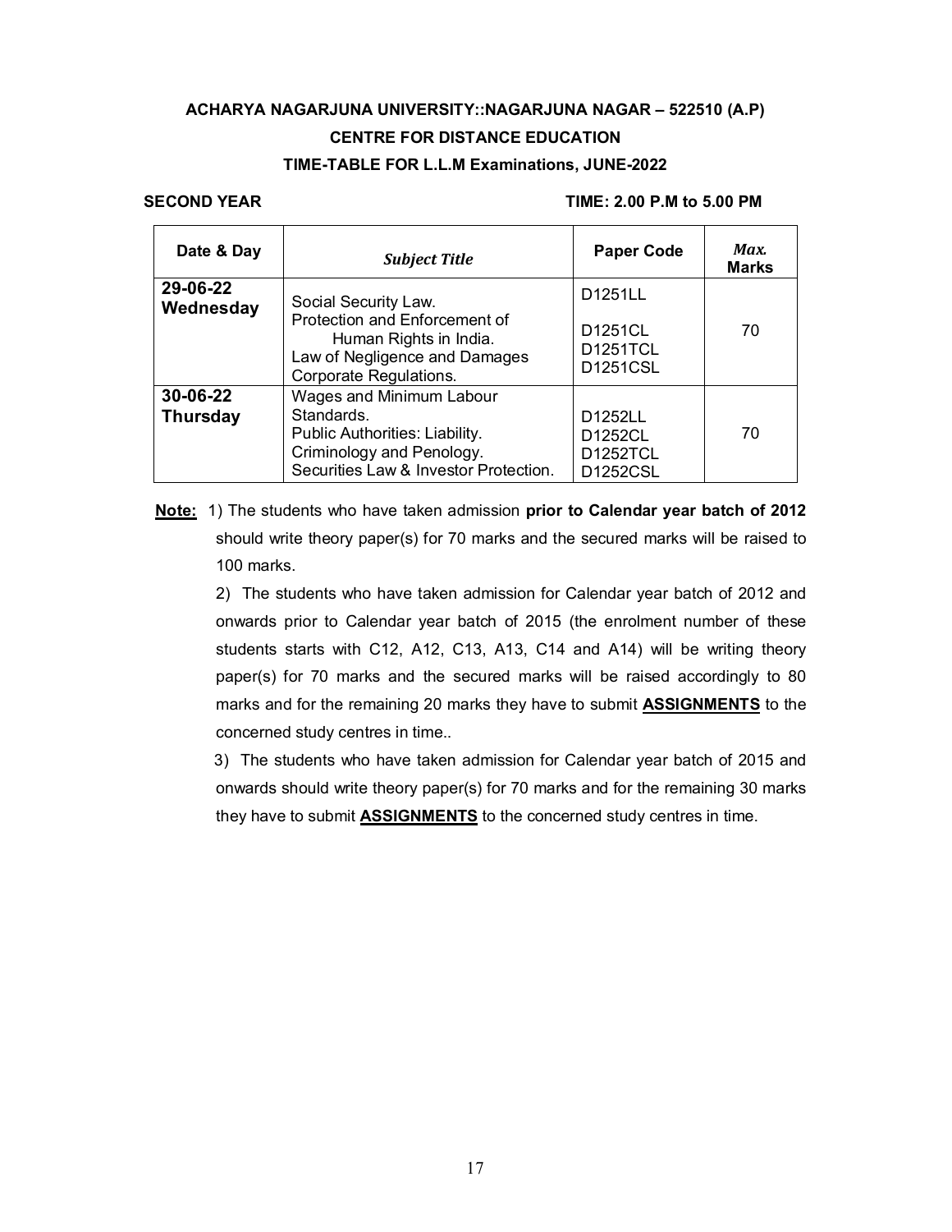**ACHARYA NAGARJUNA UNIVERSITY::NAGARJUNA NAGAR – 522510 (A.P)**

**CENTRE FOR DISTANCE EDUCATION**

**TIME-TABLE FOR L.L.M Examinations, JUNE-2022**

**SECOND YEAR** **TIME: 2.00 P.M to 5.00 PM**

| Date & Day | *Subject Title* | Paper Code | *Max.* Marks |
|---|---|---|---|
| **29-06-22 Wednesday** | Social Security Law.<br>Protection and Enforcement of Human Rights in India.<br>Law of Negligence and Damages<br>Corporate Regulations. | D1251LL<br>D1251CL<br>D1251TCL<br>D1251CSL | 70 |
| **30-06-22 Thursday** | Wages and Minimum Labour Standards.<br>Public Authorities: Liability.<br>Criminology and Penology.<br>Securities Law & Investor Protection. | D1252LL<br>D1252CL<br>D1252TCL<br>D1252CSL | 70 |

**<u>Note:</u>** 1) The students who have taken admission **prior to Calendar year batch of 2012** should write theory paper(s) for 70 marks and the secured marks will be raised to 100 marks.

2) The students who have taken admission for Calendar year batch of 2012 and onwards prior to Calendar year batch of 2015 (the enrolment number of these students starts with C12, A12, C13, A13, C14 and A14) will be writing theory paper(s) for 70 marks and the secured marks will be raised accordingly to 80 marks and for the remaining 20 marks they have to submit **<u>ASSIGNMENTS</u>** to the concerned study centres in time..

3) The students who have taken admission for Calendar year batch of 2015 and onwards should write theory paper(s) for 70 marks and for the remaining 30 marks they have to submit **<u>ASSIGNMENTS</u>** to the concerned study centres in time.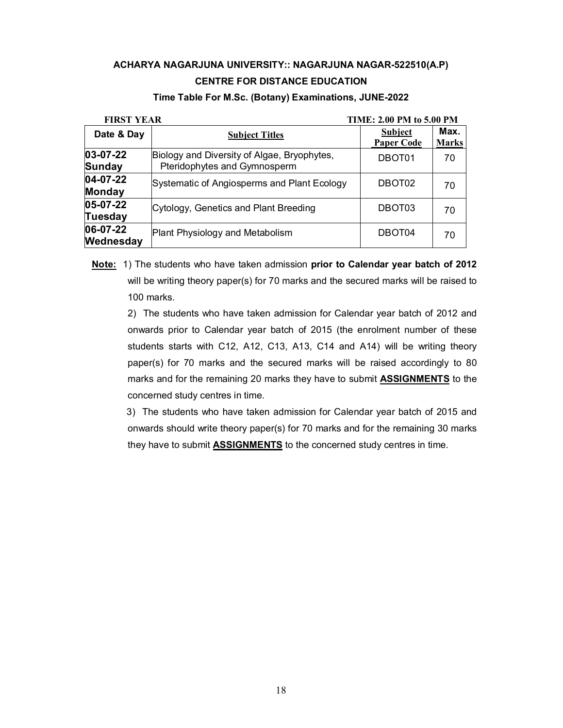**ACHARYA NAGARJUNA UNIVERSITY:: NAGARJUNA NAGAR-522510(A.P)**

**CENTRE FOR DISTANCE EDUCATION**

**Time Table For M.Sc. (Botany) Examinations, JUNE-2022**

**FIRST YEAR** **TIME: 2.00 PM to 5.00 PM**

| Date & Day | Subject Titles | Subject Paper Code | Max. Marks |
|---|---|---|---|
| **03-07-22 Sunday** | Biology and Diversity of Algae, Bryophytes, Pteridophytes and Gymnosperm | DBOT01 | 70 |
| **04-07-22 Monday** | Systematic of Angiosperms and Plant Ecology | DBOT02 | 70 |
| **05-07-22 Tuesday** | Cytology, Genetics and Plant Breeding | DBOT03 | 70 |
| **06-07-22 Wednesday** | Plant Physiology and Metabolism | DBOT04 | 70 |

**Note:** 1) The students who have taken admission **prior to Calendar year batch of 2012** will be writing theory paper(s) for 70 marks and the secured marks will be raised to 100 marks.

2) The students who have taken admission for Calendar year batch of 2012 and onwards prior to Calendar year batch of 2015 (the enrolment number of these students starts with C12, A12, C13, A13, C14 and A14) will be writing theory paper(s) for 70 marks and the secured marks will be raised accordingly to 80 marks and for the remaining 20 marks they have to submit **ASSIGNMENTS** to the concerned study centres in time.

3) The students who have taken admission for Calendar year batch of 2015 and onwards should write theory paper(s) for 70 marks and for the remaining 30 marks they have to submit **ASSIGNMENTS** to the concerned study centres in time.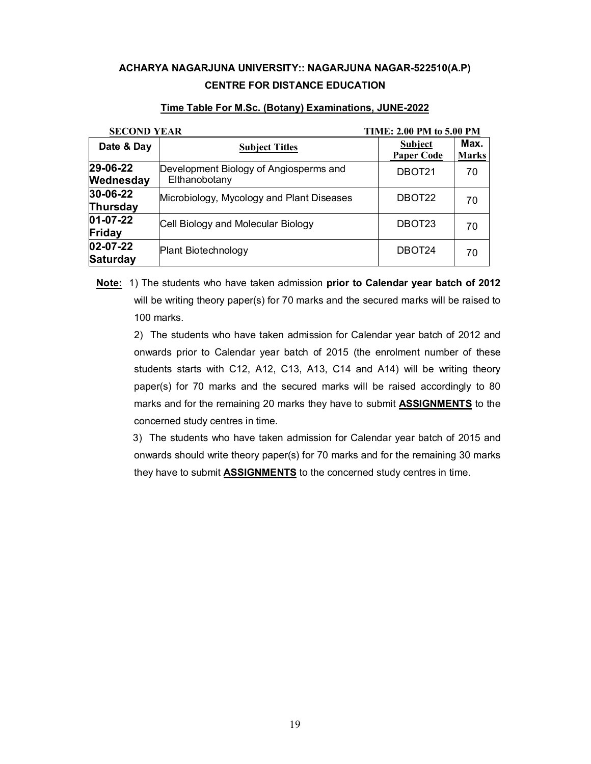**ACHARYA NAGARJUNA UNIVERSITY:: NAGARJUNA NAGAR-522510(A.P)**

**CENTRE FOR DISTANCE EDUCATION**

**Time Table For M.Sc. (Botany) Examinations, JUNE-2022**

**SECOND YEAR** **TIME: 2.00 PM to 5.00 PM**

| Date & Day | Subject Titles | Subject Paper Code | Max. Marks |
|---|---|---|---|
| **29-06-22 Wednesday** | Development Biology of Angiosperms and Elthanobotany | DBOT21 | 70 |
| **30-06-22 Thursday** | Microbiology, Mycology and Plant Diseases | DBOT22 | 70 |
| **01-07-22 Friday** | Cell Biology and Molecular Biology | DBOT23 | 70 |
| **02-07-22 Saturday** | Plant Biotechnology | DBOT24 | 70 |

**Note:** 1) The students who have taken admission **prior to Calendar year batch of 2012** will be writing theory paper(s) for 70 marks and the secured marks will be raised to 100 marks.

2) The students who have taken admission for Calendar year batch of 2012 and onwards prior to Calendar year batch of 2015 (the enrolment number of these students starts with C12, A12, C13, A13, C14 and A14) will be writing theory paper(s) for 70 marks and the secured marks will be raised accordingly to 80 marks and for the remaining 20 marks they have to submit **ASSIGNMENTS** to the concerned study centres in time.

3) The students who have taken admission for Calendar year batch of 2015 and onwards should write theory paper(s) for 70 marks and for the remaining 30 marks they have to submit **ASSIGNMENTS** to the concerned study centres in time.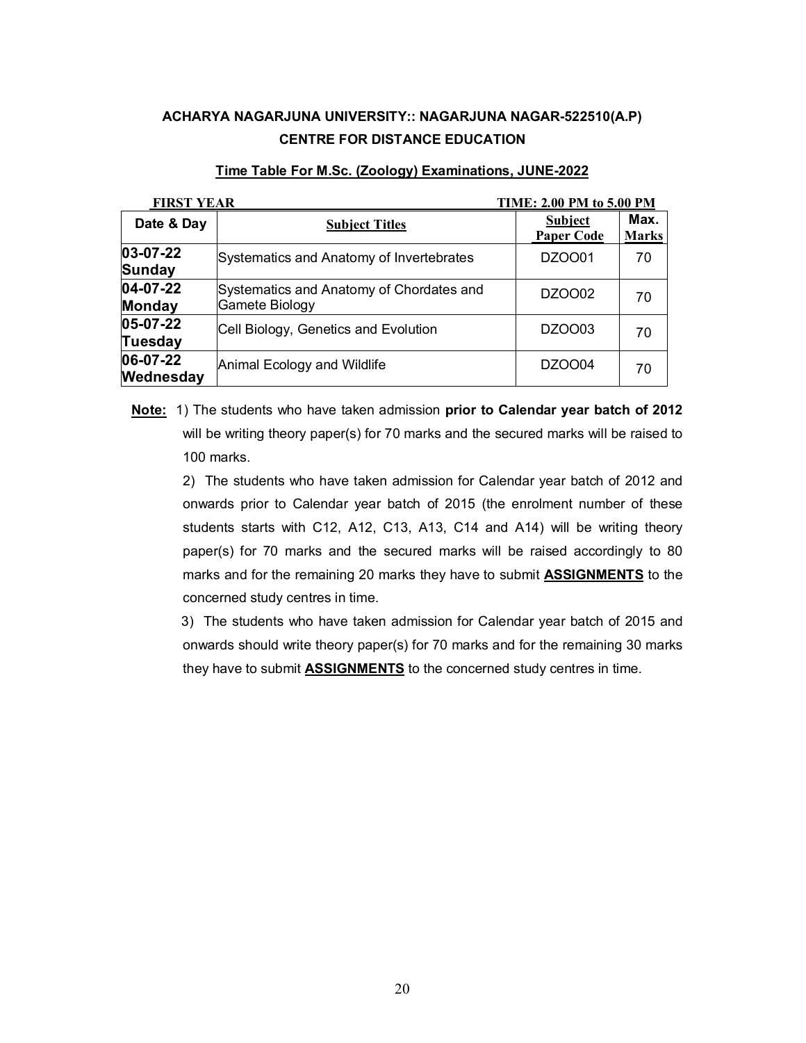**ACHARYA NAGARJUNA UNIVERSITY:: NAGARJUNA NAGAR-522510(A.P)**
**CENTRE FOR DISTANCE EDUCATION**

**Time Table For M.Sc. (Zoology) Examinations, JUNE-2022**

**FIRST YEAR** **TIME: 2.00 PM to 5.00 PM**

| Date & Day | Subject Titles | Subject Paper Code | Max. Marks |
|---|---|---|---|
| **03-07-22 Sunday** | Systematics and Anatomy of Invertebrates | DZOO01 | 70 |
| **04-07-22 Monday** | Systematics and Anatomy of Chordates and Gamete Biology | DZOO02 | 70 |
| **05-07-22 Tuesday** | Cell Biology, Genetics and Evolution | DZOO03 | 70 |
| **06-07-22 Wednesday** | Animal Ecology and Wildlife | DZOO04 | 70 |

**Note:** 1) The students who have taken admission **prior to Calendar year batch of 2012** will be writing theory paper(s) for 70 marks and the secured marks will be raised to 100 marks.

2) The students who have taken admission for Calendar year batch of 2012 and onwards prior to Calendar year batch of 2015 (the enrolment number of these students starts with C12, A12, C13, A13, C14 and A14) will be writing theory paper(s) for 70 marks and the secured marks will be raised accordingly to 80 marks and for the remaining 20 marks they have to submit **ASSIGNMENTS** to the concerned study centres in time.

3) The students who have taken admission for Calendar year batch of 2015 and onwards should write theory paper(s) for 70 marks and for the remaining 30 marks they have to submit **ASSIGNMENTS** to the concerned study centres in time.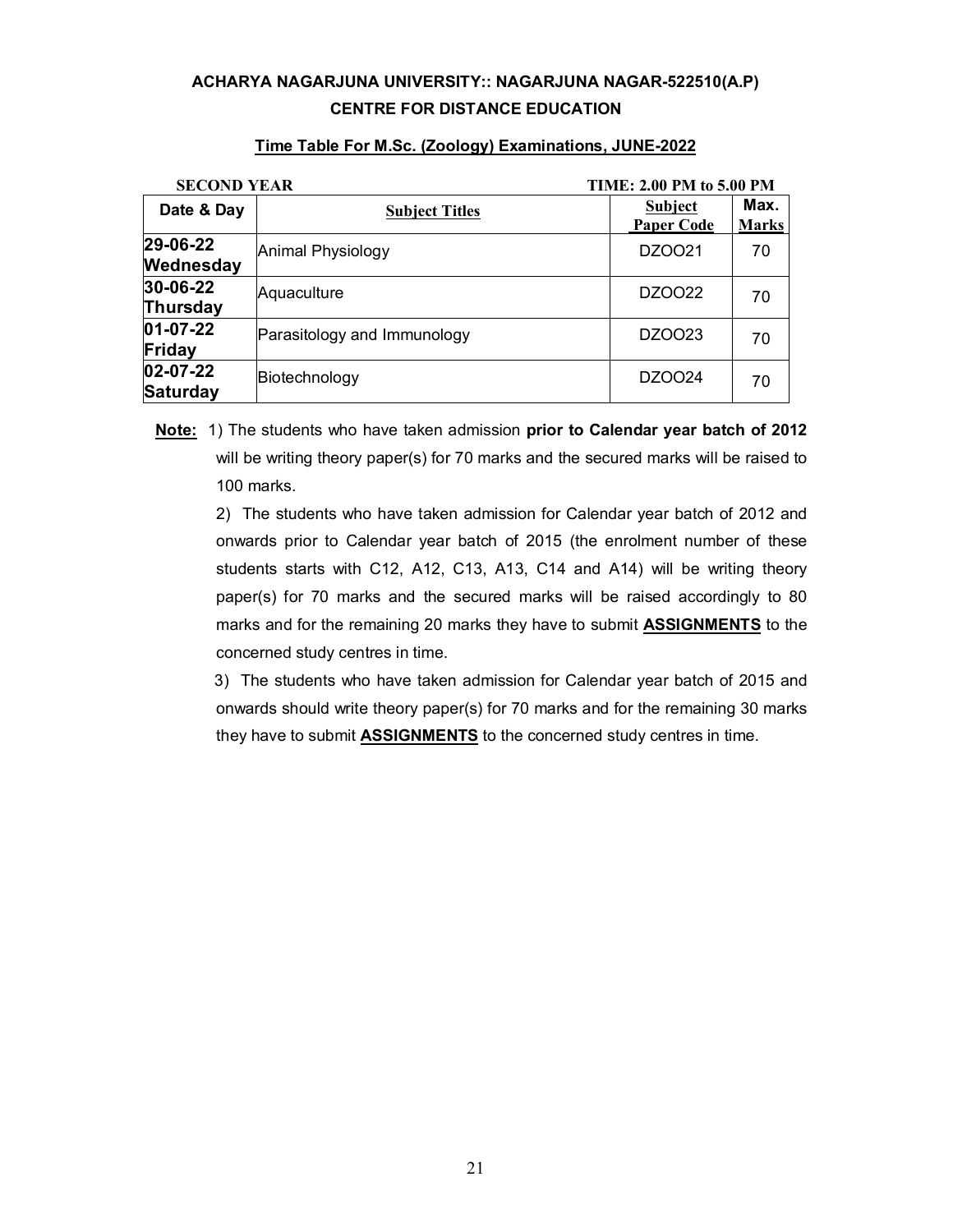**ACHARYA NAGARJUNA UNIVERSITY:: NAGARJUNA NAGAR-522510(A.P)**

**CENTRE FOR DISTANCE EDUCATION**

**Time Table For M.Sc. (Zoology) Examinations, JUNE-2022**

**SECOND YEAR** **TIME: 2.00 PM to 5.00 PM**

| Date & Day | Subject Titles | Subject Paper Code | Max. Marks |
|---|---|---|---|
| **29-06-22 Wednesday** | Animal Physiology | DZOO21 | 70 |
| **30-06-22 Thursday** | Aquaculture | DZOO22 | 70 |
| **01-07-22 Friday** | Parasitology and Immunology | DZOO23 | 70 |
| **02-07-22 Saturday** | Biotechnology | DZOO24 | 70 |

**Note:** 1) The students who have taken admission **prior to Calendar year batch of 2012** will be writing theory paper(s) for 70 marks and the secured marks will be raised to 100 marks.

2) The students who have taken admission for Calendar year batch of 2012 and onwards prior to Calendar year batch of 2015 (the enrolment number of these students starts with C12, A12, C13, A13, C14 and A14) will be writing theory paper(s) for 70 marks and the secured marks will be raised accordingly to 80 marks and for the remaining 20 marks they have to submit **ASSIGNMENTS** to the concerned study centres in time.

3) The students who have taken admission for Calendar year batch of 2015 and onwards should write theory paper(s) for 70 marks and for the remaining 30 marks they have to submit **ASSIGNMENTS** to the concerned study centres in time.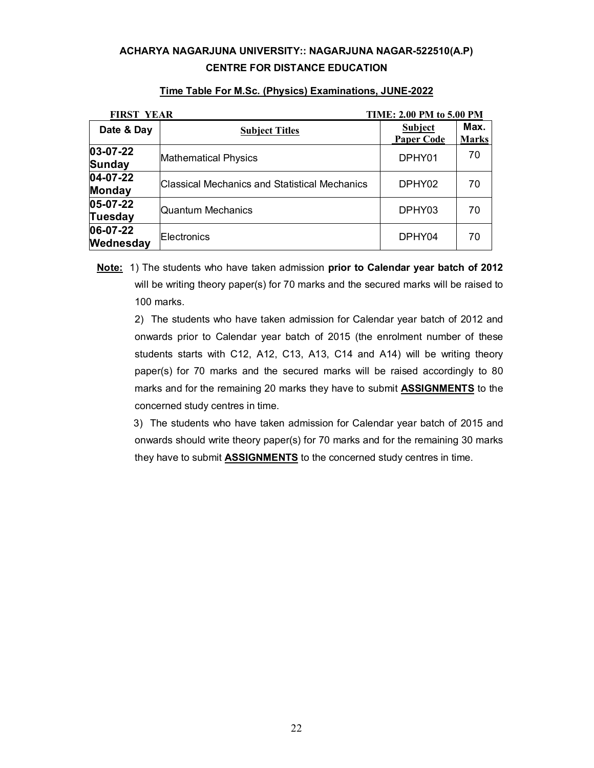**ACHARYA NAGARJUNA UNIVERSITY:: NAGARJUNA NAGAR-522510(A.P)**

**CENTRE FOR DISTANCE EDUCATION**

**Time Table For M.Sc. (Physics) Examinations, JUNE-2022**

**FIRST YEAR** **TIME: 2.00 PM to 5.00 PM**

| Date & Day | Subject Titles | Subject Paper Code | Max. Marks |
|---|---|---|---|
| **03-07-22 Sunday** | Mathematical Physics | DPHY01 | 70 |
| **04-07-22 Monday** | Classical Mechanics and Statistical Mechanics | DPHY02 | 70 |
| **05-07-22 Tuesday** | Quantum Mechanics | DPHY03 | 70 |
| **06-07-22 Wednesday** | Electronics | DPHY04 | 70 |

**Note:** 1) The students who have taken admission **prior to Calendar year batch of 2012** will be writing theory paper(s) for 70 marks and the secured marks will be raised to 100 marks.

2) The students who have taken admission for Calendar year batch of 2012 and onwards prior to Calendar year batch of 2015 (the enrolment number of these students starts with C12, A12, C13, A13, C14 and A14) will be writing theory paper(s) for 70 marks and the secured marks will be raised accordingly to 80 marks and for the remaining 20 marks they have to submit **ASSIGNMENTS** to the concerned study centres in time.

3) The students who have taken admission for Calendar year batch of 2015 and onwards should write theory paper(s) for 70 marks and for the remaining 30 marks they have to submit **ASSIGNMENTS** to the concerned study centres in time.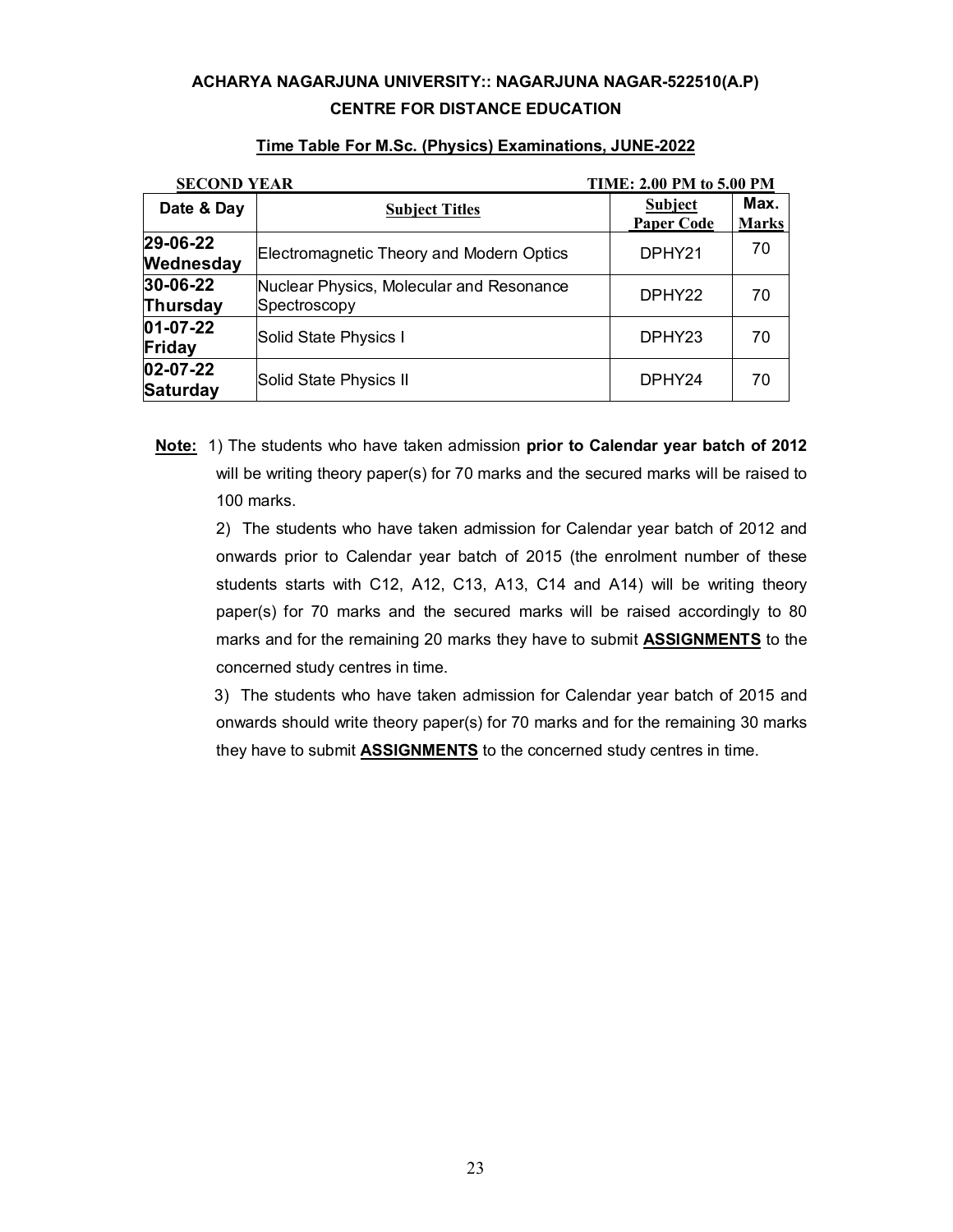**ACHARYA NAGARJUNA UNIVERSITY:: NAGARJUNA NAGAR-522510(A.P)**

**CENTRE FOR DISTANCE EDUCATION**

**Time Table For M.Sc. (Physics) Examinations, JUNE-2022**

**SECOND YEAR** **TIME: 2.00 PM to 5.00 PM**

| Date & Day | Subject Titles | Subject Paper Code | Max. Marks |
|---|---|---|---|
| **29-06-22 Wednesday** | Electromagnetic Theory and Modern Optics | DPHY21 | 70 |
| **30-06-22 Thursday** | Nuclear Physics, Molecular and Resonance Spectroscopy | DPHY22 | 70 |
| **01-07-22 Friday** | Solid State Physics I | DPHY23 | 70 |
| **02-07-22 Saturday** | Solid State Physics II | DPHY24 | 70 |

**Note:** 1) The students who have taken admission **prior to Calendar year batch of 2012** will be writing theory paper(s) for 70 marks and the secured marks will be raised to 100 marks.

2) The students who have taken admission for Calendar year batch of 2012 and onwards prior to Calendar year batch of 2015 (the enrolment number of these students starts with C12, A12, C13, A13, C14 and A14) will be writing theory paper(s) for 70 marks and the secured marks will be raised accordingly to 80 marks and for the remaining 20 marks they have to submit **ASSIGNMENTS** to the concerned study centres in time.

3) The students who have taken admission for Calendar year batch of 2015 and onwards should write theory paper(s) for 70 marks and for the remaining 30 marks they have to submit **ASSIGNMENTS** to the concerned study centres in time.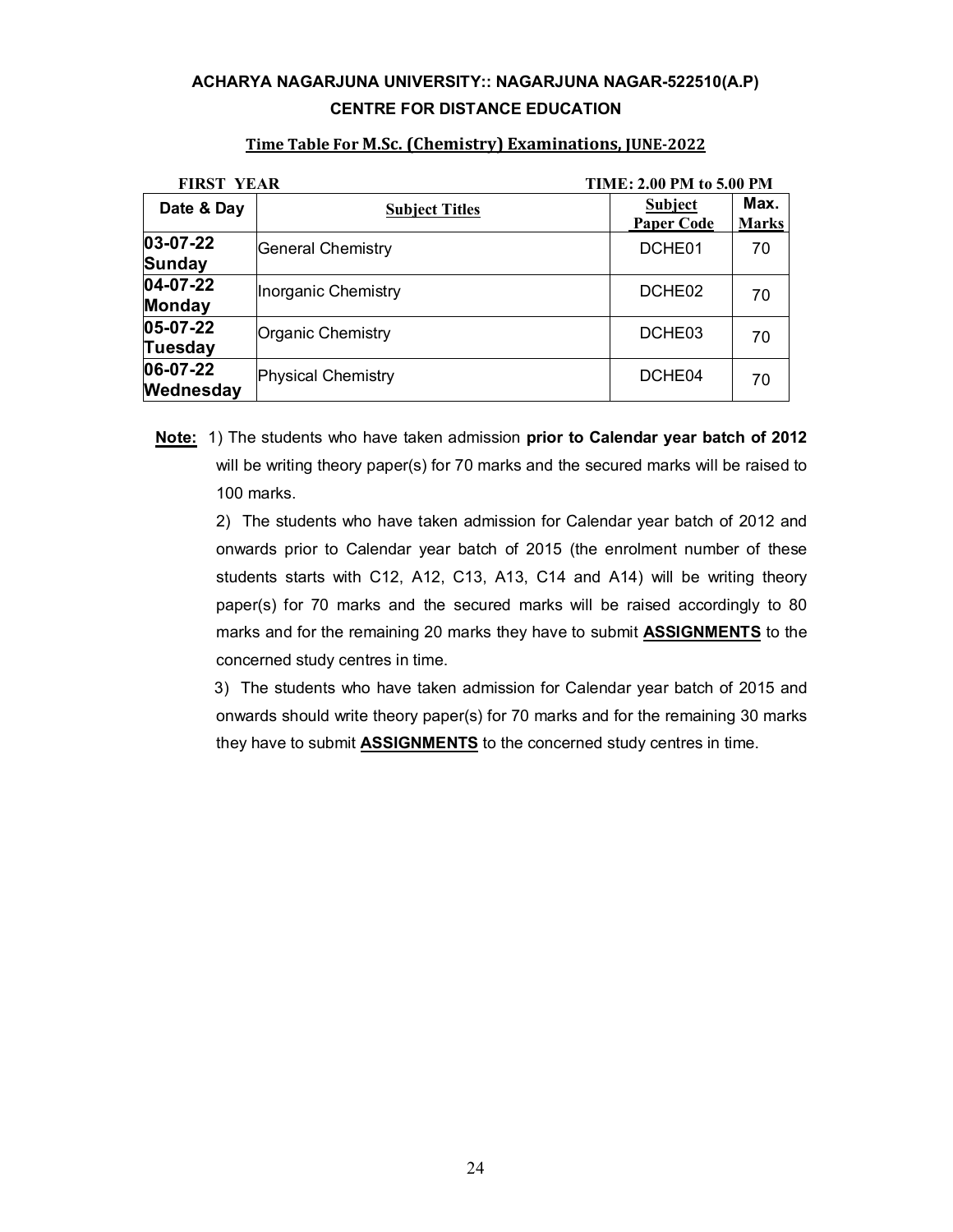**ACHARYA NAGARJUNA UNIVERSITY:: NAGARJUNA NAGAR-522510(A.P)**

**CENTRE FOR DISTANCE EDUCATION**

**Time Table For M.Sc. (Chemistry) Examinations, JUNE-2022**

**FIRST YEAR** **TIME: 2.00 PM to 5.00 PM**

| Date & Day | Subject Titles | Subject Paper Code | Max. Marks |
|---|---|---|---|
| **03-07-22 Sunday** | General Chemistry | DCHE01 | 70 |
| **04-07-22 Monday** | Inorganic Chemistry | DCHE02 | 70 |
| **05-07-22 Tuesday** | Organic Chemistry | DCHE03 | 70 |
| **06-07-22 Wednesday** | Physical Chemistry | DCHE04 | 70 |

**Note:** 1) The students who have taken admission **prior to Calendar year batch of 2012** will be writing theory paper(s) for 70 marks and the secured marks will be raised to 100 marks.

2) The students who have taken admission for Calendar year batch of 2012 and onwards prior to Calendar year batch of 2015 (the enrolment number of these students starts with C12, A12, C13, A13, C14 and A14) will be writing theory paper(s) for 70 marks and the secured marks will be raised accordingly to 80 marks and for the remaining 20 marks they have to submit **ASSIGNMENTS** to the concerned study centres in time.

3) The students who have taken admission for Calendar year batch of 2015 and onwards should write theory paper(s) for 70 marks and for the remaining 30 marks they have to submit **ASSIGNMENTS** to the concerned study centres in time.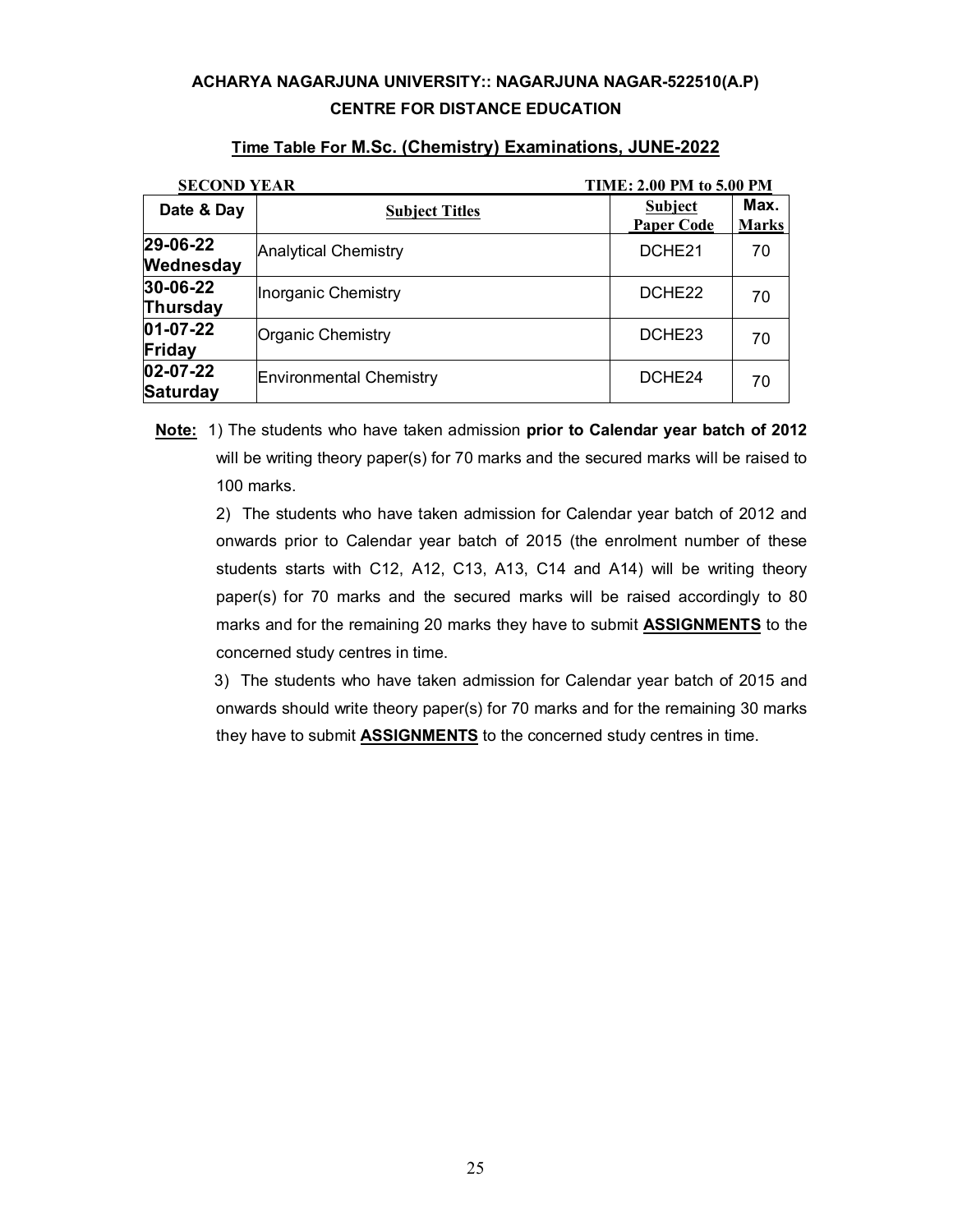**ACHARYA NAGARJUNA UNIVERSITY:: NAGARJUNA NAGAR-522510(A.P)**

**CENTRE FOR DISTANCE EDUCATION**

**Time Table For M.Sc. (Chemistry) Examinations, JUNE-2022**

**SECOND YEAR** **TIME: 2.00 PM to 5.00 PM**

| Date & Day | Subject Titles | Subject Paper Code | Max. Marks |
|---|---|---|---|
| **29-06-22 Wednesday** | Analytical Chemistry | DCHE21 | 70 |
| **30-06-22 Thursday** | Inorganic Chemistry | DCHE22 | 70 |
| **01-07-22 Friday** | Organic Chemistry | DCHE23 | 70 |
| **02-07-22 Saturday** | Environmental Chemistry | DCHE24 | 70 |

**Note:**

1) The students who have taken admission **prior to Calendar year batch of 2012** will be writing theory paper(s) for 70 marks and the secured marks will be raised to 100 marks.

2) The students who have taken admission for Calendar year batch of 2012 and onwards prior to Calendar year batch of 2015 (the enrolment number of these students starts with C12, A12, C13, A13, C14 and A14) will be writing theory paper(s) for 70 marks and the secured marks will be raised accordingly to 80 marks and for the remaining 20 marks they have to submit **ASSIGNMENTS** to the concerned study centres in time.

3) The students who have taken admission for Calendar year batch of 2015 and onwards should write theory paper(s) for 70 marks and for the remaining 30 marks they have to submit **ASSIGNMENTS** to the concerned study centres in time.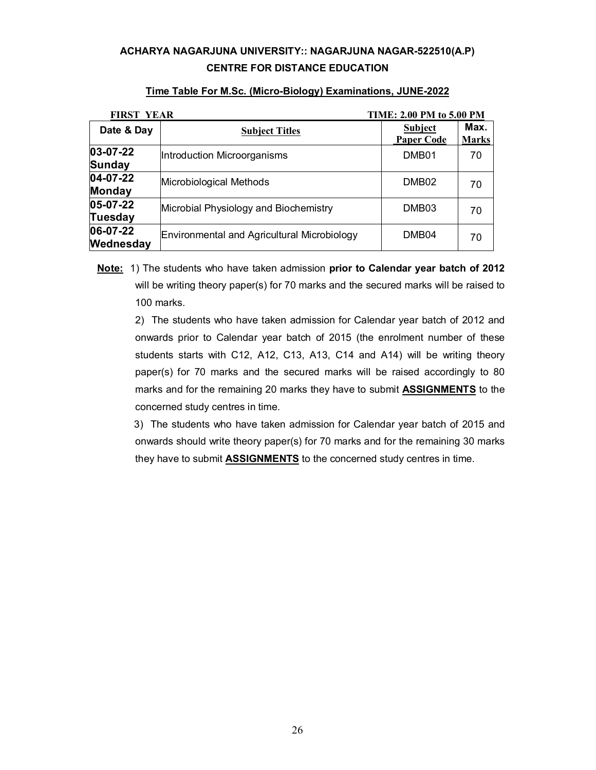**ACHARYA NAGARJUNA UNIVERSITY:: NAGARJUNA NAGAR-522510(A.P)**

**CENTRE FOR DISTANCE EDUCATION**

**Time Table For M.Sc. (Micro-Biology) Examinations, JUNE-2022**

**FIRST YEAR** **TIME: 2.00 PM to 5.00 PM**

| Date & Day | Subject Titles | Subject Paper Code | Max. Marks |
|---|---|---|---|
| **03-07-22 Sunday** | Introduction Microorganisms | DMB01 | 70 |
| **04-07-22 Monday** | Microbiological Methods | DMB02 | 70 |
| **05-07-22 Tuesday** | Microbial Physiology and Biochemistry | DMB03 | 70 |
| **06-07-22 Wednesday** | Environmental and Agricultural Microbiology | DMB04 | 70 |

**Note:** 1) The students who have taken admission **prior to Calendar year batch of 2012** will be writing theory paper(s) for 70 marks and the secured marks will be raised to 100 marks.

2) The students who have taken admission for Calendar year batch of 2012 and onwards prior to Calendar year batch of 2015 (the enrolment number of these students starts with C12, A12, C13, A13, C14 and A14) will be writing theory paper(s) for 70 marks and the secured marks will be raised accordingly to 80 marks and for the remaining 20 marks they have to submit **ASSIGNMENTS** to the concerned study centres in time.

3) The students who have taken admission for Calendar year batch of 2015 and onwards should write theory paper(s) for 70 marks and for the remaining 30 marks they have to submit **ASSIGNMENTS** to the concerned study centres in time.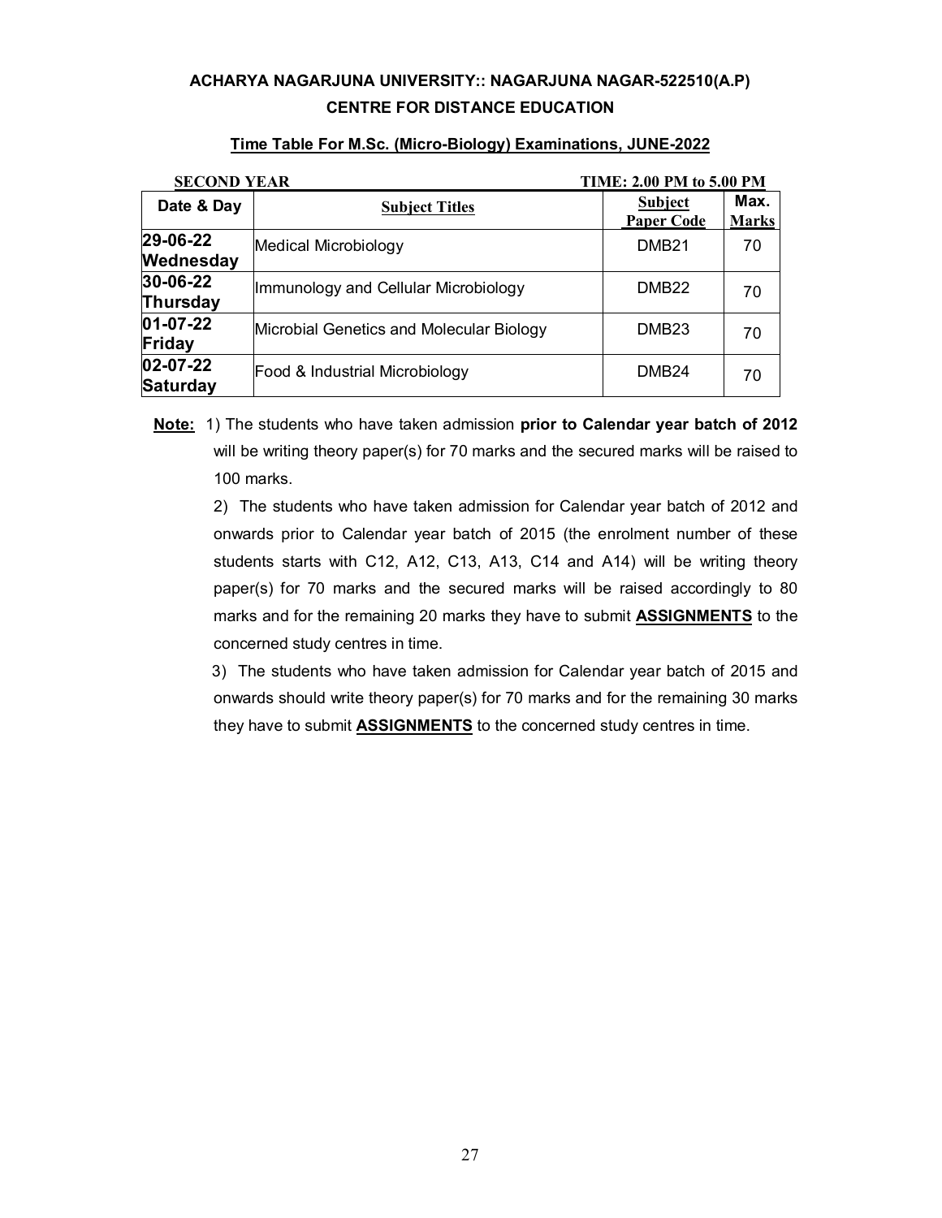**ACHARYA NAGARJUNA UNIVERSITY:: NAGARJUNA NAGAR-522510(A.P)**

**CENTRE FOR DISTANCE EDUCATION**

**Time Table For M.Sc. (Micro-Biology) Examinations, JUNE-2022**

**SECOND YEAR** **TIME: 2.00 PM to 5.00 PM**

| Date & Day | Subject Titles | Subject Paper Code | Max. Marks |
|---|---|---|---|
| **29-06-22 Wednesday** | Medical Microbiology | DMB21 | 70 |
| **30-06-22 Thursday** | Immunology and Cellular Microbiology | DMB22 | 70 |
| **01-07-22 Friday** | Microbial Genetics and Molecular Biology | DMB23 | 70 |
| **02-07-22 Saturday** | Food & Industrial Microbiology | DMB24 | 70 |

**Note:** 1) The students who have taken admission **prior to Calendar year batch of 2012** will be writing theory paper(s) for 70 marks and the secured marks will be raised to 100 marks.

2) The students who have taken admission for Calendar year batch of 2012 and onwards prior to Calendar year batch of 2015 (the enrolment number of these students starts with C12, A12, C13, A13, C14 and A14) will be writing theory paper(s) for 70 marks and the secured marks will be raised accordingly to 80 marks and for the remaining 20 marks they have to submit **ASSIGNMENTS** to the concerned study centres in time.

3) The students who have taken admission for Calendar year batch of 2015 and onwards should write theory paper(s) for 70 marks and for the remaining 30 marks they have to submit **ASSIGNMENTS** to the concerned study centres in time.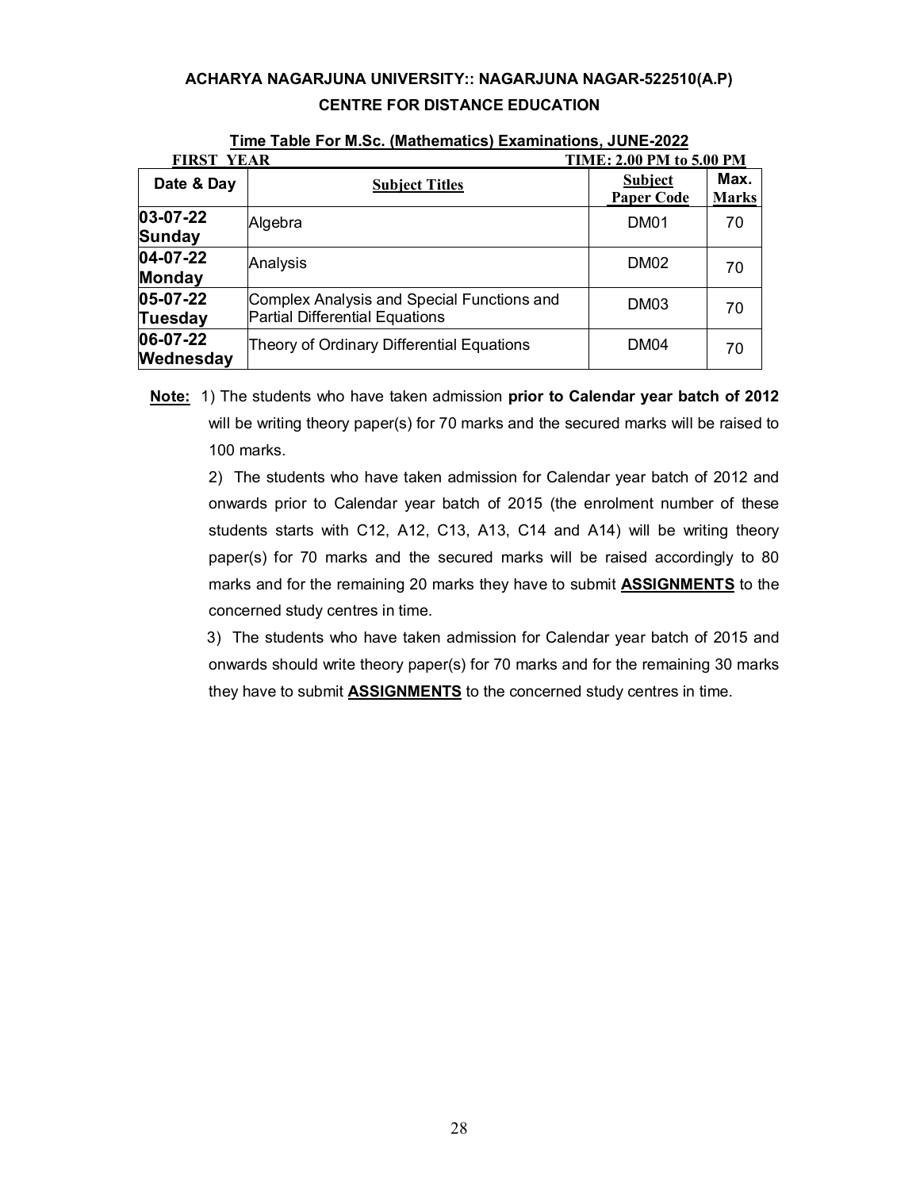**ACHARYA NAGARJUNA UNIVERSITY:: NAGARJUNA NAGAR-522510(A.P)**

**CENTRE FOR DISTANCE EDUCATION**

**Time Table For M.Sc. (Mathematics) Examinations, JUNE-2022**

**FIRST YEAR** **TIME: 2.00 PM to 5.00 PM**

| Date & Day | Subject Titles | Subject Paper Code | Max. Marks |
|---|---|---|---|
| **03-07-22 Sunday** | Algebra | DM01 | 70 |
| **04-07-22 Monday** | Analysis | DM02 | 70 |
| **05-07-22 Tuesday** | Complex Analysis and Special Functions and Partial Differential Equations | DM03 | 70 |
| **06-07-22 Wednesday** | Theory of Ordinary Differential Equations | DM04 | 70 |

**Note:** 1) The students who have taken admission **prior to Calendar year batch of 2012** will be writing theory paper(s) for 70 marks and the secured marks will be raised to 100 marks.

2) The students who have taken admission for Calendar year batch of 2012 and onwards prior to Calendar year batch of 2015 (the enrolment number of these students starts with C12, A12, C13, A13, C14 and A14) will be writing theory paper(s) for 70 marks and the secured marks will be raised accordingly to 80 marks and for the remaining 20 marks they have to submit **ASSIGNMENTS** to the concerned study centres in time.

3) The students who have taken admission for Calendar year batch of 2015 and onwards should write theory paper(s) for 70 marks and for the remaining 30 marks they have to submit **ASSIGNMENTS** to the concerned study centres in time.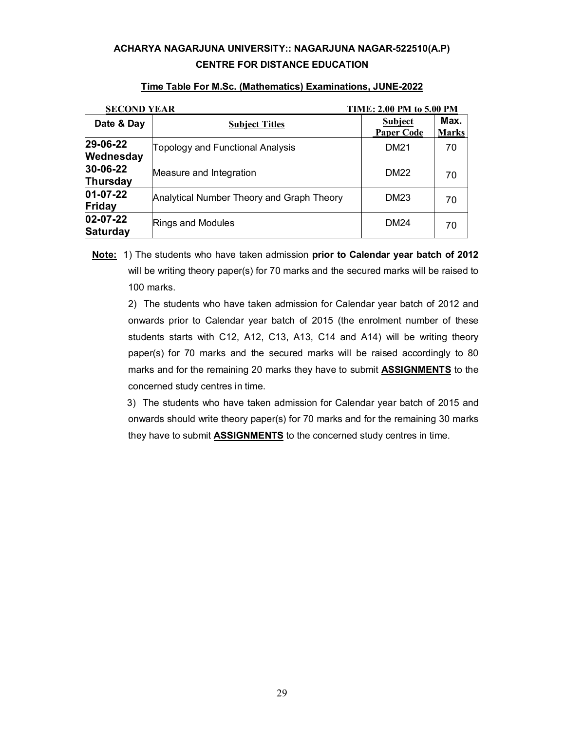**ACHARYA NAGARJUNA UNIVERSITY:: NAGARJUNA NAGAR-522510(A.P)**

**CENTRE FOR DISTANCE EDUCATION**

**Time Table For M.Sc. (Mathematics) Examinations, JUNE-2022**

**SECOND YEAR** **TIME: 2.00 PM to 5.00 PM**

| Date & Day | Subject Titles | Subject Paper Code | Max. Marks |
|---|---|---|---|
| **29-06-22 Wednesday** | Topology and Functional Analysis | DM21 | 70 |
| **30-06-22 Thursday** | Measure and Integration | DM22 | 70 |
| **01-07-22 Friday** | Analytical Number Theory and Graph Theory | DM23 | 70 |
| **02-07-22 Saturday** | Rings and Modules | DM24 | 70 |

**Note:** 1) The students who have taken admission **prior to Calendar year batch of 2012** will be writing theory paper(s) for 70 marks and the secured marks will be raised to 100 marks.

2) The students who have taken admission for Calendar year batch of 2012 and onwards prior to Calendar year batch of 2015 (the enrolment number of these students starts with C12, A12, C13, A13, C14 and A14) will be writing theory paper(s) for 70 marks and the secured marks will be raised accordingly to 80 marks and for the remaining 20 marks they have to submit **ASSIGNMENTS** to the concerned study centres in time.

3) The students who have taken admission for Calendar year batch of 2015 and onwards should write theory paper(s) for 70 marks and for the remaining 30 marks they have to submit **ASSIGNMENTS** to the concerned study centres in time.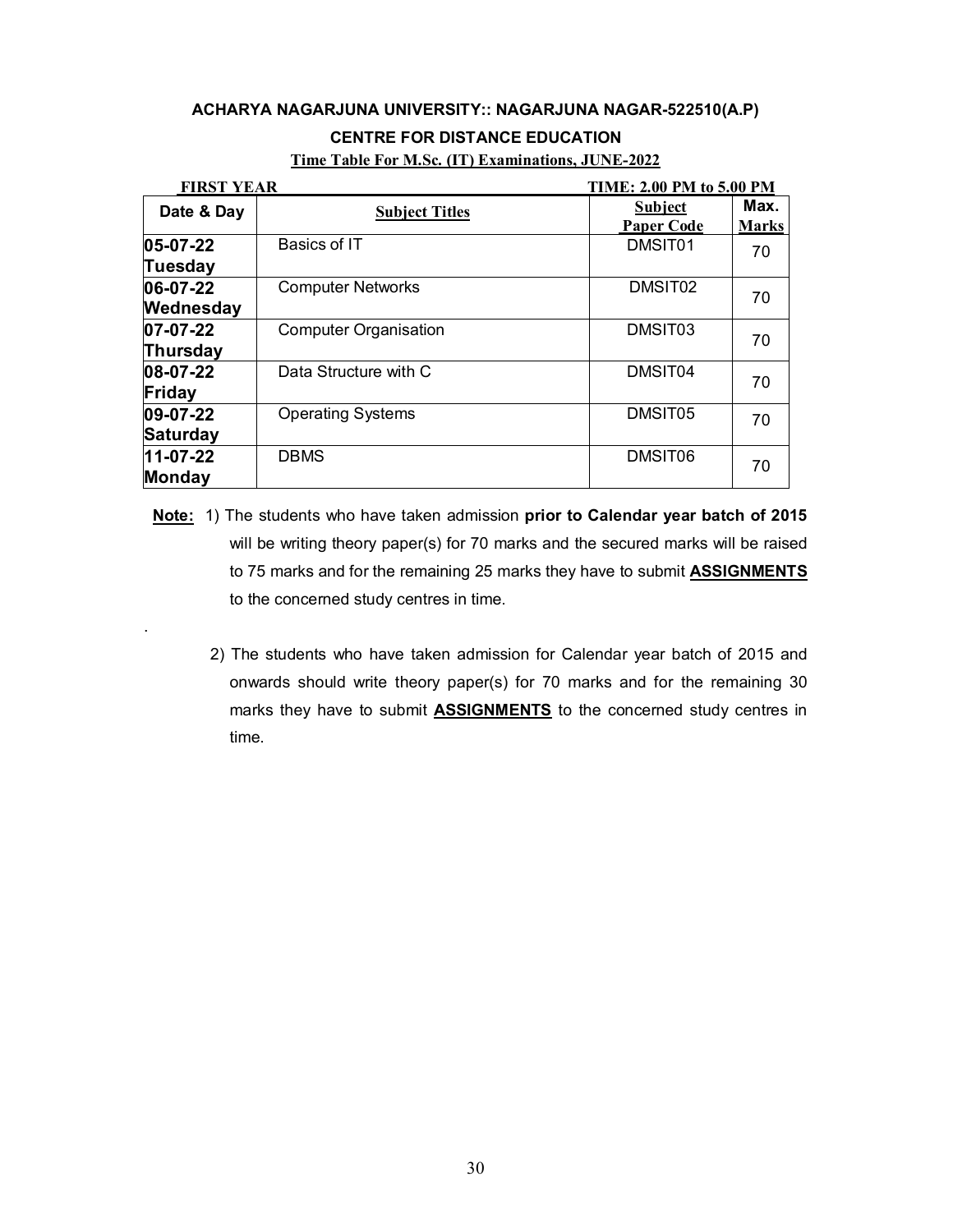**ACHARYA NAGARJUNA UNIVERSITY:: NAGARJUNA NAGAR-522510(A.P)**

**CENTRE FOR DISTANCE EDUCATION**

**Time Table For M.Sc. (IT) Examinations, JUNE-2022**

**FIRST YEAR** **TIME: 2.00 PM to 5.00 PM**

| Date & Day | Subject Titles | Subject Paper Code | Max. Marks |
|---|---|---|---|
| **05-07-22 Tuesday** | Basics of IT | DMSIT01 | 70 |
| **06-07-22 Wednesday** | Computer Networks | DMSIT02 | 70 |
| **07-07-22 Thursday** | Computer Organisation | DMSIT03 | 70 |
| **08-07-22 Friday** | Data Structure with C | DMSIT04 | 70 |
| **09-07-22 Saturday** | Operating Systems | DMSIT05 | 70 |
| **11-07-22 Monday** | DBMS | DMSIT06 | 70 |

**Note:** 1) The students who have taken admission **prior to Calendar year batch of 2015** will be writing theory paper(s) for 70 marks and the secured marks will be raised to 75 marks and for the remaining 25 marks they have to submit **ASSIGNMENTS** to the concerned study centres in time.

2) The students who have taken admission for Calendar year batch of 2015 and onwards should write theory paper(s) for 70 marks and for the remaining 30 marks they have to submit **ASSIGNMENTS** to the concerned study centres in time.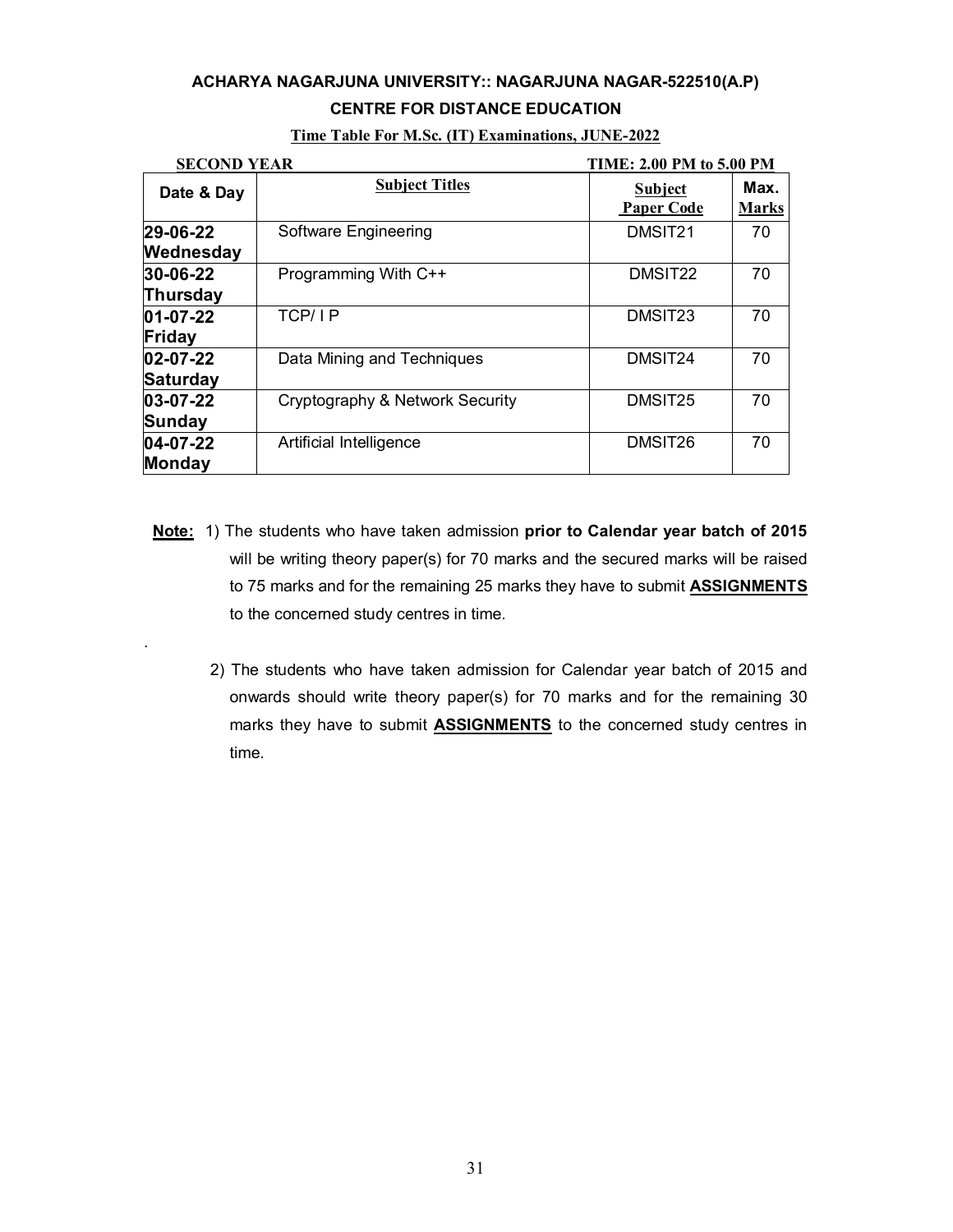**ACHARYA NAGARJUNA UNIVERSITY:: NAGARJUNA NAGAR-522510(A.P)**

**CENTRE FOR DISTANCE EDUCATION**

**Time Table For M.Sc. (IT) Examinations, JUNE-2022**

**SECOND YEAR** **TIME: 2.00 PM to 5.00 PM**

| Date & Day | Subject Titles | Subject Paper Code | Max. Marks |
|---|---|---|---|
| **29-06-22 Wednesday** | Software Engineering | DMSIT21 | 70 |
| **30-06-22 Thursday** | Programming With C++ | DMSIT22 | 70 |
| **01-07-22 Friday** | TCP/ I P | DMSIT23 | 70 |
| **02-07-22 Saturday** | Data Mining and Techniques | DMSIT24 | 70 |
| **03-07-22 Sunday** | Cryptography & Network Security | DMSIT25 | 70 |
| **04-07-22 Monday** | Artificial Intelligence | DMSIT26 | 70 |

**Note:** 1) The students who have taken admission **prior to Calendar year batch of 2015** will be writing theory paper(s) for 70 marks and the secured marks will be raised to 75 marks and for the remaining 25 marks they have to submit **ASSIGNMENTS** to the concerned study centres in time.

2) The students who have taken admission for Calendar year batch of 2015 and onwards should write theory paper(s) for 70 marks and for the remaining 30 marks they have to submit **ASSIGNMENTS** to the concerned study centres in time.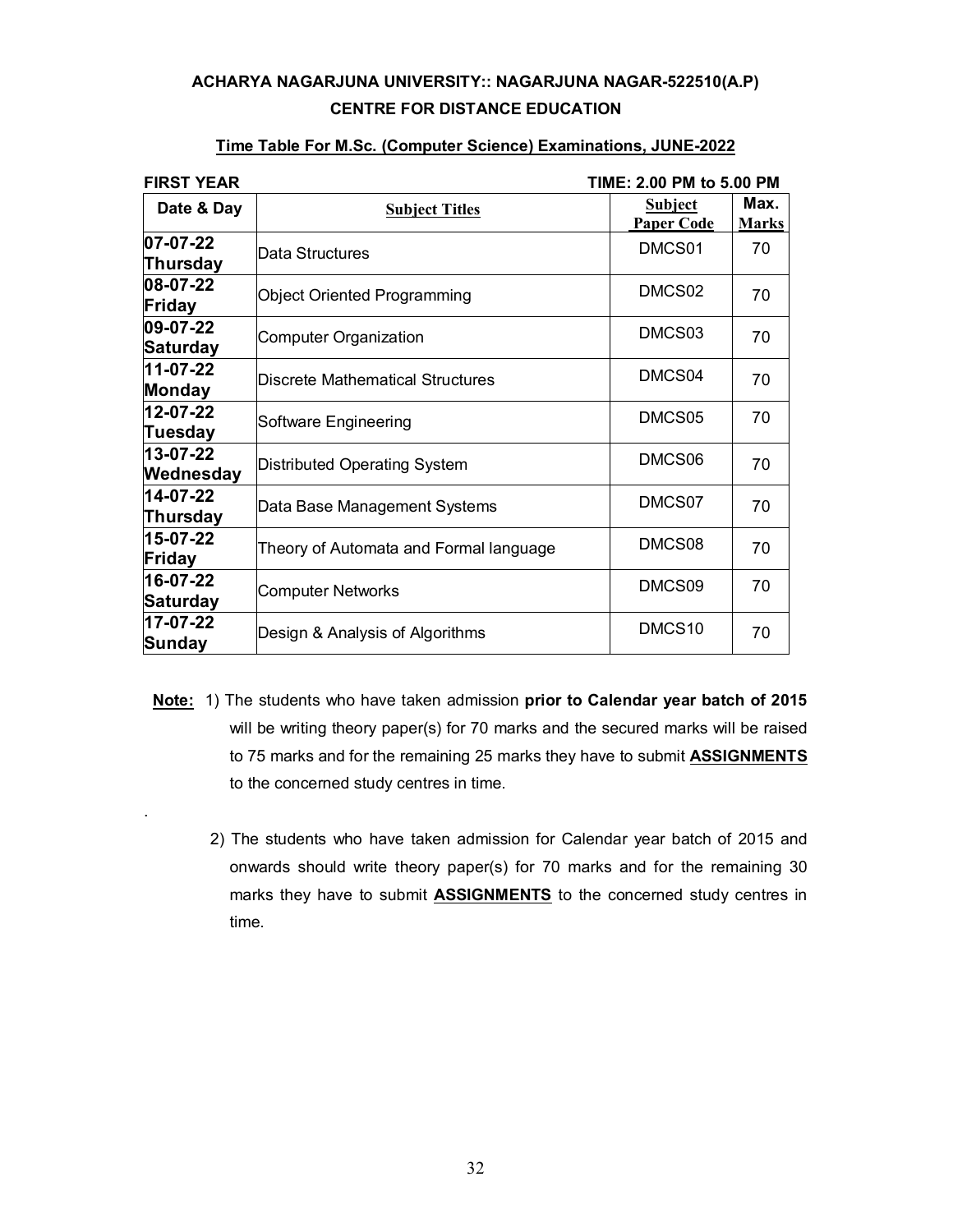**ACHARYA NAGARJUNA UNIVERSITY:: NAGARJUNA NAGAR-522510(A.P)**

**CENTRE FOR DISTANCE EDUCATION**

**Time Table For M.Sc. (Computer Science) Examinations, JUNE-2022**

**FIRST YEAR** **TIME: 2.00 PM to 5.00 PM**

| Date & Day | Subject Titles | Subject Paper Code | Max. Marks |
|---|---|---|---|
| **07-07-22 Thursday** | Data Structures | DMCS01 | 70 |
| **08-07-22 Friday** | Object Oriented Programming | DMCS02 | 70 |
| **09-07-22 Saturday** | Computer Organization | DMCS03 | 70 |
| **11-07-22 Monday** | Discrete Mathematical Structures | DMCS04 | 70 |
| **12-07-22 Tuesday** | Software Engineering | DMCS05 | 70 |
| **13-07-22 Wednesday** | Distributed Operating System | DMCS06 | 70 |
| **14-07-22 Thursday** | Data Base Management Systems | DMCS07 | 70 |
| **15-07-22 Friday** | Theory of Automata and Formal language | DMCS08 | 70 |
| **16-07-22 Saturday** | Computer Networks | DMCS09 | 70 |
| **17-07-22 Sunday** | Design & Analysis of Algorithms | DMCS10 | 70 |

**Note:** 1) The students who have taken admission **prior to Calendar year batch of 2015** will be writing theory paper(s) for 70 marks and the secured marks will be raised to 75 marks and for the remaining 25 marks they have to submit **ASSIGNMENTS** to the concerned study centres in time.

2) The students who have taken admission for Calendar year batch of 2015 and onwards should write theory paper(s) for 70 marks and for the remaining 30 marks they have to submit **ASSIGNMENTS** to the concerned study centres in time.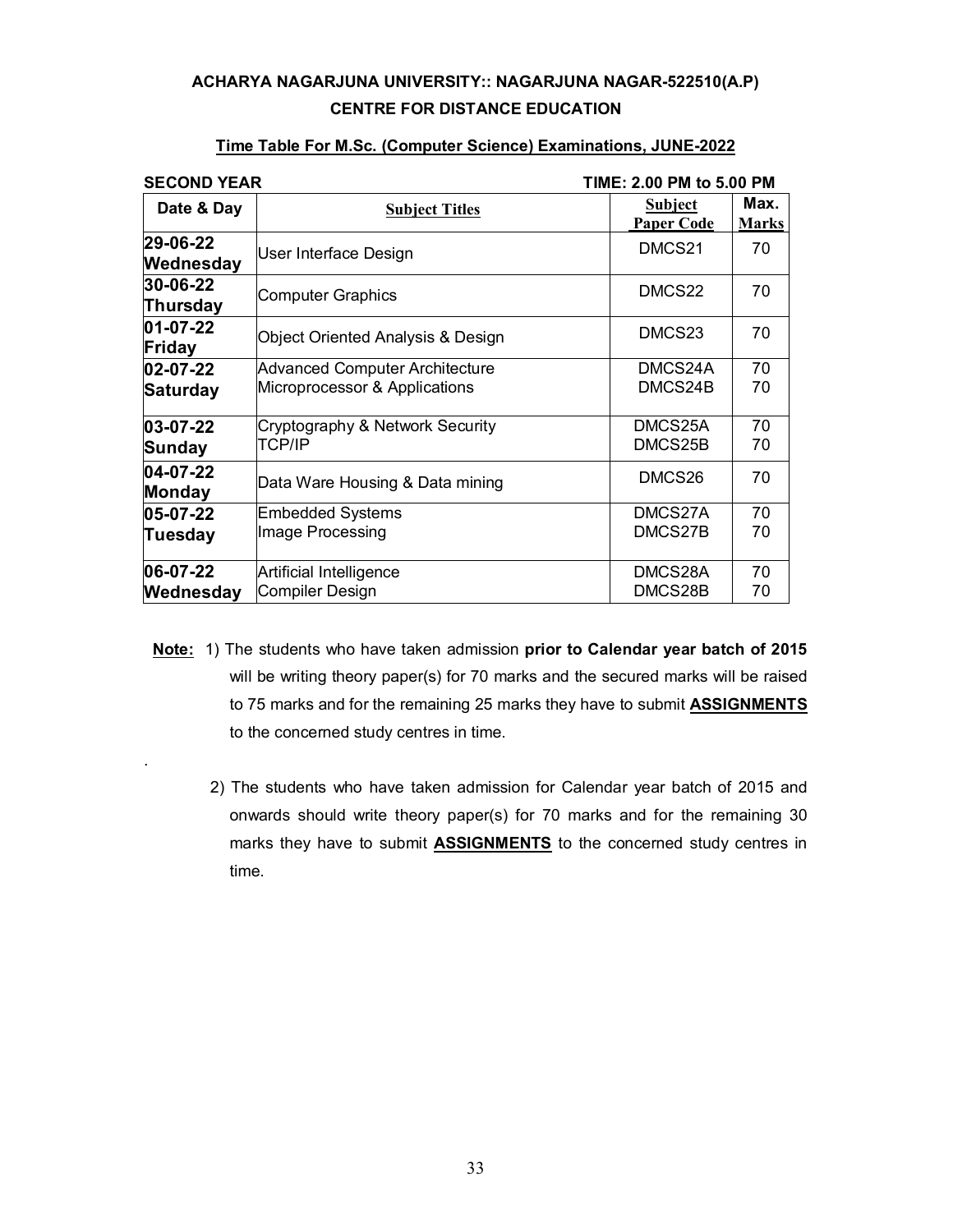## ACHARYA NAGARJUNA UNIVERSITY:: NAGARJUNA NAGAR-522510(A.P)

## CENTRE FOR DISTANCE EDUCATION

**Time Table For M.Sc. (Computer Science) Examinations, JUNE-2022**

**SECOND YEAR** **TIME: 2.00 PM to 5.00 PM**

| Date & Day | Subject Titles | Subject Paper Code | Max. Marks |
|---|---|---|---|
| **29-06-22 Wednesday** | User Interface Design | DMCS21 | 70 |
| **30-06-22 Thursday** | Computer Graphics | DMCS22 | 70 |
| **01-07-22 Friday** | Object Oriented Analysis & Design | DMCS23 | 70 |
| **02-07-22 Saturday** | Advanced Computer Architecture<br>Microprocessor & Applications | DMCS24A<br>DMCS24B | 70<br>70 |
| **03-07-22 Sunday** | Cryptography & Network Security<br>TCP/IP | DMCS25A<br>DMCS25B | 70<br>70 |
| **04-07-22 Monday** | Data Ware Housing & Data mining | DMCS26 | 70 |
| **05-07-22 Tuesday** | Embedded Systems<br>Image Processing | DMCS27A<br>DMCS27B | 70<br>70 |
| **06-07-22 Wednesday** | Artificial Intelligence<br>Compiler Design | DMCS28A<br>DMCS28B | 70<br>70 |

**Note:** 1) The students who have taken admission **prior to Calendar year batch of 2015** will be writing theory paper(s) for 70 marks and the secured marks will be raised to 75 marks and for the remaining 25 marks they have to submit **ASSIGNMENTS** to the concerned study centres in time.

2) The students who have taken admission for Calendar year batch of 2015 and onwards should write theory paper(s) for 70 marks and for the remaining 30 marks they have to submit **ASSIGNMENTS** to the concerned study centres in time.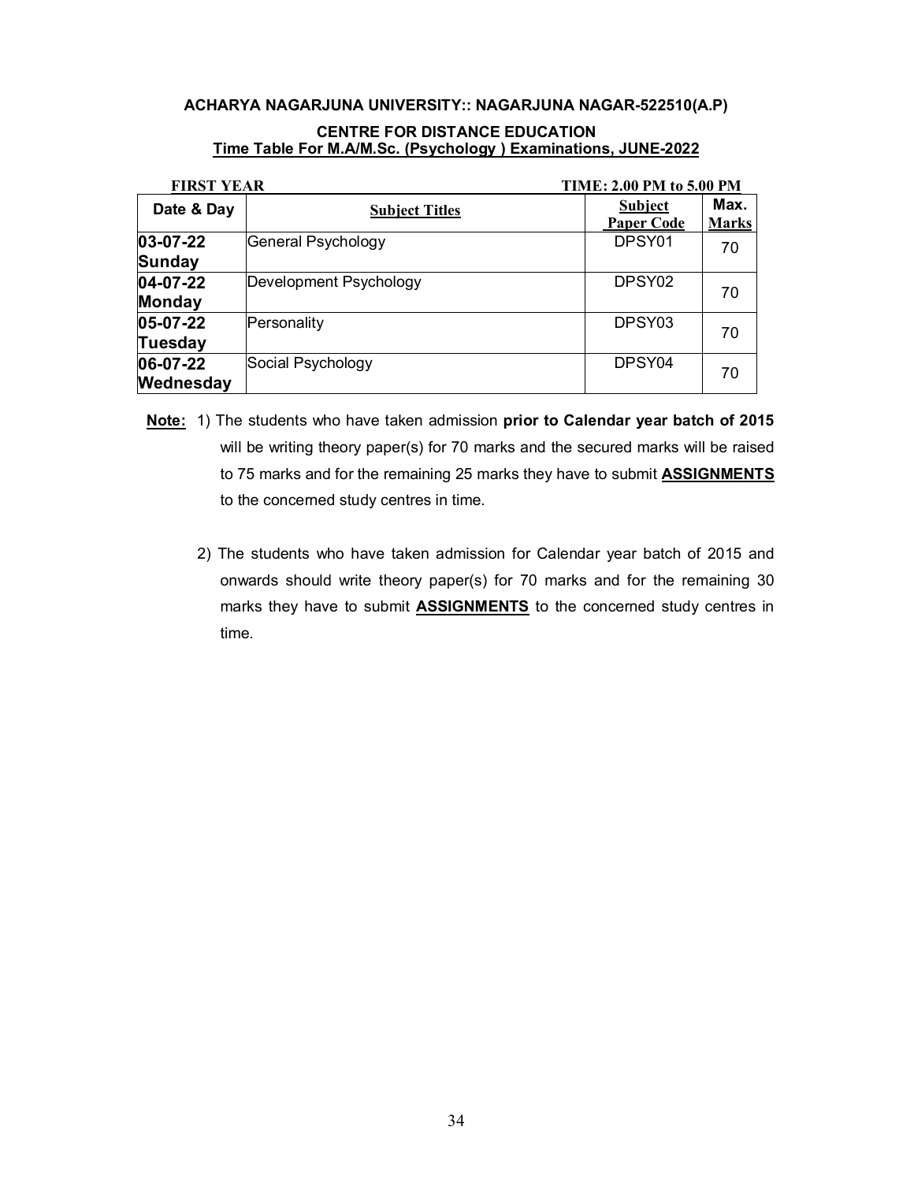**ACHARYA NAGARJUNA UNIVERSITY:: NAGARJUNA NAGAR-522510(A.P)**

**CENTRE FOR DISTANCE EDUCATION**
**Time Table For M.A/M.Sc. (Psychology ) Examinations, JUNE-2022**

**FIRST YEAR** **TIME: 2.00 PM to 5.00 PM**

| Date & Day | Subject Titles | Subject Paper Code | Max. Marks |
|---|---|---|---|
| **03-07-22 Sunday** | General Psychology | DPSY01 | 70 |
| **04-07-22 Monday** | Development Psychology | DPSY02 | 70 |
| **05-07-22 Tuesday** | Personality | DPSY03 | 70 |
| **06-07-22 Wednesday** | Social Psychology | DPSY04 | 70 |

**Note:** 1) The students who have taken admission **prior to Calendar year batch of 2015** will be writing theory paper(s) for 70 marks and the secured marks will be raised to 75 marks and for the remaining 25 marks they have to submit **ASSIGNMENTS** to the concerned study centres in time.

2) The students who have taken admission for Calendar year batch of 2015 and onwards should write theory paper(s) for 70 marks and for the remaining 30 marks they have to submit **ASSIGNMENTS** to the concerned study centres in time.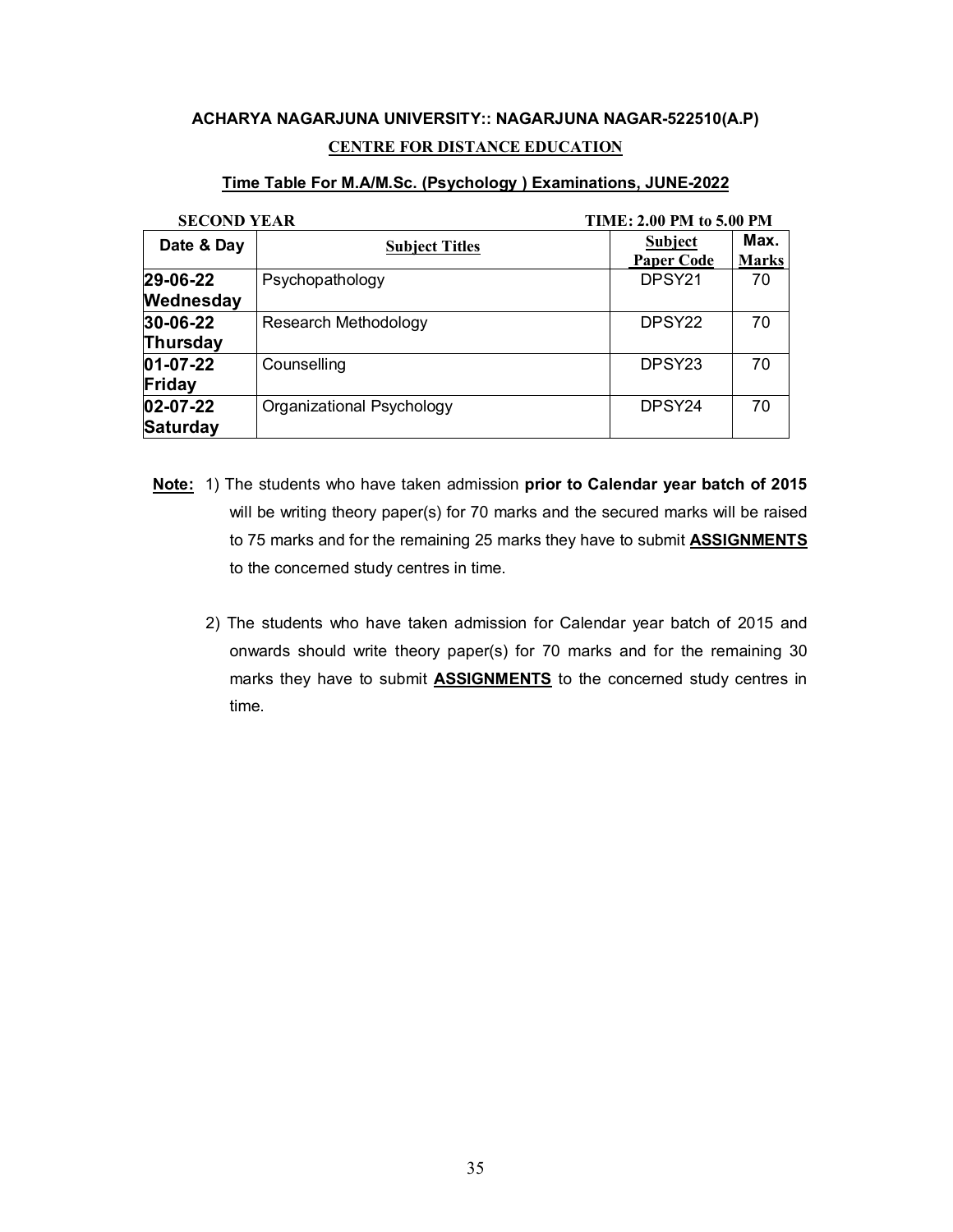**ACHARYA NAGARJUNA UNIVERSITY:: NAGARJUNA NAGAR-522510(A.P)**

**CENTRE FOR DISTANCE EDUCATION**

**Time Table For M.A/M.Sc. (Psychology ) Examinations, JUNE-2022**

**SECOND YEAR** **TIME: 2.00 PM to 5.00 PM**

| Date & Day | Subject Titles | Subject Paper Code | Max. Marks |
|---|---|---|---|
| **29-06-22 Wednesday** | Psychopathology | DPSY21 | 70 |
| **30-06-22 Thursday** | Research Methodology | DPSY22 | 70 |
| **01-07-22 Friday** | Counselling | DPSY23 | 70 |
| **02-07-22 Saturday** | Organizational Psychology | DPSY24 | 70 |

**Note:** 1) The students who have taken admission **prior to Calendar year batch of 2015** will be writing theory paper(s) for 70 marks and the secured marks will be raised to 75 marks and for the remaining 25 marks they have to submit **ASSIGNMENTS** to the concerned study centres in time.

2) The students who have taken admission for Calendar year batch of 2015 and onwards should write theory paper(s) for 70 marks and for the remaining 30 marks they have to submit **ASSIGNMENTS** to the concerned study centres in time.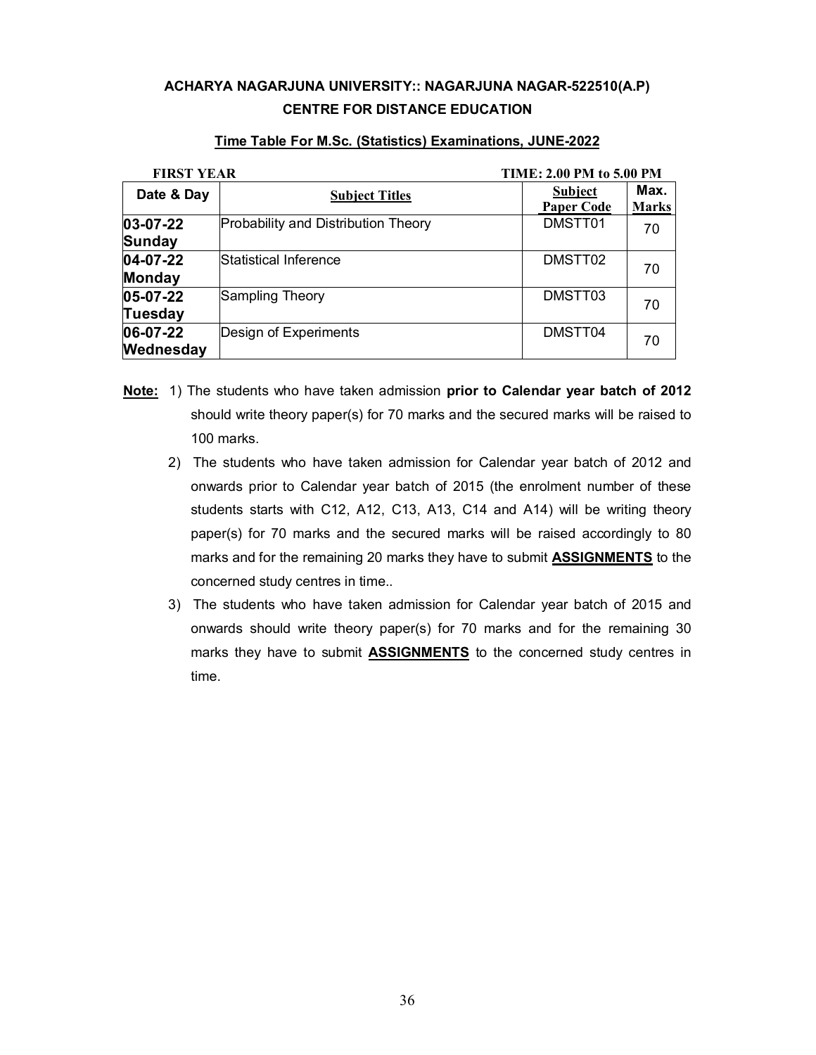**ACHARYA NAGARJUNA UNIVERSITY:: NAGARJUNA NAGAR-522510(A.P)**
**CENTRE FOR DISTANCE EDUCATION**

**Time Table For M.Sc. (Statistics) Examinations, JUNE-2022**

**FIRST YEAR** **TIME: 2.00 PM to 5.00 PM**

| Date & Day | Subject Titles | Subject Paper Code | Max. Marks |
|---|---|---|---|
| **03-07-22 Sunday** | Probability and Distribution Theory | DMSTT01 | 70 |
| **04-07-22 Monday** | Statistical Inference | DMSTT02 | 70 |
| **05-07-22 Tuesday** | Sampling Theory | DMSTT03 | 70 |
| **06-07-22 Wednesday** | Design of Experiments | DMSTT04 | 70 |

**Note:** 1) The students who have taken admission **prior to Calendar year batch of 2012** should write theory paper(s) for 70 marks and the secured marks will be raised to 100 marks.

2) The students who have taken admission for Calendar year batch of 2012 and onwards prior to Calendar year batch of 2015 (the enrolment number of these students starts with C12, A12, C13, A13, C14 and A14) will be writing theory paper(s) for 70 marks and the secured marks will be raised accordingly to 80 marks and for the remaining 20 marks they have to submit **ASSIGNMENTS** to the concerned study centres in time..

3) The students who have taken admission for Calendar year batch of 2015 and onwards should write theory paper(s) for 70 marks and for the remaining 30 marks they have to submit **ASSIGNMENTS** to the concerned study centres in time.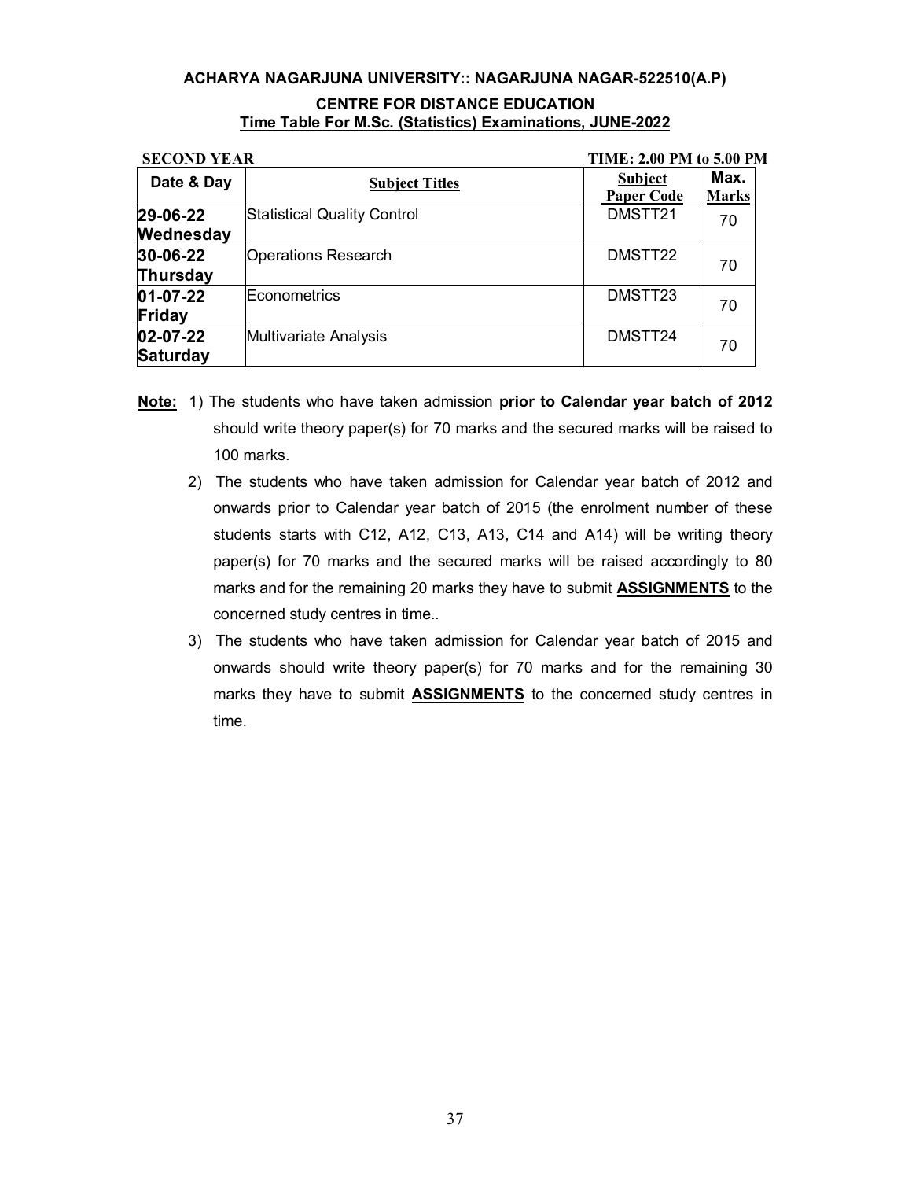**ACHARYA NAGARJUNA UNIVERSITY:: NAGARJUNA NAGAR-522510(A.P)**

**CENTRE FOR DISTANCE EDUCATION**

**Time Table For M.Sc. (Statistics) Examinations, JUNE-2022**

**SECOND YEAR** **TIME: 2.00 PM to 5.00 PM**

| Date & Day | Subject Titles | Subject Paper Code | Max. Marks |
|---|---|---|---|
| **29-06-22 Wednesday** | Statistical Quality Control | DMSTT21 | 70 |
| **30-06-22 Thursday** | Operations Research | DMSTT22 | 70 |
| **01-07-22 Friday** | Econometrics | DMSTT23 | 70 |
| **02-07-22 Saturday** | Multivariate Analysis | DMSTT24 | 70 |

**Note:**

1) The students who have taken admission **prior to Calendar year batch of 2012** should write theory paper(s) for 70 marks and the secured marks will be raised to 100 marks.
2) The students who have taken admission for Calendar year batch of 2012 and onwards prior to Calendar year batch of 2015 (the enrolment number of these students starts with C12, A12, C13, A13, C14 and A14) will be writing theory paper(s) for 70 marks and the secured marks will be raised accordingly to 80 marks and for the remaining 20 marks they have to submit **ASSIGNMENTS** to the concerned study centres in time..
3) The students who have taken admission for Calendar year batch of 2015 and onwards should write theory paper(s) for 70 marks and for the remaining 30 marks they have to submit **ASSIGNMENTS** to the concerned study centres in time.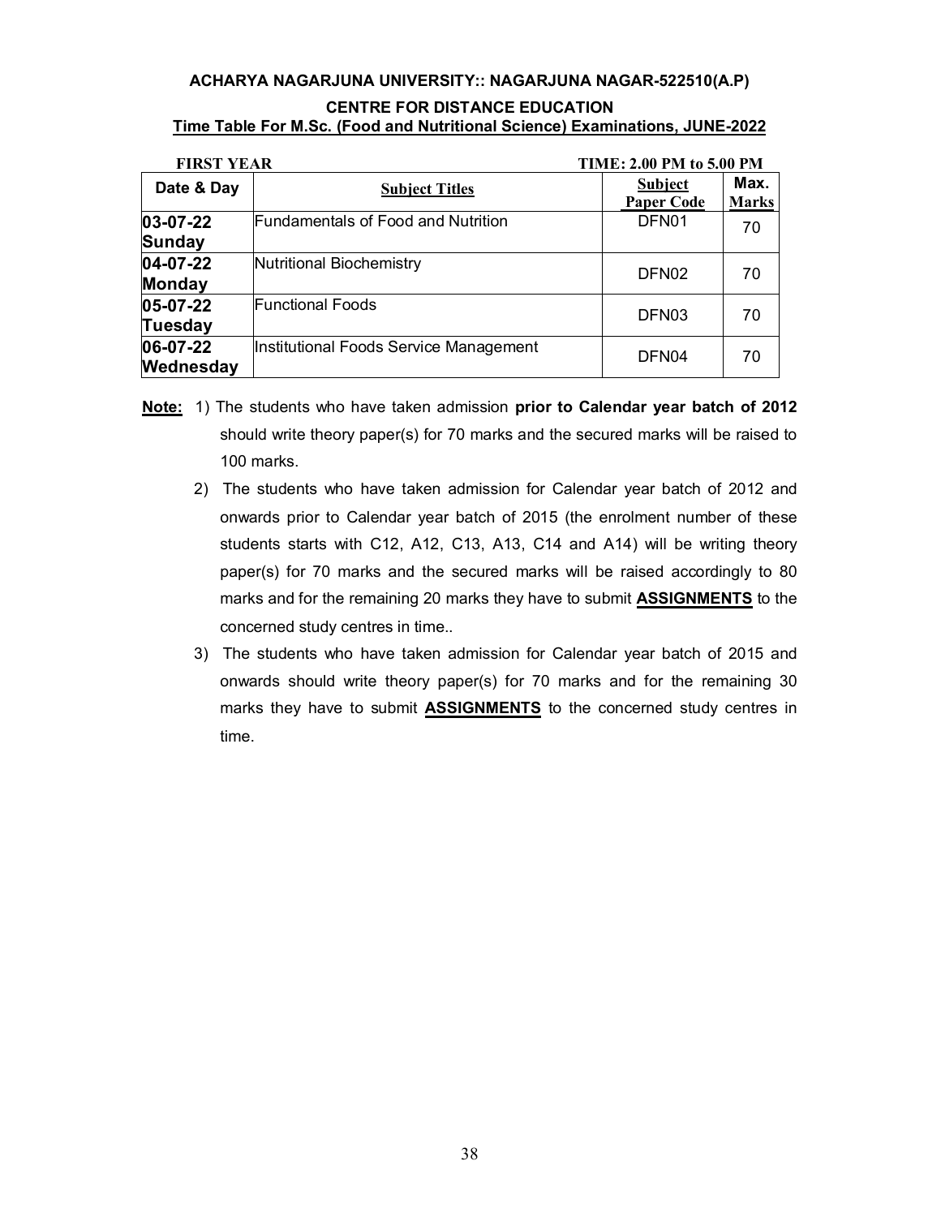**ACHARYA NAGARJUNA UNIVERSITY:: NAGARJUNA NAGAR-522510(A.P)**

**CENTRE FOR DISTANCE EDUCATION**

**Time Table For M.Sc. (Food and Nutritional Science) Examinations, JUNE-2022**

**FIRST YEAR** **TIME: 2.00 PM to 5.00 PM**

| Date & Day | Subject Titles | Subject Paper Code | Max. Marks |
|---|---|---|---|
| **03-07-22 Sunday** | Fundamentals of Food and Nutrition | DFN01 | 70 |
| **04-07-22 Monday** | Nutritional Biochemistry | DFN02 | 70 |
| **05-07-22 Tuesday** | Functional Foods | DFN03 | 70 |
| **06-07-22 Wednesday** | Institutional Foods Service Management | DFN04 | 70 |

**Note:** 1) The students who have taken admission **prior to Calendar year batch of 2012** should write theory paper(s) for 70 marks and the secured marks will be raised to 100 marks.

2) The students who have taken admission for Calendar year batch of 2012 and onwards prior to Calendar year batch of 2015 (the enrolment number of these students starts with C12, A12, C13, A13, C14 and A14) will be writing theory paper(s) for 70 marks and the secured marks will be raised accordingly to 80 marks and for the remaining 20 marks they have to submit **ASSIGNMENTS** to the concerned study centres in time..

3) The students who have taken admission for Calendar year batch of 2015 and onwards should write theory paper(s) for 70 marks and for the remaining 30 marks they have to submit **ASSIGNMENTS** to the concerned study centres in time.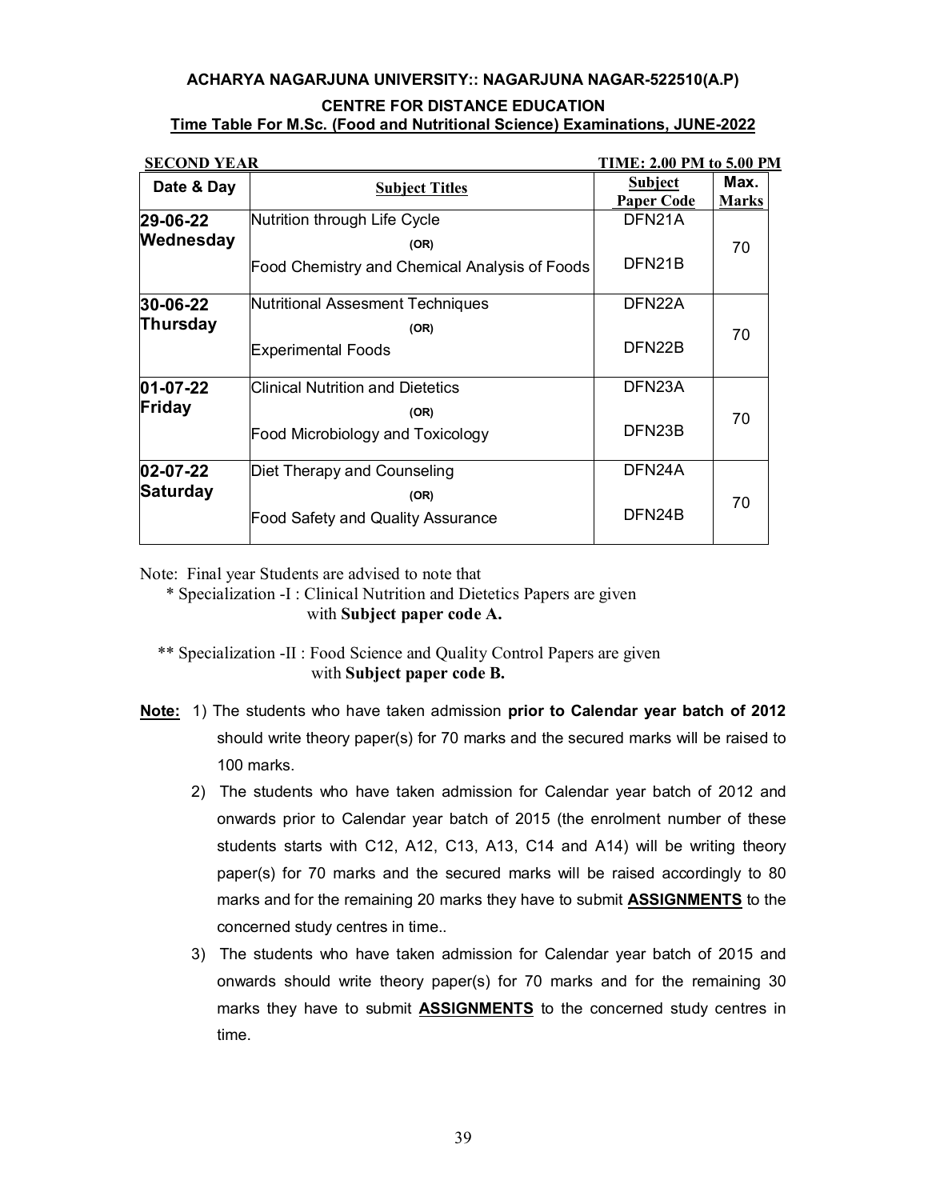**ACHARYA NAGARJUNA UNIVERSITY:: NAGARJUNA NAGAR-522510(A.P)**

**CENTRE FOR DISTANCE EDUCATION**

**Time Table For M.Sc. (Food and Nutritional Science) Examinations, JUNE-2022**

**SECOND YEAR** **TIME: 2.00 PM to 5.00 PM**

| Date & Day | Subject Titles | Subject Paper Code | Max. Marks |
|---|---|---|---|
| **29-06-22 Wednesday** | Nutrition through Life Cycle<br>(OR)<br>Food Chemistry and Chemical Analysis of Foods | DFN21A<br><br>DFN21B | 70 |
| **30-06-22 Thursday** | Nutritional Assesment Techniques<br>(OR)<br>Experimental Foods | DFN22A<br><br>DFN22B | 70 |
| **01-07-22 Friday** | Clinical Nutrition and Dietetics<br>(OR)<br>Food Microbiology and Toxicology | DFN23A<br><br>DFN23B | 70 |
| **02-07-22 Saturday** | Diet Therapy and Counseling<br>(OR)<br>Food Safety and Quality Assurance | DFN24A<br><br>DFN24B | 70 |

Note: Final year Students are advised to note that

* Specialization -I : Clinical Nutrition and Dietetics Papers are given with **Subject paper code A.**

** Specialization -II : Food Science and Quality Control Papers are given with **Subject paper code B.**

**Note:** 1) The students who have taken admission **prior to Calendar year batch of 2012** should write theory paper(s) for 70 marks and the secured marks will be raised to 100 marks.

2) The students who have taken admission for Calendar year batch of 2012 and onwards prior to Calendar year batch of 2015 (the enrolment number of these students starts with C12, A12, C13, A13, C14 and A14) will be writing theory paper(s) for 70 marks and the secured marks will be raised accordingly to 80 marks and for the remaining 20 marks they have to submit **ASSIGNMENTS** to the concerned study centres in time..

3) The students who have taken admission for Calendar year batch of 2015 and onwards should write theory paper(s) for 70 marks and for the remaining 30 marks they have to submit **ASSIGNMENTS** to the concerned study centres in time.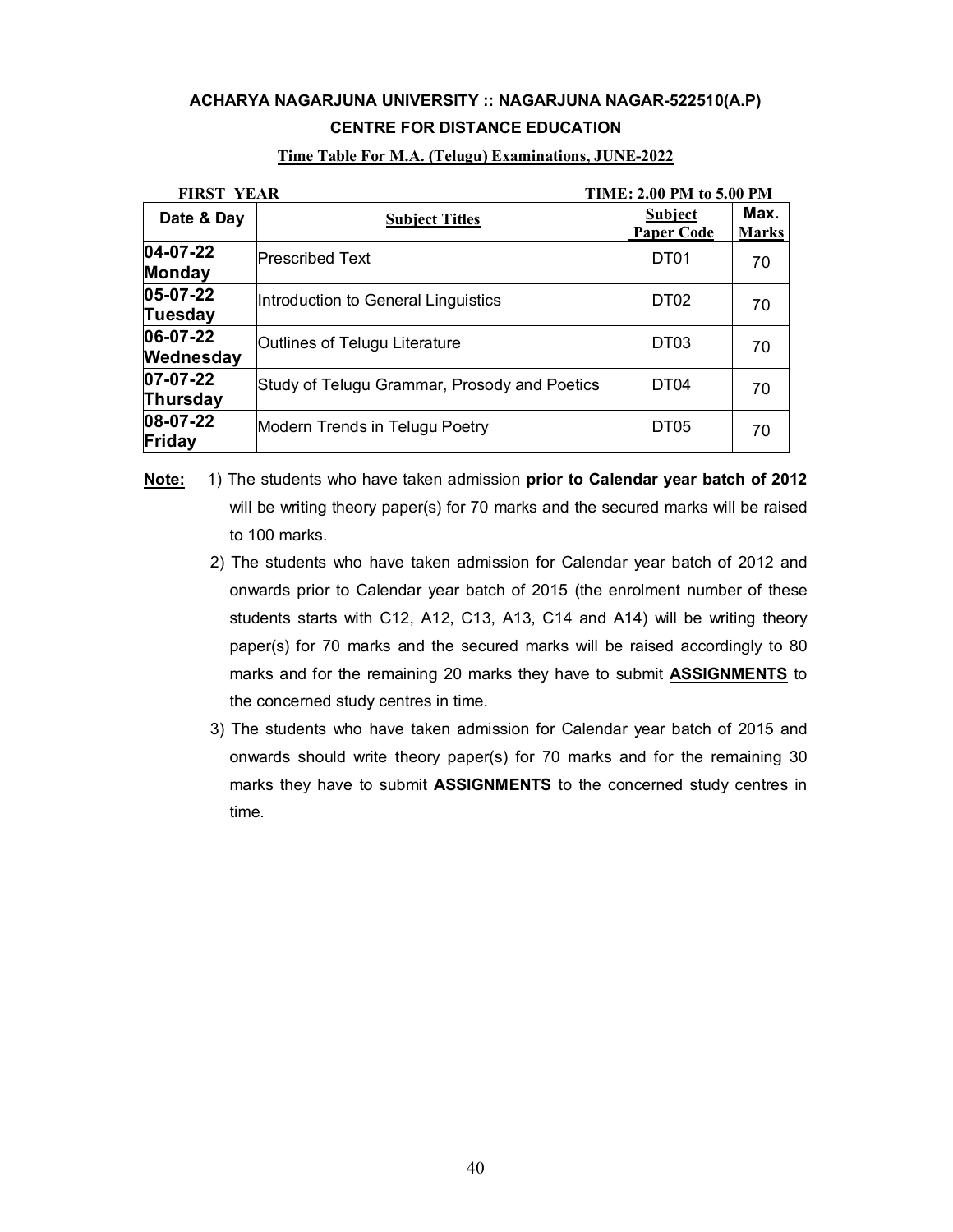**ACHARYA NAGARJUNA UNIVERSITY :: NAGARJUNA NAGAR-522510(A.P)**

**CENTRE FOR DISTANCE EDUCATION**

**Time Table For M.A. (Telugu) Examinations, JUNE-2022**

**FIRST YEAR** **TIME: 2.00 PM to 5.00 PM**

| Date & Day | Subject Titles | Subject Paper Code | Max. Marks |
|---|---|---|---|
| **04-07-22 Monday** | Prescribed Text | DT01 | 70 |
| **05-07-22 Tuesday** | Introduction to General Linguistics | DT02 | 70 |
| **06-07-22 Wednesday** | Outlines of Telugu Literature | DT03 | 70 |
| **07-07-22 Thursday** | Study of Telugu Grammar, Prosody and Poetics | DT04 | 70 |
| **08-07-22 Friday** | Modern Trends in Telugu Poetry | DT05 | 70 |

**Note:**

1) The students who have taken admission **prior to Calendar year batch of 2012** will be writing theory paper(s) for 70 marks and the secured marks will be raised to 100 marks.
2) The students who have taken admission for Calendar year batch of 2012 and onwards prior to Calendar year batch of 2015 (the enrolment number of these students starts with C12, A12, C13, A13, C14 and A14) will be writing theory paper(s) for 70 marks and the secured marks will be raised accordingly to 80 marks and for the remaining 20 marks they have to submit **ASSIGNMENTS** to the concerned study centres in time.
3) The students who have taken admission for Calendar year batch of 2015 and onwards should write theory paper(s) for 70 marks and for the remaining 30 marks they have to submit **ASSIGNMENTS** to the concerned study centres in time.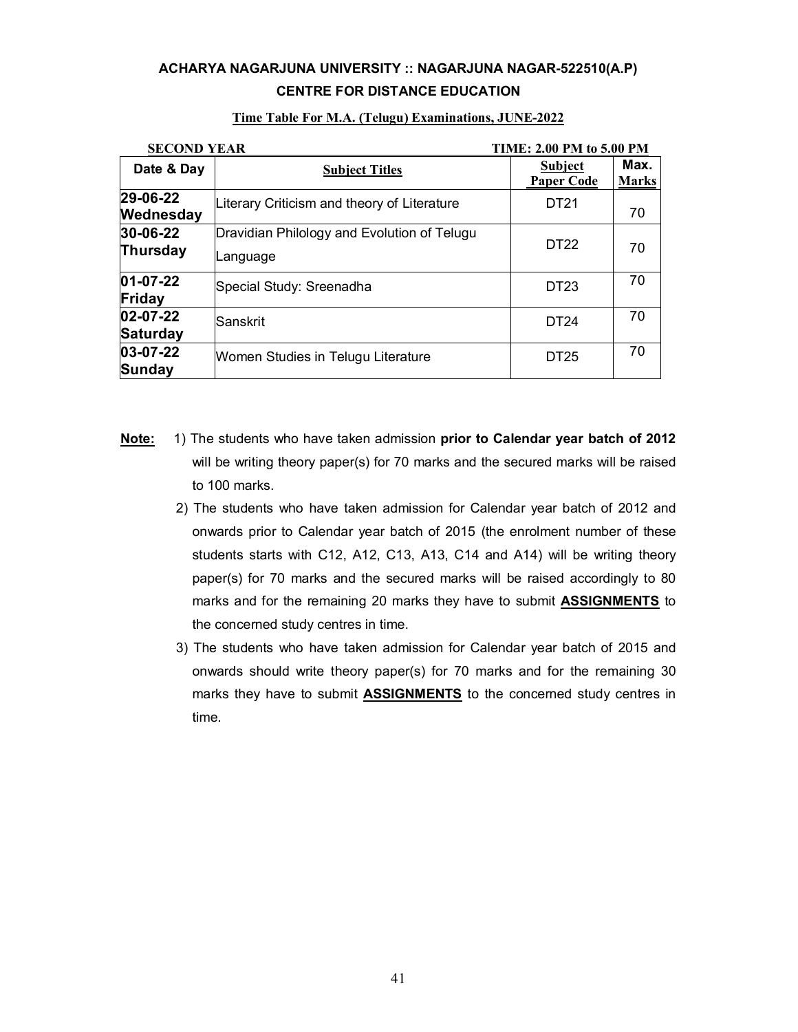**ACHARYA NAGARJUNA UNIVERSITY :: NAGARJUNA NAGAR-522510(A.P)**

**CENTRE FOR DISTANCE EDUCATION**

**Time Table For M.A. (Telugu) Examinations, JUNE-2022**

**SECOND YEAR** **TIME: 2.00 PM to 5.00 PM**

| Date & Day | Subject Titles | Subject Paper Code | Max. Marks |
|---|---|---|---|
| **29-06-22 Wednesday** | Literary Criticism and theory of Literature | DT21 | 70 |
| **30-06-22 Thursday** | Dravidian Philology and Evolution of Telugu Language | DT22 | 70 |
| **01-07-22 Friday** | Special Study: Sreenadha | DT23 | 70 |
| **02-07-22 Saturday** | Sanskrit | DT24 | 70 |
| **03-07-22 Sunday** | Women Studies in Telugu Literature | DT25 | 70 |

**Note:**

1) The students who have taken admission **prior to Calendar year batch of 2012** will be writing theory paper(s) for 70 marks and the secured marks will be raised to 100 marks.
2) The students who have taken admission for Calendar year batch of 2012 and onwards prior to Calendar year batch of 2015 (the enrolment number of these students starts with C12, A12, C13, A13, C14 and A14) will be writing theory paper(s) for 70 marks and the secured marks will be raised accordingly to 80 marks and for the remaining 20 marks they have to submit **ASSIGNMENTS** to the concerned study centres in time.
3) The students who have taken admission for Calendar year batch of 2015 and onwards should write theory paper(s) for 70 marks and for the remaining 30 marks they have to submit **ASSIGNMENTS** to the concerned study centres in time.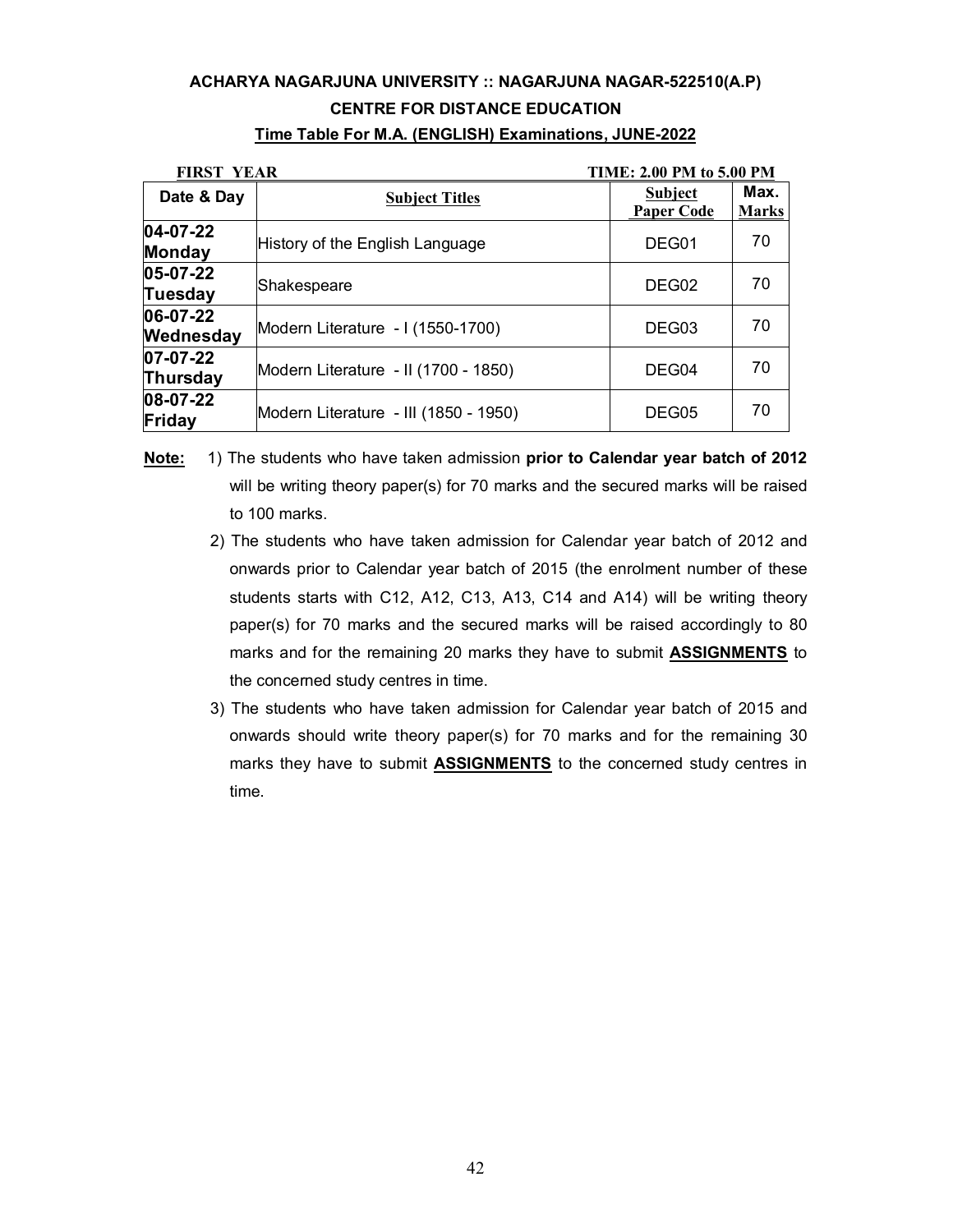**ACHARYA NAGARJUNA UNIVERSITY :: NAGARJUNA NAGAR-522510(A.P)**

**CENTRE FOR DISTANCE EDUCATION**

**Time Table For M.A. (ENGLISH) Examinations, JUNE-2022**

**FIRST YEAR** **TIME: 2.00 PM to 5.00 PM**

| Date & Day | Subject Titles | Subject Paper Code | Max. Marks |
|---|---|---|---|
| **04-07-22 Monday** | History of the English Language | DEG01 | 70 |
| **05-07-22 Tuesday** | Shakespeare | DEG02 | 70 |
| **06-07-22 Wednesday** | Modern Literature - I (1550-1700) | DEG03 | 70 |
| **07-07-22 Thursday** | Modern Literature - II (1700 - 1850) | DEG04 | 70 |
| **08-07-22 Friday** | Modern Literature - III (1850 - 1950) | DEG05 | 70 |

**Note:**

1) The students who have taken admission **prior to Calendar year batch of 2012** will be writing theory paper(s) for 70 marks and the secured marks will be raised to 100 marks.

2) The students who have taken admission for Calendar year batch of 2012 and onwards prior to Calendar year batch of 2015 (the enrolment number of these students starts with C12, A12, C13, A13, C14 and A14) will be writing theory paper(s) for 70 marks and the secured marks will be raised accordingly to 80 marks and for the remaining 20 marks they have to submit **ASSIGNMENTS** to the concerned study centres in time.

3) The students who have taken admission for Calendar year batch of 2015 and onwards should write theory paper(s) for 70 marks and for the remaining 30 marks they have to submit **ASSIGNMENTS** to the concerned study centres in time.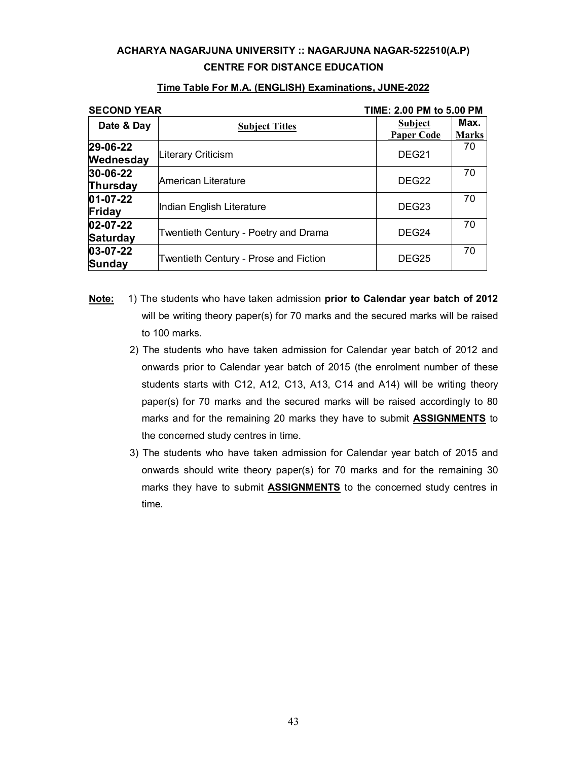**ACHARYA NAGARJUNA UNIVERSITY :: NAGARJUNA NAGAR-522510(A.P)**

**CENTRE FOR DISTANCE EDUCATION**

**Time Table For M.A. (ENGLISH) Examinations, JUNE-2022**

**SECOND YEAR** **TIME: 2.00 PM to 5.00 PM**

| Date & Day | Subject Titles | Subject Paper Code | Max. Marks |
|---|---|---|---|
| **29-06-22 Wednesday** | Literary Criticism | DEG21 | 70 |
| **30-06-22 Thursday** | American Literature | DEG22 | 70 |
| **01-07-22 Friday** | Indian English Literature | DEG23 | 70 |
| **02-07-22 Saturday** | Twentieth Century - Poetry and Drama | DEG24 | 70 |
| **03-07-22 Sunday** | Twentieth Century - Prose and Fiction | DEG25 | 70 |

**Note:**

1) The students who have taken admission **prior to Calendar year batch of 2012** will be writing theory paper(s) for 70 marks and the secured marks will be raised to 100 marks.
2) The students who have taken admission for Calendar year batch of 2012 and onwards prior to Calendar year batch of 2015 (the enrolment number of these students starts with C12, A12, C13, A13, C14 and A14) will be writing theory paper(s) for 70 marks and the secured marks will be raised accordingly to 80 marks and for the remaining 20 marks they have to submit **ASSIGNMENTS** to the concerned study centres in time.
3) The students who have taken admission for Calendar year batch of 2015 and onwards should write theory paper(s) for 70 marks and for the remaining 30 marks they have to submit **ASSIGNMENTS** to the concerned study centres in time.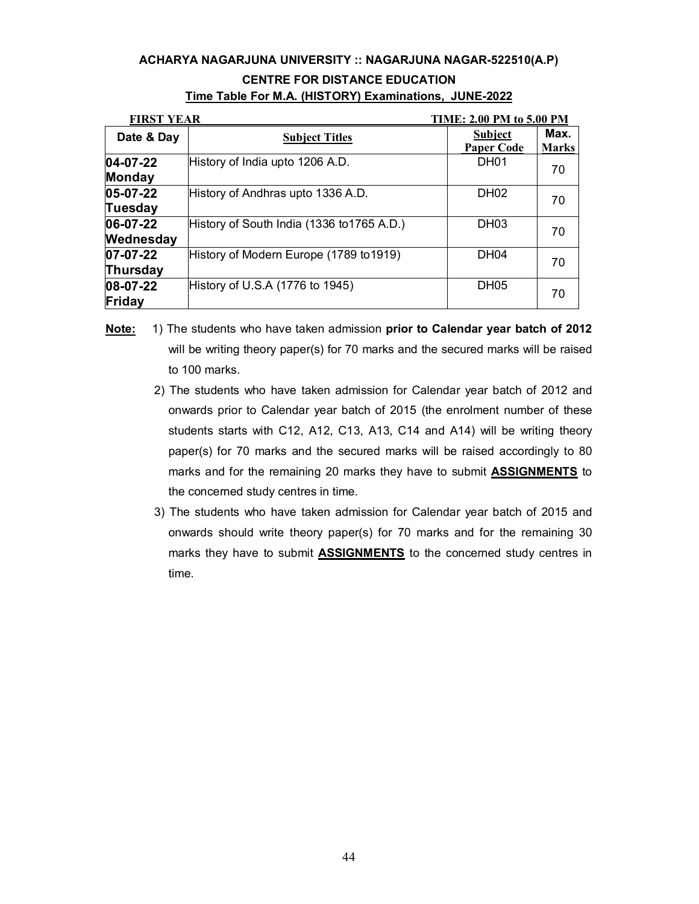**ACHARYA NAGARJUNA UNIVERSITY :: NAGARJUNA NAGAR-522510(A.P)**

**CENTRE FOR DISTANCE EDUCATION**

**Time Table For M.A. (HISTORY) Examinations, JUNE-2022**

**FIRST YEAR** **TIME: 2.00 PM to 5.00 PM**

| Date & Day | Subject Titles | Subject Paper Code | Max. Marks |
|---|---|---|---|
| **04-07-22 Monday** | History of India upto 1206 A.D. | DH01 | 70 |
| **05-07-22 Tuesday** | History of Andhras upto 1336 A.D. | DH02 | 70 |
| **06-07-22 Wednesday** | History of South India (1336 to1765 A.D.) | DH03 | 70 |
| **07-07-22 Thursday** | History of Modern Europe (1789 to1919) | DH04 | 70 |
| **08-07-22 Friday** | History of U.S.A (1776 to 1945) | DH05 | 70 |

**Note:**

1) The students who have taken admission **prior to Calendar year batch of 2012** will be writing theory paper(s) for 70 marks and the secured marks will be raised to 100 marks.
2) The students who have taken admission for Calendar year batch of 2012 and onwards prior to Calendar year batch of 2015 (the enrolment number of these students starts with C12, A12, C13, A13, C14 and A14) will be writing theory paper(s) for 70 marks and the secured marks will be raised accordingly to 80 marks and for the remaining 20 marks they have to submit **ASSIGNMENTS** to the concerned study centres in time.
3) The students who have taken admission for Calendar year batch of 2015 and onwards should write theory paper(s) for 70 marks and for the remaining 30 marks they have to submit **ASSIGNMENTS** to the concerned study centres in time.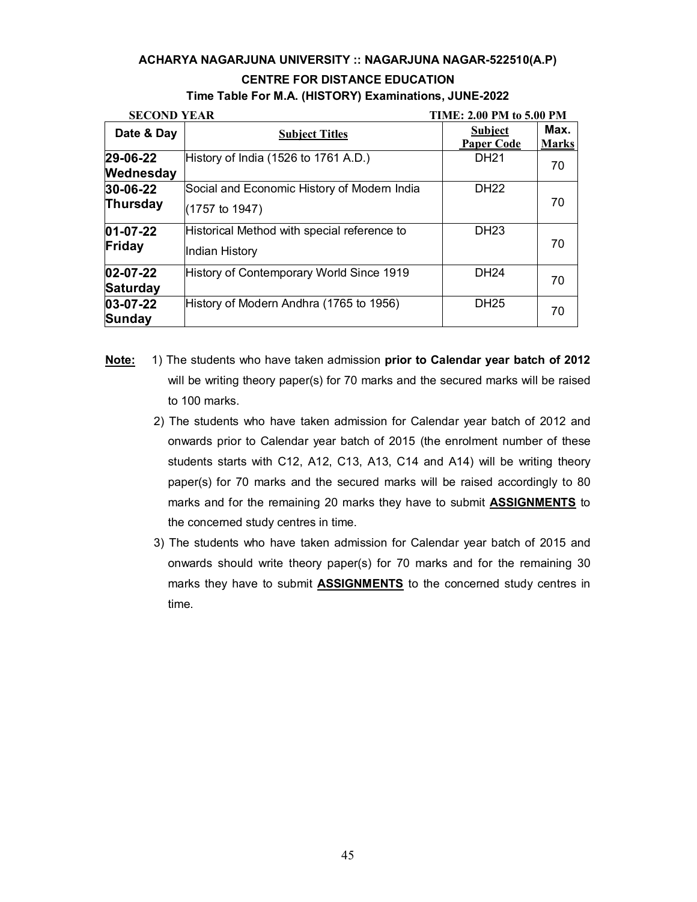**ACHARYA NAGARJUNA UNIVERSITY :: NAGARJUNA NAGAR-522510(A.P)**

**CENTRE FOR DISTANCE EDUCATION**

**Time Table For M.A. (HISTORY) Examinations, JUNE-2022**

**SECOND YEAR** **TIME: 2.00 PM to 5.00 PM**

| Date & Day | Subject Titles | Subject Paper Code | Max. Marks |
|---|---|---|---|
| **29-06-22 Wednesday** | History of India (1526 to 1761 A.D.) | DH21 | 70 |
| **30-06-22 Thursday** | Social and Economic History of Modern India (1757 to 1947) | DH22 | 70 |
| **01-07-22 Friday** | Historical Method with special reference to Indian History | DH23 | 70 |
| **02-07-22 Saturday** | History of Contemporary World Since 1919 | DH24 | 70 |
| **03-07-22 Sunday** | History of Modern Andhra (1765 to 1956) | DH25 | 70 |

**Note:**

1) The students who have taken admission **prior to Calendar year batch of 2012** will be writing theory paper(s) for 70 marks and the secured marks will be raised to 100 marks.

2) The students who have taken admission for Calendar year batch of 2012 and onwards prior to Calendar year batch of 2015 (the enrolment number of these students starts with C12, A12, C13, A13, C14 and A14) will be writing theory paper(s) for 70 marks and the secured marks will be raised accordingly to 80 marks and for the remaining 20 marks they have to submit **ASSIGNMENTS** to the concerned study centres in time.

3) The students who have taken admission for Calendar year batch of 2015 and onwards should write theory paper(s) for 70 marks and for the remaining 30 marks they have to submit **ASSIGNMENTS** to the concerned study centres in time.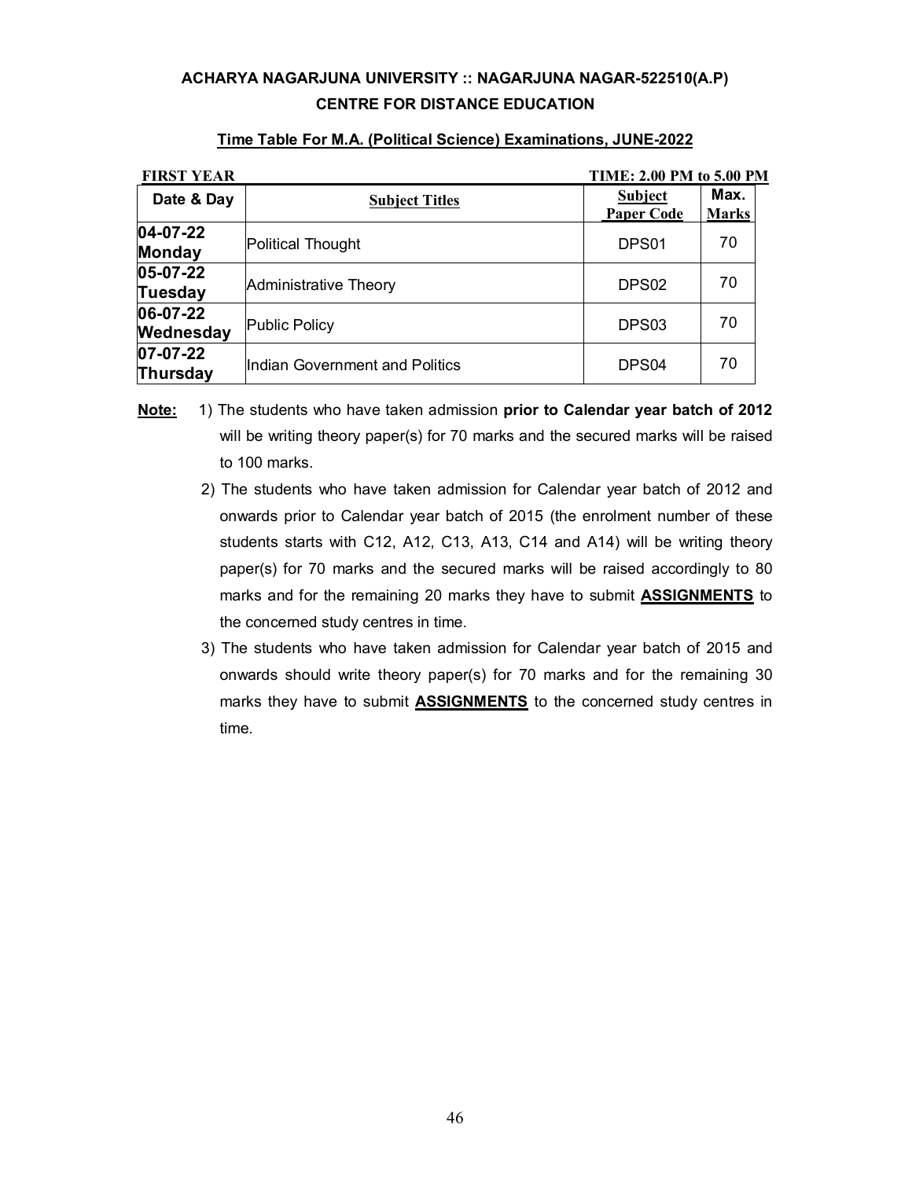**ACHARYA NAGARJUNA UNIVERSITY :: NAGARJUNA NAGAR-522510(A.P)**

**CENTRE FOR DISTANCE EDUCATION**

**Time Table For M.A. (Political Science) Examinations, JUNE-2022**

**FIRST YEAR** **TIME: 2.00 PM to 5.00 PM**

| Date & Day | Subject Titles | Subject Paper Code | Max. Marks |
|---|---|---|---|
| **04-07-22 Monday** | Political Thought | DPS01 | 70 |
| **05-07-22 Tuesday** | Administrative Theory | DPS02 | 70 |
| **06-07-22 Wednesday** | Public Policy | DPS03 | 70 |
| **07-07-22 Thursday** | Indian Government and Politics | DPS04 | 70 |

**Note:**

1) The students who have taken admission **prior to Calendar year batch of 2012** will be writing theory paper(s) for 70 marks and the secured marks will be raised to 100 marks.
2) The students who have taken admission for Calendar year batch of 2012 and onwards prior to Calendar year batch of 2015 (the enrolment number of these students starts with C12, A12, C13, A13, C14 and A14) will be writing theory paper(s) for 70 marks and the secured marks will be raised accordingly to 80 marks and for the remaining 20 marks they have to submit **ASSIGNMENTS** to the concerned study centres in time.
3) The students who have taken admission for Calendar year batch of 2015 and onwards should write theory paper(s) for 70 marks and for the remaining 30 marks they have to submit **ASSIGNMENTS** to the concerned study centres in time.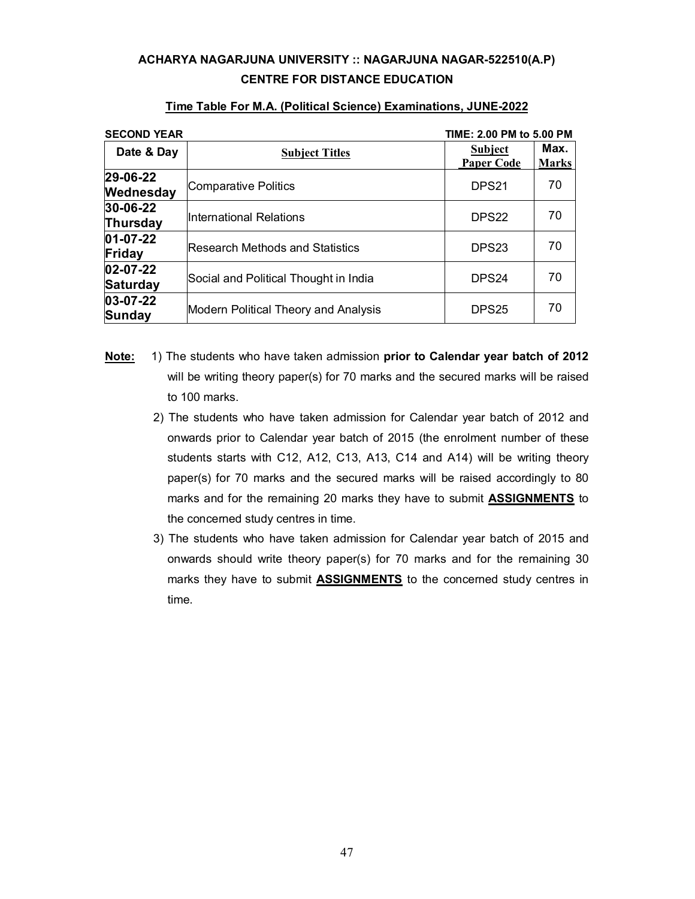**ACHARYA NAGARJUNA UNIVERSITY :: NAGARJUNA NAGAR-522510(A.P)**

**CENTRE FOR DISTANCE EDUCATION**

**Time Table For M.A. (Political Science) Examinations, JUNE-2022**

**SECOND YEAR** **TIME: 2.00 PM to 5.00 PM**

| Date & Day | Subject Titles | Subject Paper Code | Max. Marks |
|---|---|---|---|
| **29-06-22 Wednesday** | Comparative Politics | DPS21 | 70 |
| **30-06-22 Thursday** | International Relations | DPS22 | 70 |
| **01-07-22 Friday** | Research Methods and Statistics | DPS23 | 70 |
| **02-07-22 Saturday** | Social and Political Thought in India | DPS24 | 70 |
| **03-07-22 Sunday** | Modern Political Theory and Analysis | DPS25 | 70 |

**Note:**

1) The students who have taken admission **prior to Calendar year batch of 2012** will be writing theory paper(s) for 70 marks and the secured marks will be raised to 100 marks.

2) The students who have taken admission for Calendar year batch of 2012 and onwards prior to Calendar year batch of 2015 (the enrolment number of these students starts with C12, A12, C13, A13, C14 and A14) will be writing theory paper(s) for 70 marks and the secured marks will be raised accordingly to 80 marks and for the remaining 20 marks they have to submit **ASSIGNMENTS** to the concerned study centres in time.

3) The students who have taken admission for Calendar year batch of 2015 and onwards should write theory paper(s) for 70 marks and for the remaining 30 marks they have to submit **ASSIGNMENTS** to the concerned study centres in time.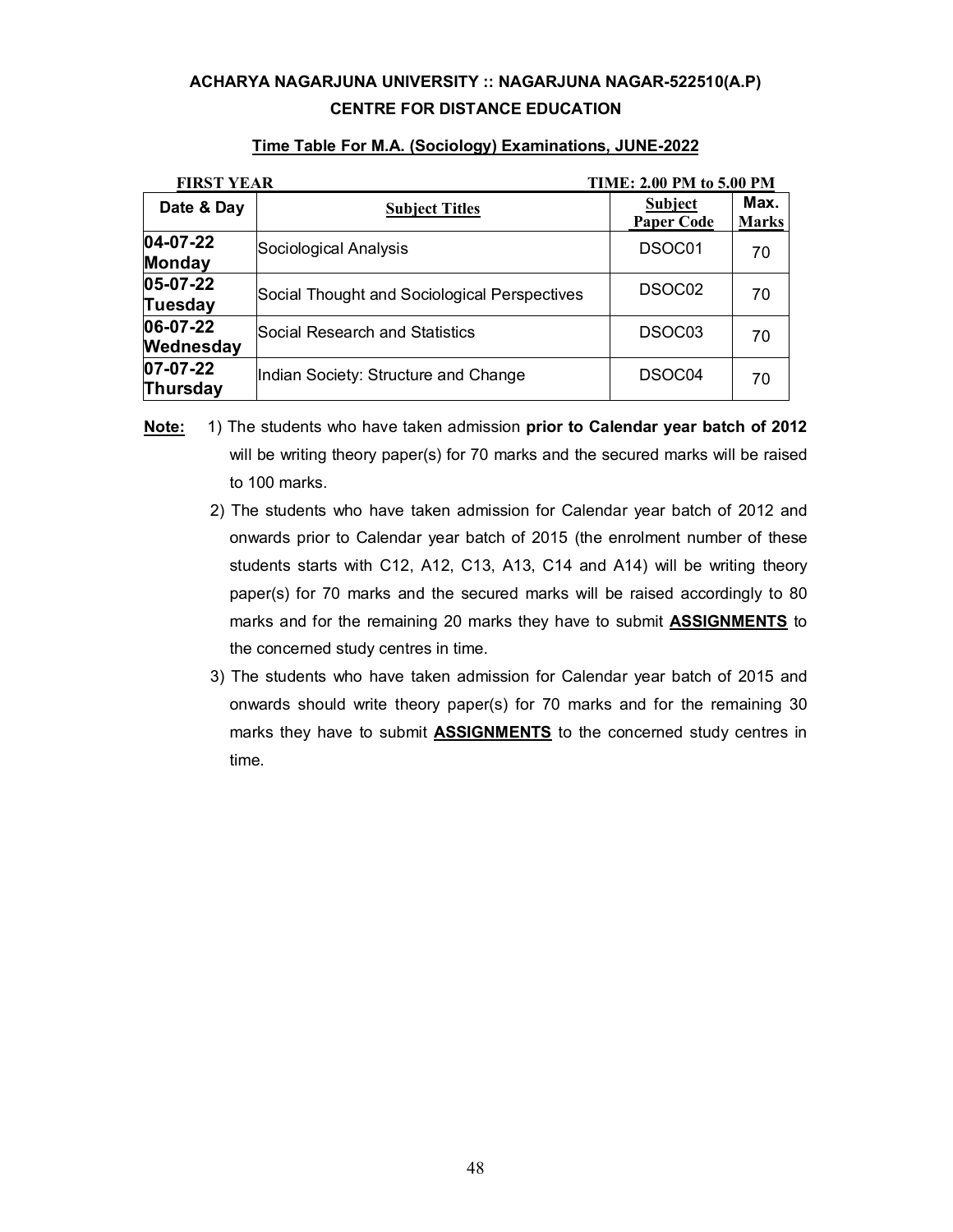**ACHARYA NAGARJUNA UNIVERSITY :: NAGARJUNA NAGAR-522510(A.P)**
**CENTRE FOR DISTANCE EDUCATION**

**Time Table For M.A. (Sociology) Examinations, JUNE-2022**

**FIRST YEAR** **TIME: 2.00 PM to 5.00 PM**

| Date & Day | Subject Titles | Subject Paper Code | Max. Marks |
|---|---|---|---|
| **04-07-22 Monday** | Sociological Analysis | DSOC01 | 70 |
| **05-07-22 Tuesday** | Social Thought and Sociological Perspectives | DSOC02 | 70 |
| **06-07-22 Wednesday** | Social Research and Statistics | DSOC03 | 70 |
| **07-07-22 Thursday** | Indian Society: Structure and Change | DSOC04 | 70 |

**Note:**

1) The students who have taken admission **prior to Calendar year batch of 2012** will be writing theory paper(s) for 70 marks and the secured marks will be raised to 100 marks.
2) The students who have taken admission for Calendar year batch of 2012 and onwards prior to Calendar year batch of 2015 (the enrolment number of these students starts with C12, A12, C13, A13, C14 and A14) will be writing theory paper(s) for 70 marks and the secured marks will be raised accordingly to 80 marks and for the remaining 20 marks they have to submit **ASSIGNMENTS** to the concerned study centres in time.
3) The students who have taken admission for Calendar year batch of 2015 and onwards should write theory paper(s) for 70 marks and for the remaining 30 marks they have to submit **ASSIGNMENTS** to the concerned study centres in time.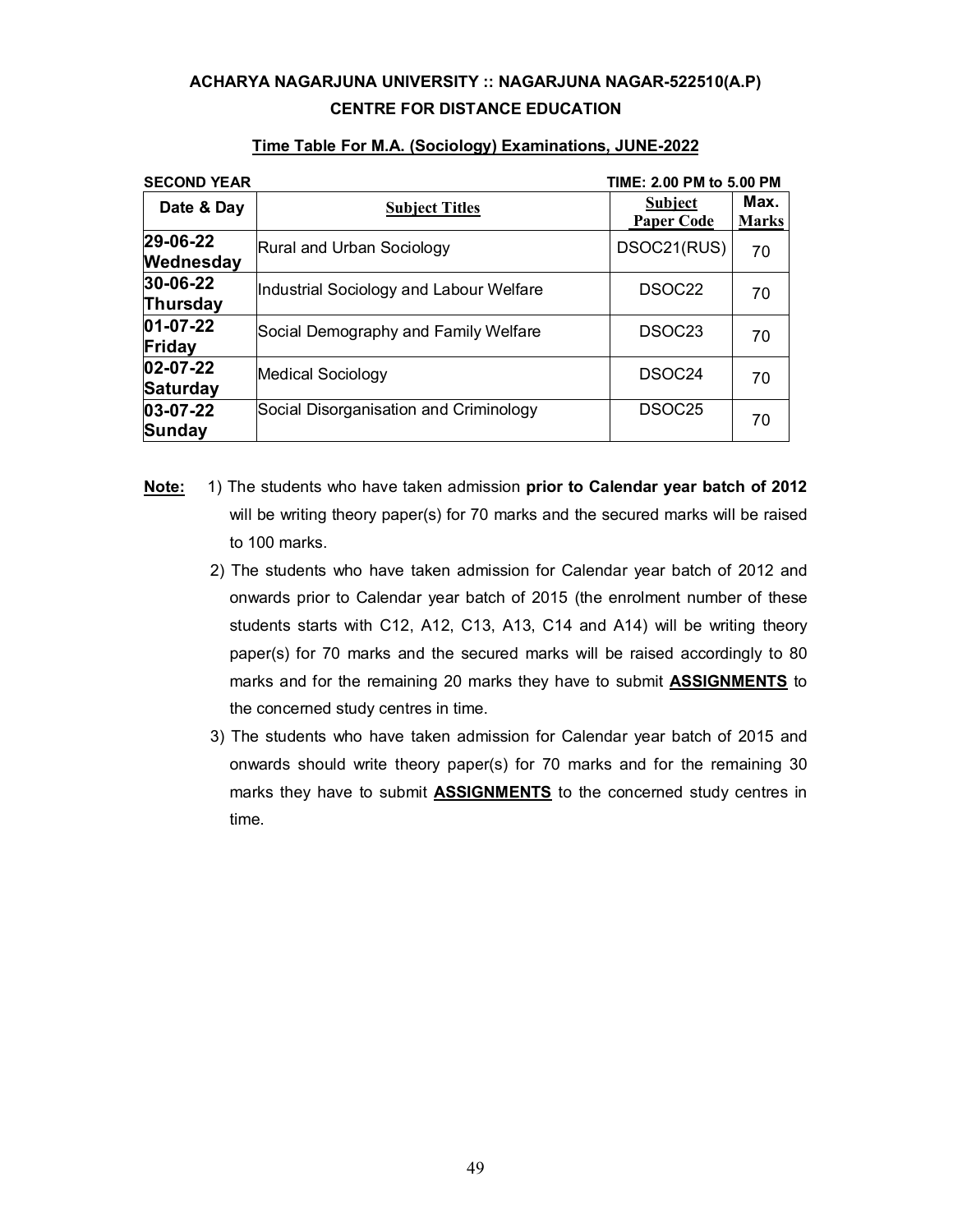**ACHARYA NAGARJUNA UNIVERSITY :: NAGARJUNA NAGAR-522510(A.P)**

**CENTRE FOR DISTANCE EDUCATION**

**Time Table For M.A. (Sociology) Examinations, JUNE-2022**

**SECOND YEAR** **TIME: 2.00 PM to 5.00 PM**

| Date & Day | Subject Titles | Subject Paper Code | Max. Marks |
|---|---|---|---|
| **29-06-22 Wednesday** | Rural and Urban Sociology | DSOC21(RUS) | 70 |
| **30-06-22 Thursday** | Industrial Sociology and Labour Welfare | DSOC22 | 70 |
| **01-07-22 Friday** | Social Demography and Family Welfare | DSOC23 | 70 |
| **02-07-22 Saturday** | Medical Sociology | DSOC24 | 70 |
| **03-07-22 Sunday** | Social Disorganisation and Criminology | DSOC25 | 70 |

**Note:**

1) The students who have taken admission **prior to Calendar year batch of 2012** will be writing theory paper(s) for 70 marks and the secured marks will be raised to 100 marks.

2) The students who have taken admission for Calendar year batch of 2012 and onwards prior to Calendar year batch of 2015 (the enrolment number of these students starts with C12, A12, C13, A13, C14 and A14) will be writing theory paper(s) for 70 marks and the secured marks will be raised accordingly to 80 marks and for the remaining 20 marks they have to submit **ASSIGNMENTS** to the concerned study centres in time.

3) The students who have taken admission for Calendar year batch of 2015 and onwards should write theory paper(s) for 70 marks and for the remaining 30 marks they have to submit **ASSIGNMENTS** to the concerned study centres in time.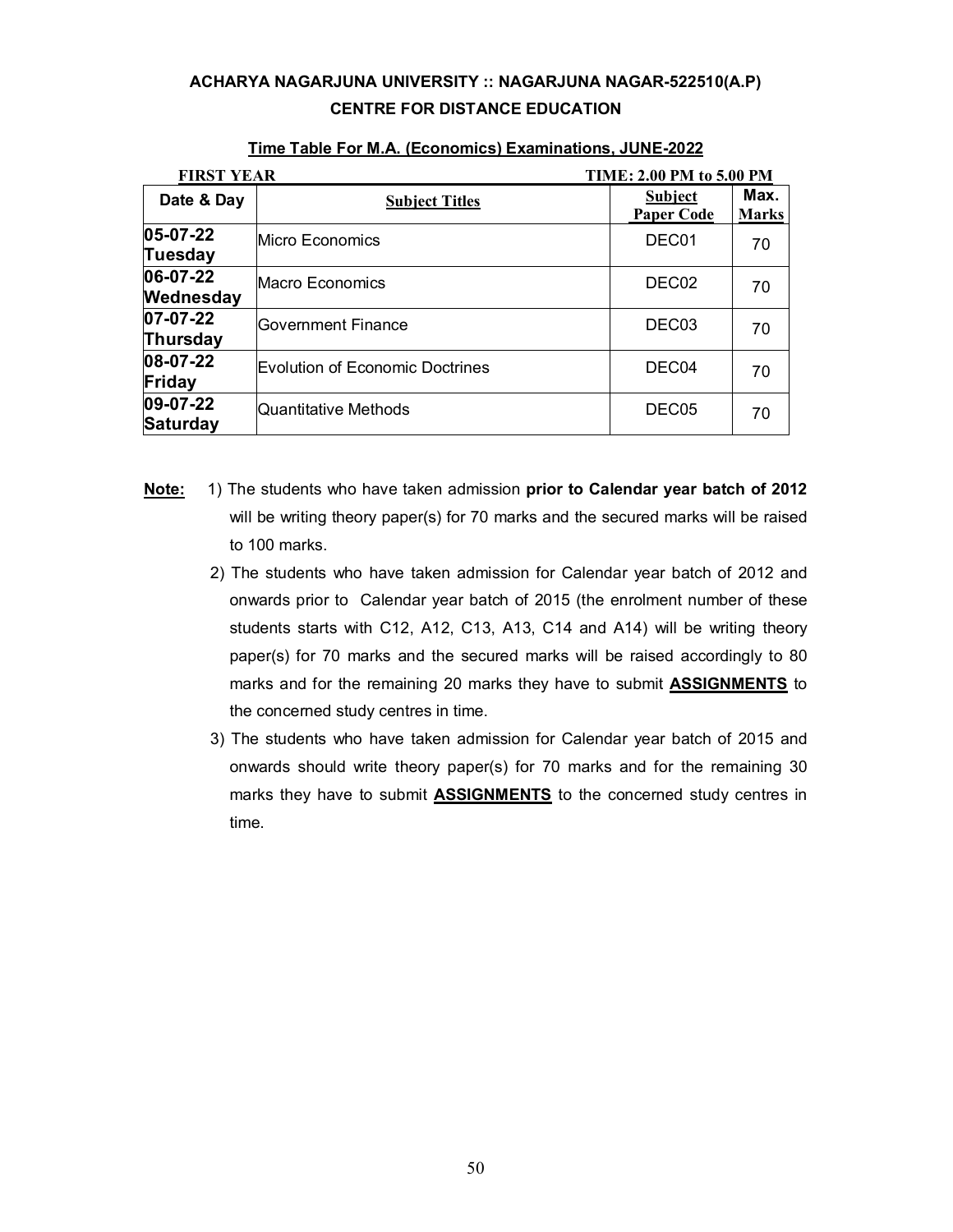**ACHARYA NAGARJUNA UNIVERSITY :: NAGARJUNA NAGAR-522510(A.P)**

**CENTRE FOR DISTANCE EDUCATION**

**Time Table For M.A. (Economics) Examinations, JUNE-2022**

**FIRST YEAR** **TIME: 2.00 PM to 5.00 PM**

| Date & Day | Subject Titles | Subject Paper Code | Max. Marks |
|---|---|---|---|
| **05-07-22 Tuesday** | Micro Economics | DEC01 | 70 |
| **06-07-22 Wednesday** | Macro Economics | DEC02 | 70 |
| **07-07-22 Thursday** | Government Finance | DEC03 | 70 |
| **08-07-22 Friday** | Evolution of Economic Doctrines | DEC04 | 70 |
| **09-07-22 Saturday** | Quantitative Methods | DEC05 | 70 |

**Note:**

1) The students who have taken admission **prior to Calendar year batch of 2012** will be writing theory paper(s) for 70 marks and the secured marks will be raised to 100 marks.

2) The students who have taken admission for Calendar year batch of 2012 and onwards prior to Calendar year batch of 2015 (the enrolment number of these students starts with C12, A12, C13, A13, C14 and A14) will be writing theory paper(s) for 70 marks and the secured marks will be raised accordingly to 80 marks and for the remaining 20 marks they have to submit **ASSIGNMENTS** to the concerned study centres in time.

3) The students who have taken admission for Calendar year batch of 2015 and onwards should write theory paper(s) for 70 marks and for the remaining 30 marks they have to submit **ASSIGNMENTS** to the concerned study centres in time.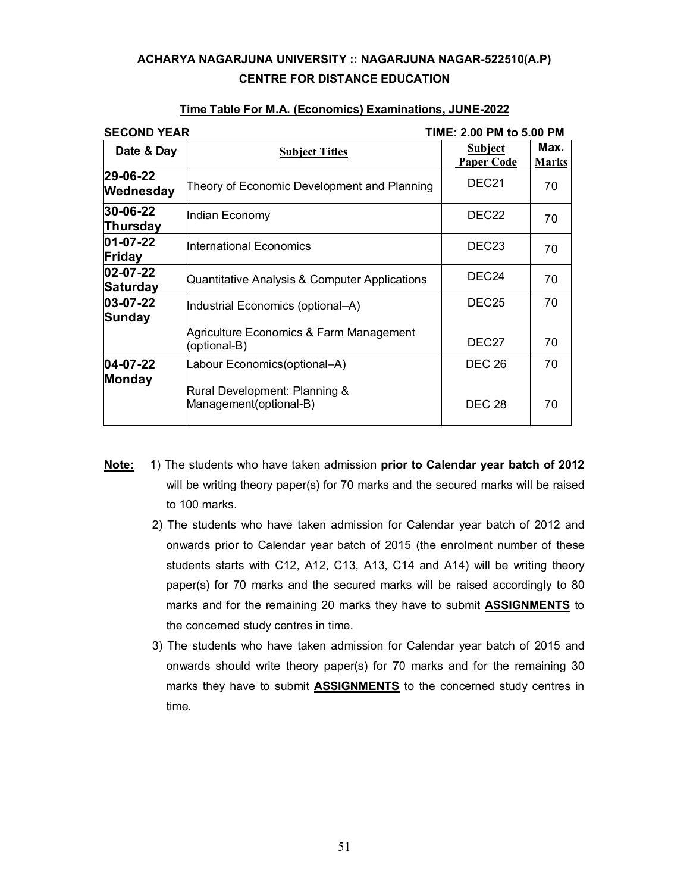**ACHARYA NAGARJUNA UNIVERSITY :: NAGARJUNA NAGAR-522510(A.P)**

**CENTRE FOR DISTANCE EDUCATION**

**Time Table For M.A. (Economics) Examinations, JUNE-2022**

**SECOND YEAR** **TIME: 2.00 PM to 5.00 PM**

| Date & Day | Subject Titles | Subject Paper Code | Max. Marks |
|---|---|---|---|
| **29-06-22 Wednesday** | Theory of Economic Development and Planning | DEC21 | 70 |
| **30-06-22 Thursday** | Indian Economy | DEC22 | 70 |
| **01-07-22 Friday** | International Economics | DEC23 | 70 |
| **02-07-22 Saturday** | Quantitative Analysis & Computer Applications | DEC24 | 70 |
| **03-07-22 Sunday** | Industrial Economics (optional–A) | DEC25 | 70 |
| | Agriculture Economics & Farm Management (optional-B) | DEC27 | 70 |
| **04-07-22 Monday** | Labour Economics(optional–A) | DEC 26 | 70 |
| | Rural Development: Planning & Management(optional-B) | DEC 28 | 70 |

**Note:**

1) The students who have taken admission **prior to Calendar year batch of 2012** will be writing theory paper(s) for 70 marks and the secured marks will be raised to 100 marks.

2) The students who have taken admission for Calendar year batch of 2012 and onwards prior to Calendar year batch of 2015 (the enrolment number of these students starts with C12, A12, C13, A13, C14 and A14) will be writing theory paper(s) for 70 marks and the secured marks will be raised accordingly to 80 marks and for the remaining 20 marks they have to submit **ASSIGNMENTS** to the concerned study centres in time.

3) The students who have taken admission for Calendar year batch of 2015 and onwards should write theory paper(s) for 70 marks and for the remaining 30 marks they have to submit **ASSIGNMENTS** to the concerned study centres in time.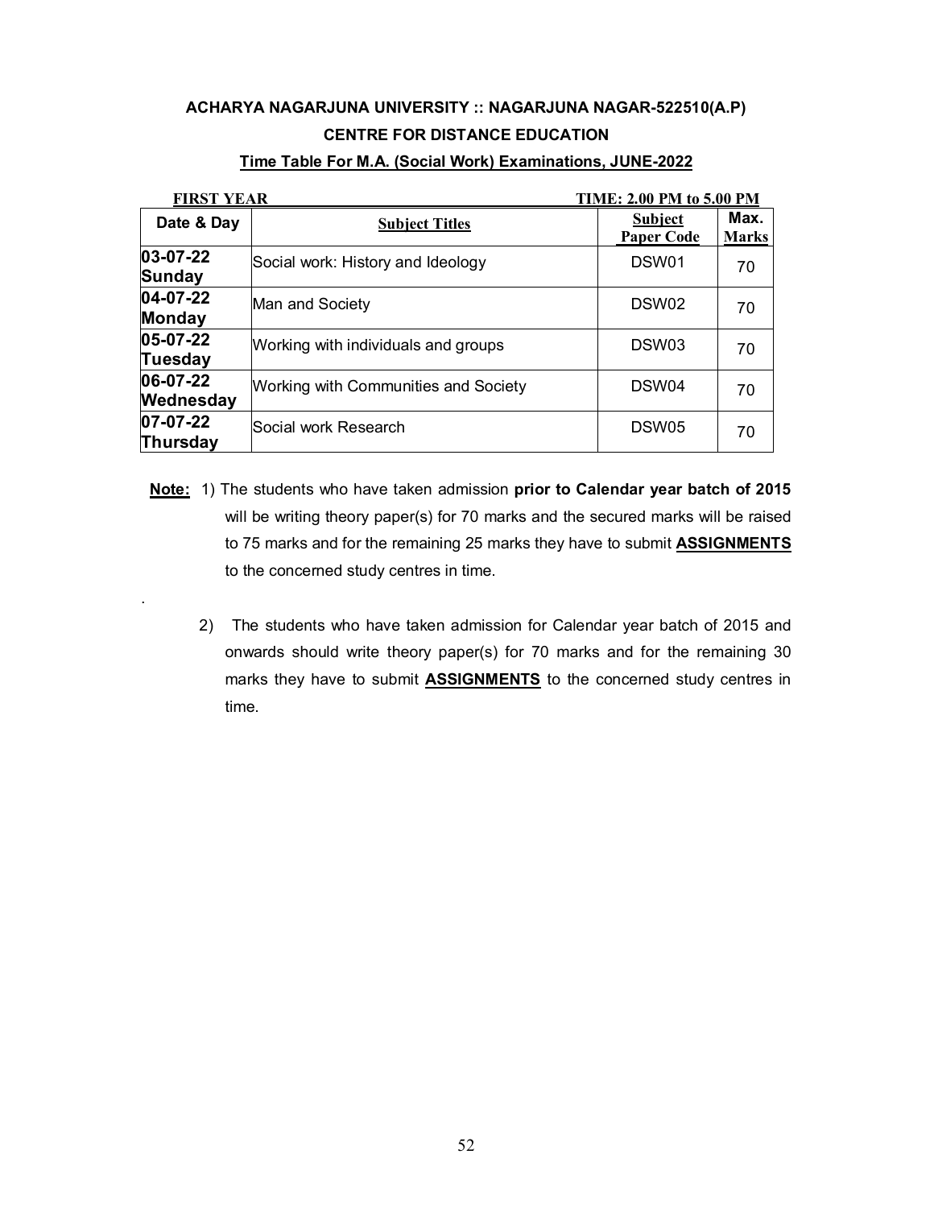**ACHARYA NAGARJUNA UNIVERSITY :: NAGARJUNA NAGAR-522510(A.P)**

**CENTRE FOR DISTANCE EDUCATION**

**Time Table For M.A. (Social Work) Examinations, JUNE-2022**

**FIRST YEAR** **TIME: 2.00 PM to 5.00 PM**

| Date & Day | Subject Titles | Subject Paper Code | Max. Marks |
|---|---|---|---|
| **03-07-22 Sunday** | Social work: History and Ideology | DSW01 | 70 |
| **04-07-22 Monday** | Man and Society | DSW02 | 70 |
| **05-07-22 Tuesday** | Working with individuals and groups | DSW03 | 70 |
| **06-07-22 Wednesday** | Working with Communities and Society | DSW04 | 70 |
| **07-07-22 Thursday** | Social work Research | DSW05 | 70 |

**Note:** 1) The students who have taken admission **prior to Calendar year batch of 2015** will be writing theory paper(s) for 70 marks and the secured marks will be raised to 75 marks and for the remaining 25 marks they have to submit **ASSIGNMENTS** to the concerned study centres in time.

2) The students who have taken admission for Calendar year batch of 2015 and onwards should write theory paper(s) for 70 marks and for the remaining 30 marks they have to submit **ASSIGNMENTS** to the concerned study centres in time.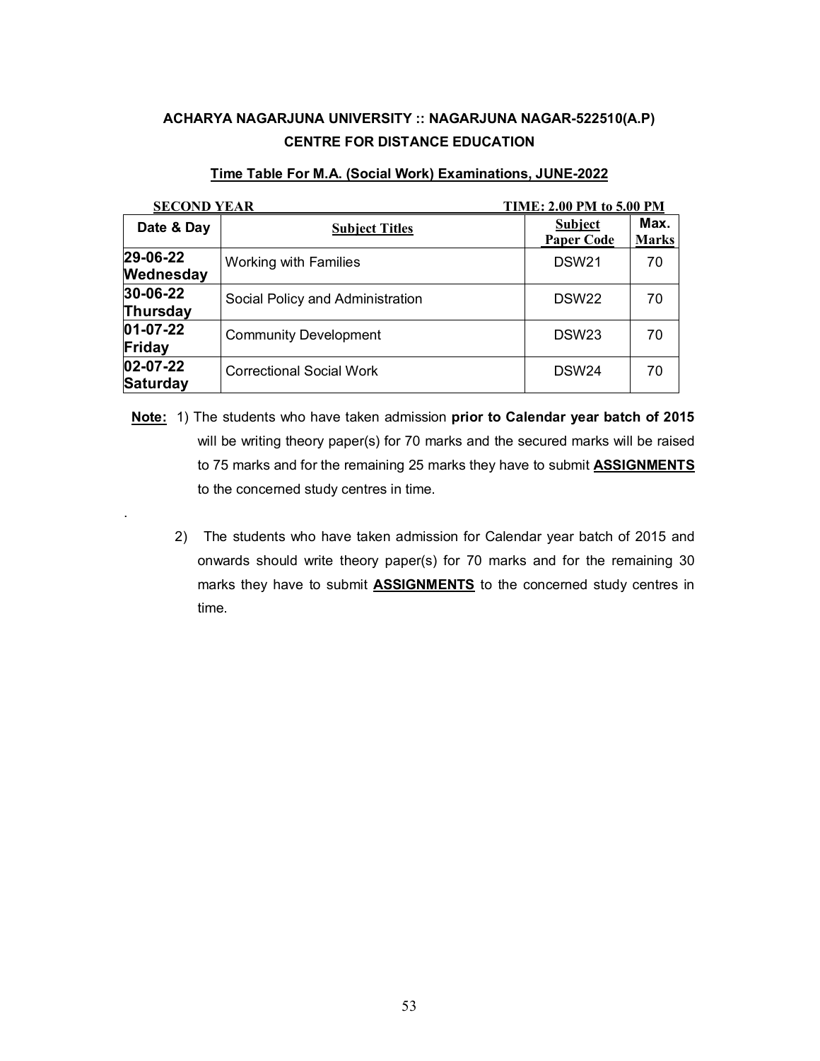**ACHARYA NAGARJUNA UNIVERSITY :: NAGARJUNA NAGAR-522510(A.P)**
**CENTRE FOR DISTANCE EDUCATION**

**Time Table For M.A. (Social Work) Examinations, JUNE-2022**

**SECOND YEAR** **TIME: 2.00 PM to 5.00 PM**

| Date & Day | Subject Titles | Subject Paper Code | Max. Marks |
|---|---|---|---|
| **29-06-22 Wednesday** | Working with Families | DSW21 | 70 |
| **30-06-22 Thursday** | Social Policy and Administration | DSW22 | 70 |
| **01-07-22 Friday** | Community Development | DSW23 | 70 |
| **02-07-22 Saturday** | Correctional Social Work | DSW24 | 70 |

**Note:** 1) The students who have taken admission **prior to Calendar year batch of 2015** will be writing theory paper(s) for 70 marks and the secured marks will be raised to 75 marks and for the remaining 25 marks they have to submit **ASSIGNMENTS** to the concerned study centres in time.

2) The students who have taken admission for Calendar year batch of 2015 and onwards should write theory paper(s) for 70 marks and for the remaining 30 marks they have to submit **ASSIGNMENTS** to the concerned study centres in time.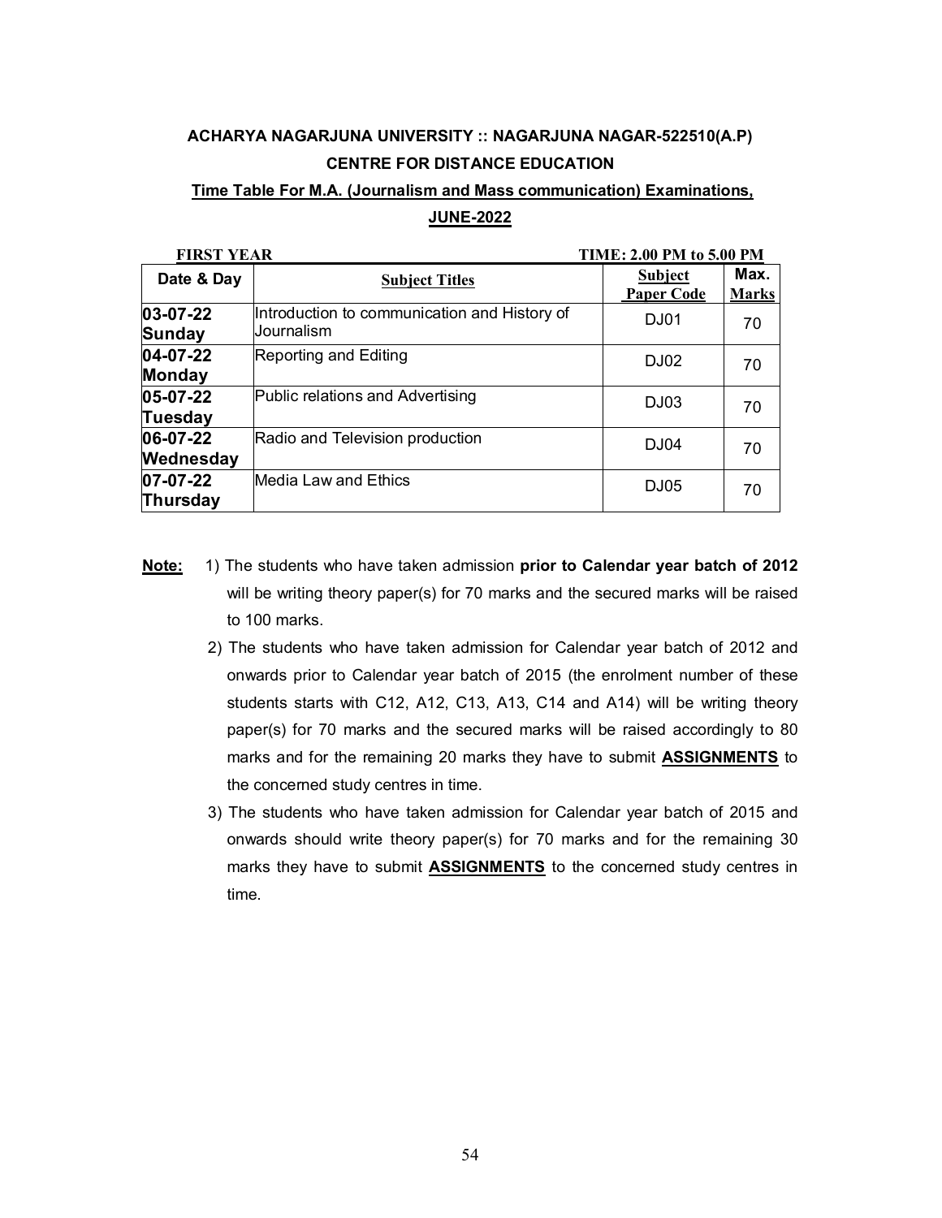**ACHARYA NAGARJUNA UNIVERSITY :: NAGARJUNA NAGAR-522510(A.P)**

**CENTRE FOR DISTANCE EDUCATION**

**Time Table For M.A. (Journalism and Mass communication) Examinations, JUNE-2022**

**FIRST YEAR** **TIME: 2.00 PM to 5.00 PM**

| Date & Day | Subject Titles | Subject Paper Code | Max. Marks |
|---|---|---|---|
| **03-07-22 Sunday** | Introduction to communication and History of Journalism | DJ01 | 70 |
| **04-07-22 Monday** | Reporting and Editing | DJ02 | 70 |
| **05-07-22 Tuesday** | Public relations and Advertising | DJ03 | 70 |
| **06-07-22 Wednesday** | Radio and Television production | DJ04 | 70 |
| **07-07-22 Thursday** | Media Law and Ethics | DJ05 | 70 |

**Note:**

1) The students who have taken admission **prior to Calendar year batch of 2012** will be writing theory paper(s) for 70 marks and the secured marks will be raised to 100 marks.
2) The students who have taken admission for Calendar year batch of 2012 and onwards prior to Calendar year batch of 2015 (the enrolment number of these students starts with C12, A12, C13, A13, C14 and A14) will be writing theory paper(s) for 70 marks and the secured marks will be raised accordingly to 80 marks and for the remaining 20 marks they have to submit **ASSIGNMENTS** to the concerned study centres in time.
3) The students who have taken admission for Calendar year batch of 2015 and onwards should write theory paper(s) for 70 marks and for the remaining 30 marks they have to submit **ASSIGNMENTS** to the concerned study centres in time.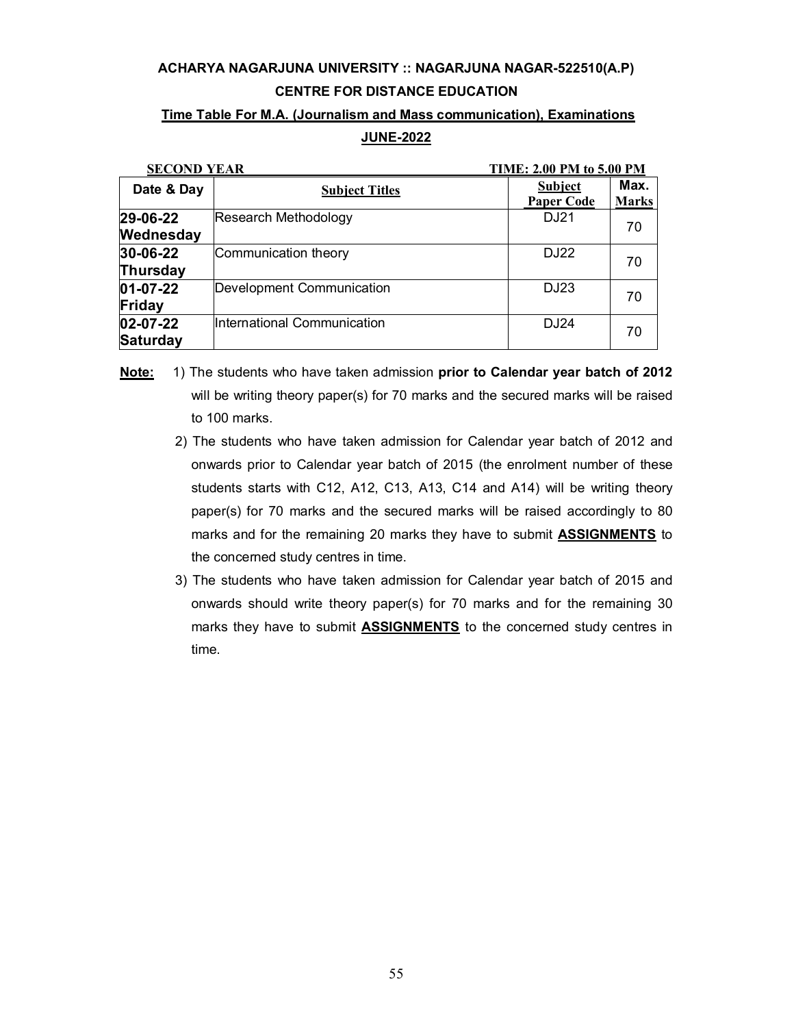**ACHARYA NAGARJUNA UNIVERSITY :: NAGARJUNA NAGAR-522510(A.P)**

**CENTRE FOR DISTANCE EDUCATION**

**Time Table For M.A. (Journalism and Mass communication), Examinations**

**JUNE-2022**

**SECOND YEAR** **TIME: 2.00 PM to 5.00 PM**

| Date & Day | Subject Titles | Subject Paper Code | Max. Marks |
|---|---|---|---|
| **29-06-22 Wednesday** | Research Methodology | DJ21 | 70 |
| **30-06-22 Thursday** | Communication theory | DJ22 | 70 |
| **01-07-22 Friday** | Development Communication | DJ23 | 70 |
| **02-07-22 Saturday** | International Communication | DJ24 | 70 |

**Note:**

1) The students who have taken admission **prior to Calendar year batch of 2012** will be writing theory paper(s) for 70 marks and the secured marks will be raised to 100 marks.
2) The students who have taken admission for Calendar year batch of 2012 and onwards prior to Calendar year batch of 2015 (the enrolment number of these students starts with C12, A12, C13, A13, C14 and A14) will be writing theory paper(s) for 70 marks and the secured marks will be raised accordingly to 80 marks and for the remaining 20 marks they have to submit **ASSIGNMENTS** to the concerned study centres in time.
3) The students who have taken admission for Calendar year batch of 2015 and onwards should write theory paper(s) for 70 marks and for the remaining 30 marks they have to submit **ASSIGNMENTS** to the concerned study centres in time.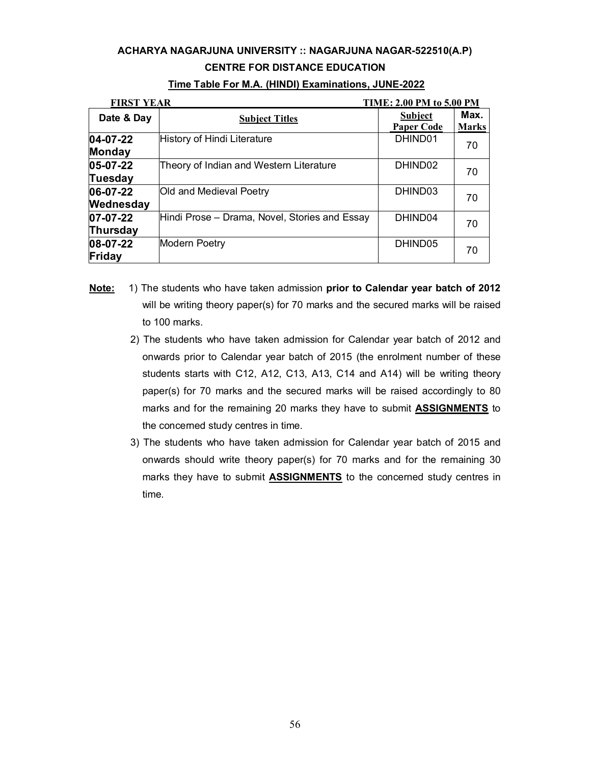**ACHARYA NAGARJUNA UNIVERSITY :: NAGARJUNA NAGAR-522510(A.P)**

**CENTRE FOR DISTANCE EDUCATION**

**Time Table For M.A. (HINDI) Examinations, JUNE-2022**

**FIRST YEAR** — **TIME: 2.00 PM to 5.00 PM**

| Date & Day | Subject Titles | Subject Paper Code | Max. Marks |
|---|---|---|---|
| **04-07-22 Monday** | History of Hindi Literature | DHIND01 | 70 |
| **05-07-22 Tuesday** | Theory of Indian and Western Literature | DHIND02 | 70 |
| **06-07-22 Wednesday** | Old and Medieval Poetry | DHIND03 | 70 |
| **07-07-22 Thursday** | Hindi Prose – Drama, Novel, Stories and Essay | DHIND04 | 70 |
| **08-07-22 Friday** | Modern Poetry | DHIND05 | 70 |

**Note:**

1) The students who have taken admission **prior to Calendar year batch of 2012** will be writing theory paper(s) for 70 marks and the secured marks will be raised to 100 marks.

2) The students who have taken admission for Calendar year batch of 2012 and onwards prior to Calendar year batch of 2015 (the enrolment number of these students starts with C12, A12, C13, A13, C14 and A14) will be writing theory paper(s) for 70 marks and the secured marks will be raised accordingly to 80 marks and for the remaining 20 marks they have to submit **ASSIGNMENTS** to the concerned study centres in time.

3) The students who have taken admission for Calendar year batch of 2015 and onwards should write theory paper(s) for 70 marks and for the remaining 30 marks they have to submit **ASSIGNMENTS** to the concerned study centres in time.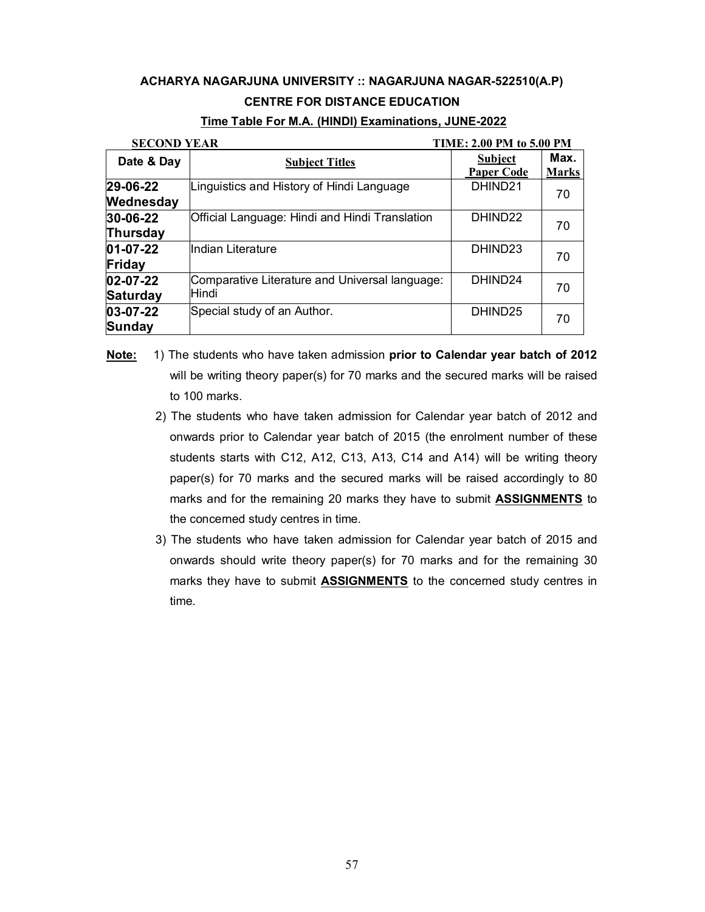**ACHARYA NAGARJUNA UNIVERSITY :: NAGARJUNA NAGAR-522510(A.P)**

**CENTRE FOR DISTANCE EDUCATION**

**Time Table For M.A. (HINDI) Examinations, JUNE-2022**

**SECOND YEAR** **TIME: 2.00 PM to 5.00 PM**

| Date & Day | Subject Titles | Subject Paper Code | Max. Marks |
|---|---|---|---|
| **29-06-22 Wednesday** | Linguistics and History of Hindi Language | DHIND21 | 70 |
| **30-06-22 Thursday** | Official Language: Hindi and Hindi Translation | DHIND22 | 70 |
| **01-07-22 Friday** | Indian Literature | DHIND23 | 70 |
| **02-07-22 Saturday** | Comparative Literature and Universal language: Hindi | DHIND24 | 70 |
| **03-07-22 Sunday** | Special study of an Author. | DHIND25 | 70 |

**Note:**

1) The students who have taken admission **prior to Calendar year batch of 2012** will be writing theory paper(s) for 70 marks and the secured marks will be raised to 100 marks.

2) The students who have taken admission for Calendar year batch of 2012 and onwards prior to Calendar year batch of 2015 (the enrolment number of these students starts with C12, A12, C13, A13, C14 and A14) will be writing theory paper(s) for 70 marks and the secured marks will be raised accordingly to 80 marks and for the remaining 20 marks they have to submit **ASSIGNMENTS** to the concerned study centres in time.

3) The students who have taken admission for Calendar year batch of 2015 and onwards should write theory paper(s) for 70 marks and for the remaining 30 marks they have to submit **ASSIGNMENTS** to the concerned study centres in time.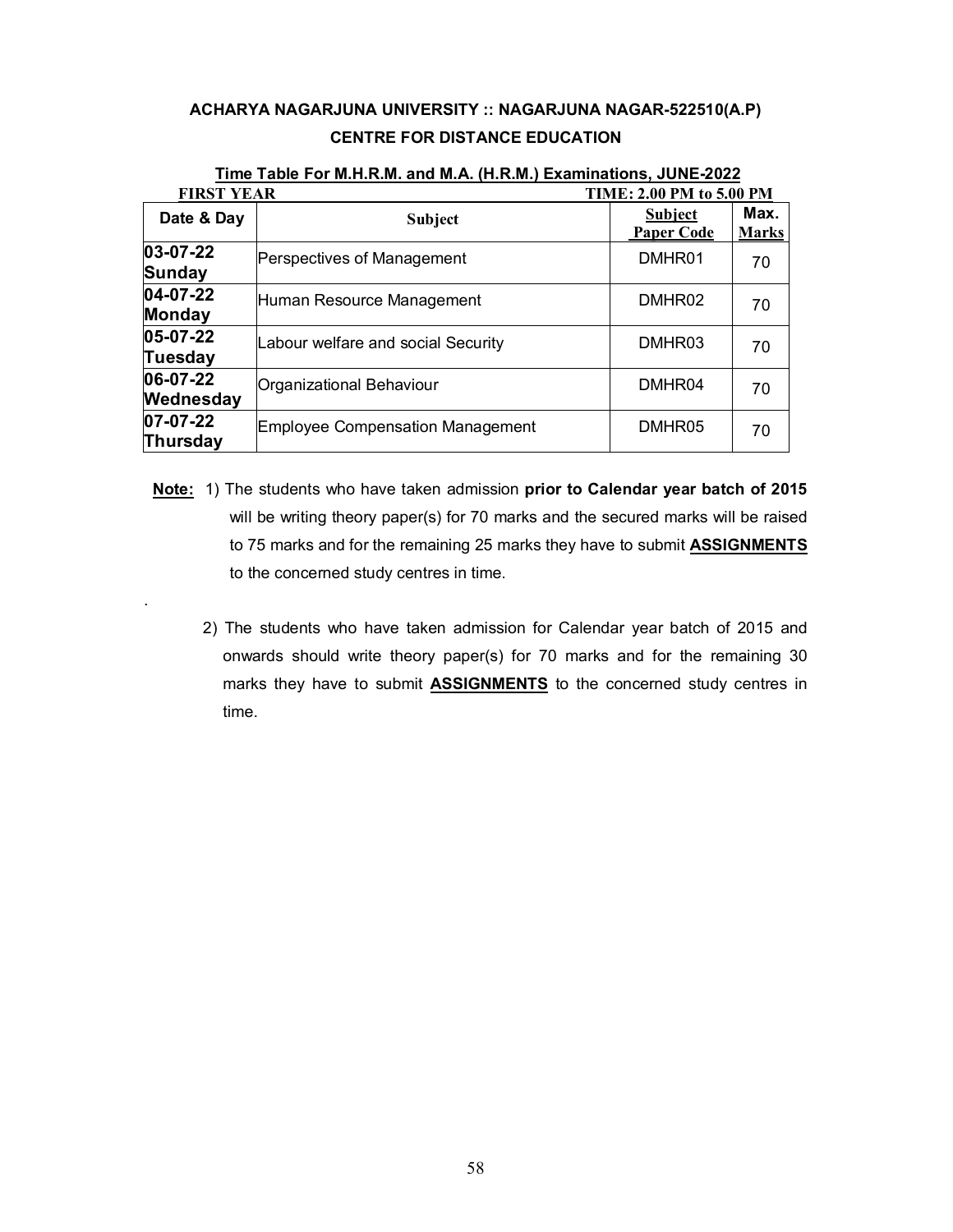**ACHARYA NAGARJUNA UNIVERSITY :: NAGARJUNA NAGAR-522510(A.P)**

**CENTRE FOR DISTANCE EDUCATION**

**Time Table For M.H.R.M. and M.A. (H.R.M.) Examinations, JUNE-2022**

**FIRST YEAR** **TIME: 2.00 PM to 5.00 PM**

| Date & Day | Subject | Subject Paper Code | Max. Marks |
|---|---|---|---|
| **03-07-22 Sunday** | Perspectives of Management | DMHR01 | 70 |
| **04-07-22 Monday** | Human Resource Management | DMHR02 | 70 |
| **05-07-22 Tuesday** | Labour welfare and social Security | DMHR03 | 70 |
| **06-07-22 Wednesday** | Organizational Behaviour | DMHR04 | 70 |
| **07-07-22 Thursday** | Employee Compensation Management | DMHR05 | 70 |

**Note:** 1) The students who have taken admission **prior to Calendar year batch of 2015** will be writing theory paper(s) for 70 marks and the secured marks will be raised to 75 marks and for the remaining 25 marks they have to submit **ASSIGNMENTS** to the concerned study centres in time.

2) The students who have taken admission for Calendar year batch of 2015 and onwards should write theory paper(s) for 70 marks and for the remaining 30 marks they have to submit **ASSIGNMENTS** to the concerned study centres in time.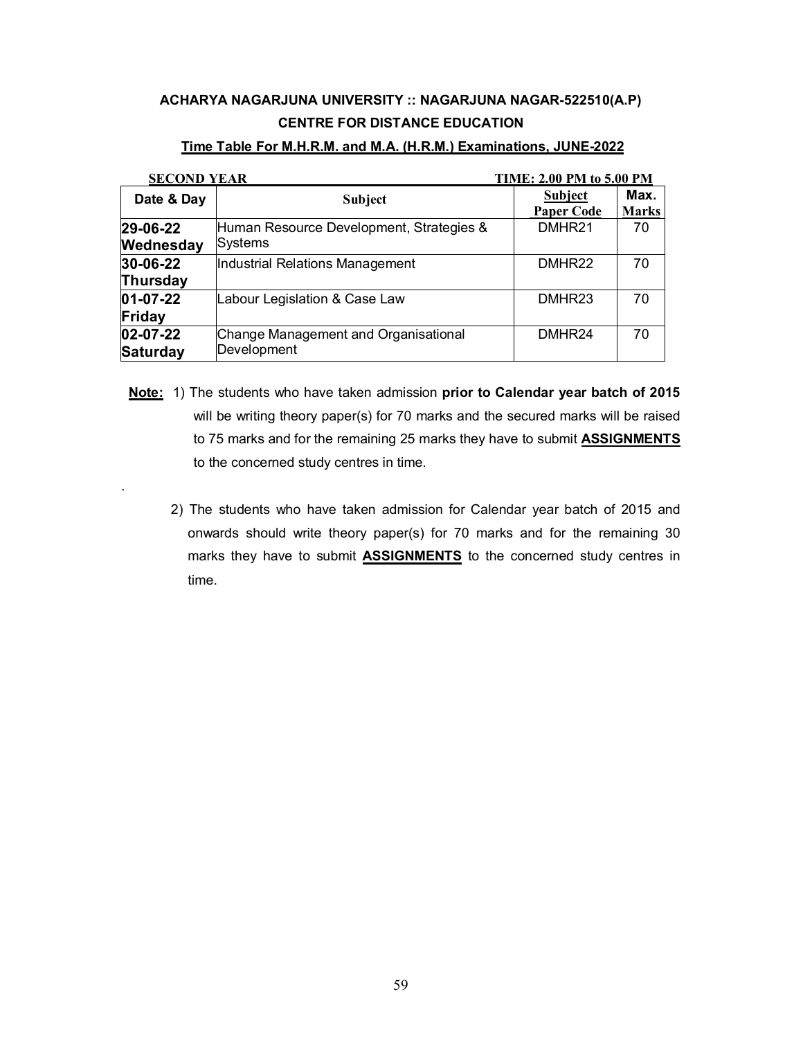**ACHARYA NAGARJUNA UNIVERSITY :: NAGARJUNA NAGAR-522510(A.P)**

**CENTRE FOR DISTANCE EDUCATION**

**Time Table For M.H.R.M. and M.A. (H.R.M.) Examinations, JUNE-2022**

**SECOND YEAR** **TIME: 2.00 PM to 5.00 PM**

| Date & Day | Subject | Subject Paper Code | Max. Marks |
|---|---|---|---|
| **29-06-22 Wednesday** | Human Resource Development, Strategies & Systems | DMHR21 | 70 |
| **30-06-22 Thursday** | Industrial Relations Management | DMHR22 | 70 |
| **01-07-22 Friday** | Labour Legislation & Case Law | DMHR23 | 70 |
| **02-07-22 Saturday** | Change Management and Organisational Development | DMHR24 | 70 |

**Note:** 1) The students who have taken admission **prior to Calendar year batch of 2015** will be writing theory paper(s) for 70 marks and the secured marks will be raised to 75 marks and for the remaining 25 marks they have to submit **ASSIGNMENTS** to the concerned study centres in time.

2) The students who have taken admission for Calendar year batch of 2015 and onwards should write theory paper(s) for 70 marks and for the remaining 30 marks they have to submit **ASSIGNMENTS** to the concerned study centres in time.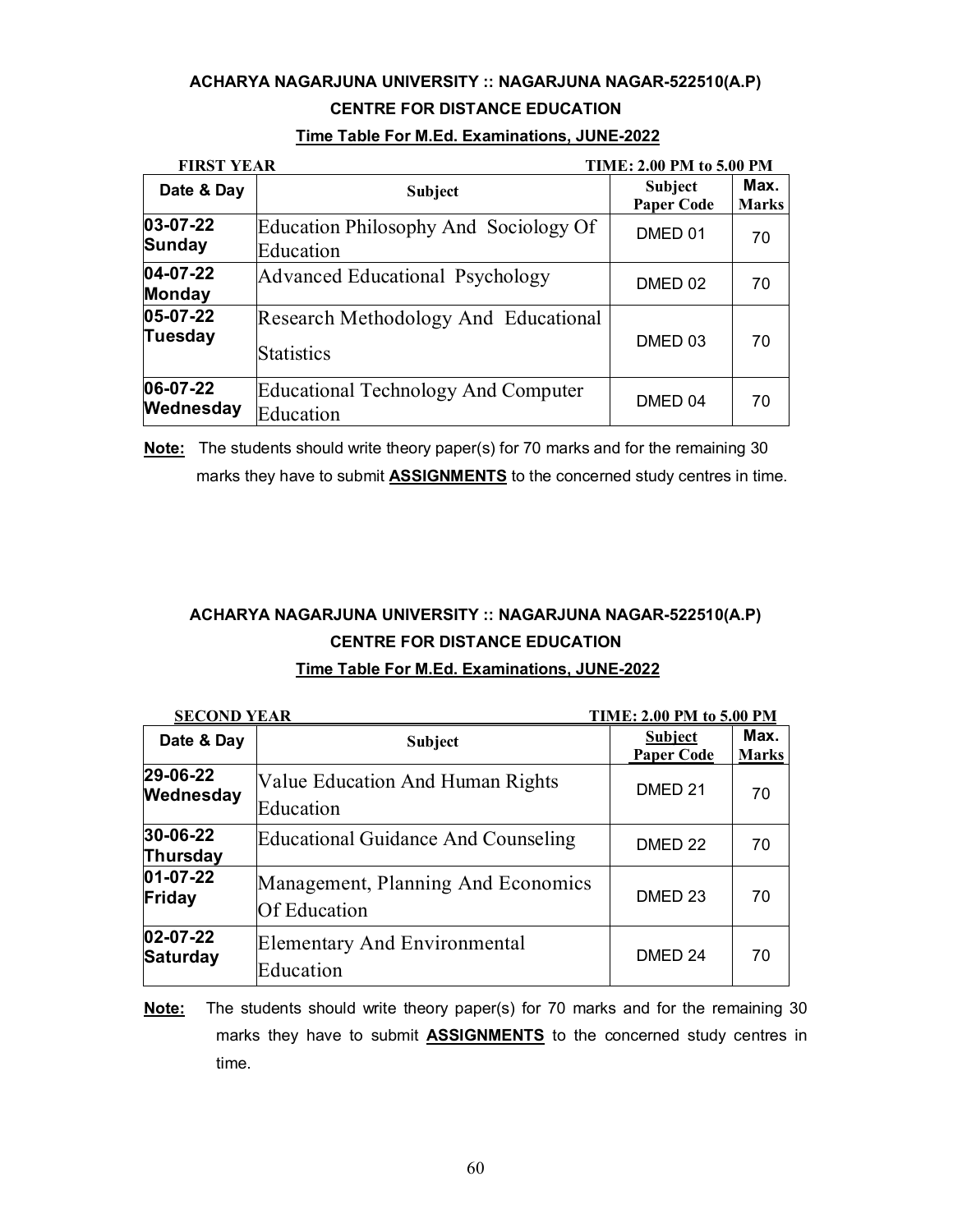**ACHARYA NAGARJUNA UNIVERSITY :: NAGARJUNA NAGAR-522510(A.P)**

**CENTRE FOR DISTANCE EDUCATION**

**Time Table For M.Ed. Examinations, JUNE-2022**

**FIRST YEAR** **TIME: 2.00 PM to 5.00 PM**

| Date & Day | Subject | Subject Paper Code | Max. Marks |
|---|---|---|---|
| **03-07-22 Sunday** | Education Philosophy And Sociology Of Education | DMED 01 | 70 |
| **04-07-22 Monday** | Advanced Educational Psychology | DMED 02 | 70 |
| **05-07-22 Tuesday** | Research Methodology And Educational Statistics | DMED 03 | 70 |
| **06-07-22 Wednesday** | Educational Technology And Computer Education | DMED 04 | 70 |

**Note:** The students should write theory paper(s) for 70 marks and for the remaining 30 marks they have to submit **ASSIGNMENTS** to the concerned study centres in time.

**ACHARYA NAGARJUNA UNIVERSITY :: NAGARJUNA NAGAR-522510(A.P)**

**CENTRE FOR DISTANCE EDUCATION**

**Time Table For M.Ed. Examinations, JUNE-2022**

**SECOND YEAR** **TIME: 2.00 PM to 5.00 PM**

| Date & Day | Subject | Subject Paper Code | Max. Marks |
|---|---|---|---|
| **29-06-22 Wednesday** | Value Education And Human Rights Education | DMED 21 | 70 |
| **30-06-22 Thursday** | Educational Guidance And Counseling | DMED 22 | 70 |
| **01-07-22 Friday** | Management, Planning And Economics Of Education | DMED 23 | 70 |
| **02-07-22 Saturday** | Elementary And Environmental Education | DMED 24 | 70 |

**Note:** The students should write theory paper(s) for 70 marks and for the remaining 30 marks they have to submit **ASSIGNMENTS** to the concerned study centres in time.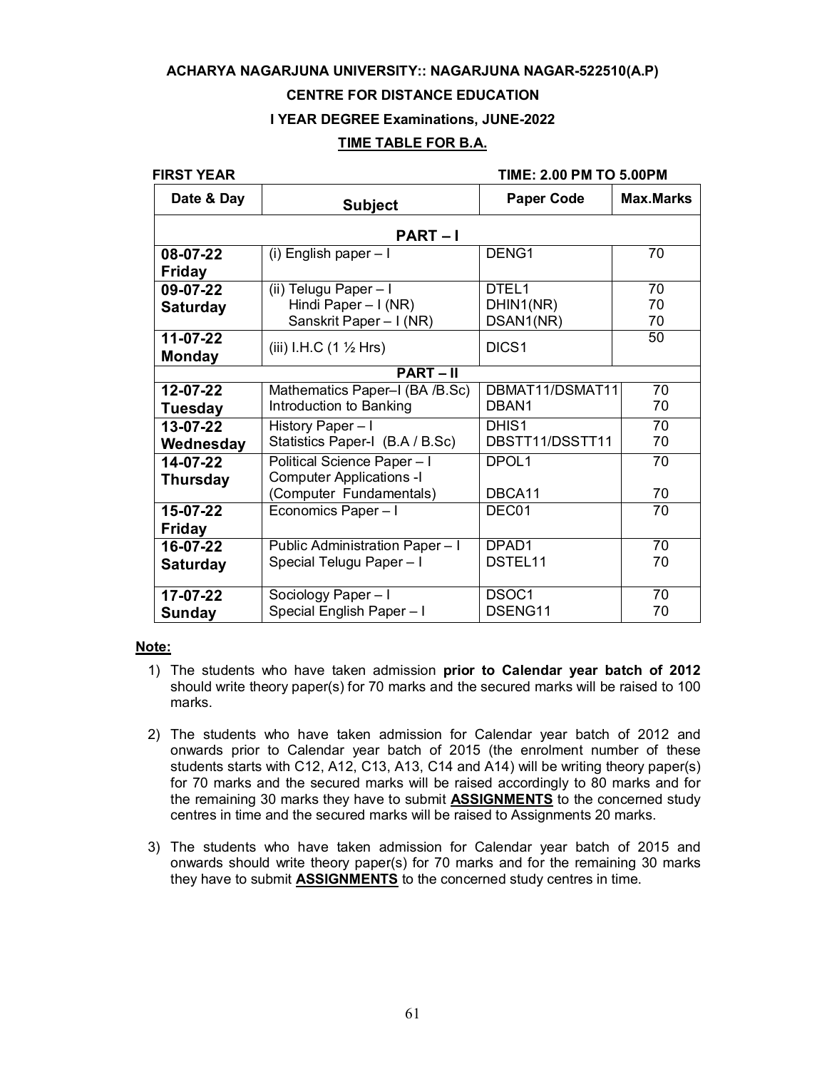**ACHARYA NAGARJUNA UNIVERSITY:: NAGARJUNA NAGAR-522510(A.P)**

**CENTRE FOR DISTANCE EDUCATION**

**I YEAR DEGREE Examinations, JUNE-2022**

**TIME TABLE FOR B.A.**

**FIRST YEAR** **TIME: 2.00 PM TO 5.00PM**

| Date & Day | Subject | Paper Code | Max.Marks |
|---|---|---|---|
| **PART – I** | | | |
| **08-07-22 Friday** | (i) English paper – I | DENG1 | 70 |
| **09-07-22 Saturday** | (ii) Telugu Paper – I<br>Hindi Paper – I (NR)<br>Sanskrit Paper – I (NR) | DTEL1<br>DHIN1(NR)<br>DSAN1(NR) | 70<br>70<br>70 |
| **11-07-22 Monday** | (iii) I.H.C (1 ½ Hrs) | DICS1 | 50 |
| **PART – II** | | | |
| **12-07-22 Tuesday** | Mathematics Paper–I (BA /B.Sc)<br>Introduction to Banking | DBMAT11/DSMAT11<br>DBAN1 | 70<br>70 |
| **13-07-22 Wednesday** | History Paper – I<br>Statistics Paper-I (B.A / B.Sc) | DHIS1<br>DBSTT11/DSSTT11 | 70<br>70 |
| **14-07-22 Thursday** | Political Science Paper – I<br>Computer Applications -I (Computer Fundamentals) | DPOL1<br>DBCA11 | 70<br>70 |
| **15-07-22 Friday** | Economics Paper – I | DEC01 | 70 |
| **16-07-22 Saturday** | Public Administration Paper – I<br>Special Telugu Paper – I | DPAD1<br>DSTEL11 | 70<br>70 |
| **17-07-22 Sunday** | Sociology Paper – I<br>Special English Paper – I | DSOC1<br>DSENG11 | 70<br>70 |

**Note:**

1) The students who have taken admission **prior to Calendar year batch of 2012** should write theory paper(s) for 70 marks and the secured marks will be raised to 100 marks.

2) The students who have taken admission for Calendar year batch of 2012 and onwards prior to Calendar year batch of 2015 (the enrolment number of these students starts with C12, A12, C13, A13, C14 and A14) will be writing theory paper(s) for 70 marks and the secured marks will be raised accordingly to 80 marks and for the remaining 30 marks they have to submit **ASSIGNMENTS** to the concerned study centres in time and the secured marks will be raised to Assignments 20 marks.

3) The students who have taken admission for Calendar year batch of 2015 and onwards should write theory paper(s) for 70 marks and for the remaining 30 marks they have to submit **ASSIGNMENTS** to the concerned study centres in time.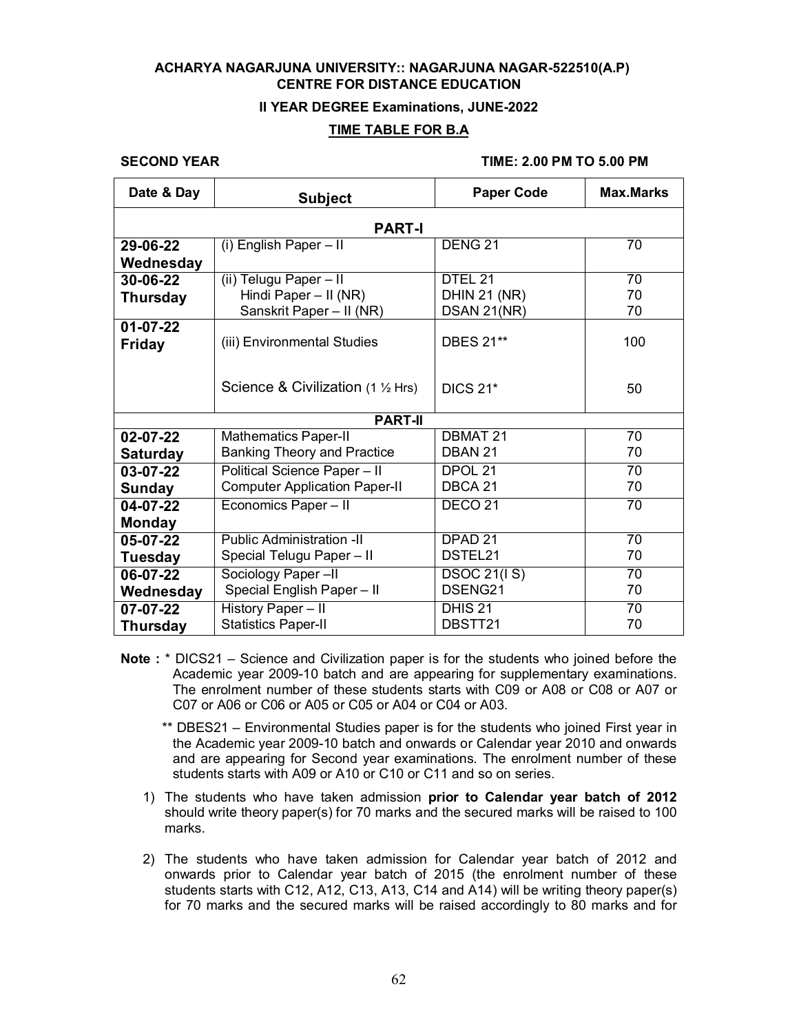**ACHARYA NAGARJUNA UNIVERSITY:: NAGARJUNA NAGAR-522510(A.P)**
**CENTRE FOR DISTANCE EDUCATION**

**II YEAR DEGREE Examinations, JUNE-2022**

**TIME TABLE FOR B.A**

**SECOND YEAR** **TIME: 2.00 PM TO 5.00 PM**

| Date & Day | Subject | Paper Code | Max.Marks |
|---|---|---|---|
| **PART-I** | | | |
| **29-06-22 Wednesday** | (i) English Paper – II | DENG 21 | 70 |
| **30-06-22 Thursday** | (ii) Telugu Paper – II<br>Hindi Paper – II (NR)<br>Sanskrit Paper – II (NR) | DTEL 21<br>DHIN 21 (NR)<br>DSAN 21(NR) | 70<br>70<br>70 |
| **01-07-22 Friday** | (iii) Environmental Studies<br><br>Science & Civilization (1 ½ Hrs) | DBES 21**<br><br>DICS 21* | 100<br><br>50 |
| **PART-II** | | | |
| **02-07-22 Saturday** | Mathematics Paper-II<br>Banking Theory and Practice | DBMAT 21<br>DBAN 21 | 70<br>70 |
| **03-07-22 Sunday** | Political Science Paper – II<br>Computer Application Paper-II | DPOL 21<br>DBCA 21 | 70<br>70 |
| **04-07-22 Monday** | Economics Paper – II | DECO 21 | 70 |
| **05-07-22 Tuesday** | Public Administration -II<br>Special Telugu Paper – II | DPAD 21<br>DSTEL21 | 70<br>70 |
| **06-07-22 Wednesday** | Sociology Paper –II<br>Special English Paper – II | DSOC 21(I S)<br>DSENG21 | 70<br>70 |
| **07-07-22 Thursday** | History Paper – II<br>Statistics Paper-II | DHIS 21<br>DBSTT21 | 70<br>70 |

**Note :** * DICS21 – Science and Civilization paper is for the students who joined before the Academic year 2009-10 batch and are appearing for supplementary examinations. The enrolment number of these students starts with C09 or A08 or C08 or A07 or C07 or A06 or C06 or A05 or C05 or A04 or C04 or A03.

** DBES21 – Environmental Studies paper is for the students who joined First year in the Academic year 2009-10 batch and onwards or Calendar year 2010 and onwards and are appearing for Second year examinations. The enrolment number of these students starts with A09 or A10 or C10 or C11 and so on series.

1) The students who have taken admission **prior to Calendar year batch of 2012** should write theory paper(s) for 70 marks and the secured marks will be raised to 100 marks.

2) The students who have taken admission for Calendar year batch of 2012 and onwards prior to Calendar year batch of 2015 (the enrolment number of these students starts with C12, A12, C13, A13, C14 and A14) will be writing theory paper(s) for 70 marks and the secured marks will be raised accordingly to 80 marks and for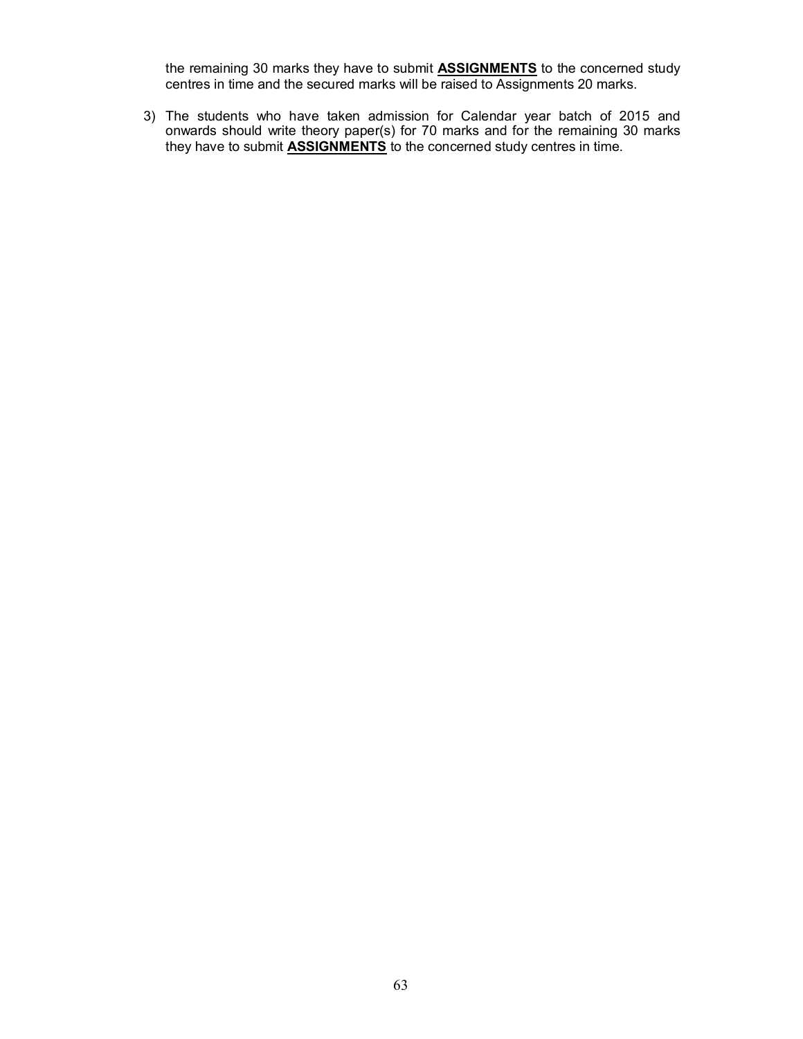the remaining 30 marks they have to submit **ASSIGNMENTS** to the concerned study centres in time and the secured marks will be raised to Assignments 20 marks.

3) The students who have taken admission for Calendar year batch of 2015 and onwards should write theory paper(s) for 70 marks and for the remaining 30 marks they have to submit **ASSIGNMENTS** to the concerned study centres in time.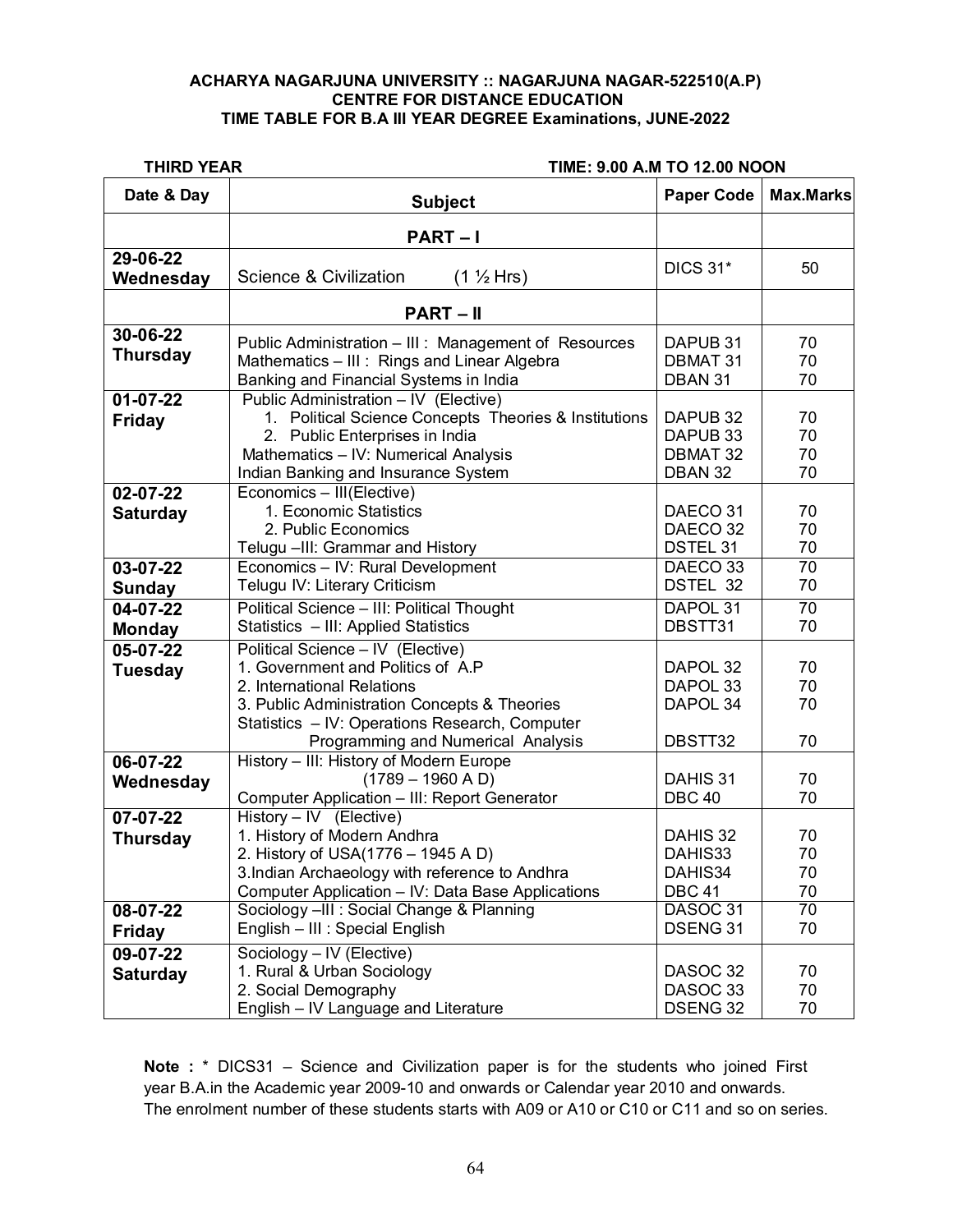**ACHARYA NAGARJUNA UNIVERSITY :: NAGARJUNA NAGAR-522510(A.P)**
**CENTRE FOR DISTANCE EDUCATION**
**TIME TABLE FOR B.A III YEAR DEGREE Examinations, JUNE-2022**

**THIRD YEAR** **TIME: 9.00 A.M TO 12.00 NOON**

| Date & Day | Subject | Paper Code | Max.Marks |
|---|---|---|---|
| | **PART – I** | | |
| **29-06-22 Wednesday** | Science & Civilization (1 ½ Hrs) | DICS 31* | 50 |
| | **PART – II** | | |
| **30-06-22 Thursday** | Public Administration – III : Management of Resources<br>Mathematics – III : Rings and Linear Algebra<br>Banking and Financial Systems in India | DAPUB 31<br>DBMAT 31<br>DBAN 31 | 70<br>70<br>70 |
| **01-07-22 Friday** | Public Administration – IV (Elective)<br>1. Political Science Concepts Theories & Institutions<br>2. Public Enterprises in India<br>Mathematics – IV: Numerical Analysis<br>Indian Banking and Insurance System | <br>DAPUB 32<br>DAPUB 33<br>DBMAT 32<br>DBAN 32 | <br>70<br>70<br>70<br>70 |
| **02-07-22 Saturday** | Economics – III(Elective)<br>1. Economic Statistics<br>2. Public Economics<br>Telugu –III: Grammar and History | <br>DAECO 31<br>DAECO 32<br>DSTEL 31 | <br>70<br>70<br>70 |
| **03-07-22 Sunday** | Economics – IV: Rural Development<br>Telugu IV: Literary Criticism | DAECO 33<br>DSTEL 32 | 70<br>70 |
| **04-07-22 Monday** | Political Science – III: Political Thought<br>Statistics – III: Applied Statistics | DAPOL 31<br>DBSTT31 | 70<br>70 |
| **05-07-22 Tuesday** | Political Science – IV (Elective)<br>1. Government and Politics of A.P<br>2. International Relations<br>3. Public Administration Concepts & Theories<br>Statistics – IV: Operations Research, Computer Programming and Numerical Analysis | <br>DAPOL 32<br>DAPOL 33<br>DAPOL 34<br>DBSTT32 | <br>70<br>70<br>70<br>70 |
| **06-07-22 Wednesday** | History – III: History of Modern Europe (1789 – 1960 A D)<br>Computer Application – III: Report Generator | DAHIS 31<br>DBC 40 | 70<br>70 |
| **07-07-22 Thursday** | History – IV (Elective)<br>1. History of Modern Andhra<br>2. History of USA(1776 – 1945 A D)<br>3.Indian Archaeology with reference to Andhra<br>Computer Application – IV: Data Base Applications | <br>DAHIS 32<br>DAHIS33<br>DAHIS34<br>DBC 41 | <br>70<br>70<br>70<br>70 |
| **08-07-22 Friday** | Sociology –III : Social Change & Planning<br>English – III : Special English | DASOC 31<br>DSENG 31 | 70<br>70 |
| **09-07-22 Saturday** | Sociology – IV (Elective)<br>1. Rural & Urban Sociology<br>2. Social Demography<br>English – IV Language and Literature | <br>DASOC 32<br>DASOC 33<br>DSENG 32 | <br>70<br>70<br>70 |

**Note :** * DICS31 – Science and Civilization paper is for the students who joined First year B.A.in the Academic year 2009-10 and onwards or Calendar year 2010 and onwards. The enrolment number of these students starts with A09 or A10 or C10 or C11 and so on series.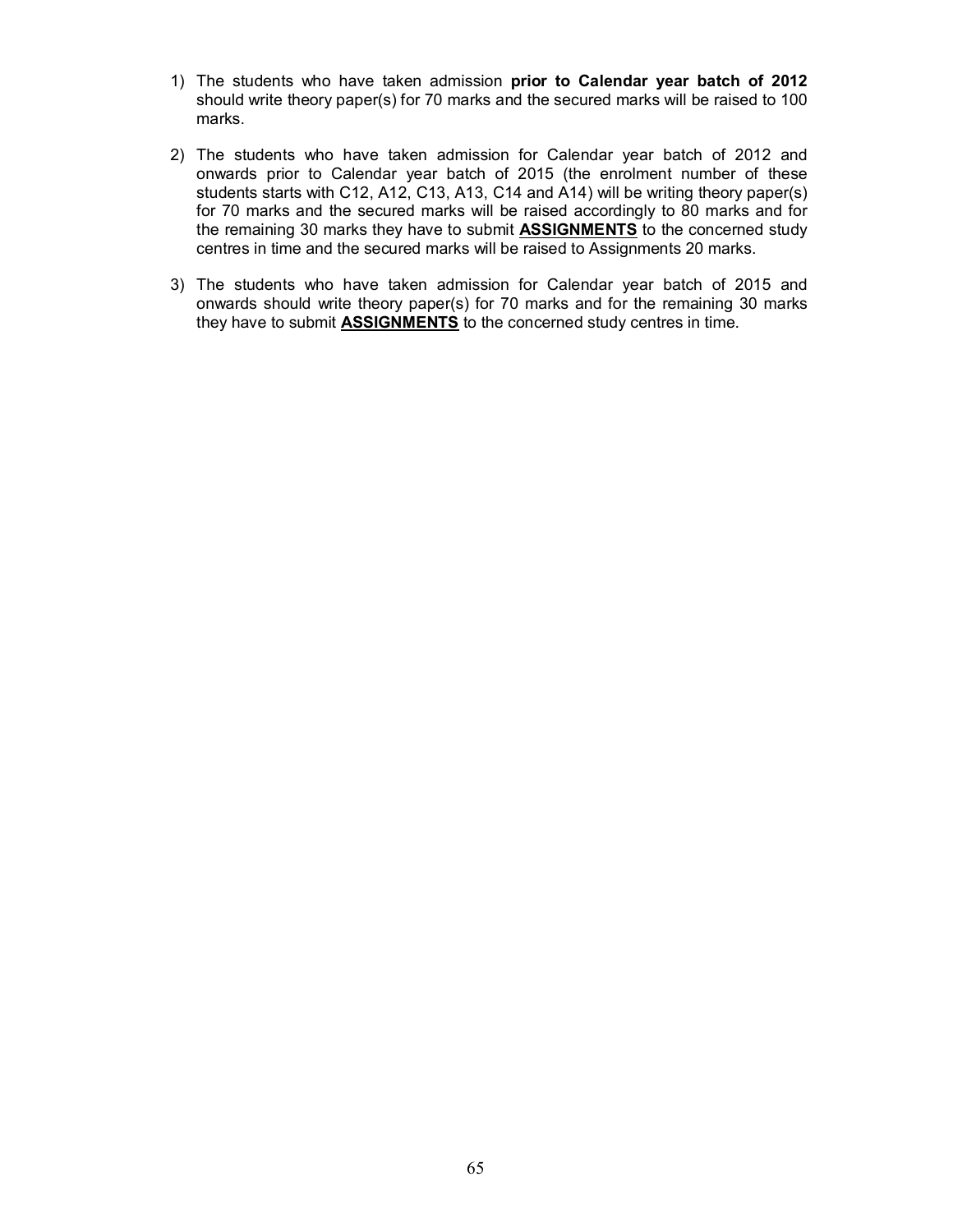1) The students who have taken admission **prior to Calendar year batch of 2012** should write theory paper(s) for 70 marks and the secured marks will be raised to 100 marks.

2) The students who have taken admission for Calendar year batch of 2012 and onwards prior to Calendar year batch of 2015 (the enrolment number of these students starts with C12, A12, C13, A13, C14 and A14) will be writing theory paper(s) for 70 marks and the secured marks will be raised accordingly to 80 marks and for the remaining 30 marks they have to submit **ASSIGNMENTS** to the concerned study centres in time and the secured marks will be raised to Assignments 20 marks.

3) The students who have taken admission for Calendar year batch of 2015 and onwards should write theory paper(s) for 70 marks and for the remaining 30 marks they have to submit **ASSIGNMENTS** to the concerned study centres in time.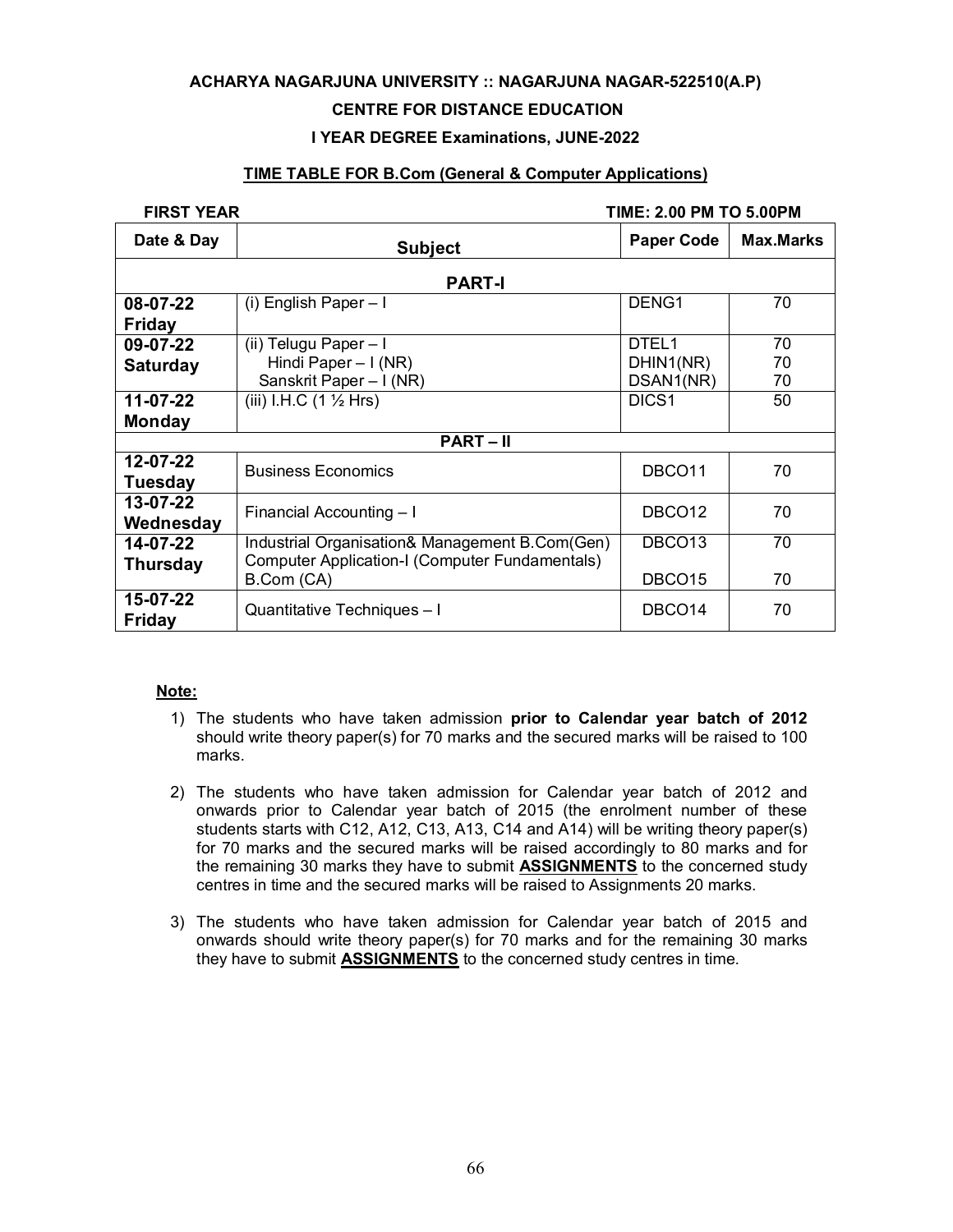**ACHARYA NAGARJUNA UNIVERSITY :: NAGARJUNA NAGAR-522510(A.P)**

**CENTRE FOR DISTANCE EDUCATION**

**I YEAR DEGREE Examinations, JUNE-2022**

**TIME TABLE FOR B.Com (General & Computer Applications)**

**FIRST YEAR** **TIME: 2.00 PM TO 5.00PM**

| Date & Day | Subject | Paper Code | Max.Marks |
|---|---|---|---|
| | **PART-I** | | |
| **08-07-22 Friday** | (i) English Paper – I | DENG1 | 70 |
| **09-07-22 Saturday** | (ii) Telugu Paper – I<br>Hindi Paper – I (NR)<br>Sanskrit Paper – I (NR) | DTEL1<br>DHIN1(NR)<br>DSAN1(NR) | 70<br>70<br>70 |
| **11-07-22 Monday** | (iii) I.H.C (1 ½ Hrs) | DICS1 | 50 |
| | **PART – II** | | |
| **12-07-22 Tuesday** | Business Economics | DBCO11 | 70 |
| **13-07-22 Wednesday** | Financial Accounting – I | DBCO12 | 70 |
| **14-07-22 Thursday** | Industrial Organisation& Management B.Com(Gen)<br>Computer Application-I (Computer Fundamentals) B.Com (CA) | DBCO13<br>DBCO15 | 70<br>70 |
| **15-07-22 Friday** | Quantitative Techniques – I | DBCO14 | 70 |

**Note:**

1) The students who have taken admission **prior to Calendar year batch of 2012** should write theory paper(s) for 70 marks and the secured marks will be raised to 100 marks.

2) The students who have taken admission for Calendar year batch of 2012 and onwards prior to Calendar year batch of 2015 (the enrolment number of these students starts with C12, A12, C13, A13, C14 and A14) will be writing theory paper(s) for 70 marks and the secured marks will be raised accordingly to 80 marks and for the remaining 30 marks they have to submit **ASSIGNMENTS** to the concerned study centres in time and the secured marks will be raised to Assignments 20 marks.

3) The students who have taken admission for Calendar year batch of 2015 and onwards should write theory paper(s) for 70 marks and for the remaining 30 marks they have to submit **ASSIGNMENTS** to the concerned study centres in time.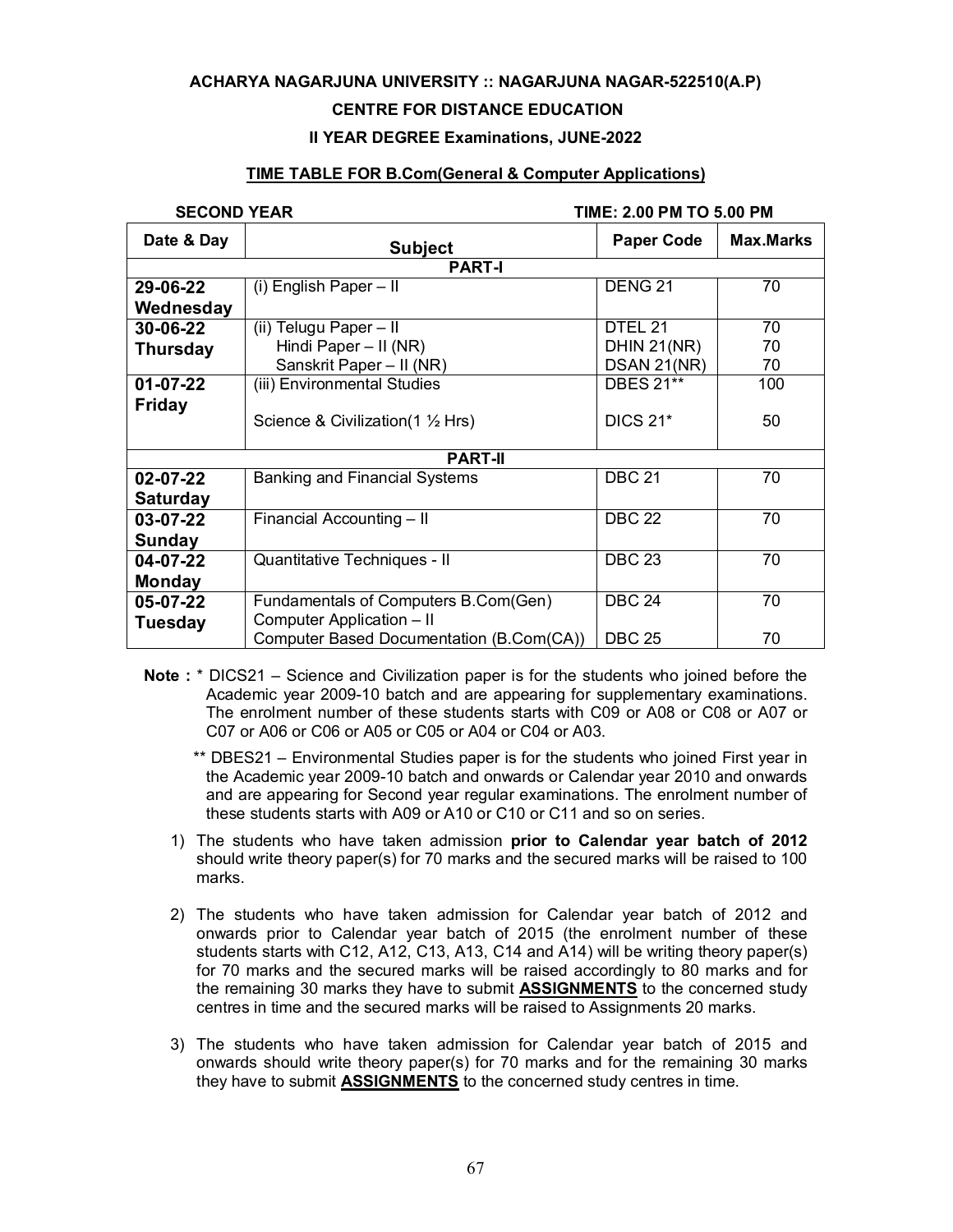**ACHARYA NAGARJUNA UNIVERSITY :: NAGARJUNA NAGAR-522510(A.P)**

**CENTRE FOR DISTANCE EDUCATION**

**II YEAR DEGREE Examinations, JUNE-2022**

**TIME TABLE FOR B.Com(General & Computer Applications)**

**SECOND YEAR** **TIME: 2.00 PM TO 5.00 PM**

| Date & Day | Subject | Paper Code | Max.Marks |
|---|---|---|---|
| **PART-I** | | | |
| **29-06-22 Wednesday** | (i) English Paper – II | DENG 21 | 70 |
| **30-06-22 Thursday** | (ii) Telugu Paper – II<br>Hindi Paper – II (NR)<br>Sanskrit Paper – II (NR) | DTEL 21<br>DHIN 21(NR)<br>DSAN 21(NR) | 70<br>70<br>70 |
| **01-07-22 Friday** | (iii) Environmental Studies<br><br>Science & Civilization(1 ½ Hrs) | DBES 21**<br><br>DICS 21* | 100<br><br>50 |
| **PART-II** | | | |
| **02-07-22 Saturday** | Banking and Financial Systems | DBC 21 | 70 |
| **03-07-22 Sunday** | Financial Accounting – II | DBC 22 | 70 |
| **04-07-22 Monday** | Quantitative Techniques - II | DBC 23 | 70 |
| **05-07-22 Tuesday** | Fundamentals of Computers B.Com(Gen)<br>Computer Application – II<br>Computer Based Documentation (B.Com(CA)) | DBC 24<br><br>DBC 25 | 70<br><br>70 |

**Note :** * DICS21 – Science and Civilization paper is for the students who joined before the Academic year 2009-10 batch and are appearing for supplementary examinations. The enrolment number of these students starts with C09 or A08 or C08 or A07 or C07 or A06 or C06 or A05 or C05 or A04 or C04 or A03.

** DBES21 – Environmental Studies paper is for the students who joined First year in the Academic year 2009-10 batch and onwards or Calendar year 2010 and onwards and are appearing for Second year regular examinations. The enrolment number of these students starts with A09 or A10 or C10 or C11 and so on series.

1) The students who have taken admission **prior to Calendar year batch of 2012** should write theory paper(s) for 70 marks and the secured marks will be raised to 100 marks.

2) The students who have taken admission for Calendar year batch of 2012 and onwards prior to Calendar year batch of 2015 (the enrolment number of these students starts with C12, A12, C13, A13, C14 and A14) will be writing theory paper(s) for 70 marks and the secured marks will be raised accordingly to 80 marks and for the remaining 30 marks they have to submit **ASSIGNMENTS** to the concerned study centres in time and the secured marks will be raised to Assignments 20 marks.

3) The students who have taken admission for Calendar year batch of 2015 and onwards should write theory paper(s) for 70 marks and for the remaining 30 marks they have to submit **ASSIGNMENTS** to the concerned study centres in time.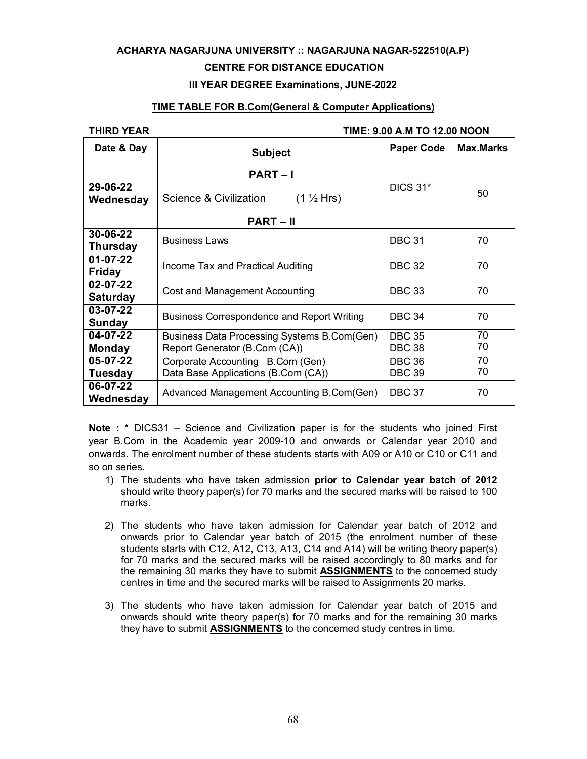**ACHARYA NAGARJUNA UNIVERSITY :: NAGARJUNA NAGAR-522510(A.P)**

**CENTRE FOR DISTANCE EDUCATION**

**III YEAR DEGREE Examinations, JUNE-2022**

**TIME TABLE FOR B.Com(General & Computer Applications)**

**THIRD YEAR** **TIME: 9.00 A.M TO 12.00 NOON**

| Date & Day | Subject | Paper Code | Max.Marks |
|---|---|---|---|
| | **PART – I** | | |
| **29-06-22 Wednesday** | Science & Civilization (1 ½ Hrs) | DICS 31* | 50 |
| | **PART – II** | | |
| **30-06-22 Thursday** | Business Laws | DBC 31 | 70 |
| **01-07-22 Friday** | Income Tax and Practical Auditing | DBC 32 | 70 |
| **02-07-22 Saturday** | Cost and Management Accounting | DBC 33 | 70 |
| **03-07-22 Sunday** | Business Correspondence and Report Writing | DBC 34 | 70 |
| **04-07-22 Monday** | Business Data Processing Systems B.Com(Gen)<br>Report Generator (B.Com (CA)) | DBC 35<br>DBC 38 | 70<br>70 |
| **05-07-22 Tuesday** | Corporate Accounting B.Com (Gen)<br>Data Base Applications (B.Com (CA)) | DBC 36<br>DBC 39 | 70<br>70 |
| **06-07-22 Wednesday** | Advanced Management Accounting B.Com(Gen) | DBC 37 | 70 |

**Note :** * DICS31 – Science and Civilization paper is for the students who joined First year B.Com in the Academic year 2009-10 and onwards or Calendar year 2010 and onwards. The enrolment number of these students starts with A09 or A10 or C10 or C11 and so on series.

1) The students who have taken admission **prior to Calendar year batch of 2012** should write theory paper(s) for 70 marks and the secured marks will be raised to 100 marks.

2) The students who have taken admission for Calendar year batch of 2012 and onwards prior to Calendar year batch of 2015 (the enrolment number of these students starts with C12, A12, C13, A13, C14 and A14) will be writing theory paper(s) for 70 marks and the secured marks will be raised accordingly to 80 marks and for the remaining 30 marks they have to submit **ASSIGNMENTS** to the concerned study centres in time and the secured marks will be raised to Assignments 20 marks.

3) The students who have taken admission for Calendar year batch of 2015 and onwards should write theory paper(s) for 70 marks and for the remaining 30 marks they have to submit **ASSIGNMENTS** to the concerned study centres in time.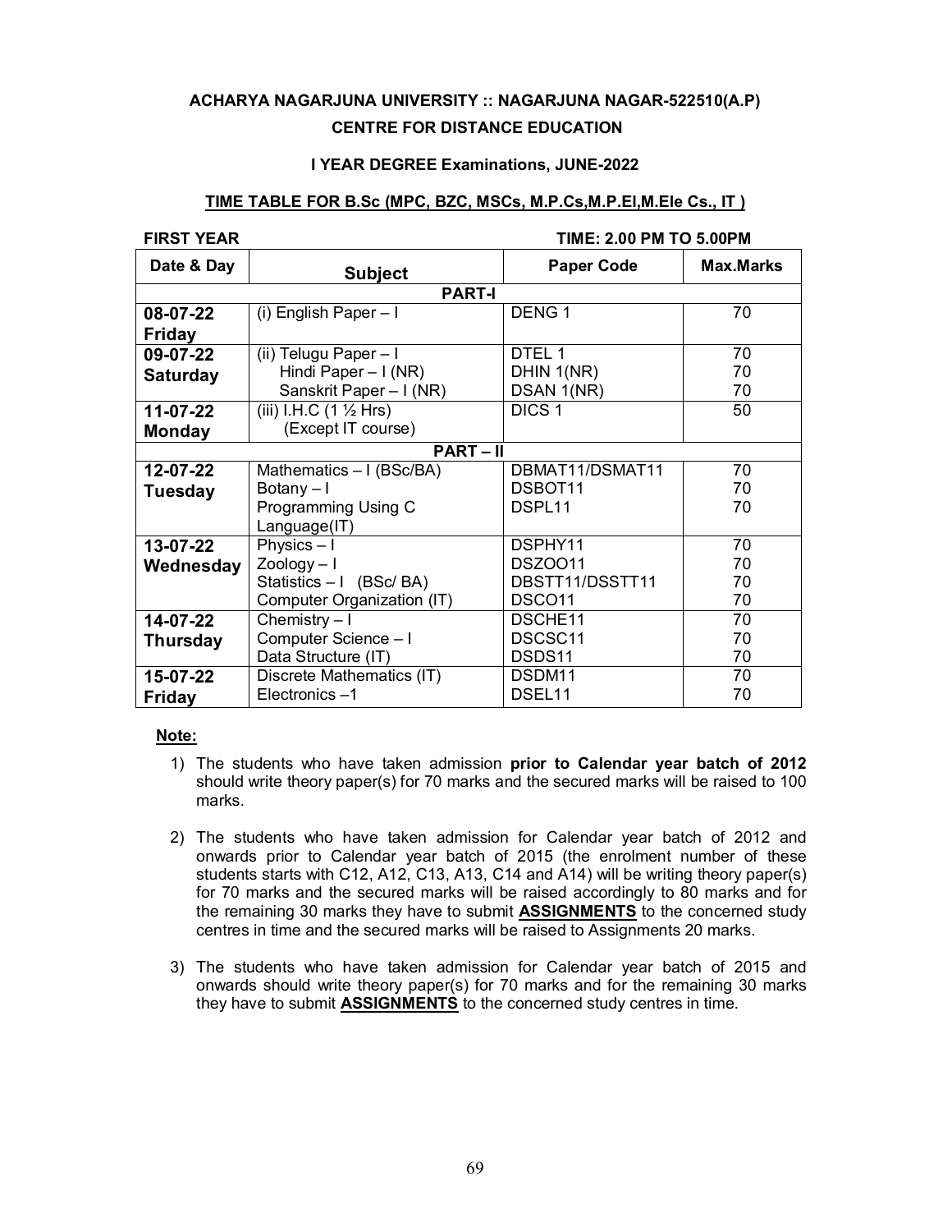**ACHARYA NAGARJUNA UNIVERSITY :: NAGARJUNA NAGAR-522510(A.P)**

**CENTRE FOR DISTANCE EDUCATION**

**I YEAR DEGREE Examinations, JUNE-2022**

**TIME TABLE FOR B.Sc (MPC, BZC, MSCs, M.P.Cs,M.P.El,M.Ele Cs., IT )**

**FIRST YEAR** **TIME: 2.00 PM TO 5.00PM**

| Date & Day | Subject | Paper Code | Max.Marks |
|---|---|---|---|
| **PART-I** | | | |
| **08-07-22 Friday** | (i) English Paper – I | DENG 1 | 70 |
| **09-07-22 Saturday** | (ii) Telugu Paper – I<br>Hindi Paper – I (NR)<br>Sanskrit Paper – I (NR) | DTEL 1<br>DHIN 1(NR)<br>DSAN 1(NR) | 70<br>70<br>70 |
| **11-07-22 Monday** | (iii) I.H.C (1 ½ Hrs)<br>(Except IT course) | DICS 1 | 50 |
| **PART – II** | | | |
| **12-07-22 Tuesday** | Mathematics – I (BSc/BA)<br>Botany – I<br>Programming Using C Language(IT) | DBMAT11/DSMAT11<br>DSBOT11<br>DSPL11 | 70<br>70<br>70 |
| **13-07-22 Wednesday** | Physics – I<br>Zoology – I<br>Statistics – I (BSc/ BA)<br>Computer Organization (IT) | DSPHY11<br>DSZOO11<br>DBSTT11/DSSTT11<br>DSCO11 | 70<br>70<br>70<br>70 |
| **14-07-22 Thursday** | Chemistry – I<br>Computer Science – I<br>Data Structure (IT) | DSCHE11<br>DSCSC11<br>DSDS11 | 70<br>70<br>70 |
| **15-07-22 Friday** | Discrete Mathematics (IT)<br>Electronics –1 | DSDM11<br>DSEL11 | 70<br>70 |

**Note:**

1) The students who have taken admission **prior to Calendar year batch of 2012** should write theory paper(s) for 70 marks and the secured marks will be raised to 100 marks.

2) The students who have taken admission for Calendar year batch of 2012 and onwards prior to Calendar year batch of 2015 (the enrolment number of these students starts with C12, A12, C13, A13, C14 and A14) will be writing theory paper(s) for 70 marks and the secured marks will be raised accordingly to 80 marks and for the remaining 30 marks they have to submit **ASSIGNMENTS** to the concerned study centres in time and the secured marks will be raised to Assignments 20 marks.

3) The students who have taken admission for Calendar year batch of 2015 and onwards should write theory paper(s) for 70 marks and for the remaining 30 marks they have to submit **ASSIGNMENTS** to the concerned study centres in time.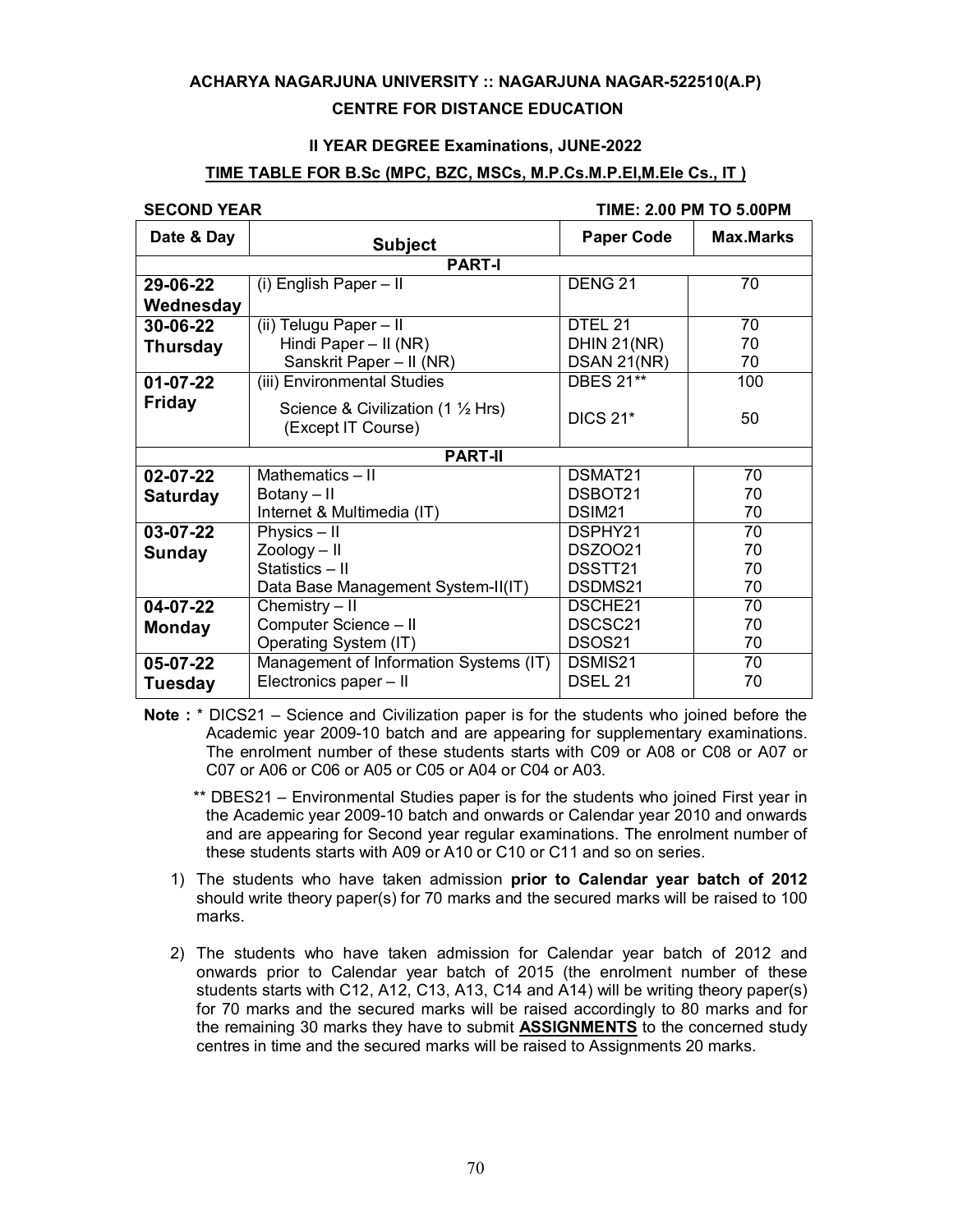**ACHARYA NAGARJUNA UNIVERSITY :: NAGARJUNA NAGAR-522510(A.P)**

**CENTRE FOR DISTANCE EDUCATION**

**II YEAR DEGREE Examinations, JUNE-2022**

**TIME TABLE FOR B.Sc (MPC, BZC, MSCs, M.P.Cs.M.P.El,M.Ele Cs., IT )**

**SECOND YEAR** | **TIME: 2.00 PM TO 5.00PM**

| Date & Day | Subject | Paper Code | Max.Marks |
|---|---|---|---|
| **PART-I** | | | |
| **29-06-22 Wednesday** | (i) English Paper – II | DENG 21 | 70 |
| **30-06-22 Thursday** | (ii) Telugu Paper – II<br>Hindi Paper – II (NR)<br>Sanskrit Paper – II (NR) | DTEL 21<br>DHIN 21(NR)<br>DSAN 21(NR) | 70<br>70<br>70 |
| **01-07-22 Friday** | (iii) Environmental Studies<br>Science & Civilization (1 ½ Hrs) (Except IT Course) | DBES 21**<br>DICS 21* | 100<br>50 |
| **PART-II** | | | |
| **02-07-22 Saturday** | Mathematics – II<br>Botany – II<br>Internet & Multimedia (IT) | DSMAT21<br>DSBOT21<br>DSIM21 | 70<br>70<br>70 |
| **03-07-22 Sunday** | Physics – II<br>Zoology – II<br>Statistics – II<br>Data Base Management System-II(IT) | DSPHY21<br>DSZOO21<br>DSSTT21<br>DSDMS21 | 70<br>70<br>70<br>70 |
| **04-07-22 Monday** | Chemistry – II<br>Computer Science – II<br>Operating System (IT) | DSCHE21<br>DSCSC21<br>DSOS21 | 70<br>70<br>70 |
| **05-07-22 Tuesday** | Management of Information Systems (IT)<br>Electronics paper – II | DSMIS21<br>DSEL 21 | 70<br>70 |

**Note :** * DICS21 – Science and Civilization paper is for the students who joined before the Academic year 2009-10 batch and are appearing for supplementary examinations. The enrolment number of these students starts with C09 or A08 or C08 or A07 or C07 or A06 or C06 or A05 or C05 or A04 or C04 or A03.

** DBES21 – Environmental Studies paper is for the students who joined First year in the Academic year 2009-10 batch and onwards or Calendar year 2010 and onwards and are appearing for Second year regular examinations. The enrolment number of these students starts with A09 or A10 or C10 or C11 and so on series.

1) The students who have taken admission **prior to Calendar year batch of 2012** should write theory paper(s) for 70 marks and the secured marks will be raised to 100 marks.

2) The students who have taken admission for Calendar year batch of 2012 and onwards prior to Calendar year batch of 2015 (the enrolment number of these students starts with C12, A12, C13, A13, C14 and A14) will be writing theory paper(s) for 70 marks and the secured marks will be raised accordingly to 80 marks and for the remaining 30 marks they have to submit **ASSIGNMENTS** to the concerned study centres in time and the secured marks will be raised to Assignments 20 marks.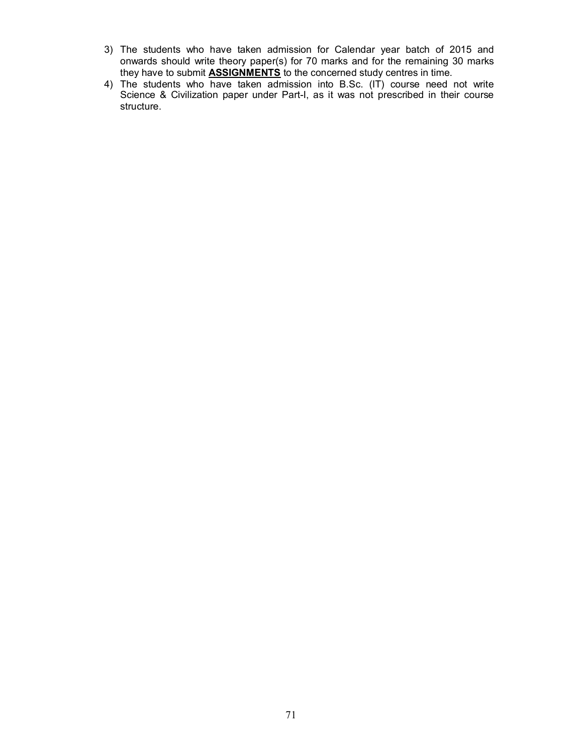3) The students who have taken admission for Calendar year batch of 2015 and onwards should write theory paper(s) for 70 marks and for the remaining 30 marks they have to submit **<u>ASSIGNMENTS</u>** to the concerned study centres in time.
4) The students who have taken admission into B.Sc. (IT) course need not write Science & Civilization paper under Part-I, as it was not prescribed in their course structure.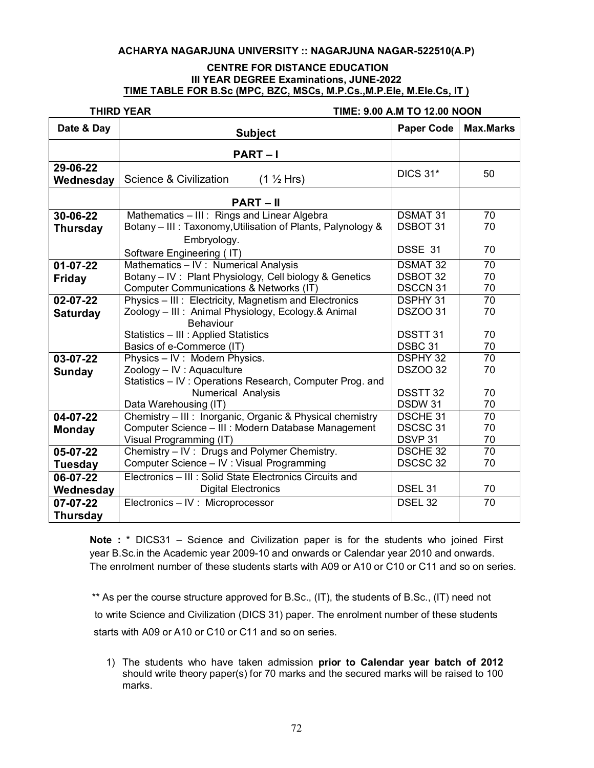**ACHARYA NAGARJUNA UNIVERSITY :: NAGARJUNA NAGAR-522510(A.P)**

**CENTRE FOR DISTANCE EDUCATION**
**III YEAR DEGREE Examinations, JUNE-2022**
**TIME TABLE FOR B.Sc (MPC, BZC, MSCs, M.P.Cs.,M.P.Ele, M.Ele.Cs, IT )**

**THIRD YEAR** **TIME: 9.00 A.M TO 12.00 NOON**

| Date & Day | Subject | Paper Code | Max.Marks |
|---|---|---|---|
| | **PART – I** | | |
| **29-06-22 Wednesday** | Science & Civilization (1 ½ Hrs) | DICS 31* | 50 |
| | **PART – II** | | |
| **30-06-22 Thursday** | Mathematics – III : Rings and Linear Algebra<br>Botany – III : Taxonomy,Utilisation of Plants, Palynology & Embryology.<br>Software Engineering ( IT) | DSMAT 31<br>DSBOT 31<br>DSSE 31 | 70<br>70<br>70 |
| **01-07-22 Friday** | Mathematics – IV : Numerical Analysis<br>Botany – IV : Plant Physiology, Cell biology & Genetics<br>Computer Communications & Networks (IT) | DSMAT 32<br>DSBOT 32<br>DSCCN 31 | 70<br>70<br>70 |
| **02-07-22 Saturday** | Physics – III : Electricity, Magnetism and Electronics<br>Zoology – III : Animal Physiology, Ecology.& Animal Behaviour<br>Statistics – III : Applied Statistics<br>Basics of e-Commerce (IT) | DSPHY 31<br>DSZOO 31<br>DSSTT 31<br>DSBC 31 | 70<br>70<br>70<br>70 |
| **03-07-22 Sunday** | Physics – IV : Modern Physics.<br>Zoology – IV : Aquaculture<br>Statistics – IV : Operations Research, Computer Prog. and Numerical Analysis<br>Data Warehousing (IT) | DSPHY 32<br>DSZOO 32<br>DSSTT 32<br>DSDW 31 | 70<br>70<br>70<br>70 |
| **04-07-22 Monday** | Chemistry – III : Inorganic, Organic & Physical chemistry<br>Computer Science – III : Modern Database Management<br>Visual Programming (IT) | DSCHE 31<br>DSCSC 31<br>DSVP 31 | 70<br>70<br>70 |
| **05-07-22 Tuesday** | Chemistry – IV : Drugs and Polymer Chemistry.<br>Computer Science – IV : Visual Programming | DSCHE 32<br>DSCSC 32 | 70<br>70 |
| **06-07-22 Wednesday** | Electronics – III : Solid State Electronics Circuits and Digital Electronics | DSEL 31 | 70 |
| **07-07-22 Thursday** | Electronics – IV : Microprocessor | DSEL 32 | 70 |

**Note :** * DICS31 – Science and Civilization paper is for the students who joined First year B.Sc.in the Academic year 2009-10 and onwards or Calendar year 2010 and onwards. The enrolment number of these students starts with A09 or A10 or C10 or C11 and so on series.

** As per the course structure approved for B.Sc., (IT), the students of B.Sc., (IT) need not to write Science and Civilization (DICS 31) paper. The enrolment number of these students starts with A09 or A10 or C10 or C11 and so on series.

1) The students who have taken admission **prior to Calendar year batch of 2012** should write theory paper(s) for 70 marks and the secured marks will be raised to 100 marks.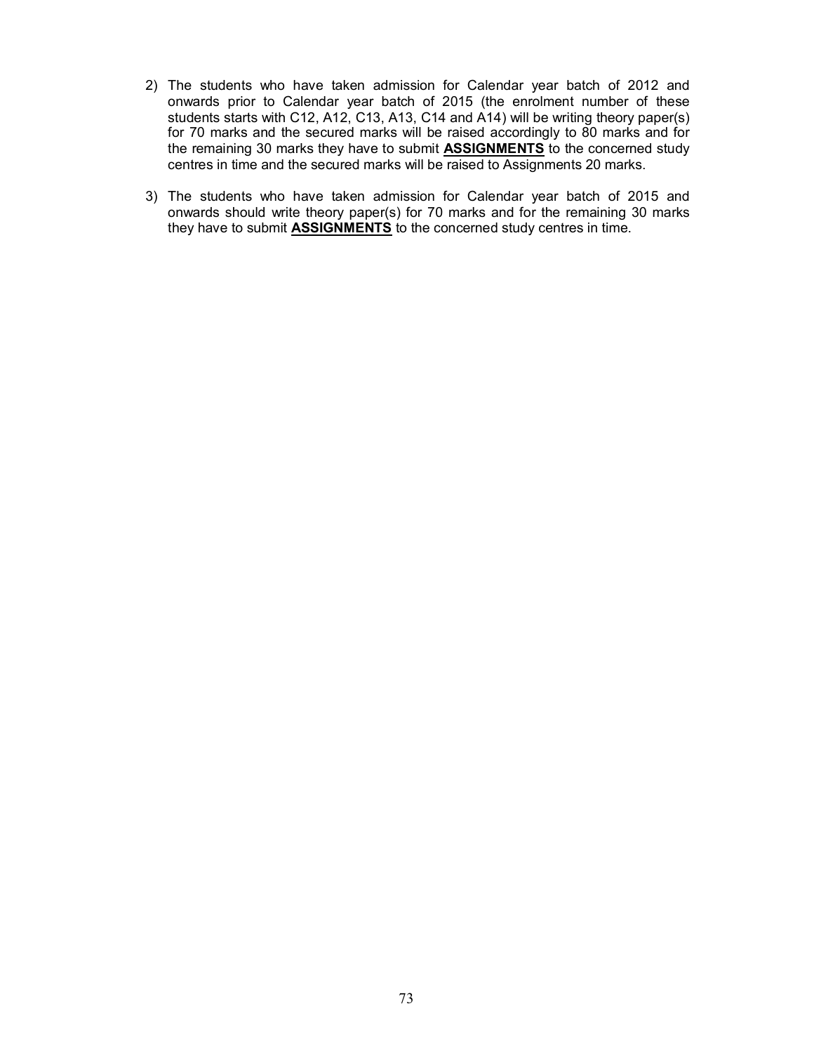2) The students who have taken admission for Calendar year batch of 2012 and onwards prior to Calendar year batch of 2015 (the enrolment number of these students starts with C12, A12, C13, A13, C14 and A14) will be writing theory paper(s) for 70 marks and the secured marks will be raised accordingly to 80 marks and for the remaining 30 marks they have to submit **<u>ASSIGNMENTS</u>** to the concerned study centres in time and the secured marks will be raised to Assignments 20 marks.

3) The students who have taken admission for Calendar year batch of 2015 and onwards should write theory paper(s) for 70 marks and for the remaining 30 marks they have to submit **<u>ASSIGNMENTS</u>** to the concerned study centres in time.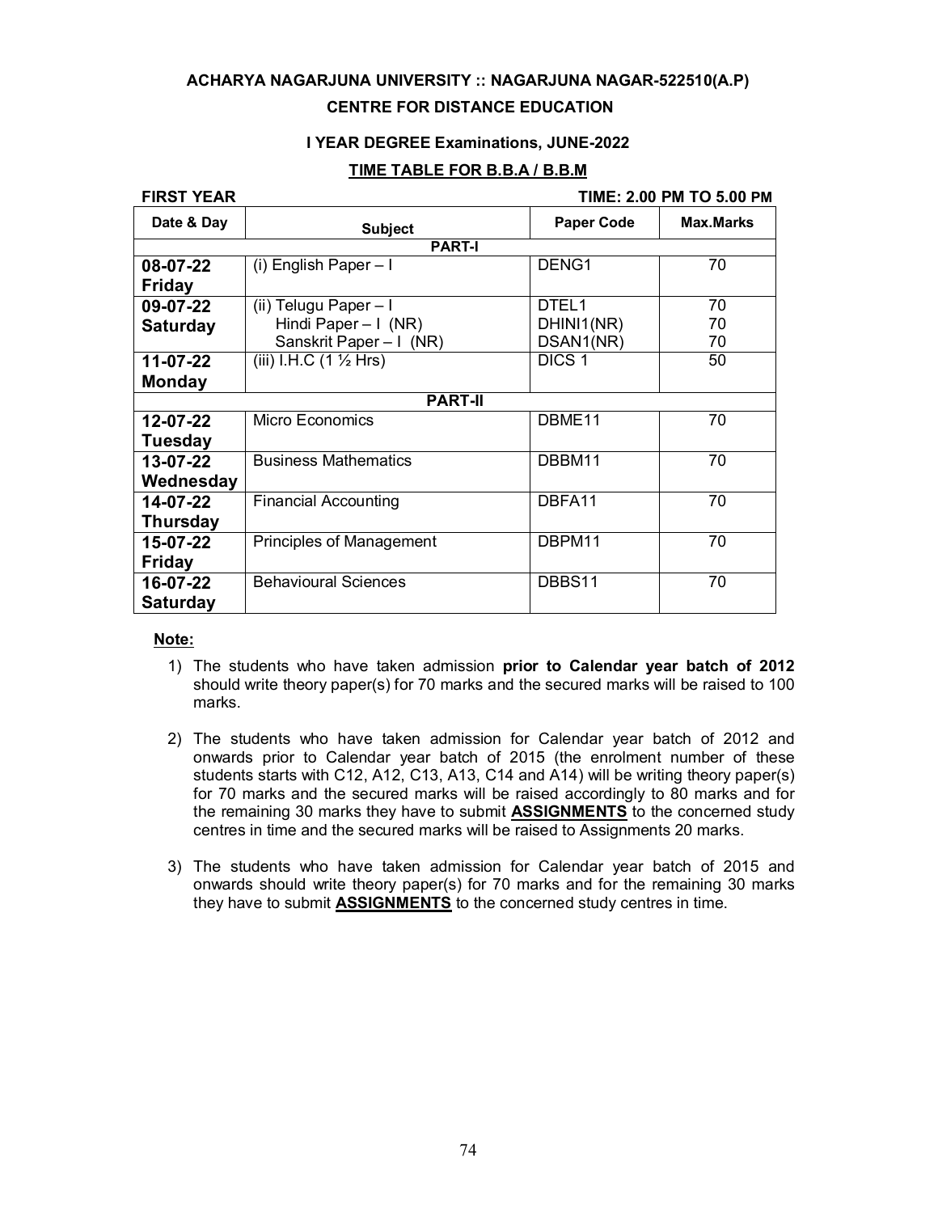**ACHARYA NAGARJUNA UNIVERSITY :: NAGARJUNA NAGAR-522510(A.P)**

**CENTRE FOR DISTANCE EDUCATION**

**I YEAR DEGREE Examinations, JUNE-2022**

**TIME TABLE FOR B.B.A / B.B.M**

**FIRST YEAR** **TIME: 2.00 PM TO 5.00 PM**

| Date & Day | Subject | Paper Code | Max.Marks |
|---|---|---|---|
| **PART-I** | | | |
| **08-07-22 Friday** | (i) English Paper – I | DENG1 | 70 |
| **09-07-22 Saturday** | (ii) Telugu Paper – I<br>Hindi Paper – I (NR)<br>Sanskrit Paper – I (NR) | DTEL1<br>DHINI1(NR)<br>DSAN1(NR) | 70<br>70<br>70 |
| **11-07-22 Monday** | (iii) I.H.C (1 ½ Hrs) | DICS 1 | 50 |
| **PART-II** | | | |
| **12-07-22 Tuesday** | Micro Economics | DBME11 | 70 |
| **13-07-22 Wednesday** | Business Mathematics | DBBM11 | 70 |
| **14-07-22 Thursday** | Financial Accounting | DBFA11 | 70 |
| **15-07-22 Friday** | Principles of Management | DBPM11 | 70 |
| **16-07-22 Saturday** | Behavioural Sciences | DBBS11 | 70 |

**Note:**

1) The students who have taken admission **prior to Calendar year batch of 2012** should write theory paper(s) for 70 marks and the secured marks will be raised to 100 marks.

2) The students who have taken admission for Calendar year batch of 2012 and onwards prior to Calendar year batch of 2015 (the enrolment number of these students starts with C12, A12, C13, A13, C14 and A14) will be writing theory paper(s) for 70 marks and the secured marks will be raised accordingly to 80 marks and for the remaining 30 marks they have to submit **ASSIGNMENTS** to the concerned study centres in time and the secured marks will be raised to Assignments 20 marks.

3) The students who have taken admission for Calendar year batch of 2015 and onwards should write theory paper(s) for 70 marks and for the remaining 30 marks they have to submit **ASSIGNMENTS** to the concerned study centres in time.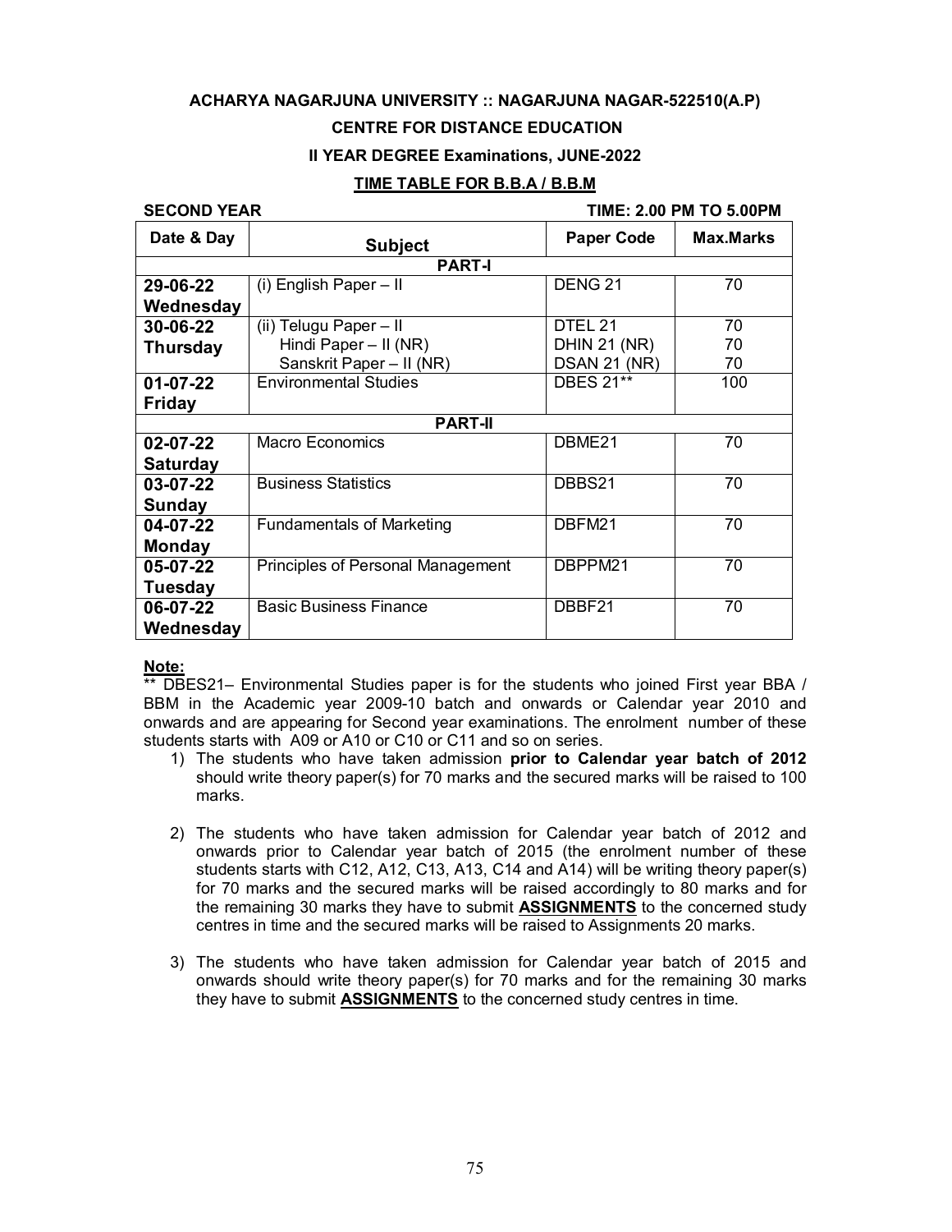**ACHARYA NAGARJUNA UNIVERSITY :: NAGARJUNA NAGAR-522510(A.P)**

**CENTRE FOR DISTANCE EDUCATION**

**II YEAR DEGREE Examinations, JUNE-2022**

**TIME TABLE FOR B.B.A / B.B.M**

**SECOND YEAR** **TIME: 2.00 PM TO 5.00PM**

| Date & Day | Subject | Paper Code | Max.Marks |
|---|---|---|---|
| | **PART-I** | | |
| **29-06-22 Wednesday** | (i) English Paper – II | DENG 21 | 70 |
| **30-06-22 Thursday** | (ii) Telugu Paper – II<br>Hindi Paper – II (NR)<br>Sanskrit Paper – II (NR) | DTEL 21<br>DHIN 21 (NR)<br>DSAN 21 (NR) | 70<br>70<br>70 |
| **01-07-22 Friday** | Environmental Studies | DBES 21** | 100 |
| | **PART-II** | | |
| **02-07-22 Saturday** | Macro Economics | DBME21 | 70 |
| **03-07-22 Sunday** | Business Statistics | DBBS21 | 70 |
| **04-07-22 Monday** | Fundamentals of Marketing | DBFM21 | 70 |
| **05-07-22 Tuesday** | Principles of Personal Management | DBPPM21 | 70 |
| **06-07-22 Wednesday** | Basic Business Finance | DBBF21 | 70 |

**Note:**

** DBES21– Environmental Studies paper is for the students who joined First year BBA / BBM in the Academic year 2009-10 batch and onwards or Calendar year 2010 and onwards and are appearing for Second year examinations. The enrolment number of these students starts with A09 or A10 or C10 or C11 and so on series.

1) The students who have taken admission **prior to Calendar year batch of 2012** should write theory paper(s) for 70 marks and the secured marks will be raised to 100 marks.

2) The students who have taken admission for Calendar year batch of 2012 and onwards prior to Calendar year batch of 2015 (the enrolment number of these students starts with C12, A12, C13, A13, C14 and A14) will be writing theory paper(s) for 70 marks and the secured marks will be raised accordingly to 80 marks and for the remaining 30 marks they have to submit **ASSIGNMENTS** to the concerned study centres in time and the secured marks will be raised to Assignments 20 marks.

3) The students who have taken admission for Calendar year batch of 2015 and onwards should write theory paper(s) for 70 marks and for the remaining 30 marks they have to submit **ASSIGNMENTS** to the concerned study centres in time.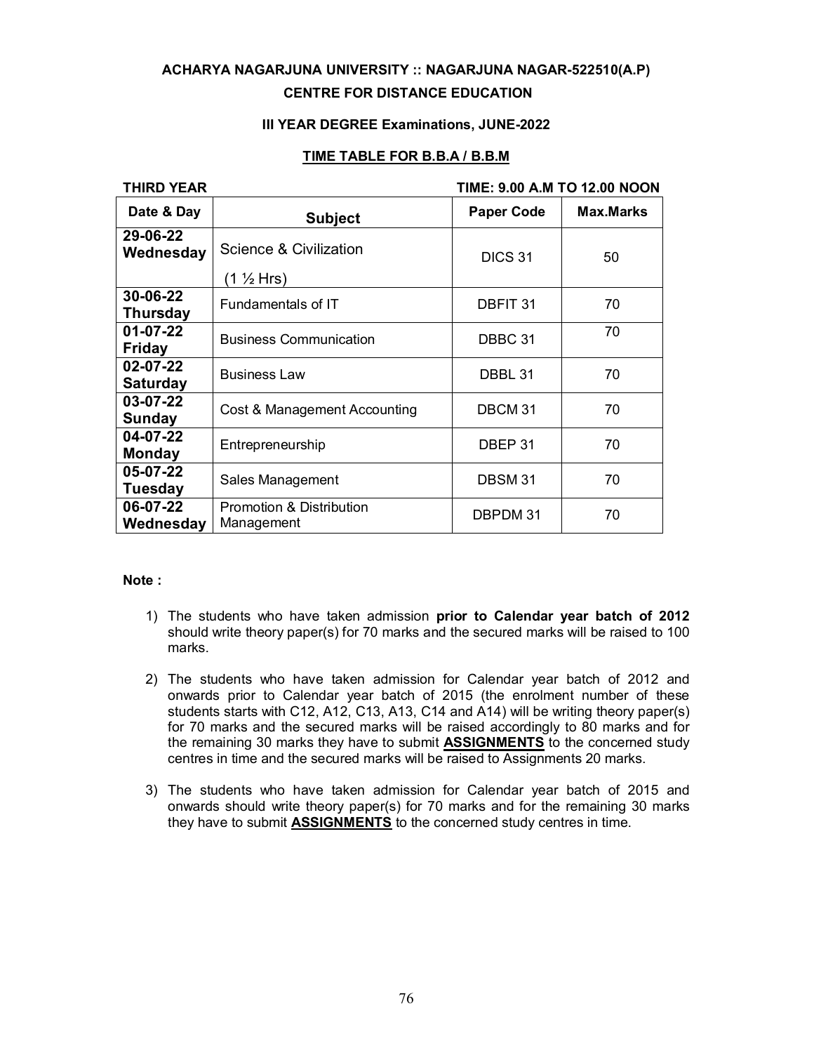**ACHARYA NAGARJUNA UNIVERSITY :: NAGARJUNA NAGAR-522510(A.P)**

**CENTRE FOR DISTANCE EDUCATION**

**III YEAR DEGREE Examinations, JUNE-2022**

**TIME TABLE FOR B.B.A / B.B.M**

**THIRD YEAR** **TIME: 9.00 A.M TO 12.00 NOON**

| Date & Day | Subject | Paper Code | Max.Marks |
|---|---|---|---|
| **29-06-22 Wednesday** | Science & Civilization (1 ½ Hrs) | DICS 31 | 50 |
| **30-06-22 Thursday** | Fundamentals of IT | DBFIT 31 | 70 |
| **01-07-22 Friday** | Business Communication | DBBC 31 | 70 |
| **02-07-22 Saturday** | Business Law | DBBL 31 | 70 |
| **03-07-22 Sunday** | Cost & Management Accounting | DBCM 31 | 70 |
| **04-07-22 Monday** | Entrepreneurship | DBEP 31 | 70 |
| **05-07-22 Tuesday** | Sales Management | DBSM 31 | 70 |
| **06-07-22 Wednesday** | Promotion & Distribution Management | DBPDM 31 | 70 |

**Note :**

1) The students who have taken admission **prior to Calendar year batch of 2012** should write theory paper(s) for 70 marks and the secured marks will be raised to 100 marks.

2) The students who have taken admission for Calendar year batch of 2012 and onwards prior to Calendar year batch of 2015 (the enrolment number of these students starts with C12, A12, C13, A13, C14 and A14) will be writing theory paper(s) for 70 marks and the secured marks will be raised accordingly to 80 marks and for the remaining 30 marks they have to submit **ASSIGNMENTS** to the concerned study centres in time and the secured marks will be raised to Assignments 20 marks.

3) The students who have taken admission for Calendar year batch of 2015 and onwards should write theory paper(s) for 70 marks and for the remaining 30 marks they have to submit **ASSIGNMENTS** to the concerned study centres in time.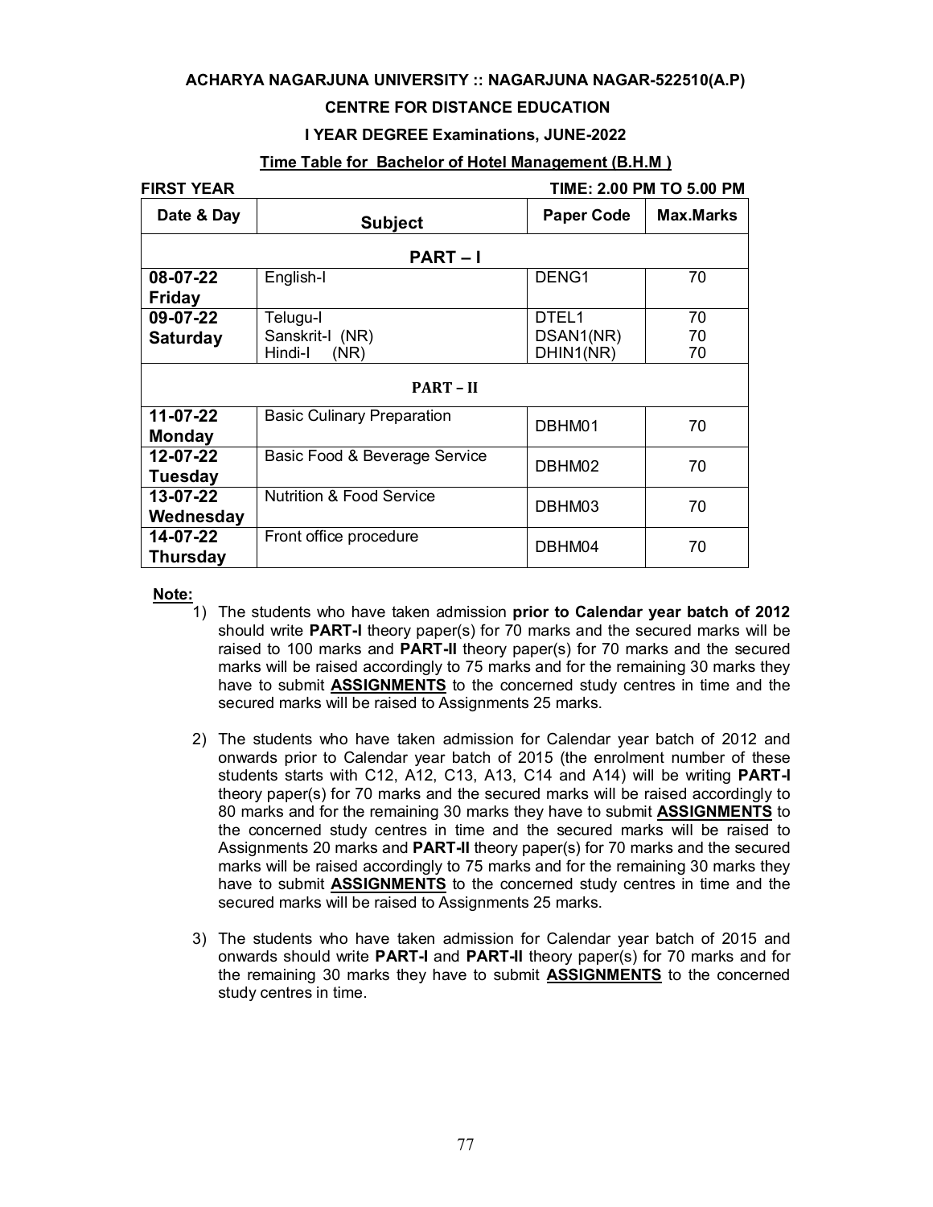**ACHARYA NAGARJUNA UNIVERSITY :: NAGARJUNA NAGAR-522510(A.P)**

**CENTRE FOR DISTANCE EDUCATION**

**I YEAR DEGREE Examinations, JUNE-2022**

**Time Table for Bachelor of Hotel Management (B.H.M )**

**FIRST YEAR** **TIME: 2.00 PM TO 5.00 PM**

| Date & Day | Subject | Paper Code | Max.Marks |
|---|---|---|---|
| **PART – I** | | | |
| **08-07-22 Friday** | English-I | DENG1 | 70 |
| **09-07-22 Saturday** | Telugu-I<br>Sanskrit-I (NR)<br>Hindi-I (NR) | DTEL1<br>DSAN1(NR)<br>DHIN1(NR) | 70<br>70<br>70 |
| **PART – II** | | | |
| **11-07-22 Monday** | Basic Culinary Preparation | DBHM01 | 70 |
| **12-07-22 Tuesday** | Basic Food & Beverage Service | DBHM02 | 70 |
| **13-07-22 Wednesday** | Nutrition & Food Service | DBHM03 | 70 |
| **14-07-22 Thursday** | Front office procedure | DBHM04 | 70 |

**Note:**

1) The students who have taken admission **prior to Calendar year batch of 2012** should write **PART-I** theory paper(s) for 70 marks and the secured marks will be raised to 100 marks and **PART-II** theory paper(s) for 70 marks and the secured marks will be raised accordingly to 75 marks and for the remaining 30 marks they have to submit **ASSIGNMENTS** to the concerned study centres in time and the secured marks will be raised to Assignments 25 marks.

2) The students who have taken admission for Calendar year batch of 2012 and onwards prior to Calendar year batch of 2015 (the enrolment number of these students starts with C12, A12, C13, A13, C14 and A14) will be writing **PART-I** theory paper(s) for 70 marks and the secured marks will be raised accordingly to 80 marks and for the remaining 30 marks they have to submit **ASSIGNMENTS** to the concerned study centres in time and the secured marks will be raised to Assignments 20 marks and **PART-II** theory paper(s) for 70 marks and the secured marks will be raised accordingly to 75 marks and for the remaining 30 marks they have to submit **ASSIGNMENTS** to the concerned study centres in time and the secured marks will be raised to Assignments 25 marks.

3) The students who have taken admission for Calendar year batch of 2015 and onwards should write **PART-I** and **PART-II** theory paper(s) for 70 marks and for the remaining 30 marks they have to submit **ASSIGNMENTS** to the concerned study centres in time.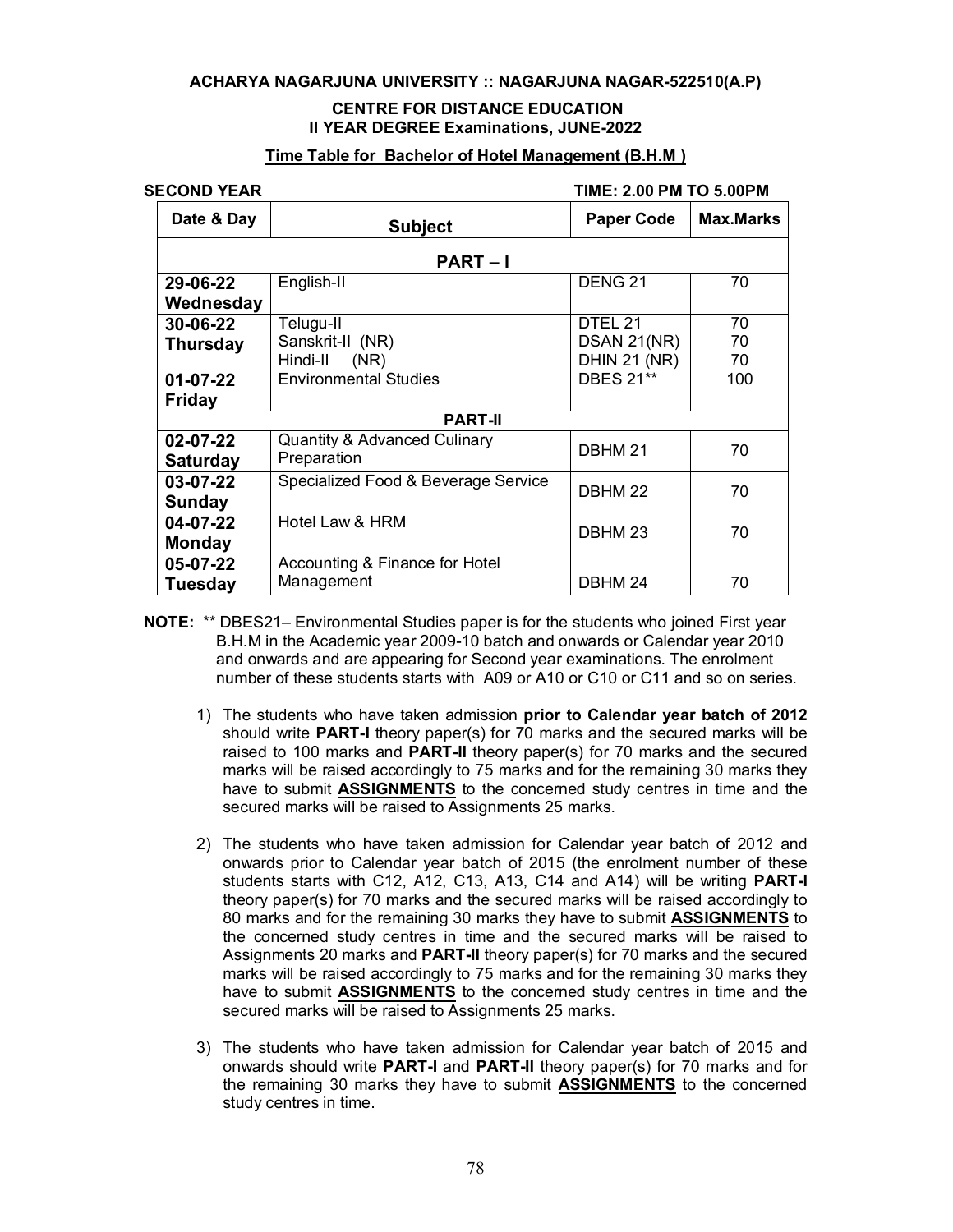**ACHARYA NAGARJUNA UNIVERSITY :: NAGARJUNA NAGAR-522510(A.P)**

**CENTRE FOR DISTANCE EDUCATION**
**II YEAR DEGREE Examinations, JUNE-2022**

**Time Table for Bachelor of Hotel Management (B.H.M )**

**SECOND YEAR** **TIME: 2.00 PM TO 5.00PM**

| Date & Day | Subject | Paper Code | Max.Marks |
|---|---|---|---|
| | **PART – I** | | |
| **29-06-22 Wednesday** | English-II | DENG 21 | 70 |
| **30-06-22 Thursday** | Telugu-II<br>Sanskrit-II (NR)<br>Hindi-II (NR) | DTEL 21<br>DSAN 21(NR)<br>DHIN 21 (NR) | 70<br>70<br>70 |
| **01-07-22 Friday** | Environmental Studies | DBES 21** | 100 |
| | **PART-II** | | |
| **02-07-22 Saturday** | Quantity & Advanced Culinary Preparation | DBHM 21 | 70 |
| **03-07-22 Sunday** | Specialized Food & Beverage Service | DBHM 22 | 70 |
| **04-07-22 Monday** | Hotel Law & HRM | DBHM 23 | 70 |
| **05-07-22 Tuesday** | Accounting & Finance for Hotel Management | DBHM 24 | 70 |

**NOTE:** ** DBES21– Environmental Studies paper is for the students who joined First year B.H.M in the Academic year 2009-10 batch and onwards or Calendar year 2010 and onwards and are appearing for Second year examinations. The enrolment number of these students starts with A09 or A10 or C10 or C11 and so on series.

1) The students who have taken admission **prior to Calendar year batch of 2012** should write **PART-I** theory paper(s) for 70 marks and the secured marks will be raised to 100 marks and **PART-II** theory paper(s) for 70 marks and the secured marks will be raised accordingly to 75 marks and for the remaining 30 marks they have to submit **ASSIGNMENTS** to the concerned study centres in time and the secured marks will be raised to Assignments 25 marks.

2) The students who have taken admission for Calendar year batch of 2012 and onwards prior to Calendar year batch of 2015 (the enrolment number of these students starts with C12, A12, C13, A13, C14 and A14) will be writing **PART-I** theory paper(s) for 70 marks and the secured marks will be raised accordingly to 80 marks and for the remaining 30 marks they have to submit **ASSIGNMENTS** to the concerned study centres in time and the secured marks will be raised to Assignments 20 marks and **PART-II** theory paper(s) for 70 marks and the secured marks will be raised accordingly to 75 marks and for the remaining 30 marks they have to submit **ASSIGNMENTS** to the concerned study centres in time and the secured marks will be raised to Assignments 25 marks.

3) The students who have taken admission for Calendar year batch of 2015 and onwards should write **PART-I** and **PART-II** theory paper(s) for 70 marks and for the remaining 30 marks they have to submit **ASSIGNMENTS** to the concerned study centres in time.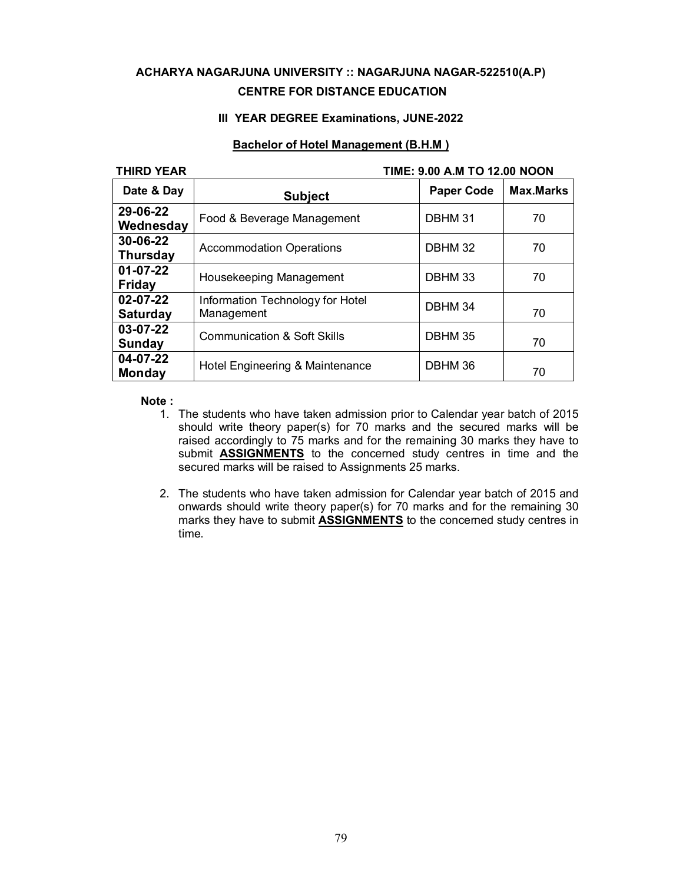**ACHARYA NAGARJUNA UNIVERSITY :: NAGARJUNA NAGAR-522510(A.P)**

**CENTRE FOR DISTANCE EDUCATION**

**III YEAR DEGREE Examinations, JUNE-2022**

**Bachelor of Hotel Management (B.H.M )**

**THIRD YEAR** **TIME: 9.00 A.M TO 12.00 NOON**

| Date & Day | Subject | Paper Code | Max.Marks |
|---|---|---|---|
| **29-06-22 Wednesday** | Food & Beverage Management | DBHM 31 | 70 |
| **30-06-22 Thursday** | Accommodation Operations | DBHM 32 | 70 |
| **01-07-22 Friday** | Housekeeping Management | DBHM 33 | 70 |
| **02-07-22 Saturday** | Information Technology for Hotel Management | DBHM 34 | 70 |
| **03-07-22 Sunday** | Communication & Soft Skills | DBHM 35 | 70 |
| **04-07-22 Monday** | Hotel Engineering & Maintenance | DBHM 36 | 70 |

**Note :**

1. The students who have taken admission prior to Calendar year batch of 2015 should write theory paper(s) for 70 marks and the secured marks will be raised accordingly to 75 marks and for the remaining 30 marks they have to submit **ASSIGNMENTS** to the concerned study centres in time and the secured marks will be raised to Assignments 25 marks.

2. The students who have taken admission for Calendar year batch of 2015 and onwards should write theory paper(s) for 70 marks and for the remaining 30 marks they have to submit **ASSIGNMENTS** to the concerned study centres in time.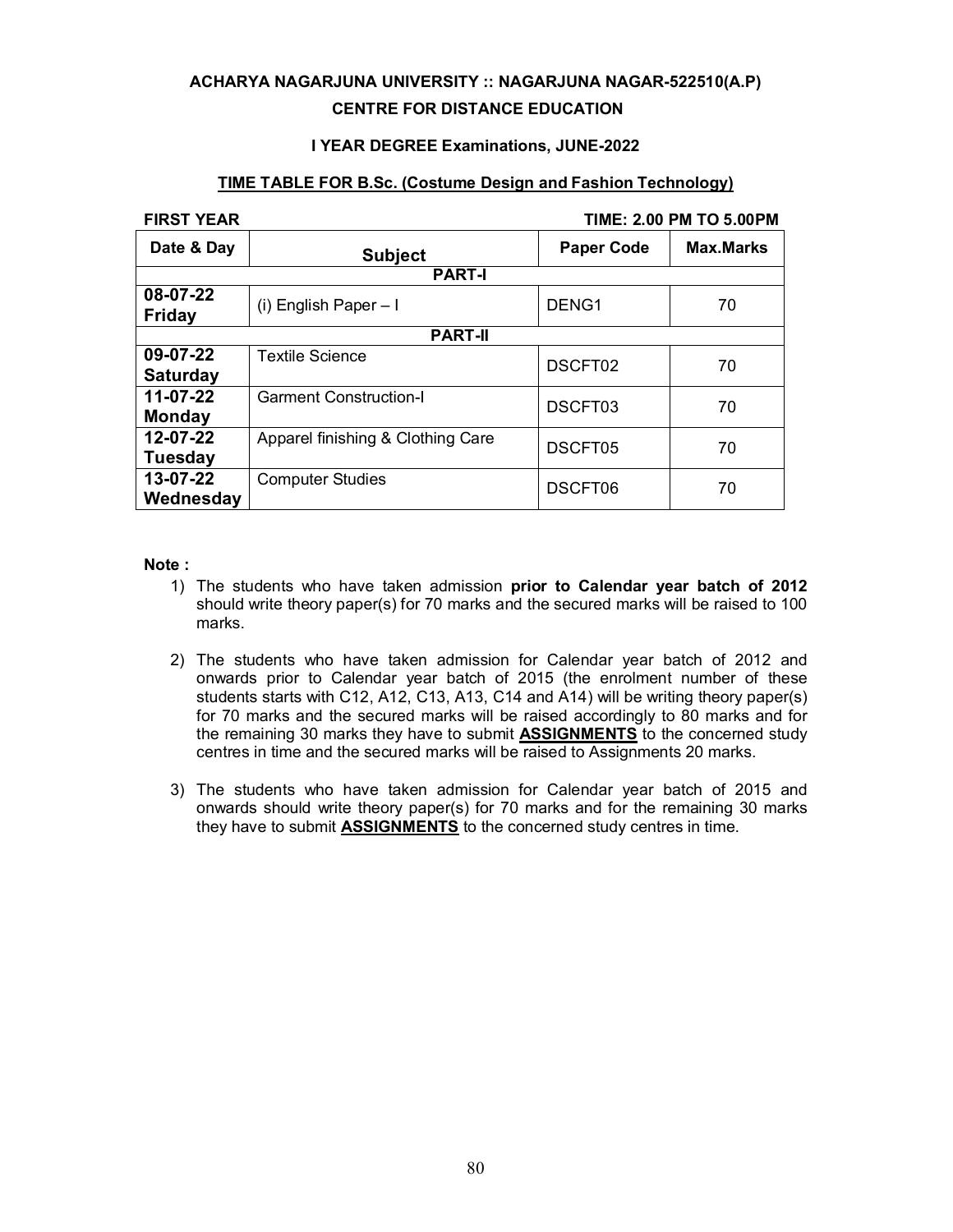**ACHARYA NAGARJUNA UNIVERSITY :: NAGARJUNA NAGAR-522510(A.P)**

**CENTRE FOR DISTANCE EDUCATION**

**I YEAR DEGREE Examinations, JUNE-2022**

**TIME TABLE FOR B.Sc. (Costume Design and Fashion Technology)**

**FIRST YEAR** **TIME: 2.00 PM TO 5.00PM**

| Date & Day | Subject | Paper Code | Max.Marks |
|---|---|---|---|
| | **PART-I** | | |
| **08-07-22 Friday** | (i) English Paper – I | DENG1 | 70 |
| | **PART-II** | | |
| **09-07-22 Saturday** | Textile Science | DSCFT02 | 70 |
| **11-07-22 Monday** | Garment Construction-I | DSCFT03 | 70 |
| **12-07-22 Tuesday** | Apparel finishing & Clothing Care | DSCFT05 | 70 |
| **13-07-22 Wednesday** | Computer Studies | DSCFT06 | 70 |

**Note :**

1) The students who have taken admission **prior to Calendar year batch of 2012** should write theory paper(s) for 70 marks and the secured marks will be raised to 100 marks.

2) The students who have taken admission for Calendar year batch of 2012 and onwards prior to Calendar year batch of 2015 (the enrolment number of these students starts with C12, A12, C13, A13, C14 and A14) will be writing theory paper(s) for 70 marks and the secured marks will be raised accordingly to 80 marks and for the remaining 30 marks they have to submit **ASSIGNMENTS** to the concerned study centres in time and the secured marks will be raised to Assignments 20 marks.

3) The students who have taken admission for Calendar year batch of 2015 and onwards should write theory paper(s) for 70 marks and for the remaining 30 marks they have to submit **ASSIGNMENTS** to the concerned study centres in time.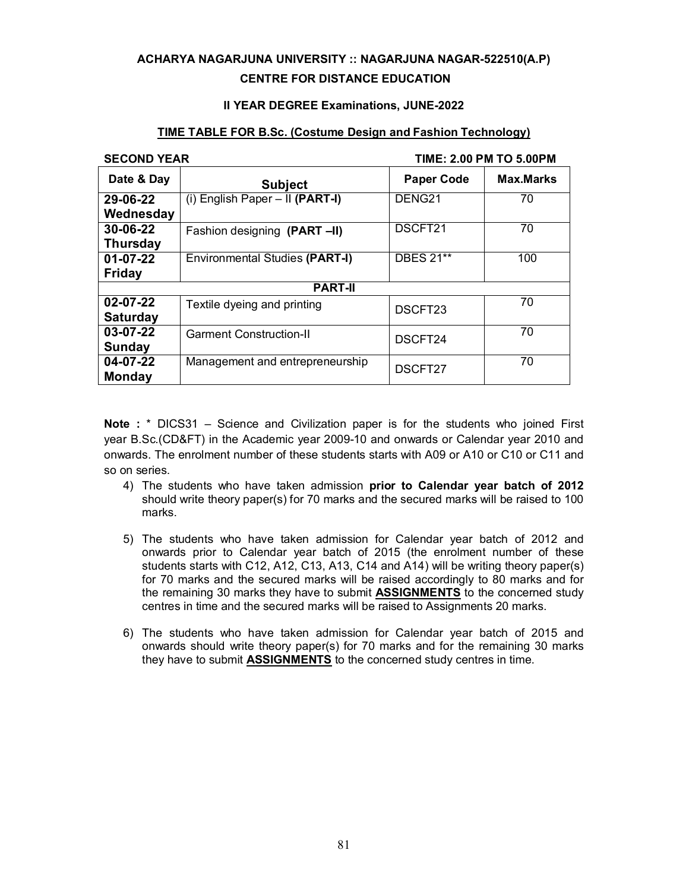**ACHARYA NAGARJUNA UNIVERSITY :: NAGARJUNA NAGAR-522510(A.P)**

**CENTRE FOR DISTANCE EDUCATION**

**II YEAR DEGREE Examinations, JUNE-2022**

**TIME TABLE FOR B.Sc. (Costume Design and Fashion Technology)**

**SECOND YEAR** **TIME: 2.00 PM TO 5.00PM**

| Date & Day | Subject | Paper Code | Max.Marks |
|---|---|---|---|
| **29-06-22 Wednesday** | (i) English Paper – II **(PART-I)** | DENG21 | 70 |
| **30-06-22 Thursday** | Fashion designing **(PART –II)** | DSCFT21 | 70 |
| **01-07-22 Friday** | Environmental Studies **(PART-I)** | DBES 21** | 100 |
| | **PART-II** | | |
| **02-07-22 Saturday** | Textile dyeing and printing | DSCFT23 | 70 |
| **03-07-22 Sunday** | Garment Construction-II | DSCFT24 | 70 |
| **04-07-22 Monday** | Management and entrepreneurship | DSCFT27 | 70 |

**Note :** * DICS31 – Science and Civilization paper is for the students who joined First year B.Sc.(CD&FT) in the Academic year 2009-10 and onwards or Calendar year 2010 and onwards. The enrolment number of these students starts with A09 or A10 or C10 or C11 and so on series.

4) The students who have taken admission **prior to Calendar year batch of 2012** should write theory paper(s) for 70 marks and the secured marks will be raised to 100 marks.

5) The students who have taken admission for Calendar year batch of 2012 and onwards prior to Calendar year batch of 2015 (the enrolment number of these students starts with C12, A12, C13, A13, C14 and A14) will be writing theory paper(s) for 70 marks and the secured marks will be raised accordingly to 80 marks and for the remaining 30 marks they have to submit **ASSIGNMENTS** to the concerned study centres in time and the secured marks will be raised to Assignments 20 marks.

6) The students who have taken admission for Calendar year batch of 2015 and onwards should write theory paper(s) for 70 marks and for the remaining 30 marks they have to submit **ASSIGNMENTS** to the concerned study centres in time.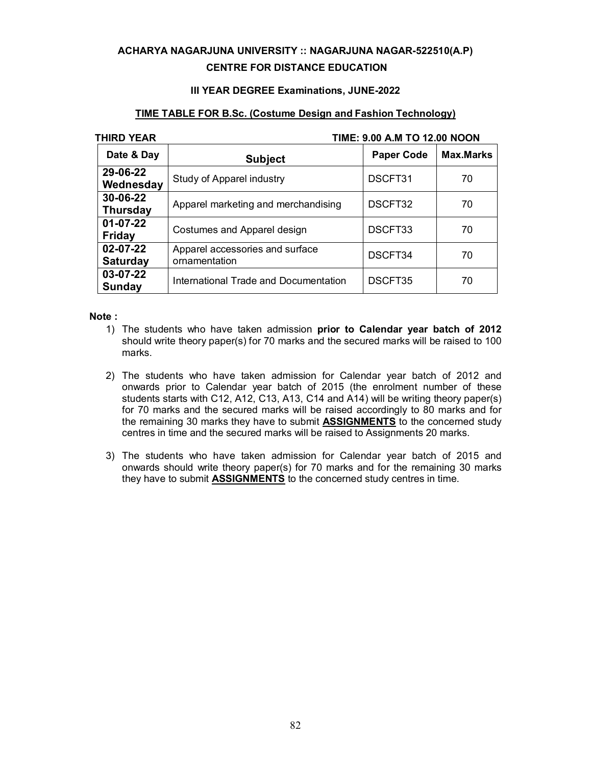**ACHARYA NAGARJUNA UNIVERSITY :: NAGARJUNA NAGAR-522510(A.P)**

**CENTRE FOR DISTANCE EDUCATION**

**III YEAR DEGREE Examinations, JUNE-2022**

**TIME TABLE FOR B.Sc. (Costume Design and Fashion Technology)**

**THIRD YEAR** **TIME: 9.00 A.M TO 12.00 NOON**

| Date & Day | Subject | Paper Code | Max.Marks |
|---|---|---|---|
| **29-06-22 Wednesday** | Study of Apparel industry | DSCFT31 | 70 |
| **30-06-22 Thursday** | Apparel marketing and merchandising | DSCFT32 | 70 |
| **01-07-22 Friday** | Costumes and Apparel design | DSCFT33 | 70 |
| **02-07-22 Saturday** | Apparel accessories and surface ornamentation | DSCFT34 | 70 |
| **03-07-22 Sunday** | International Trade and Documentation | DSCFT35 | 70 |

**Note :**

1) The students who have taken admission **prior to Calendar year batch of 2012** should write theory paper(s) for 70 marks and the secured marks will be raised to 100 marks.

2) The students who have taken admission for Calendar year batch of 2012 and onwards prior to Calendar year batch of 2015 (the enrolment number of these students starts with C12, A12, C13, A13, C14 and A14) will be writing theory paper(s) for 70 marks and the secured marks will be raised accordingly to 80 marks and for the remaining 30 marks they have to submit **ASSIGNMENTS** to the concerned study centres in time and the secured marks will be raised to Assignments 20 marks.

3) The students who have taken admission for Calendar year batch of 2015 and onwards should write theory paper(s) for 70 marks and for the remaining 30 marks they have to submit **ASSIGNMENTS** to the concerned study centres in time.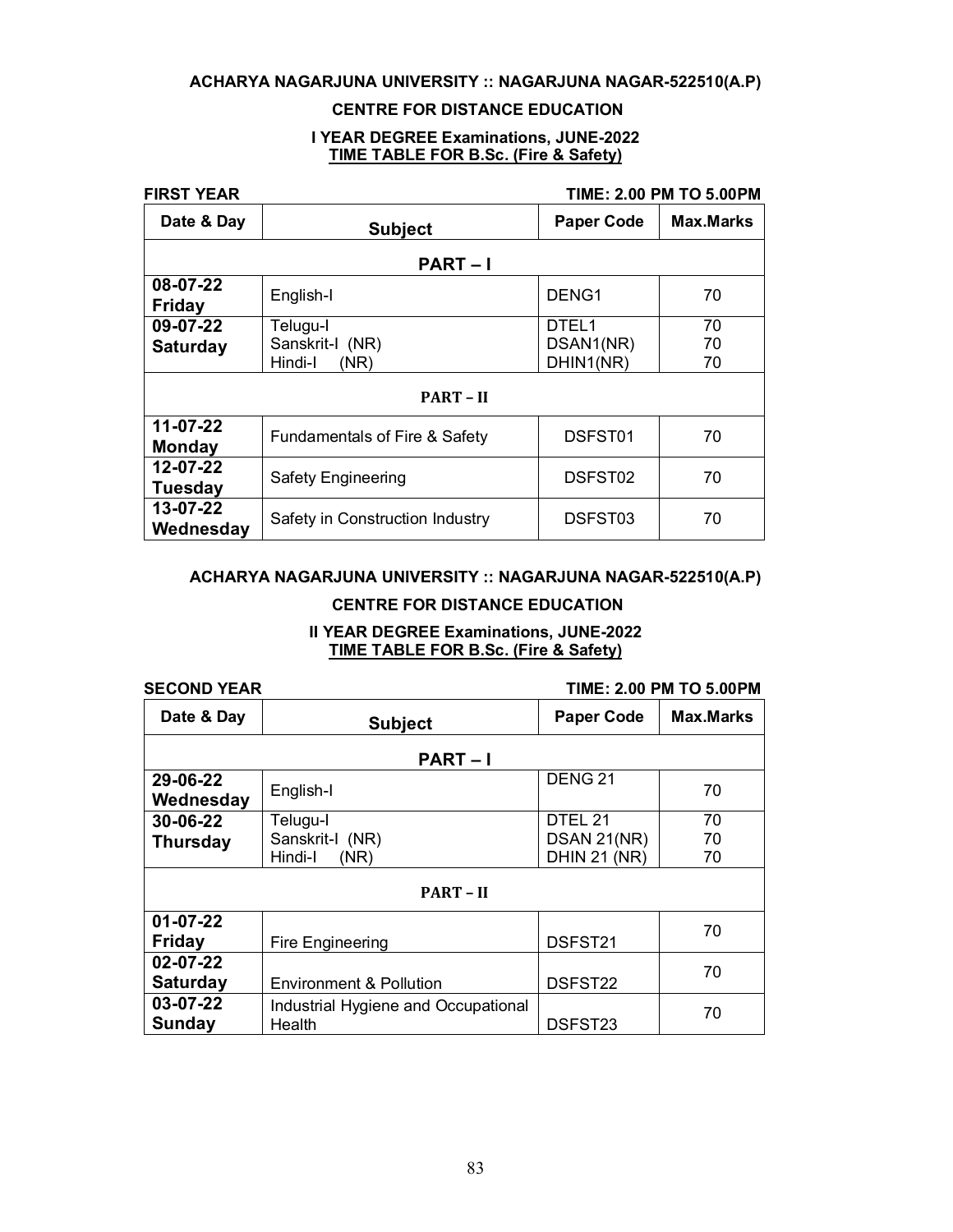**ACHARYA NAGARJUNA UNIVERSITY :: NAGARJUNA NAGAR-522510(A.P)**

**CENTRE FOR DISTANCE EDUCATION**

**I YEAR DEGREE Examinations, JUNE-2022**
**TIME TABLE FOR B.Sc. (Fire & Safety)**

**FIRST YEAR** **TIME: 2.00 PM TO 5.00PM**

| Date & Day | Subject | Paper Code | Max.Marks |
|---|---|---|---|
| **PART – I** | | | |
| **08-07-22 Friday** | English-I | DENG1 | 70 |
| **09-07-22 Saturday** | Telugu-I<br>Sanskrit-I (NR)<br>Hindi-I (NR) | DTEL1<br>DSAN1(NR)<br>DHIN1(NR) | 70<br>70<br>70 |
| **PART – II** | | | |
| **11-07-22 Monday** | Fundamentals of Fire & Safety | DSFST01 | 70 |
| **12-07-22 Tuesday** | Safety Engineering | DSFST02 | 70 |
| **13-07-22 Wednesday** | Safety in Construction Industry | DSFST03 | 70 |

**ACHARYA NAGARJUNA UNIVERSITY :: NAGARJUNA NAGAR-522510(A.P)**

**CENTRE FOR DISTANCE EDUCATION**

**II YEAR DEGREE Examinations, JUNE-2022**
**TIME TABLE FOR B.Sc. (Fire & Safety)**

**SECOND YEAR** **TIME: 2.00 PM TO 5.00PM**

| Date & Day | Subject | Paper Code | Max.Marks |
|---|---|---|---|
| **PART – I** | | | |
| **29-06-22 Wednesday** | English-I | DENG 21 | 70 |
| **30-06-22 Thursday** | Telugu-I<br>Sanskrit-I (NR)<br>Hindi-I (NR) | DTEL 21<br>DSAN 21(NR)<br>DHIN 21 (NR) | 70<br>70<br>70 |
| **PART – II** | | | |
| **01-07-22 Friday** | Fire Engineering | DSFST21 | 70 |
| **02-07-22 Saturday** | Environment & Pollution | DSFST22 | 70 |
| **03-07-22 Sunday** | Industrial Hygiene and Occupational Health | DSFST23 | 70 |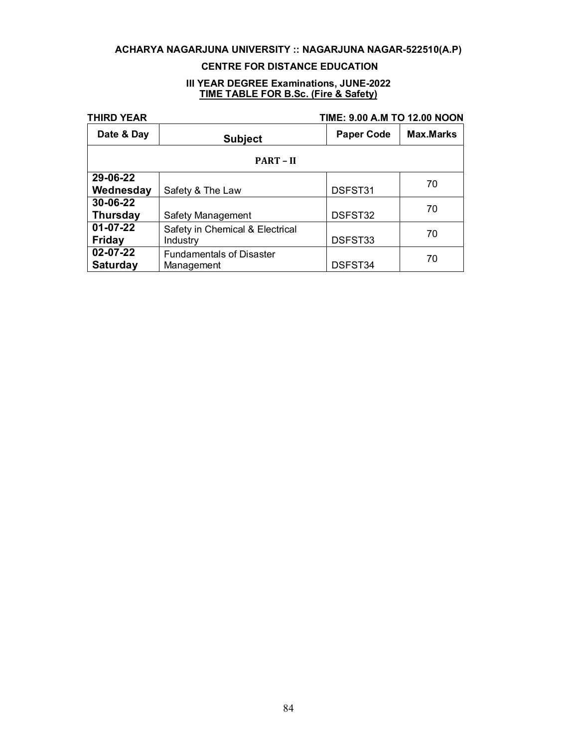**ACHARYA NAGARJUNA UNIVERSITY :: NAGARJUNA NAGAR-522510(A.P)**

**CENTRE FOR DISTANCE EDUCATION**

**III YEAR DEGREE Examinations, JUNE-2022**
**TIME TABLE FOR B.Sc. (Fire & Safety)**

**THIRD YEAR** **TIME: 9.00 A.M TO 12.00 NOON**

| Date & Day | Subject | Paper Code | Max.Marks |
|---|---|---|---|
| **PART – II** | | | |
| **29-06-22 Wednesday** | Safety & The Law | DSFST31 | 70 |
| **30-06-22 Thursday** | Safety Management | DSFST32 | 70 |
| **01-07-22 Friday** | Safety in Chemical & Electrical Industry | DSFST33 | 70 |
| **02-07-22 Saturday** | Fundamentals of Disaster Management | DSFST34 | 70 |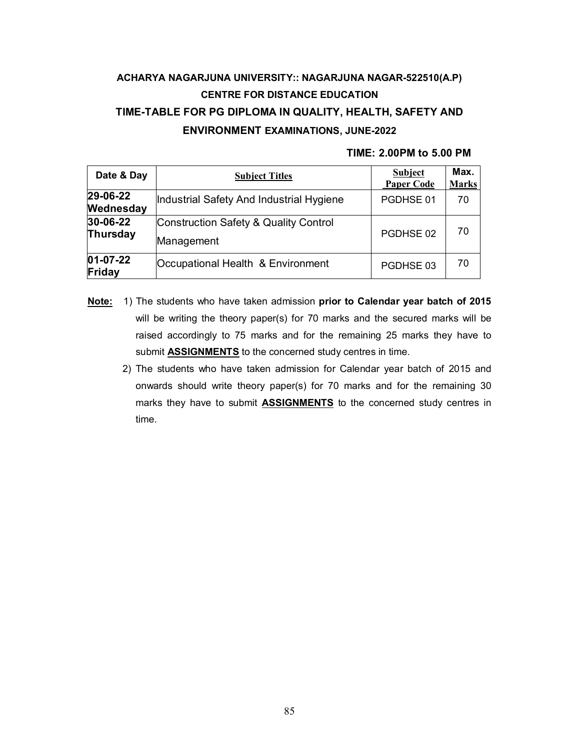**ACHARYA NAGARJUNA UNIVERSITY:: NAGARJUNA NAGAR-522510(A.P)**

**CENTRE FOR DISTANCE EDUCATION**

**TIME-TABLE FOR PG DIPLOMA IN QUALITY, HEALTH, SAFETY AND ENVIRONMENT EXAMINATIONS, JUNE-2022**

**TIME: 2.00PM to 5.00 PM**

| Date & Day | Subject Titles | Subject Paper Code | Max. Marks |
|---|---|---|---|
| **29-06-22 Wednesday** | Industrial Safety And Industrial Hygiene | PGDHSE 01 | 70 |
| **30-06-22 Thursday** | Construction Safety & Quality Control Management | PGDHSE 02 | 70 |
| **01-07-22 Friday** | Occupational Health & Environment | PGDHSE 03 | 70 |

**Note:**

1) The students who have taken admission **prior to Calendar year batch of 2015** will be writing the theory paper(s) for 70 marks and the secured marks will be raised accordingly to 75 marks and for the remaining 25 marks they have to submit **ASSIGNMENTS** to the concerned study centres in time.
2) The students who have taken admission for Calendar year batch of 2015 and onwards should write theory paper(s) for 70 marks and for the remaining 30 marks they have to submit **ASSIGNMENTS** to the concerned study centres in time.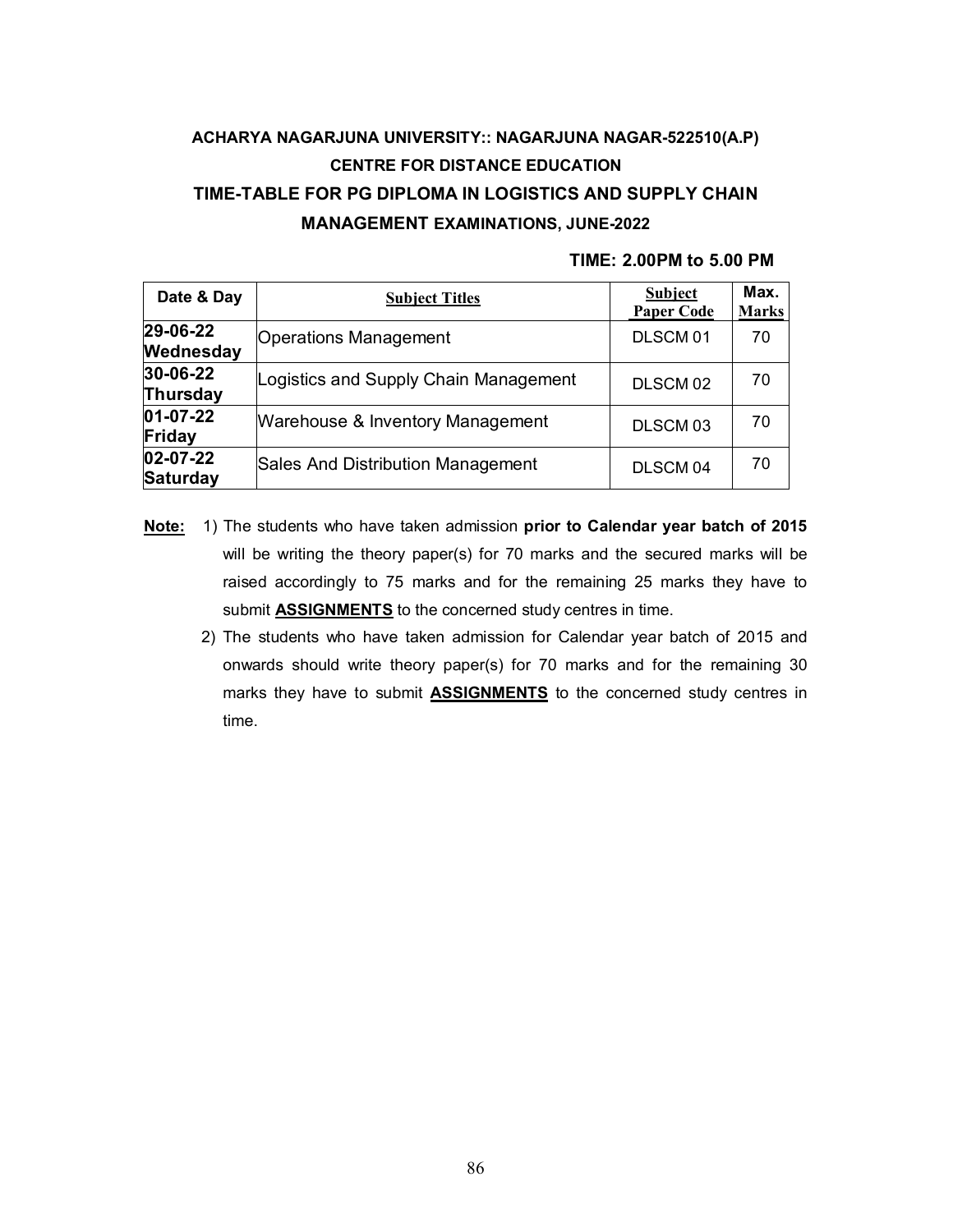**ACHARYA NAGARJUNA UNIVERSITY:: NAGARJUNA NAGAR-522510(A.P)**

**CENTRE FOR DISTANCE EDUCATION**

**TIME-TABLE FOR PG DIPLOMA IN LOGISTICS AND SUPPLY CHAIN MANAGEMENT EXAMINATIONS, JUNE-2022**

**TIME: 2.00PM to 5.00 PM**

| Date & Day | Subject Titles | Subject Paper Code | Max. Marks |
|---|---|---|---|
| **29-06-22 Wednesday** | Operations Management | DLSCM 01 | 70 |
| **30-06-22 Thursday** | Logistics and Supply Chain Management | DLSCM 02 | 70 |
| **01-07-22 Friday** | Warehouse & Inventory Management | DLSCM 03 | 70 |
| **02-07-22 Saturday** | Sales And Distribution Management | DLSCM 04 | 70 |

**Note:**

1) The students who have taken admission **prior to Calendar year batch of 2015** will be writing the theory paper(s) for 70 marks and the secured marks will be raised accordingly to 75 marks and for the remaining 25 marks they have to submit **ASSIGNMENTS** to the concerned study centres in time.

2) The students who have taken admission for Calendar year batch of 2015 and onwards should write theory paper(s) for 70 marks and for the remaining 30 marks they have to submit **ASSIGNMENTS** to the concerned study centres in time.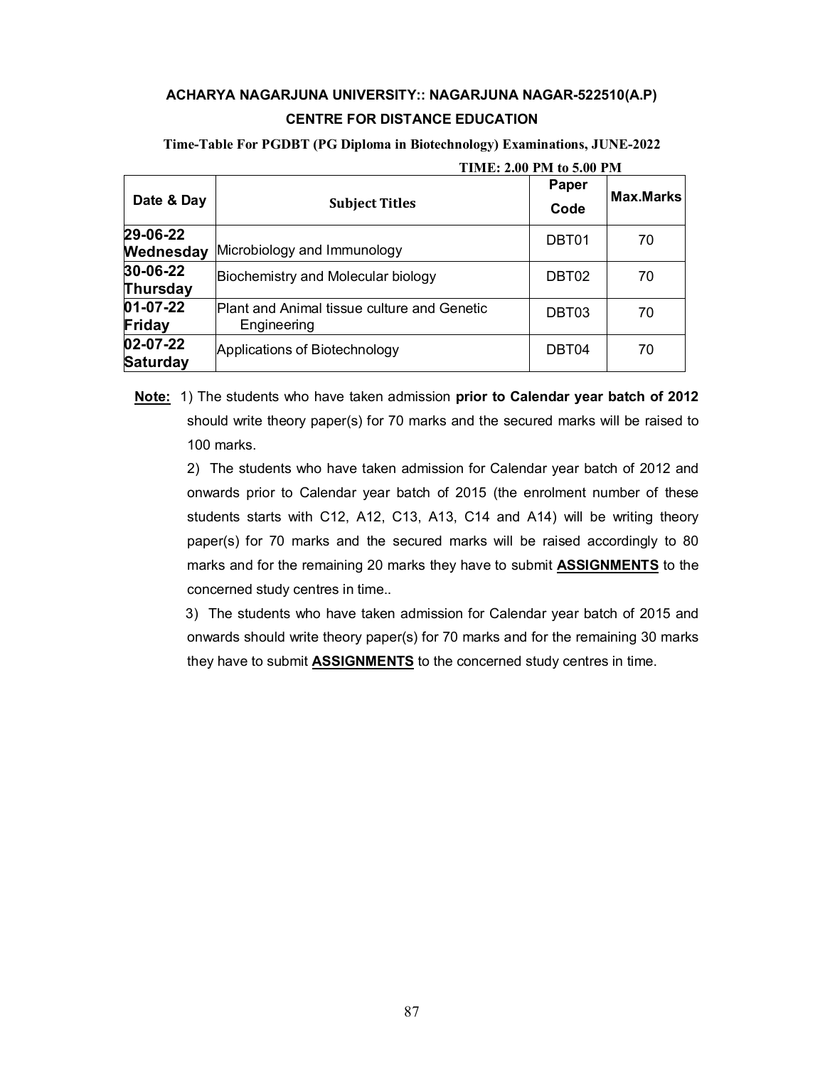**ACHARYA NAGARJUNA UNIVERSITY:: NAGARJUNA NAGAR-522510(A.P)**

**CENTRE FOR DISTANCE EDUCATION**

**Time-Table For PGDBT (PG Diploma in Biotechnology) Examinations, JUNE-2022**

**TIME: 2.00 PM to 5.00 PM**

| Date & Day | Subject Titles | Paper Code | Max.Marks |
|---|---|---|---|
| **29-06-22 Wednesday** | Microbiology and Immunology | DBT01 | 70 |
| **30-06-22 Thursday** | Biochemistry and Molecular biology | DBT02 | 70 |
| **01-07-22 Friday** | Plant and Animal tissue culture and Genetic Engineering | DBT03 | 70 |
| **02-07-22 Saturday** | Applications of Biotechnology | DBT04 | 70 |

**Note:** 1) The students who have taken admission **prior to Calendar year batch of 2012** should write theory paper(s) for 70 marks and the secured marks will be raised to 100 marks.

2) The students who have taken admission for Calendar year batch of 2012 and onwards prior to Calendar year batch of 2015 (the enrolment number of these students starts with C12, A12, C13, A13, C14 and A14) will be writing theory paper(s) for 70 marks and the secured marks will be raised accordingly to 80 marks and for the remaining 20 marks they have to submit **ASSIGNMENTS** to the concerned study centres in time..

3) The students who have taken admission for Calendar year batch of 2015 and onwards should write theory paper(s) for 70 marks and for the remaining 30 marks they have to submit **ASSIGNMENTS** to the concerned study centres in time.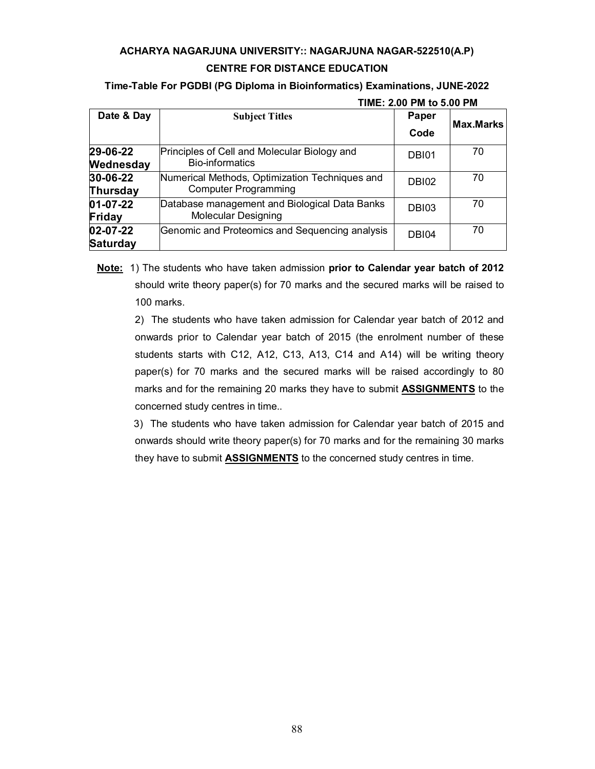**ACHARYA NAGARJUNA UNIVERSITY:: NAGARJUNA NAGAR-522510(A.P)**

**CENTRE FOR DISTANCE EDUCATION**

**Time-Table For PGDBI (PG Diploma in Bioinformatics) Examinations, JUNE-2022**

**TIME: 2.00 PM to 5.00 PM**

| Date & Day | Subject Titles | Paper Code | Max.Marks |
|---|---|---|---|
| **29-06-22 Wednesday** | Principles of Cell and Molecular Biology and Bio-informatics | DBI01 | 70 |
| **30-06-22 Thursday** | Numerical Methods, Optimization Techniques and Computer Programming | DBI02 | 70 |
| **01-07-22 Friday** | Database management and Biological Data Banks Molecular Designing | DBI03 | 70 |
| **02-07-22 Saturday** | Genomic and Proteomics and Sequencing analysis | DBI04 | 70 |

**Note:** 1) The students who have taken admission **prior to Calendar year batch of 2012** should write theory paper(s) for 70 marks and the secured marks will be raised to 100 marks.

2) The students who have taken admission for Calendar year batch of 2012 and onwards prior to Calendar year batch of 2015 (the enrolment number of these students starts with C12, A12, C13, A13, C14 and A14) will be writing theory paper(s) for 70 marks and the secured marks will be raised accordingly to 80 marks and for the remaining 20 marks they have to submit **ASSIGNMENTS** to the concerned study centres in time..

3) The students who have taken admission for Calendar year batch of 2015 and onwards should write theory paper(s) for 70 marks and for the remaining 30 marks they have to submit **ASSIGNMENTS** to the concerned study centres in time.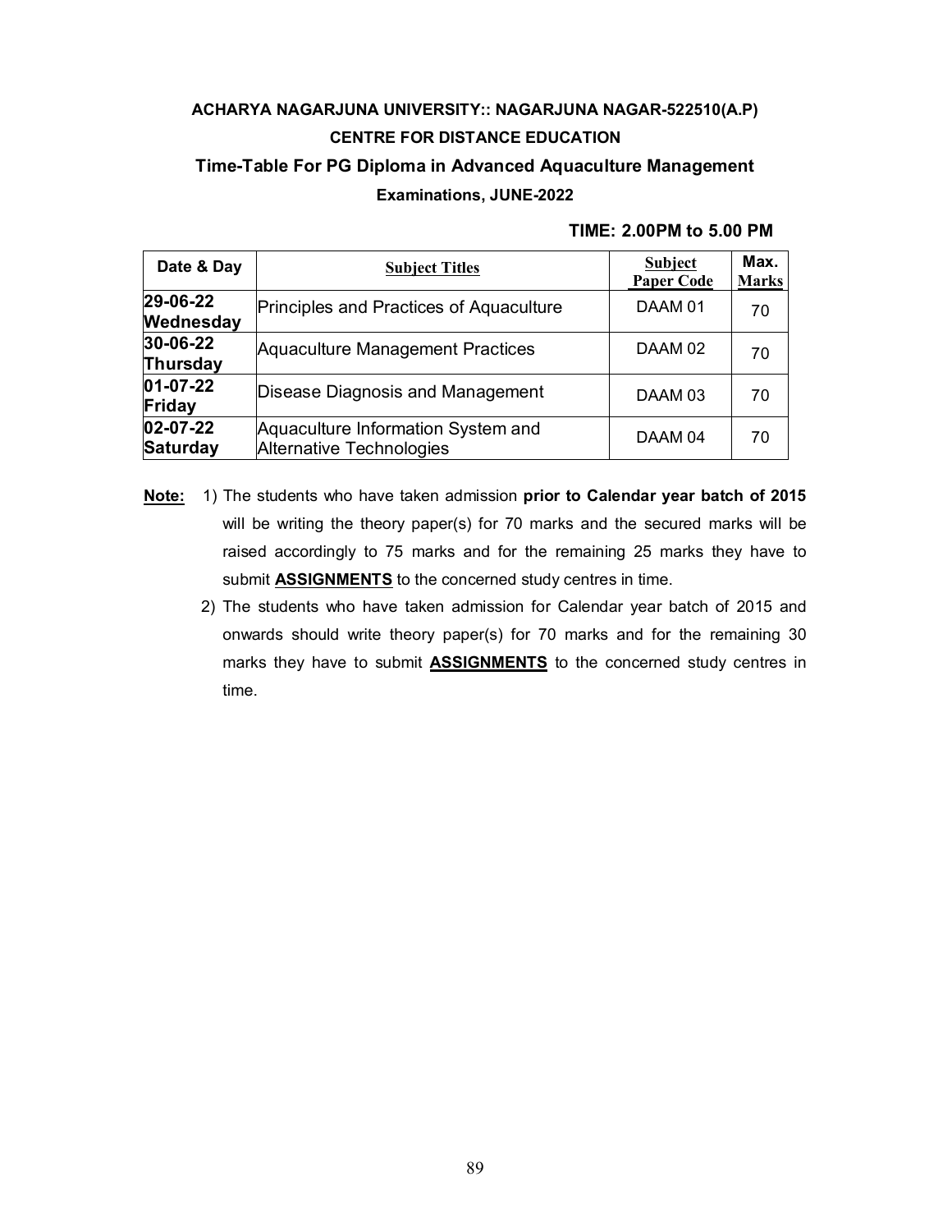**ACHARYA NAGARJUNA UNIVERSITY:: NAGARJUNA NAGAR-522510(A.P)**

**CENTRE FOR DISTANCE EDUCATION**

**Time-Table For PG Diploma in Advanced Aquaculture Management**

**Examinations, JUNE-2022**

**TIME: 2.00PM to 5.00 PM**

| Date & Day | Subject Titles | Subject Paper Code | Max. Marks |
|---|---|---|---|
| **29-06-22 Wednesday** | Principles and Practices of Aquaculture | DAAM 01 | 70 |
| **30-06-22 Thursday** | Aquaculture Management Practices | DAAM 02 | 70 |
| **01-07-22 Friday** | Disease Diagnosis and Management | DAAM 03 | 70 |
| **02-07-22 Saturday** | Aquaculture Information System and Alternative Technologies | DAAM 04 | 70 |

**Note:**

1) The students who have taken admission **prior to Calendar year batch of 2015** will be writing the theory paper(s) for 70 marks and the secured marks will be raised accordingly to 75 marks and for the remaining 25 marks they have to submit **ASSIGNMENTS** to the concerned study centres in time.
2) The students who have taken admission for Calendar year batch of 2015 and onwards should write theory paper(s) for 70 marks and for the remaining 30 marks they have to submit **ASSIGNMENTS** to the concerned study centres in time.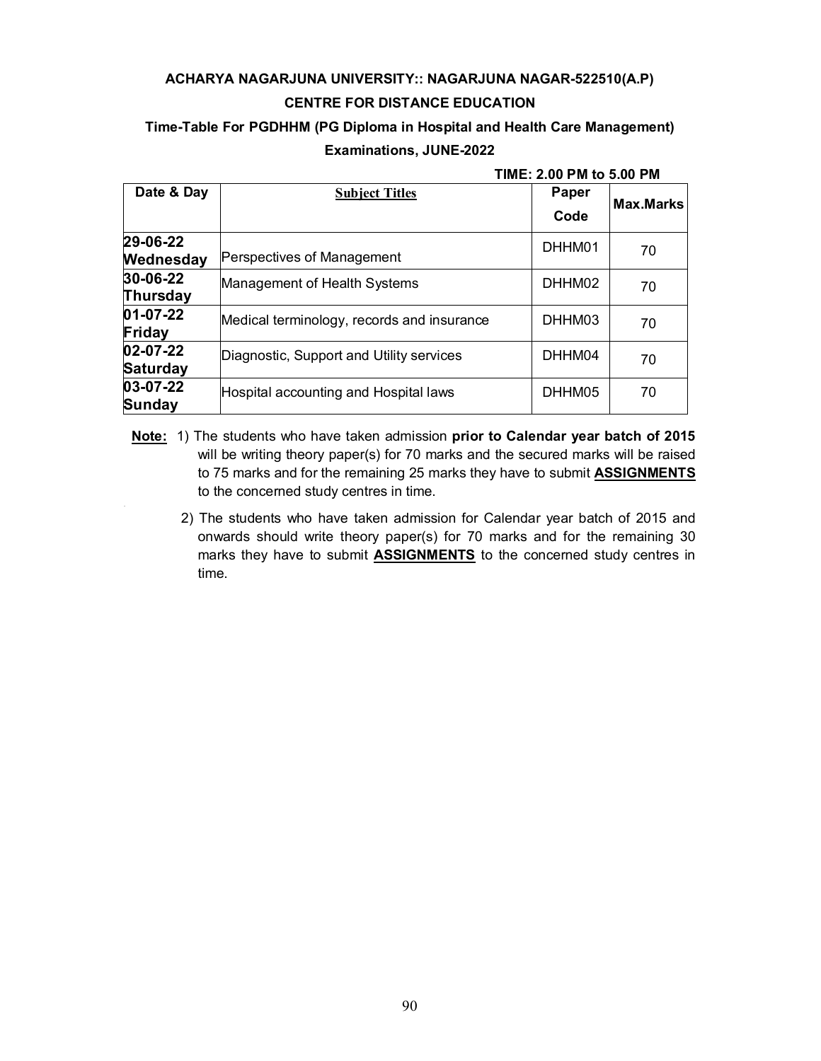**ACHARYA NAGARJUNA UNIVERSITY:: NAGARJUNA NAGAR-522510(A.P)**

**CENTRE FOR DISTANCE EDUCATION**

**Time-Table For PGDHHM (PG Diploma in Hospital and Health Care Management)**

**Examinations, JUNE-2022**

**TIME: 2.00 PM to 5.00 PM**

| Date & Day | Subject Titles | Paper Code | Max.Marks |
|---|---|---|---|
| **29-06-22 Wednesday** | Perspectives of Management | DHHM01 | 70 |
| **30-06-22 Thursday** | Management of Health Systems | DHHM02 | 70 |
| **01-07-22 Friday** | Medical terminology, records and insurance | DHHM03 | 70 |
| **02-07-22 Saturday** | Diagnostic, Support and Utility services | DHHM04 | 70 |
| **03-07-22 Sunday** | Hospital accounting and Hospital laws | DHHM05 | 70 |

**Note:** 1) The students who have taken admission **prior to Calendar year batch of 2015** will be writing theory paper(s) for 70 marks and the secured marks will be raised to 75 marks and for the remaining 25 marks they have to submit **ASSIGNMENTS** to the concerned study centres in time.

2) The students who have taken admission for Calendar year batch of 2015 and onwards should write theory paper(s) for 70 marks and for the remaining 30 marks they have to submit **ASSIGNMENTS** to the concerned study centres in time.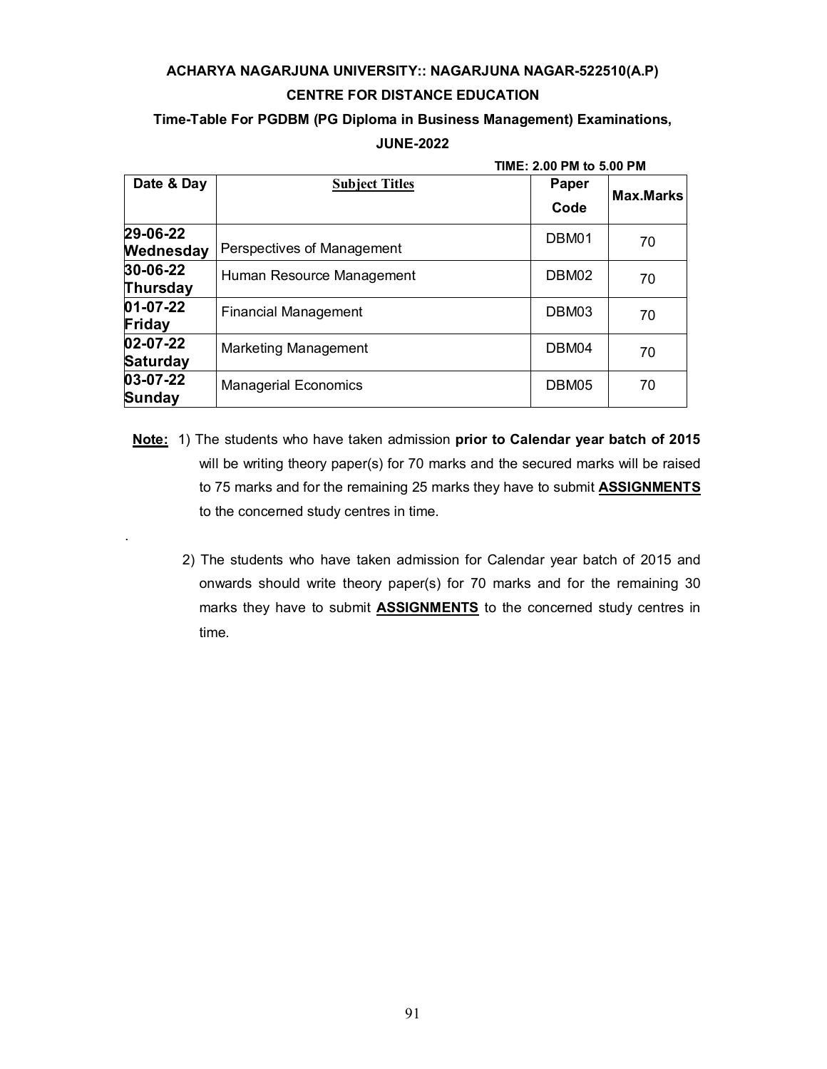**ACHARYA NAGARJUNA UNIVERSITY:: NAGARJUNA NAGAR-522510(A.P)**

**CENTRE FOR DISTANCE EDUCATION**

**Time-Table For PGDBM (PG Diploma in Business Management) Examinations, JUNE-2022**

**TIME: 2.00 PM to 5.00 PM**

| Date & Day | Subject Titles | Paper Code | Max.Marks |
|---|---|---|---|
| **29-06-22 Wednesday** | Perspectives of Management | DBM01 | 70 |
| **30-06-22 Thursday** | Human Resource Management | DBM02 | 70 |
| **01-07-22 Friday** | Financial Management | DBM03 | 70 |
| **02-07-22 Saturday** | Marketing Management | DBM04 | 70 |
| **03-07-22 Sunday** | Managerial Economics | DBM05 | 70 |

**Note:** 1) The students who have taken admission **prior to Calendar year batch of 2015** will be writing theory paper(s) for 70 marks and the secured marks will be raised to 75 marks and for the remaining 25 marks they have to submit **ASSIGNMENTS** to the concerned study centres in time.

2) The students who have taken admission for Calendar year batch of 2015 and onwards should write theory paper(s) for 70 marks and for the remaining 30 marks they have to submit **ASSIGNMENTS** to the concerned study centres in time.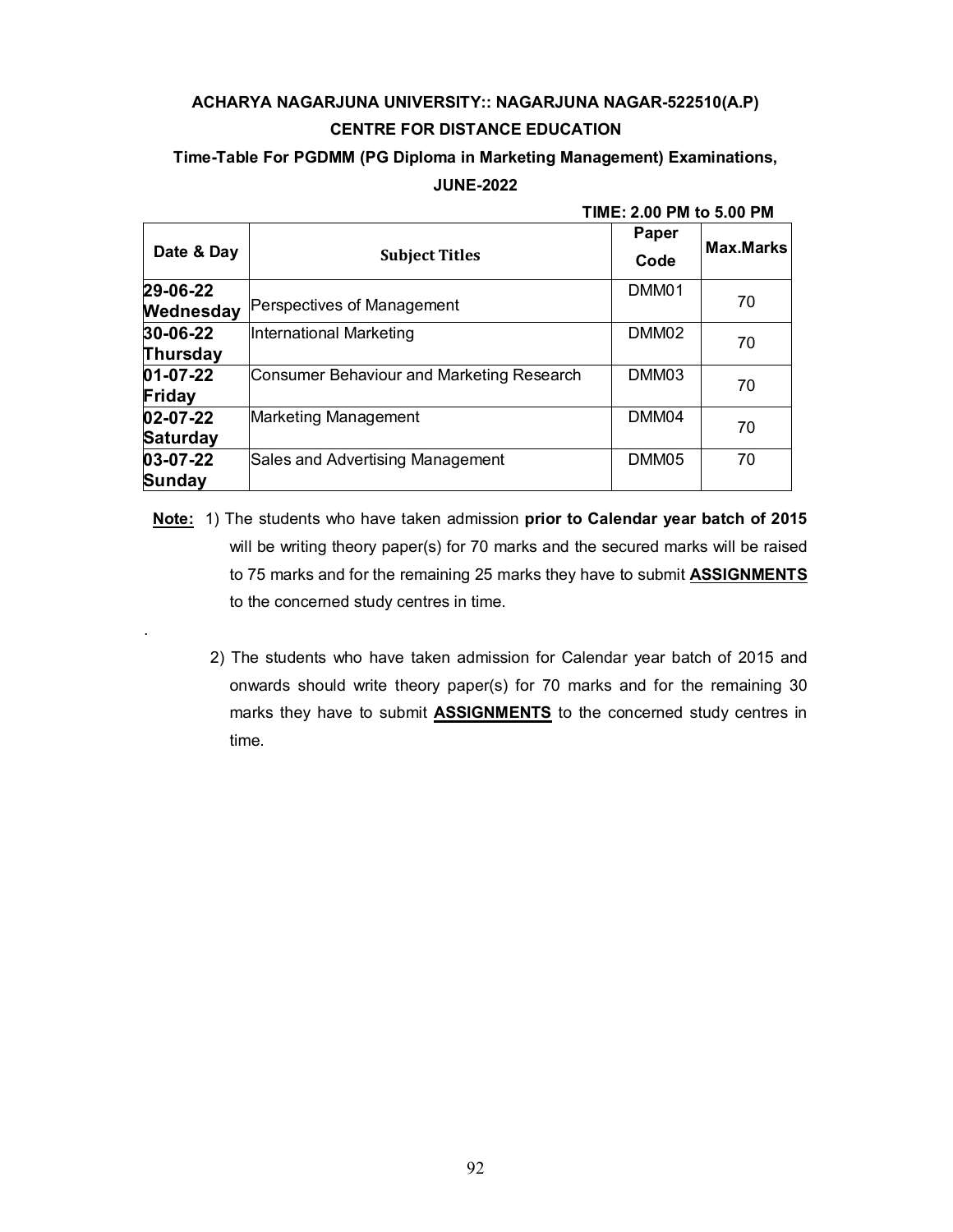**ACHARYA NAGARJUNA UNIVERSITY:: NAGARJUNA NAGAR-522510(A.P)**

**CENTRE FOR DISTANCE EDUCATION**

**Time-Table For PGDMM (PG Diploma in Marketing Management) Examinations, JUNE-2022**

**TIME: 2.00 PM to 5.00 PM**

| Date & Day | Subject Titles | Paper Code | Max.Marks |
|---|---|---|---|
| **29-06-22 Wednesday** | Perspectives of Management | DMM01 | 70 |
| **30-06-22 Thursday** | International Marketing | DMM02 | 70 |
| **01-07-22 Friday** | Consumer Behaviour and Marketing Research | DMM03 | 70 |
| **02-07-22 Saturday** | Marketing Management | DMM04 | 70 |
| **03-07-22 Sunday** | Sales and Advertising Management | DMM05 | 70 |

**Note:** 1) The students who have taken admission **prior to Calendar year batch of 2015** will be writing theory paper(s) for 70 marks and the secured marks will be raised to 75 marks and for the remaining 25 marks they have to submit **ASSIGNMENTS** to the concerned study centres in time.

2) The students who have taken admission for Calendar year batch of 2015 and onwards should write theory paper(s) for 70 marks and for the remaining 30 marks they have to submit **ASSIGNMENTS** to the concerned study centres in time.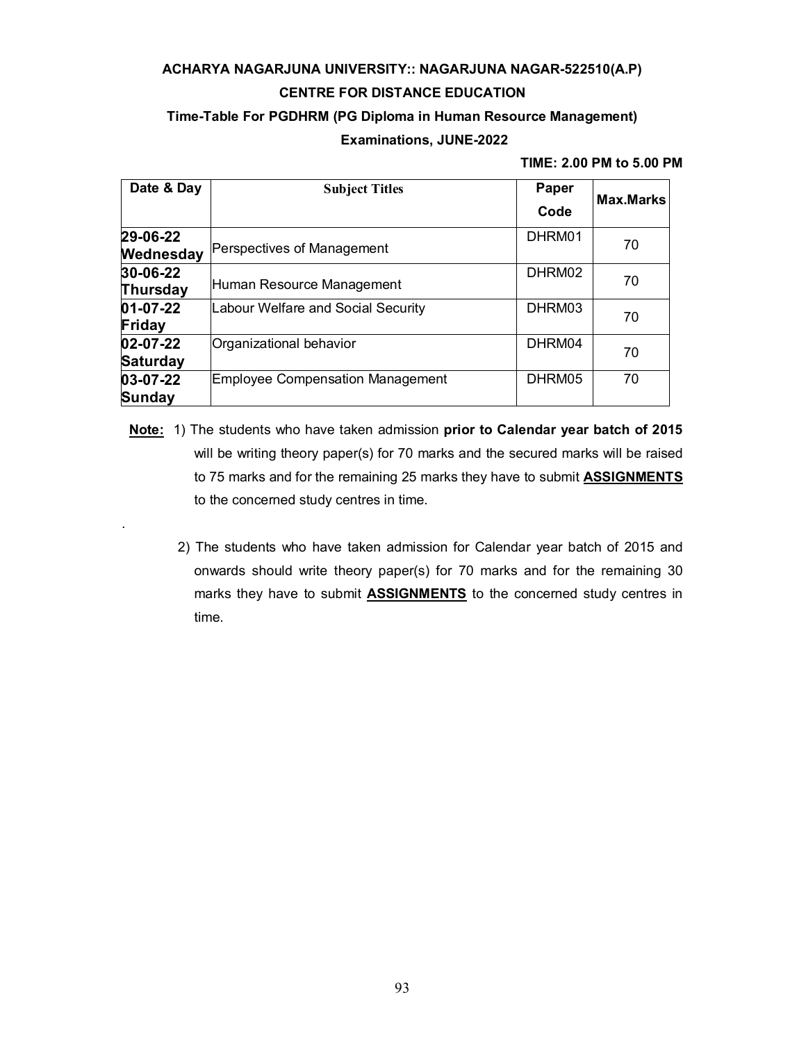**ACHARYA NAGARJUNA UNIVERSITY:: NAGARJUNA NAGAR-522510(A.P)**

**CENTRE FOR DISTANCE EDUCATION**

**Time-Table For PGDHRM (PG Diploma in Human Resource Management)**

**Examinations, JUNE-2022**

**TIME: 2.00 PM to 5.00 PM**

| Date & Day | Subject Titles | Paper Code | Max.Marks |
|---|---|---|---|
| **29-06-22 Wednesday** | Perspectives of Management | DHRM01 | 70 |
| **30-06-22 Thursday** | Human Resource Management | DHRM02 | 70 |
| **01-07-22 Friday** | Labour Welfare and Social Security | DHRM03 | 70 |
| **02-07-22 Saturday** | Organizational behavior | DHRM04 | 70 |
| **03-07-22 Sunday** | Employee Compensation Management | DHRM05 | 70 |

**Note:** 1) The students who have taken admission **prior to Calendar year batch of 2015** will be writing theory paper(s) for 70 marks and the secured marks will be raised to 75 marks and for the remaining 25 marks they have to submit **ASSIGNMENTS** to the concerned study centres in time.

2) The students who have taken admission for Calendar year batch of 2015 and onwards should write theory paper(s) for 70 marks and for the remaining 30 marks they have to submit **ASSIGNMENTS** to the concerned study centres in time.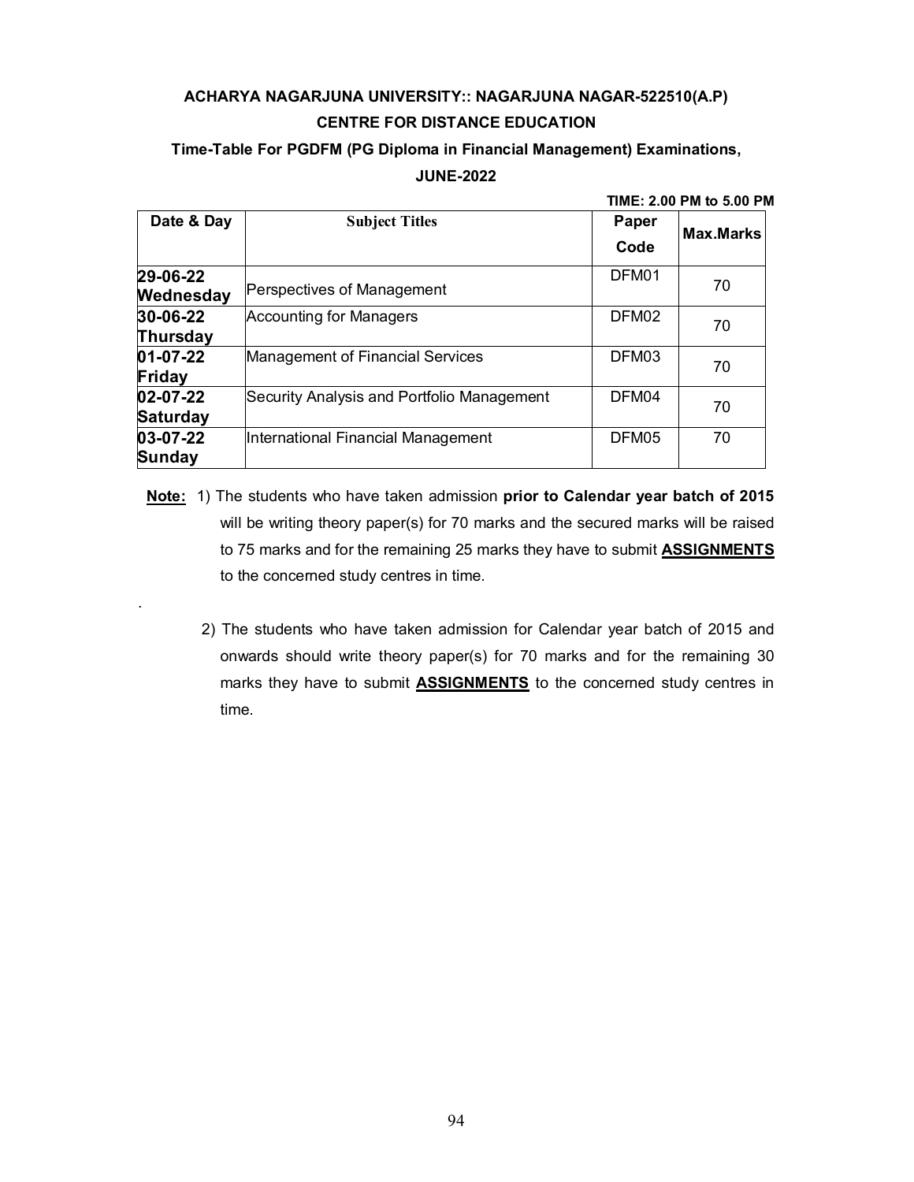**ACHARYA NAGARJUNA UNIVERSITY:: NAGARJUNA NAGAR-522510(A.P)**

**CENTRE FOR DISTANCE EDUCATION**

**Time-Table For PGDFM (PG Diploma in Financial Management) Examinations, JUNE-2022**

**TIME: 2.00 PM to 5.00 PM**

| Date & Day | Subject Titles | Paper Code | Max.Marks |
|---|---|---|---|
| **29-06-22 Wednesday** | Perspectives of Management | DFM01 | 70 |
| **30-06-22 Thursday** | Accounting for Managers | DFM02 | 70 |
| **01-07-22 Friday** | Management of Financial Services | DFM03 | 70 |
| **02-07-22 Saturday** | Security Analysis and Portfolio Management | DFM04 | 70 |
| **03-07-22 Sunday** | International Financial Management | DFM05 | 70 |

**Note:** 1) The students who have taken admission **prior to Calendar year batch of 2015** will be writing theory paper(s) for 70 marks and the secured marks will be raised to 75 marks and for the remaining 25 marks they have to submit **ASSIGNMENTS** to the concerned study centres in time.

2) The students who have taken admission for Calendar year batch of 2015 and onwards should write theory paper(s) for 70 marks and for the remaining 30 marks they have to submit **ASSIGNMENTS** to the concerned study centres in time.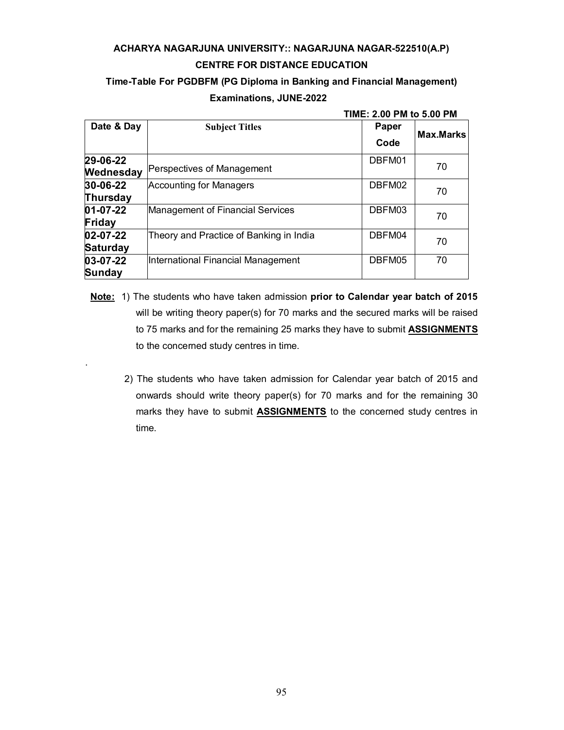**ACHARYA NAGARJUNA UNIVERSITY:: NAGARJUNA NAGAR-522510(A.P)**

**CENTRE FOR DISTANCE EDUCATION**

**Time-Table For PGDBFM (PG Diploma in Banking and Financial Management)**

**Examinations, JUNE-2022**

**TIME: 2.00 PM to 5.00 PM**

| Date & Day | Subject Titles | Paper Code | Max.Marks |
|---|---|---|---|
| **29-06-22 Wednesday** | Perspectives of Management | DBFM01 | 70 |
| **30-06-22 Thursday** | Accounting for Managers | DBFM02 | 70 |
| **01-07-22 Friday** | Management of Financial Services | DBFM03 | 70 |
| **02-07-22 Saturday** | Theory and Practice of Banking in India | DBFM04 | 70 |
| **03-07-22 Sunday** | International Financial Management | DBFM05 | 70 |

**Note:** 1) The students who have taken admission **prior to Calendar year batch of 2015** will be writing theory paper(s) for 70 marks and the secured marks will be raised to 75 marks and for the remaining 25 marks they have to submit **ASSIGNMENTS** to the concerned study centres in time.

2) The students who have taken admission for Calendar year batch of 2015 and onwards should write theory paper(s) for 70 marks and for the remaining 30 marks they have to submit **ASSIGNMENTS** to the concerned study centres in time.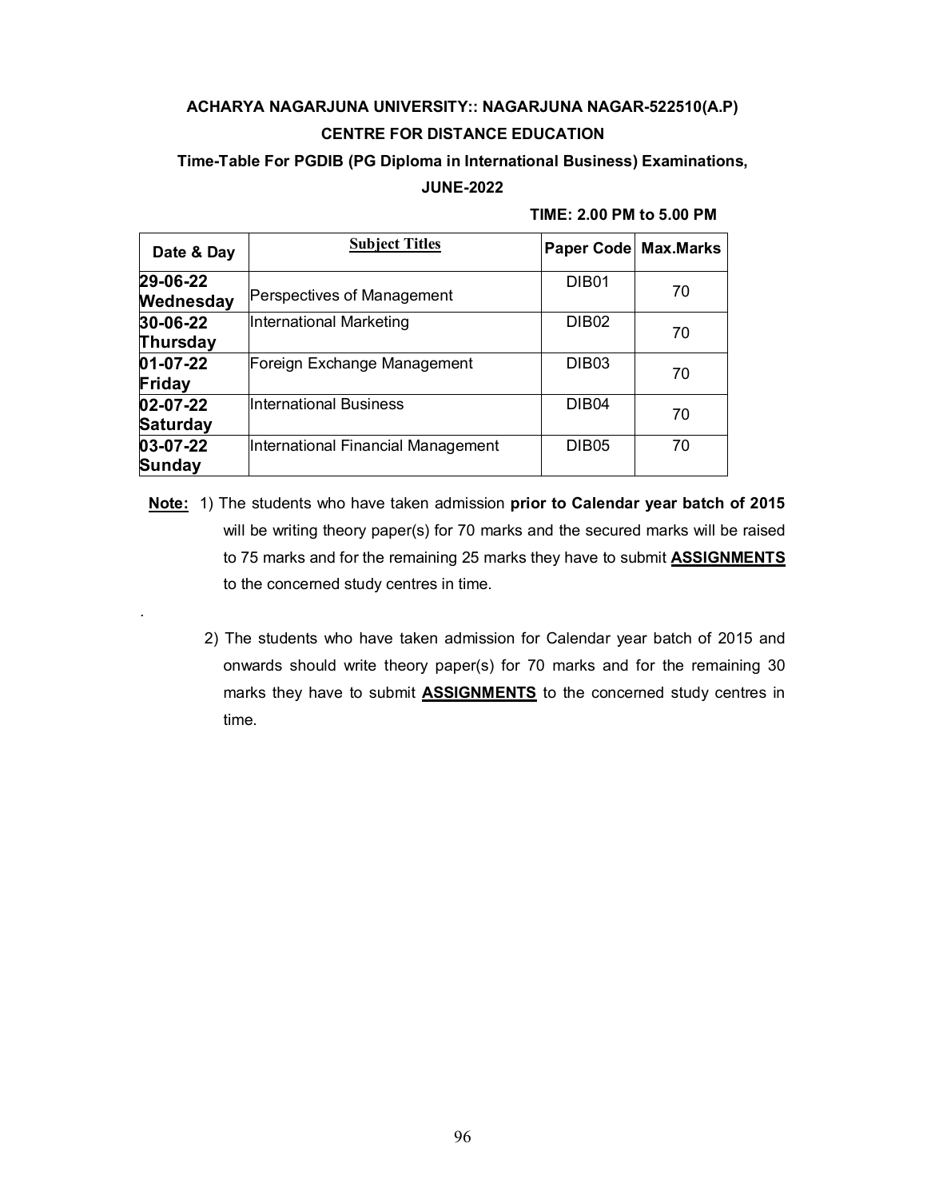**ACHARYA NAGARJUNA UNIVERSITY:: NAGARJUNA NAGAR-522510(A.P)**

**CENTRE FOR DISTANCE EDUCATION**

**Time-Table For PGDIB (PG Diploma in International Business) Examinations, JUNE-2022**

**TIME: 2.00 PM to 5.00 PM**

| Date & Day | Subject Titles | Paper Code | Max.Marks |
|---|---|---|---|
| **29-06-22 Wednesday** | Perspectives of Management | DIB01 | 70 |
| **30-06-22 Thursday** | International Marketing | DIB02 | 70 |
| **01-07-22 Friday** | Foreign Exchange Management | DIB03 | 70 |
| **02-07-22 Saturday** | International Business | DIB04 | 70 |
| **03-07-22 Sunday** | International Financial Management | DIB05 | 70 |

**Note:** 1) The students who have taken admission **prior to Calendar year batch of 2015** will be writing theory paper(s) for 70 marks and the secured marks will be raised to 75 marks and for the remaining 25 marks they have to submit **ASSIGNMENTS** to the concerned study centres in time.

2) The students who have taken admission for Calendar year batch of 2015 and onwards should write theory paper(s) for 70 marks and for the remaining 30 marks they have to submit **ASSIGNMENTS** to the concerned study centres in time.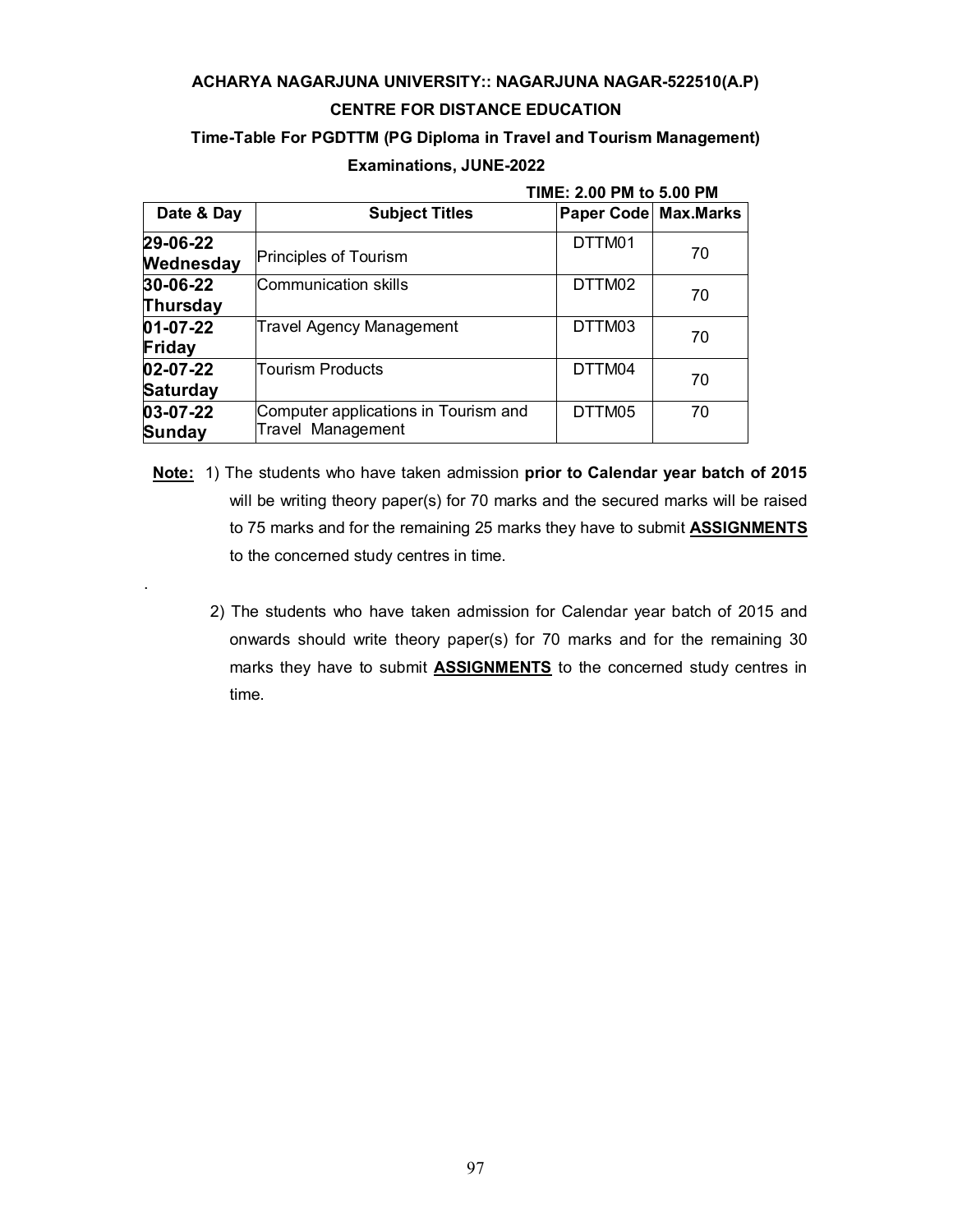**ACHARYA NAGARJUNA UNIVERSITY:: NAGARJUNA NAGAR-522510(A.P)**

**CENTRE FOR DISTANCE EDUCATION**

**Time-Table For PGDTTM (PG Diploma in Travel and Tourism Management)**

**Examinations, JUNE-2022**

**TIME: 2.00 PM to 5.00 PM**

| Date & Day | Subject Titles | Paper Code | Max.Marks |
|---|---|---|---|
| **29-06-22 Wednesday** | Principles of Tourism | DTTM01 | 70 |
| **30-06-22 Thursday** | Communication skills | DTTM02 | 70 |
| **01-07-22 Friday** | Travel Agency Management | DTTM03 | 70 |
| **02-07-22 Saturday** | Tourism Products | DTTM04 | 70 |
| **03-07-22 Sunday** | Computer applications in Tourism and Travel Management | DTTM05 | 70 |

**Note:** 1) The students who have taken admission **prior to Calendar year batch of 2015** will be writing theory paper(s) for 70 marks and the secured marks will be raised to 75 marks and for the remaining 25 marks they have to submit **ASSIGNMENTS** to the concerned study centres in time.

2) The students who have taken admission for Calendar year batch of 2015 and onwards should write theory paper(s) for 70 marks and for the remaining 30 marks they have to submit **ASSIGNMENTS** to the concerned study centres in time.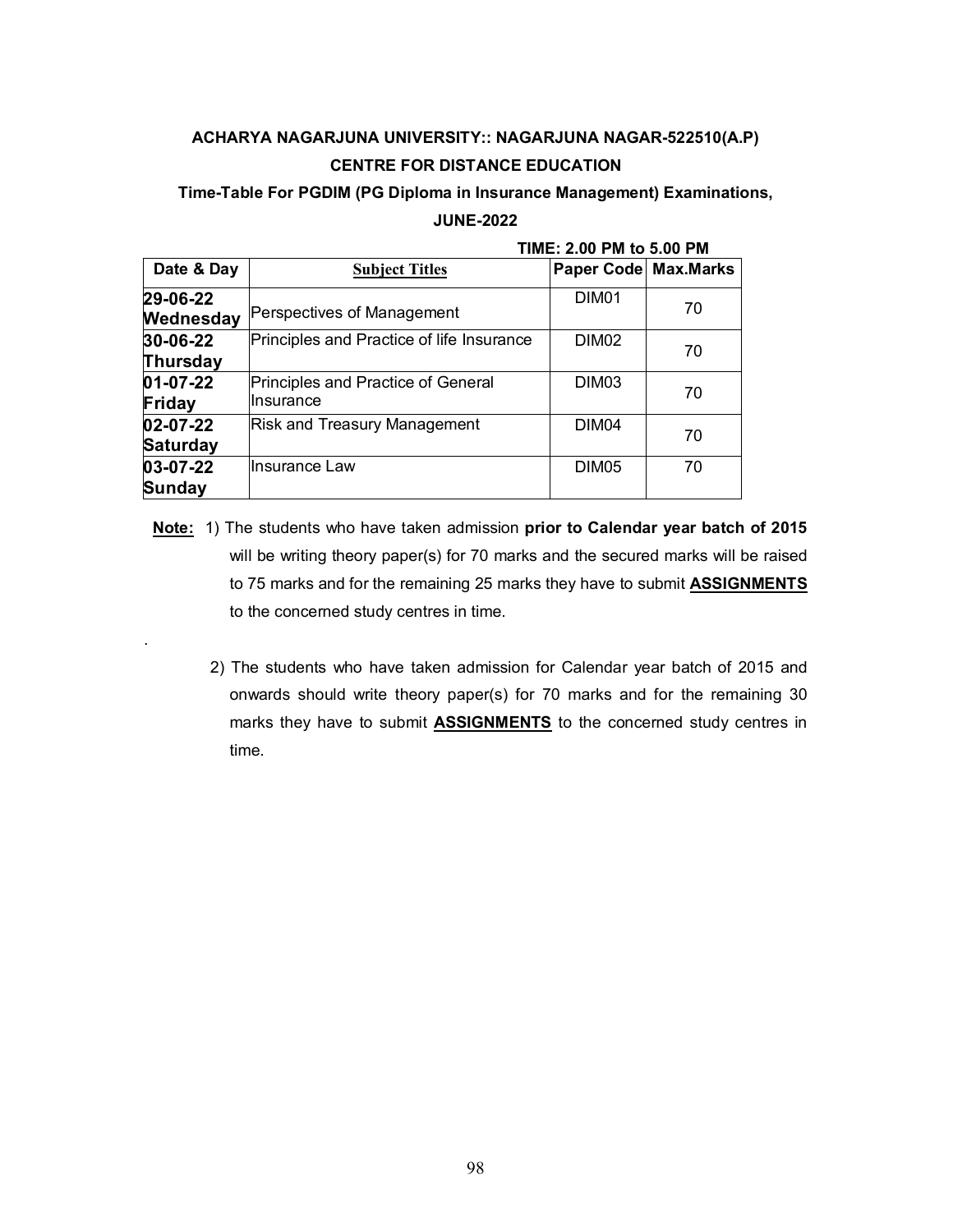**ACHARYA NAGARJUNA UNIVERSITY:: NAGARJUNA NAGAR-522510(A.P)**

**CENTRE FOR DISTANCE EDUCATION**

**Time-Table For PGDIM (PG Diploma in Insurance Management) Examinations,**

**JUNE-2022**

**TIME: 2.00 PM to 5.00 PM**

| Date & Day | Subject Titles | Paper Code | Max.Marks |
|---|---|---|---|
| **29-06-22 Wednesday** | Perspectives of Management | DIM01 | 70 |
| **30-06-22 Thursday** | Principles and Practice of life Insurance | DIM02 | 70 |
| **01-07-22 Friday** | Principles and Practice of General Insurance | DIM03 | 70 |
| **02-07-22 Saturday** | Risk and Treasury Management | DIM04 | 70 |
| **03-07-22 Sunday** | Insurance Law | DIM05 | 70 |

**Note:** 1) The students who have taken admission **prior to Calendar year batch of 2015** will be writing theory paper(s) for 70 marks and the secured marks will be raised to 75 marks and for the remaining 25 marks they have to submit **ASSIGNMENTS** to the concerned study centres in time.

2) The students who have taken admission for Calendar year batch of 2015 and onwards should write theory paper(s) for 70 marks and for the remaining 30 marks they have to submit **ASSIGNMENTS** to the concerned study centres in time.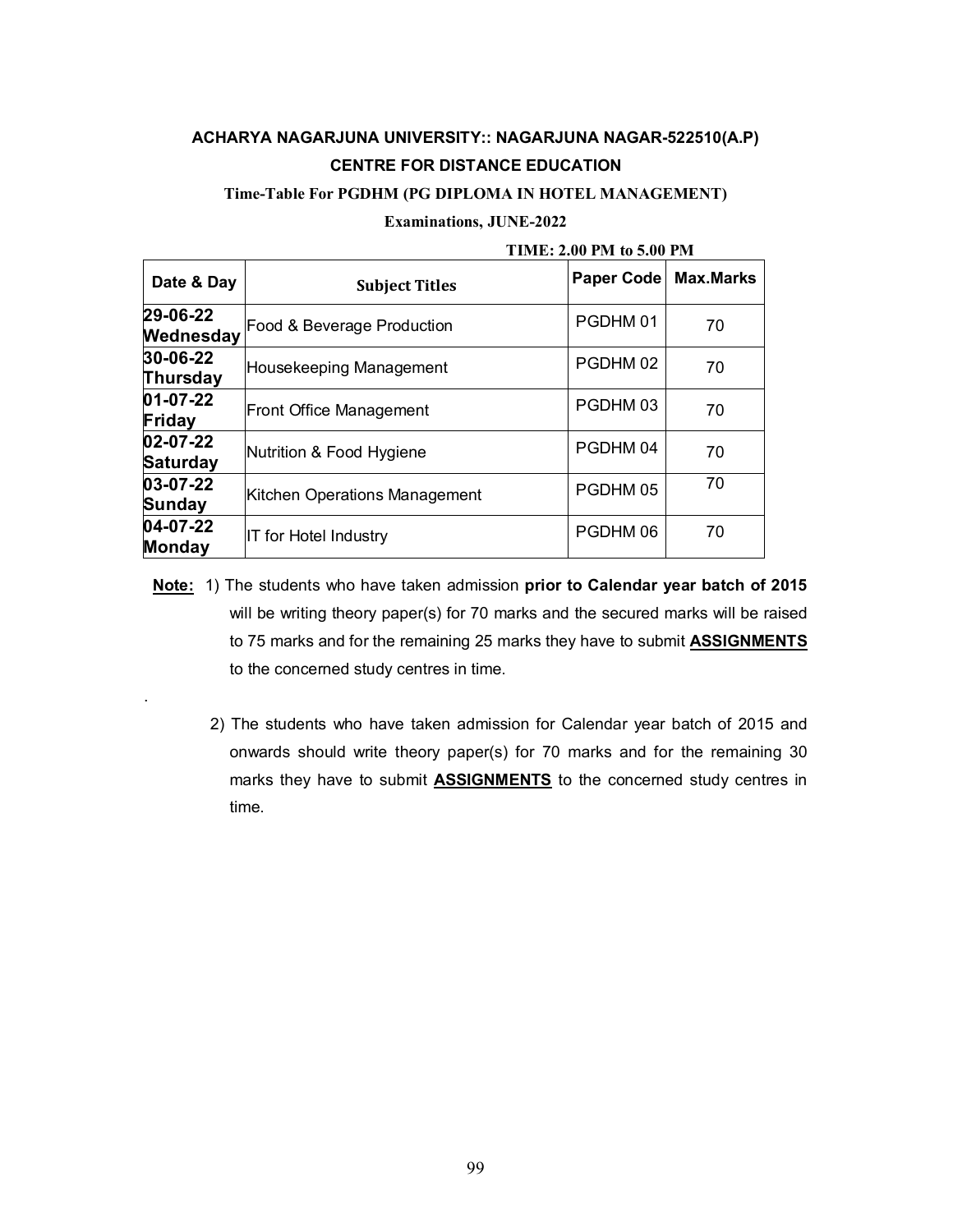**ACHARYA NAGARJUNA UNIVERSITY:: NAGARJUNA NAGAR-522510(A.P)**

**CENTRE FOR DISTANCE EDUCATION**

**Time-Table For PGDHM (PG DIPLOMA IN HOTEL MANAGEMENT)**

**Examinations, JUNE-2022**

**TIME: 2.00 PM to 5.00 PM**

| Date & Day | Subject Titles | Paper Code | Max.Marks |
|---|---|---|---|
| **29-06-22 Wednesday** | Food & Beverage Production | PGDHM 01 | 70 |
| **30-06-22 Thursday** | Housekeeping Management | PGDHM 02 | 70 |
| **01-07-22 Friday** | Front Office Management | PGDHM 03 | 70 |
| **02-07-22 Saturday** | Nutrition & Food Hygiene | PGDHM 04 | 70 |
| **03-07-22 Sunday** | Kitchen Operations Management | PGDHM 05 | 70 |
| **04-07-22 Monday** | IT for Hotel Industry | PGDHM 06 | 70 |

**Note:** 1) The students who have taken admission **prior to Calendar year batch of 2015** will be writing theory paper(s) for 70 marks and the secured marks will be raised to 75 marks and for the remaining 25 marks they have to submit **ASSIGNMENTS** to the concerned study centres in time.

2) The students who have taken admission for Calendar year batch of 2015 and onwards should write theory paper(s) for 70 marks and for the remaining 30 marks they have to submit **ASSIGNMENTS** to the concerned study centres in time.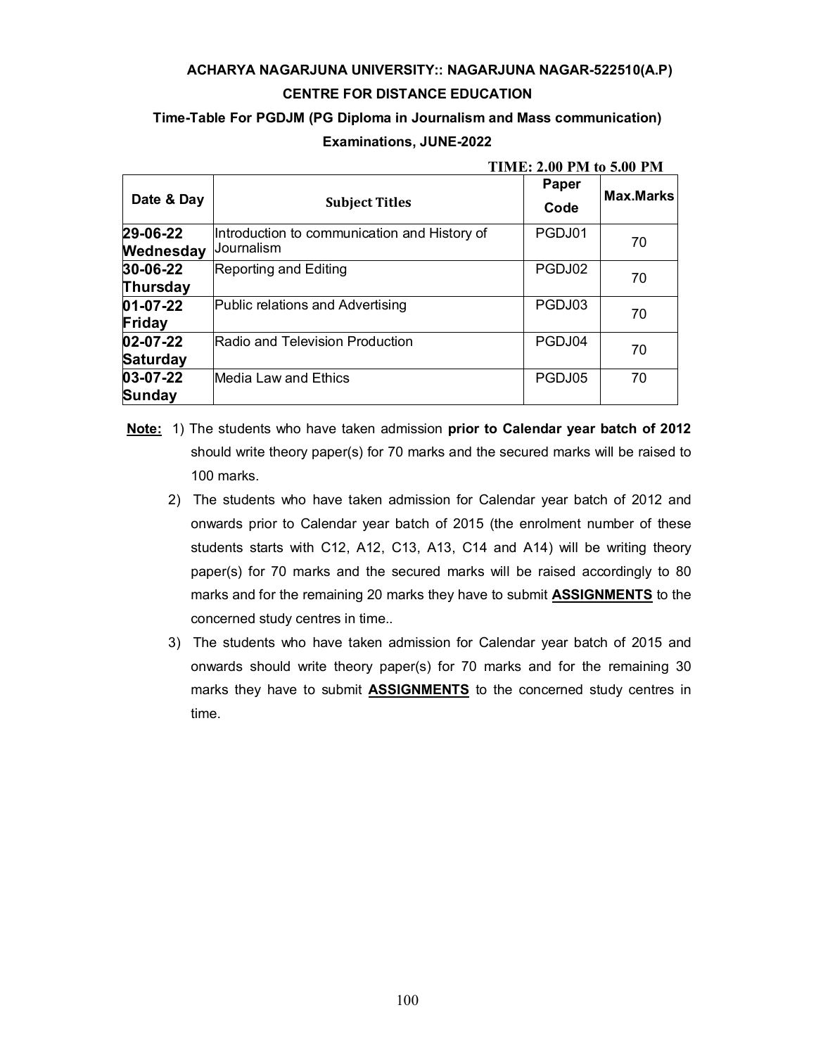**ACHARYA NAGARJUNA UNIVERSITY:: NAGARJUNA NAGAR-522510(A.P)**

**CENTRE FOR DISTANCE EDUCATION**

**Time-Table For PGDJM (PG Diploma in Journalism and Mass communication)**

**Examinations, JUNE-2022**

**TIME: 2.00 PM to 5.00 PM**

| Date & Day | Subject Titles | Paper Code | Max.Marks |
|---|---|---|---|
| **29-06-22 Wednesday** | Introduction to communication and History of Journalism | PGDJ01 | 70 |
| **30-06-22 Thursday** | Reporting and Editing | PGDJ02 | 70 |
| **01-07-22 Friday** | Public relations and Advertising | PGDJ03 | 70 |
| **02-07-22 Saturday** | Radio and Television Production | PGDJ04 | 70 |
| **03-07-22 Sunday** | Media Law and Ethics | PGDJ05 | 70 |

**Note:**

1) The students who have taken admission **prior to Calendar year batch of 2012** should write theory paper(s) for 70 marks and the secured marks will be raised to 100 marks.

2) The students who have taken admission for Calendar year batch of 2012 and onwards prior to Calendar year batch of 2015 (the enrolment number of these students starts with C12, A12, C13, A13, C14 and A14) will be writing theory paper(s) for 70 marks and the secured marks will be raised accordingly to 80 marks and for the remaining 20 marks they have to submit **ASSIGNMENTS** to the concerned study centres in time..

3) The students who have taken admission for Calendar year batch of 2015 and onwards should write theory paper(s) for 70 marks and for the remaining 30 marks they have to submit **ASSIGNMENTS** to the concerned study centres in time.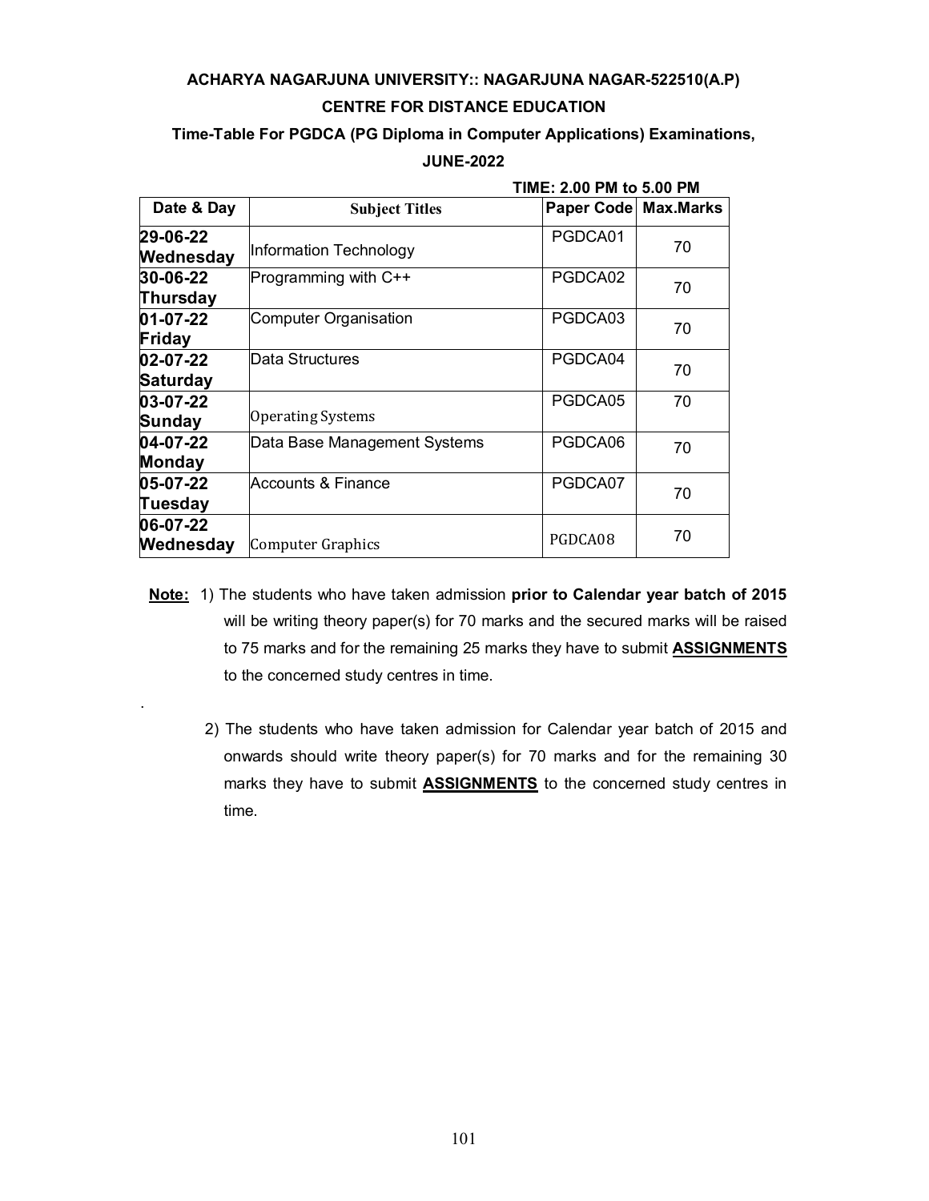**ACHARYA NAGARJUNA UNIVERSITY:: NAGARJUNA NAGAR-522510(A.P)**

**CENTRE FOR DISTANCE EDUCATION**

**Time-Table For PGDCA (PG Diploma in Computer Applications) Examinations, JUNE-2022**

**TIME: 2.00 PM to 5.00 PM**

| Date & Day | Subject Titles | Paper Code | Max.Marks |
|---|---|---|---|
| **29-06-22 Wednesday** | Information Technology | PGDCA01 | 70 |
| **30-06-22 Thursday** | Programming with C++ | PGDCA02 | 70 |
| **01-07-22 Friday** | Computer Organisation | PGDCA03 | 70 |
| **02-07-22 Saturday** | Data Structures | PGDCA04 | 70 |
| **03-07-22 Sunday** | Operating Systems | PGDCA05 | 70 |
| **04-07-22 Monday** | Data Base Management Systems | PGDCA06 | 70 |
| **05-07-22 Tuesday** | Accounts & Finance | PGDCA07 | 70 |
| **06-07-22 Wednesday** | Computer Graphics | PGDCA08 | 70 |

**Note:** 1) The students who have taken admission **prior to Calendar year batch of 2015** will be writing theory paper(s) for 70 marks and the secured marks will be raised to 75 marks and for the remaining 25 marks they have to submit **ASSIGNMENTS** to the concerned study centres in time.

2) The students who have taken admission for Calendar year batch of 2015 and onwards should write theory paper(s) for 70 marks and for the remaining 30 marks they have to submit **ASSIGNMENTS** to the concerned study centres in time.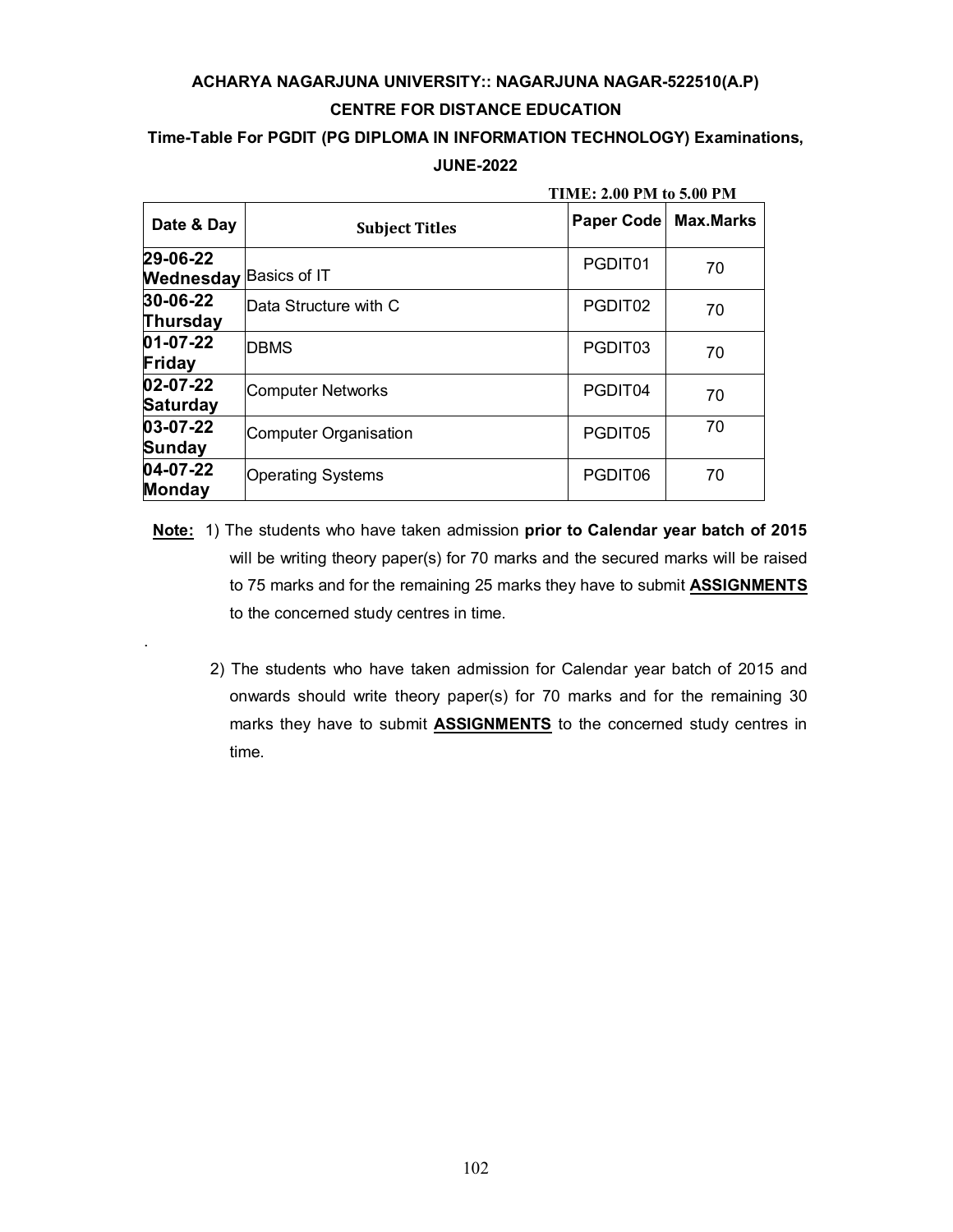**ACHARYA NAGARJUNA UNIVERSITY:: NAGARJUNA NAGAR-522510(A.P)**

**CENTRE FOR DISTANCE EDUCATION**

**Time-Table For PGDIT (PG DIPLOMA IN INFORMATION TECHNOLOGY) Examinations, JUNE-2022**

**TIME: 2.00 PM to 5.00 PM**

| Date & Day | Subject Titles | Paper Code | Max.Marks |
|---|---|---|---|
| **29-06-22 Wednesday** | Basics of IT | PGDIT01 | 70 |
| **30-06-22 Thursday** | Data Structure with C | PGDIT02 | 70 |
| **01-07-22 Friday** | DBMS | PGDIT03 | 70 |
| **02-07-22 Saturday** | Computer Networks | PGDIT04 | 70 |
| **03-07-22 Sunday** | Computer Organisation | PGDIT05 | 70 |
| **04-07-22 Monday** | Operating Systems | PGDIT06 | 70 |

**Note:** 1) The students who have taken admission **prior to Calendar year batch of 2015** will be writing theory paper(s) for 70 marks and the secured marks will be raised to 75 marks and for the remaining 25 marks they have to submit **ASSIGNMENTS** to the concerned study centres in time.

2) The students who have taken admission for Calendar year batch of 2015 and onwards should write theory paper(s) for 70 marks and for the remaining 30 marks they have to submit **ASSIGNMENTS** to the concerned study centres in time.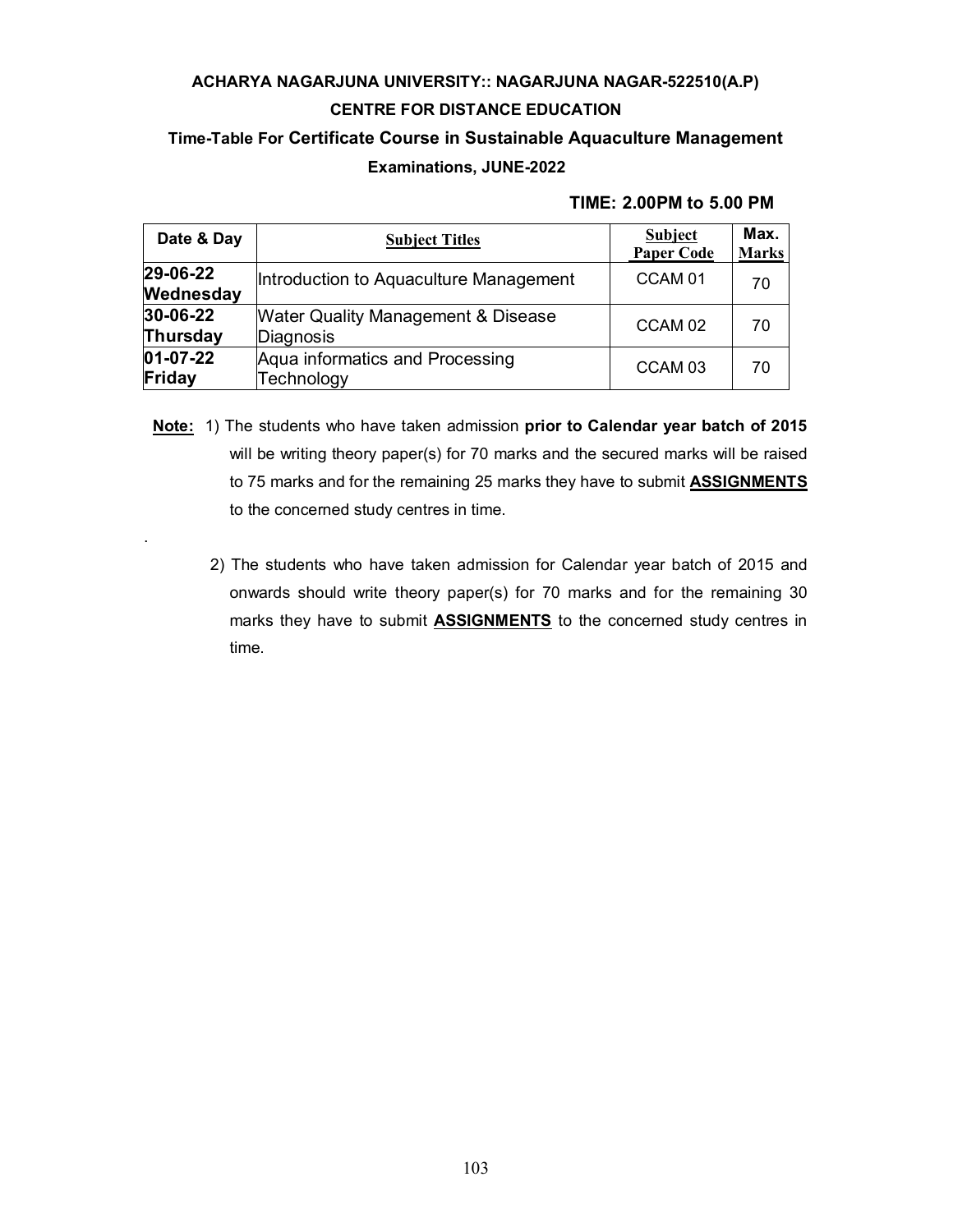**ACHARYA NAGARJUNA UNIVERSITY:: NAGARJUNA NAGAR-522510(A.P)**

**CENTRE FOR DISTANCE EDUCATION**

**Time-Table For Certificate Course in Sustainable Aquaculture Management**

**Examinations, JUNE-2022**

**TIME: 2.00PM to 5.00 PM**

| Date & Day | Subject Titles | Subject Paper Code | Max. Marks |
|---|---|---|---|
| **29-06-22 Wednesday** | Introduction to Aquaculture Management | CCAM 01 | 70 |
| **30-06-22 Thursday** | Water Quality Management & Disease Diagnosis | CCAM 02 | 70 |
| **01-07-22 Friday** | Aqua informatics and Processing Technology | CCAM 03 | 70 |

**Note:** 1) The students who have taken admission **prior to Calendar year batch of 2015** will be writing theory paper(s) for 70 marks and the secured marks will be raised to 75 marks and for the remaining 25 marks they have to submit **ASSIGNMENTS** to the concerned study centres in time.

2) The students who have taken admission for Calendar year batch of 2015 and onwards should write theory paper(s) for 70 marks and for the remaining 30 marks they have to submit **ASSIGNMENTS** to the concerned study centres in time.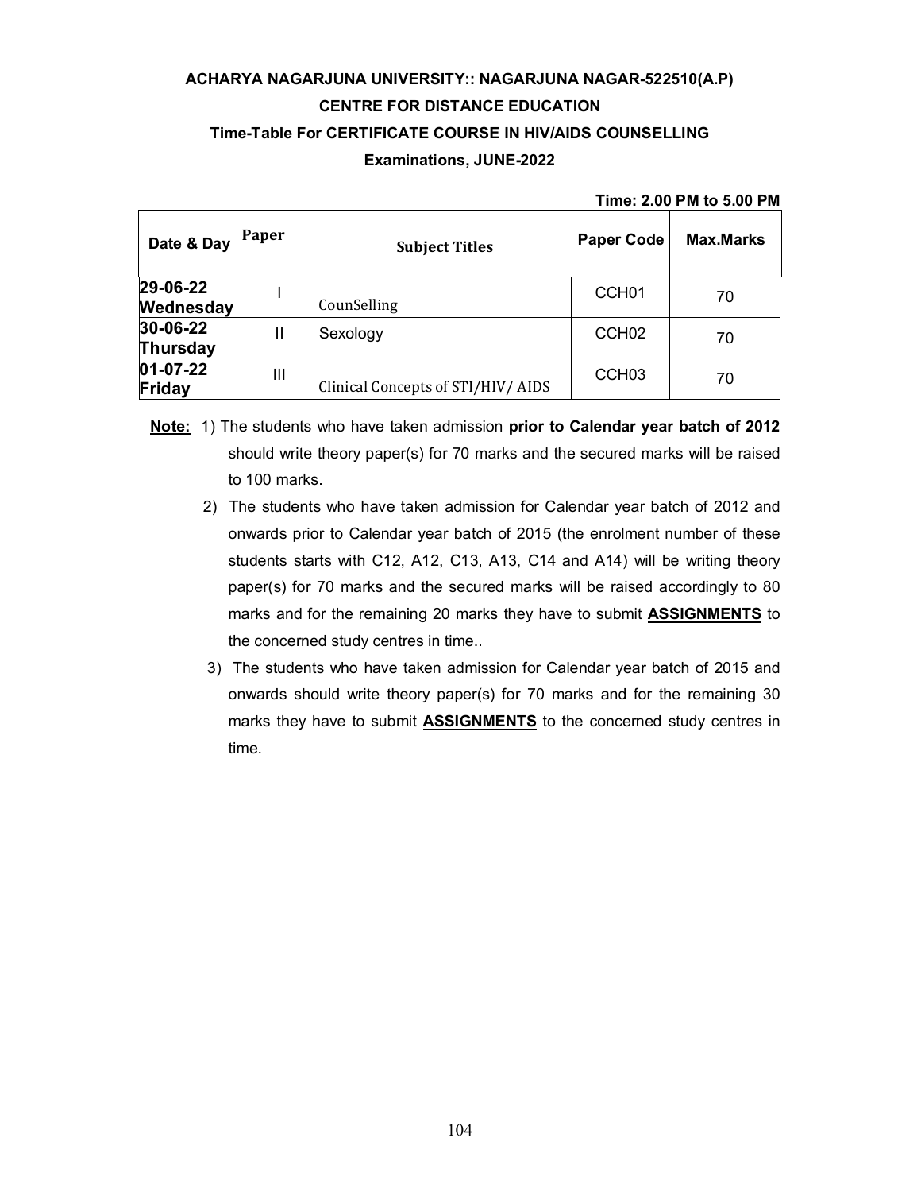**ACHARYA NAGARJUNA UNIVERSITY:: NAGARJUNA NAGAR-522510(A.P)**

**CENTRE FOR DISTANCE EDUCATION**

**Time-Table For CERTIFICATE COURSE IN HIV/AIDS COUNSELLING**

**Examinations, JUNE-2022**

**Time: 2.00 PM to 5.00 PM**

| Date & Day | Paper | Subject Titles | Paper Code | Max.Marks |
|---|---|---|---|---|
| **29-06-22 Wednesday** | I | CounSelling | CCH01 | 70 |
| **30-06-22 Thursday** | II | Sexology | CCH02 | 70 |
| **01-07-22 Friday** | III | Clinical Concepts of STI/HIV/ AIDS | CCH03 | 70 |

**Note:**

1) The students who have taken admission **prior to Calendar year batch of 2012** should write theory paper(s) for 70 marks and the secured marks will be raised to 100 marks.

2) The students who have taken admission for Calendar year batch of 2012 and onwards prior to Calendar year batch of 2015 (the enrolment number of these students starts with C12, A12, C13, A13, C14 and A14) will be writing theory paper(s) for 70 marks and the secured marks will be raised accordingly to 80 marks and for the remaining 20 marks they have to submit **ASSIGNMENTS** to the concerned study centres in time..

3) The students who have taken admission for Calendar year batch of 2015 and onwards should write theory paper(s) for 70 marks and for the remaining 30 marks they have to submit **ASSIGNMENTS** to the concerned study centres in time.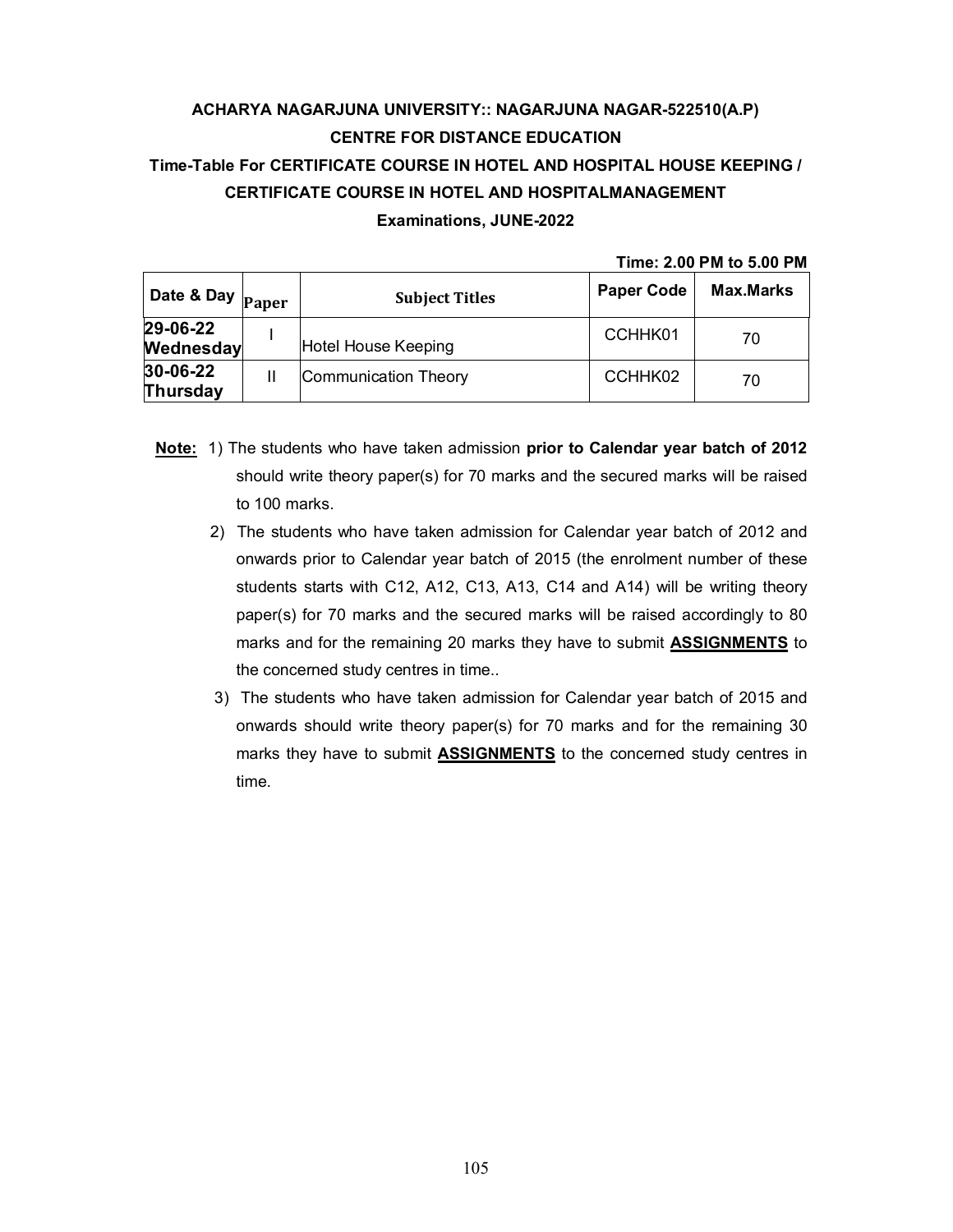**ACHARYA NAGARJUNA UNIVERSITY:: NAGARJUNA NAGAR-522510(A.P)**

**CENTRE FOR DISTANCE EDUCATION**

**Time-Table For CERTIFICATE COURSE IN HOTEL AND HOSPITAL HOUSE KEEPING / CERTIFICATE COURSE IN HOTEL AND HOSPITALMANAGEMENT**

**Examinations, JUNE-2022**

**Time: 2.00 PM to 5.00 PM**

| Date & Day | Paper | Subject Titles | Paper Code | Max.Marks |
|---|---|---|---|---|
| **29-06-22 Wednesday** | I | Hotel House Keeping | CCHHK01 | 70 |
| **30-06-22 Thursday** | II | Communication Theory | CCHHK02 | 70 |

**Note:**

1) The students who have taken admission **prior to Calendar year batch of 2012** should write theory paper(s) for 70 marks and the secured marks will be raised to 100 marks.
2) The students who have taken admission for Calendar year batch of 2012 and onwards prior to Calendar year batch of 2015 (the enrolment number of these students starts with C12, A12, C13, A13, C14 and A14) will be writing theory paper(s) for 70 marks and the secured marks will be raised accordingly to 80 marks and for the remaining 20 marks they have to submit **ASSIGNMENTS** to the concerned study centres in time..
3) The students who have taken admission for Calendar year batch of 2015 and onwards should write theory paper(s) for 70 marks and for the remaining 30 marks they have to submit **ASSIGNMENTS** to the concerned study centres in time.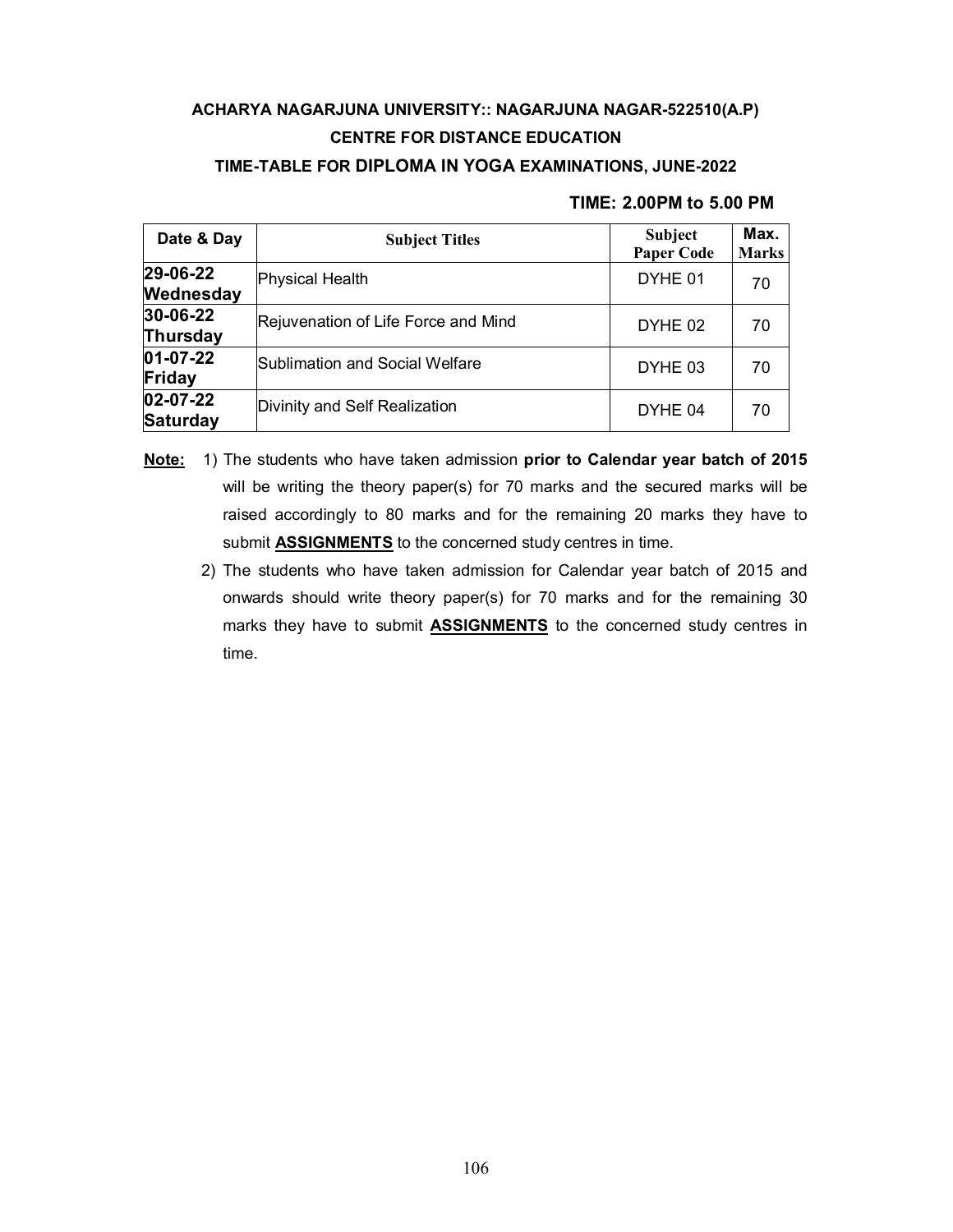**ACHARYA NAGARJUNA UNIVERSITY:: NAGARJUNA NAGAR-522510(A.P)**

**CENTRE FOR DISTANCE EDUCATION**

**TIME-TABLE FOR DIPLOMA IN YOGA EXAMINATIONS, JUNE-2022**

**TIME: 2.00PM to 5.00 PM**

| Date & Day | Subject Titles | Subject Paper Code | Max. Marks |
|---|---|---|---|
| **29-06-22 Wednesday** | Physical Health | DYHE 01 | 70 |
| **30-06-22 Thursday** | Rejuvenation of Life Force and Mind | DYHE 02 | 70 |
| **01-07-22 Friday** | Sublimation and Social Welfare | DYHE 03 | 70 |
| **02-07-22 Saturday** | Divinity and Self Realization | DYHE 04 | 70 |

**Note:**

1) The students who have taken admission **prior to Calendar year batch of 2015** will be writing the theory paper(s) for 70 marks and the secured marks will be raised accordingly to 80 marks and for the remaining 20 marks they have to submit **ASSIGNMENTS** to the concerned study centres in time.
2) The students who have taken admission for Calendar year batch of 2015 and onwards should write theory paper(s) for 70 marks and for the remaining 30 marks they have to submit **ASSIGNMENTS** to the concerned study centres in time.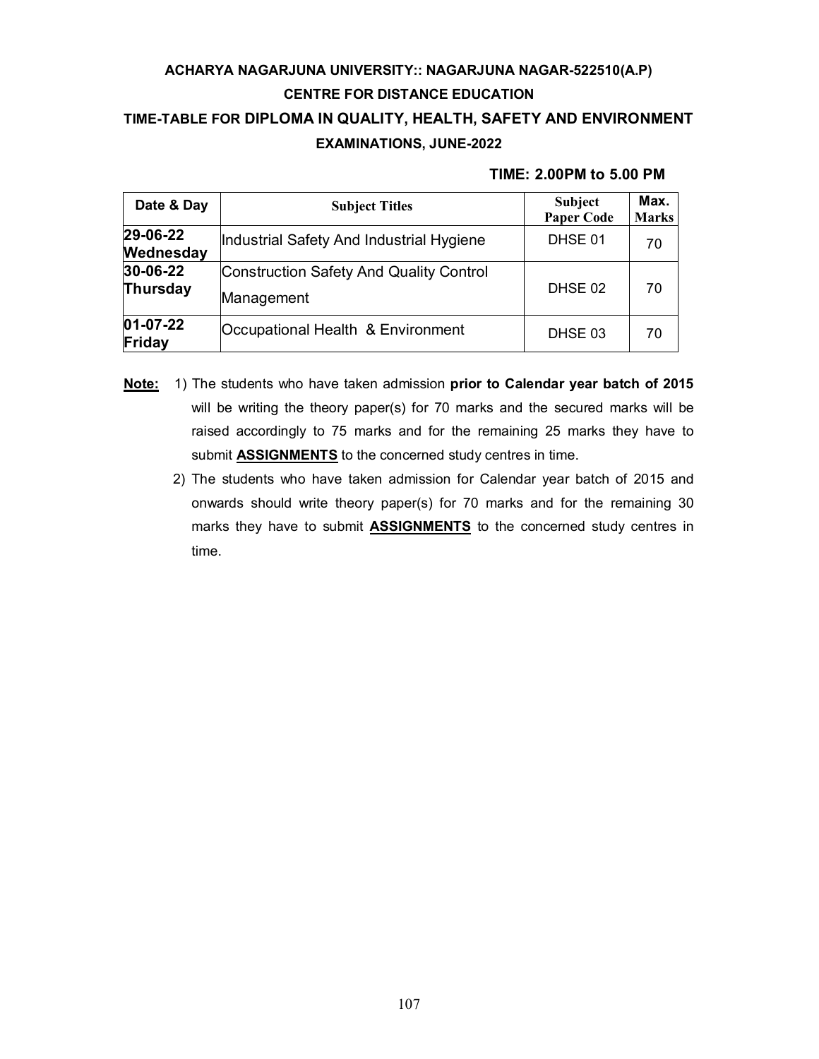# ACHARYA NAGARJUNA UNIVERSITY:: NAGARJUNA NAGAR-522510(A.P)

## CENTRE FOR DISTANCE EDUCATION

## TIME-TABLE FOR DIPLOMA IN QUALITY, HEALTH, SAFETY AND ENVIRONMENT EXAMINATIONS, JUNE-2022

**TIME: 2.00PM to 5.00 PM**

| Date & Day | Subject Titles | Subject Paper Code | Max. Marks |
|---|---|---|---|
| **29-06-22 Wednesday** | Industrial Safety And Industrial Hygiene | DHSE 01 | 70 |
| **30-06-22 Thursday** | Construction Safety And Quality Control Management | DHSE 02 | 70 |
| **01-07-22 Friday** | Occupational Health & Environment | DHSE 03 | 70 |

**Note:**

1) The students who have taken admission **prior to Calendar year batch of 2015** will be writing the theory paper(s) for 70 marks and the secured marks will be raised accordingly to 75 marks and for the remaining 25 marks they have to submit **ASSIGNMENTS** to the concerned study centres in time.
2) The students who have taken admission for Calendar year batch of 2015 and onwards should write theory paper(s) for 70 marks and for the remaining 30 marks they have to submit **ASSIGNMENTS** to the concerned study centres in time.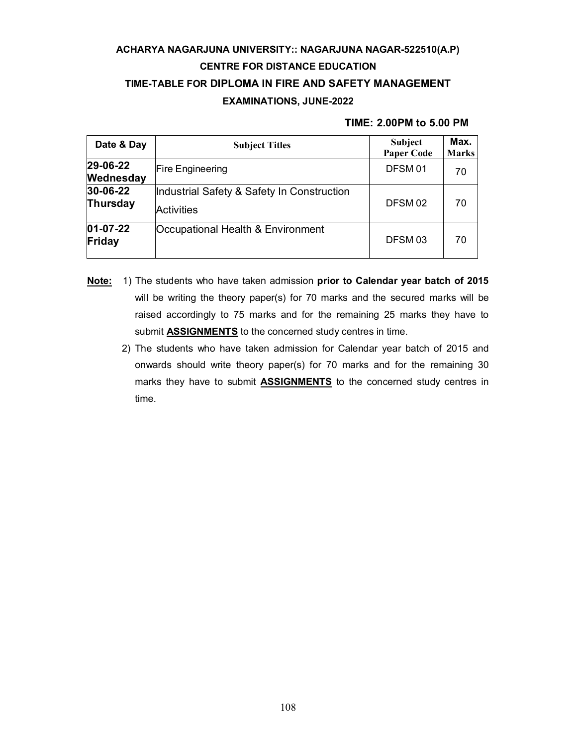**ACHARYA NAGARJUNA UNIVERSITY:: NAGARJUNA NAGAR-522510(A.P)**

**CENTRE FOR DISTANCE EDUCATION**

**TIME-TABLE FOR DIPLOMA IN FIRE AND SAFETY MANAGEMENT**

**EXAMINATIONS, JUNE-2022**

**TIME: 2.00PM to 5.00 PM**

| Date & Day | Subject Titles | Subject Paper Code | Max. Marks |
|---|---|---|---|
| **29-06-22 Wednesday** | Fire Engineering | DFSM 01 | 70 |
| **30-06-22 Thursday** | Industrial Safety & Safety In Construction Activities | DFSM 02 | 70 |
| **01-07-22 Friday** | Occupational Health & Environment | DFSM 03 | 70 |

**Note:**

1) The students who have taken admission **prior to Calendar year batch of 2015** will be writing the theory paper(s) for 70 marks and the secured marks will be raised accordingly to 75 marks and for the remaining 25 marks they have to submit **ASSIGNMENTS** to the concerned study centres in time.
2) The students who have taken admission for Calendar year batch of 2015 and onwards should write theory paper(s) for 70 marks and for the remaining 30 marks they have to submit **ASSIGNMENTS** to the concerned study centres in time.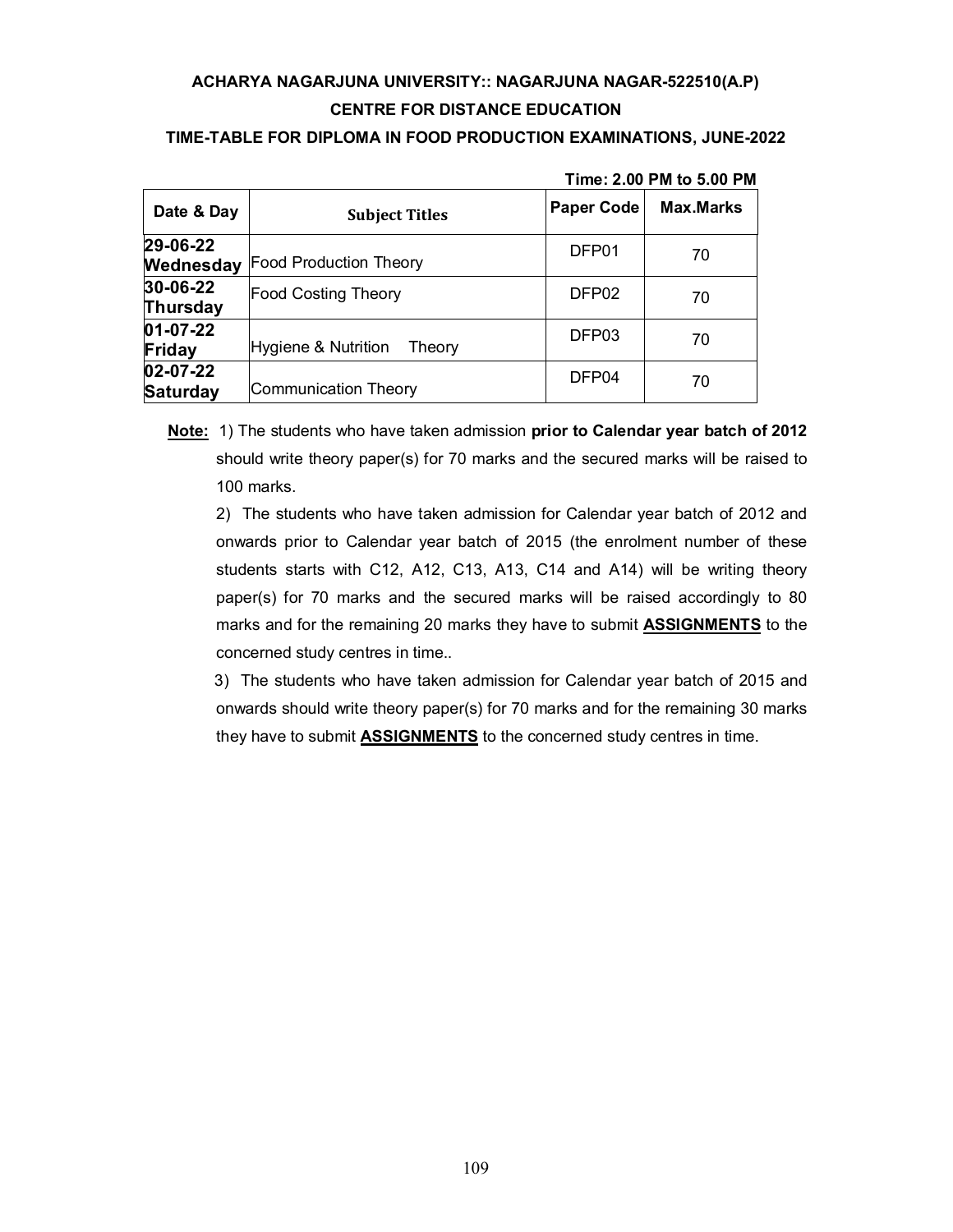**ACHARYA NAGARJUNA UNIVERSITY:: NAGARJUNA NAGAR-522510(A.P)**

**CENTRE FOR DISTANCE EDUCATION**

**TIME-TABLE FOR DIPLOMA IN FOOD PRODUCTION EXAMINATIONS, JUNE-2022**

**Time: 2.00 PM to 5.00 PM**

| Date & Day | Subject Titles | Paper Code | Max.Marks |
|---|---|---|---|
| **29-06-22 Wednesday** | Food Production Theory | DFP01 | 70 |
| **30-06-22 Thursday** | Food Costing Theory | DFP02 | 70 |
| **01-07-22 Friday** | Hygiene & Nutrition Theory | DFP03 | 70 |
| **02-07-22 Saturday** | Communication Theory | DFP04 | 70 |

**Note:** 1) The students who have taken admission **prior to Calendar year batch of 2012** should write theory paper(s) for 70 marks and the secured marks will be raised to 100 marks.

2) The students who have taken admission for Calendar year batch of 2012 and onwards prior to Calendar year batch of 2015 (the enrolment number of these students starts with C12, A12, C13, A13, C14 and A14) will be writing theory paper(s) for 70 marks and the secured marks will be raised accordingly to 80 marks and for the remaining 20 marks they have to submit **ASSIGNMENTS** to the concerned study centres in time..

3) The students who have taken admission for Calendar year batch of 2015 and onwards should write theory paper(s) for 70 marks and for the remaining 30 marks they have to submit **ASSIGNMENTS** to the concerned study centres in time.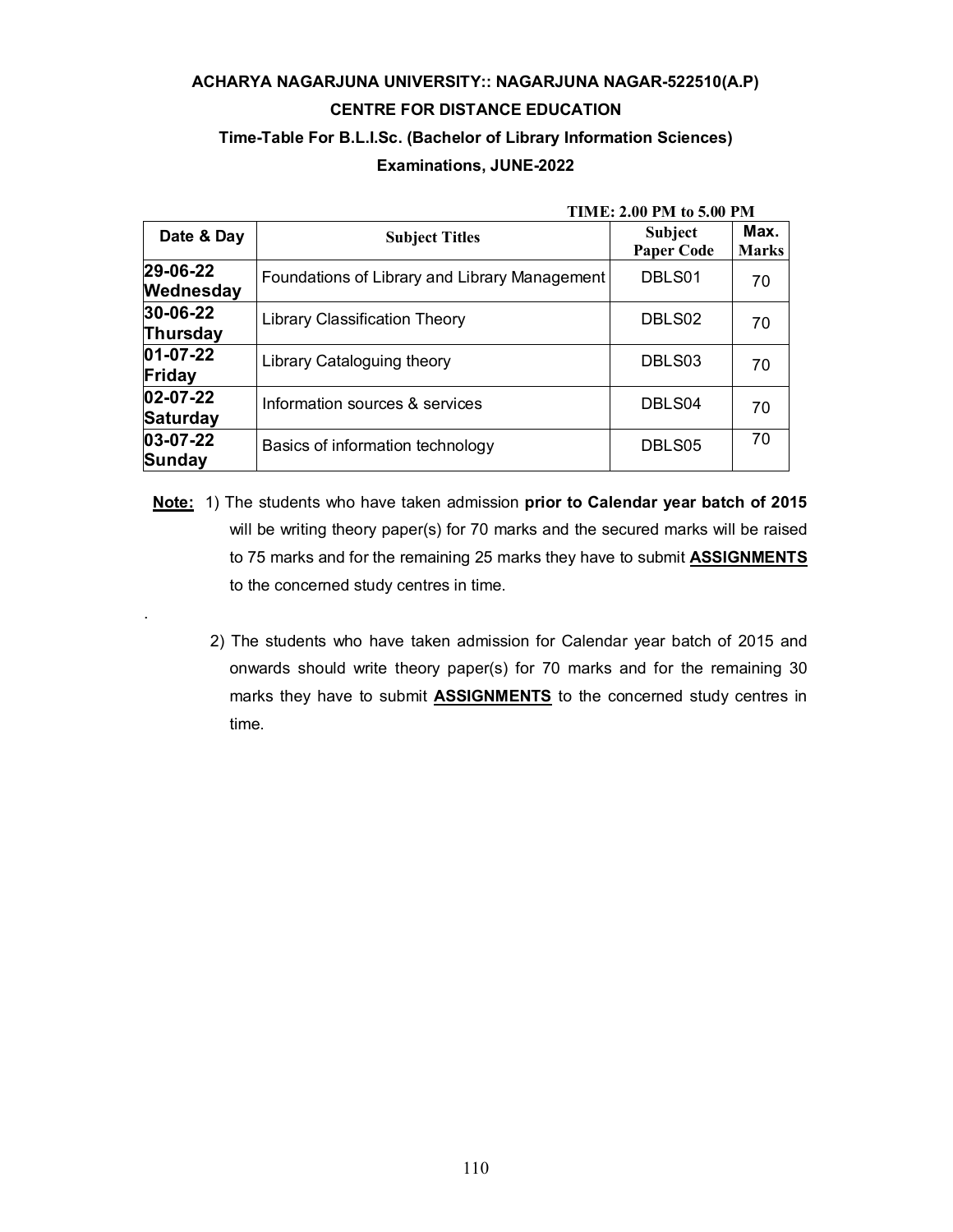**ACHARYA NAGARJUNA UNIVERSITY:: NAGARJUNA NAGAR-522510(A.P)**

**CENTRE FOR DISTANCE EDUCATION**

**Time-Table For B.L.I.Sc. (Bachelor of Library Information Sciences)**

**Examinations, JUNE-2022**

**TIME: 2.00 PM to 5.00 PM**

| Date & Day | Subject Titles | Subject Paper Code | Max. Marks |
|---|---|---|---|
| **29-06-22 Wednesday** | Foundations of Library and Library Management | DBLS01 | 70 |
| **30-06-22 Thursday** | Library Classification Theory | DBLS02 | 70 |
| **01-07-22 Friday** | Library Cataloguing theory | DBLS03 | 70 |
| **02-07-22 Saturday** | Information sources & services | DBLS04 | 70 |
| **03-07-22 Sunday** | Basics of information technology | DBLS05 | 70 |

**Note:** 1) The students who have taken admission **prior to Calendar year batch of 2015** will be writing theory paper(s) for 70 marks and the secured marks will be raised to 75 marks and for the remaining 25 marks they have to submit **ASSIGNMENTS** to the concerned study centres in time.

2) The students who have taken admission for Calendar year batch of 2015 and onwards should write theory paper(s) for 70 marks and for the remaining 30 marks they have to submit **ASSIGNMENTS** to the concerned study centres in time.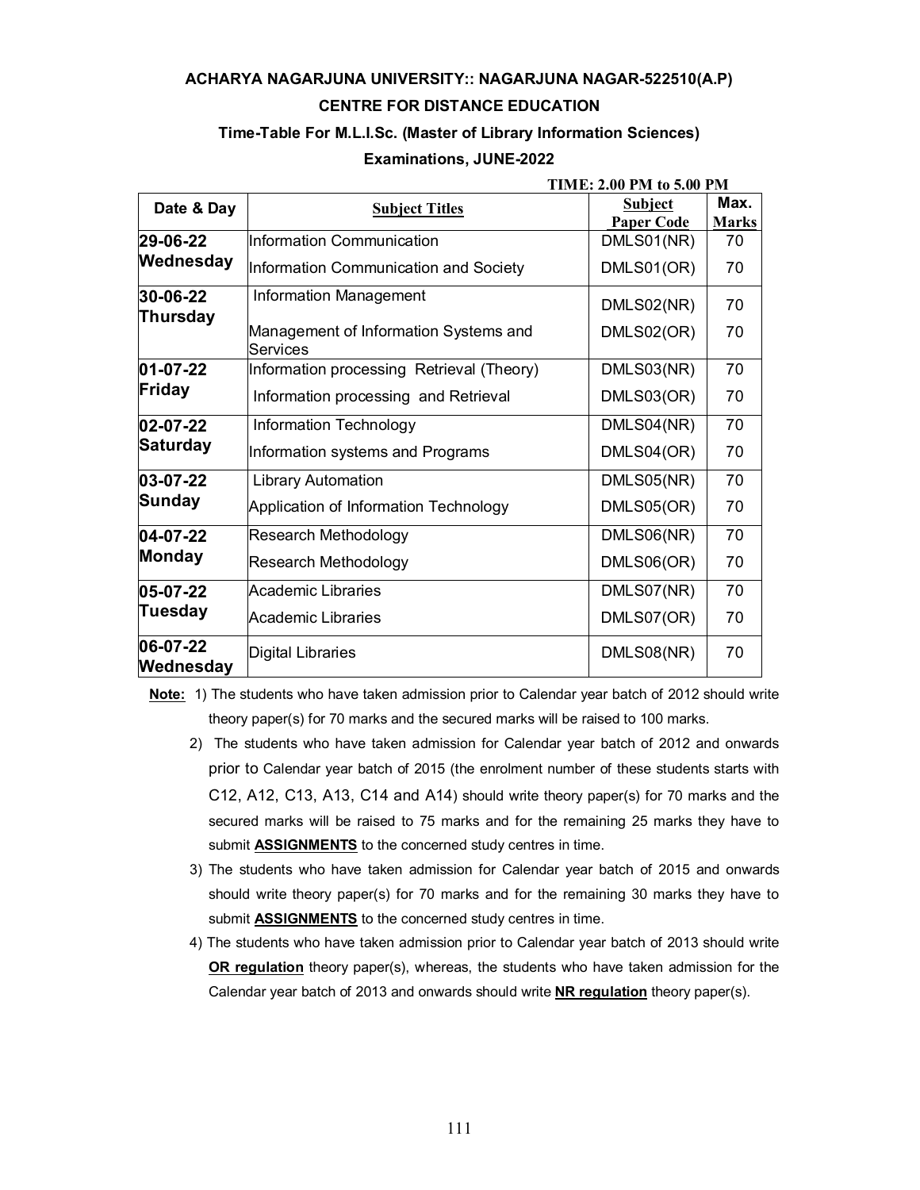**ACHARYA NAGARJUNA UNIVERSITY:: NAGARJUNA NAGAR-522510(A.P)**

**CENTRE FOR DISTANCE EDUCATION**

**Time-Table For M.L.I.Sc. (Master of Library Information Sciences)**

**Examinations, JUNE-2022**

**TIME: 2.00 PM to 5.00 PM**

| Date & Day | Subject Titles | Subject Paper Code | Max. Marks |
|---|---|---|---|
| **29-06-22 Wednesday** | Information Communication | DMLS01(NR) | 70 |
| | Information Communication and Society | DMLS01(OR) | 70 |
| **30-06-22 Thursday** | Information Management | DMLS02(NR) | 70 |
| | Management of Information Systems and Services | DMLS02(OR) | 70 |
| **01-07-22 Friday** | Information processing Retrieval (Theory) | DMLS03(NR) | 70 |
| | Information processing and Retrieval | DMLS03(OR) | 70 |
| **02-07-22 Saturday** | Information Technology | DMLS04(NR) | 70 |
| | Information systems and Programs | DMLS04(OR) | 70 |
| **03-07-22 Sunday** | Library Automation | DMLS05(NR) | 70 |
| | Application of Information Technology | DMLS05(OR) | 70 |
| **04-07-22 Monday** | Research Methodology | DMLS06(NR) | 70 |
| | Research Methodology | DMLS06(OR) | 70 |
| **05-07-22 Tuesday** | Academic Libraries | DMLS07(NR) | 70 |
| | Academic Libraries | DMLS07(OR) | 70 |
| **06-07-22 Wednesday** | Digital Libraries | DMLS08(NR) | 70 |

**Note:** 1) The students who have taken admission prior to Calendar year batch of 2012 should write theory paper(s) for 70 marks and the secured marks will be raised to 100 marks.

2) The students who have taken admission for Calendar year batch of 2012 and onwards prior to Calendar year batch of 2015 (the enrolment number of these students starts with C12, A12, C13, A13, C14 and A14) should write theory paper(s) for 70 marks and the secured marks will be raised to 75 marks and for the remaining 25 marks they have to submit **ASSIGNMENTS** to the concerned study centres in time.

3) The students who have taken admission for Calendar year batch of 2015 and onwards should write theory paper(s) for 70 marks and for the remaining 30 marks they have to submit **ASSIGNMENTS** to the concerned study centres in time.

4) The students who have taken admission prior to Calendar year batch of 2013 should write **OR regulation** theory paper(s), whereas, the students who have taken admission for the Calendar year batch of 2013 and onwards should write **NR regulation** theory paper(s).